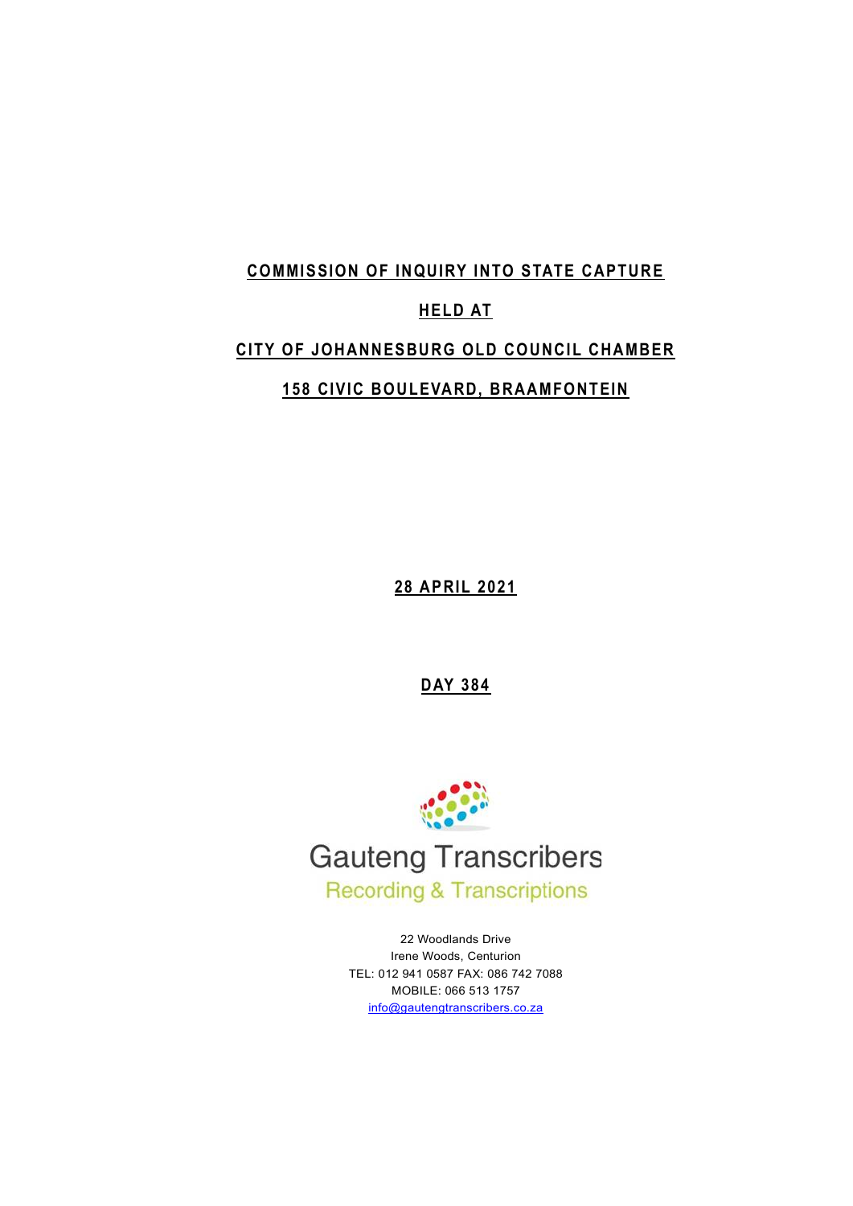**COMMISSION OF INQUIRY INTO STATE CAPTURE**

**HELD AT**

**CITY OF JOHANNESBURG OLD COUNCIL CHAMBER**

**158 CIVIC BOULEVARD, BRAAMFONTEIN**

**28 APRIL 2021**

**DAY 384**

Gauteng Transcribers

Recording & Transcriptions

22 Woodlands Drive
Irene Woods, Centurion
TEL: 012 941 0587 FAX: 086 742 7088
MOBILE: 066 513 1757
info@gautengtranscribers.co.za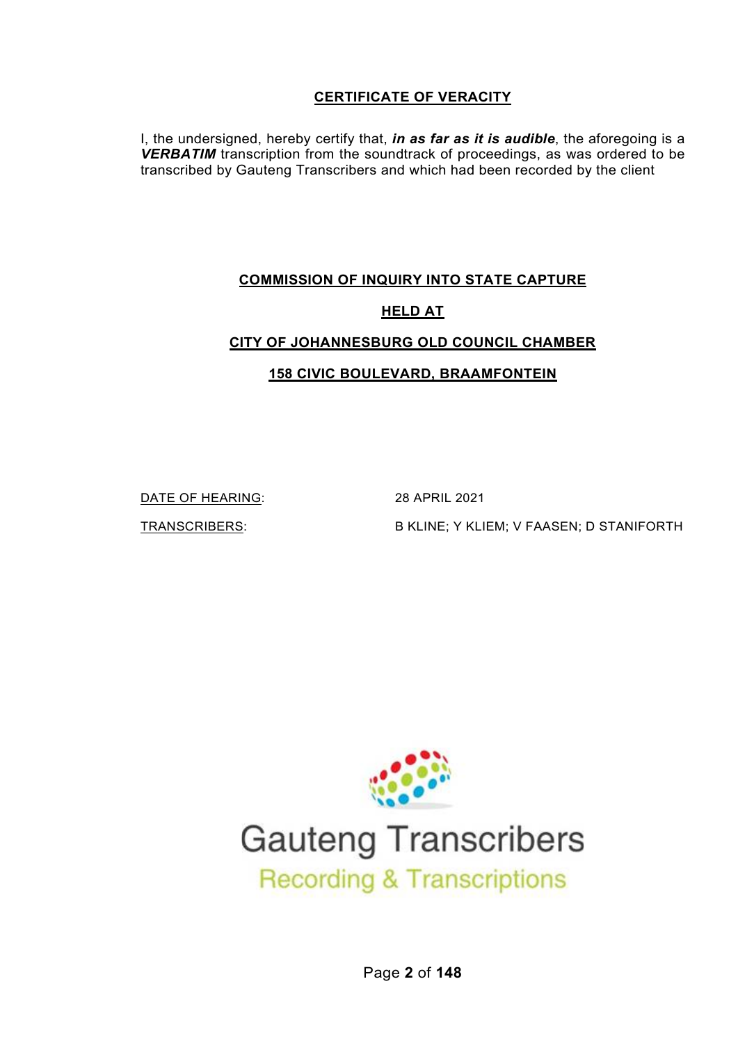## CERTIFICATE OF VERACITY

I, the undersigned, hereby certify that, ***in as far as it is audible***, the aforegoing is a ***VERBATIM*** transcription from the soundtrack of proceedings, as was ordered to be transcribed by Gauteng Transcribers and which had been recorded by the client

**COMMISSION OF INQUIRY INTO STATE CAPTURE**

**HELD AT**

**CITY OF JOHANNESBURG OLD COUNCIL CHAMBER**

**158 CIVIC BOULEVARD, BRAAMFONTEIN**

DATE OF HEARING: 28 APRIL 2021

TRANSCRIBERS: B KLINE; Y KLIEM; V FAASEN; D STANIFORTH

Gauteng Transcribers

Recording & Transcriptions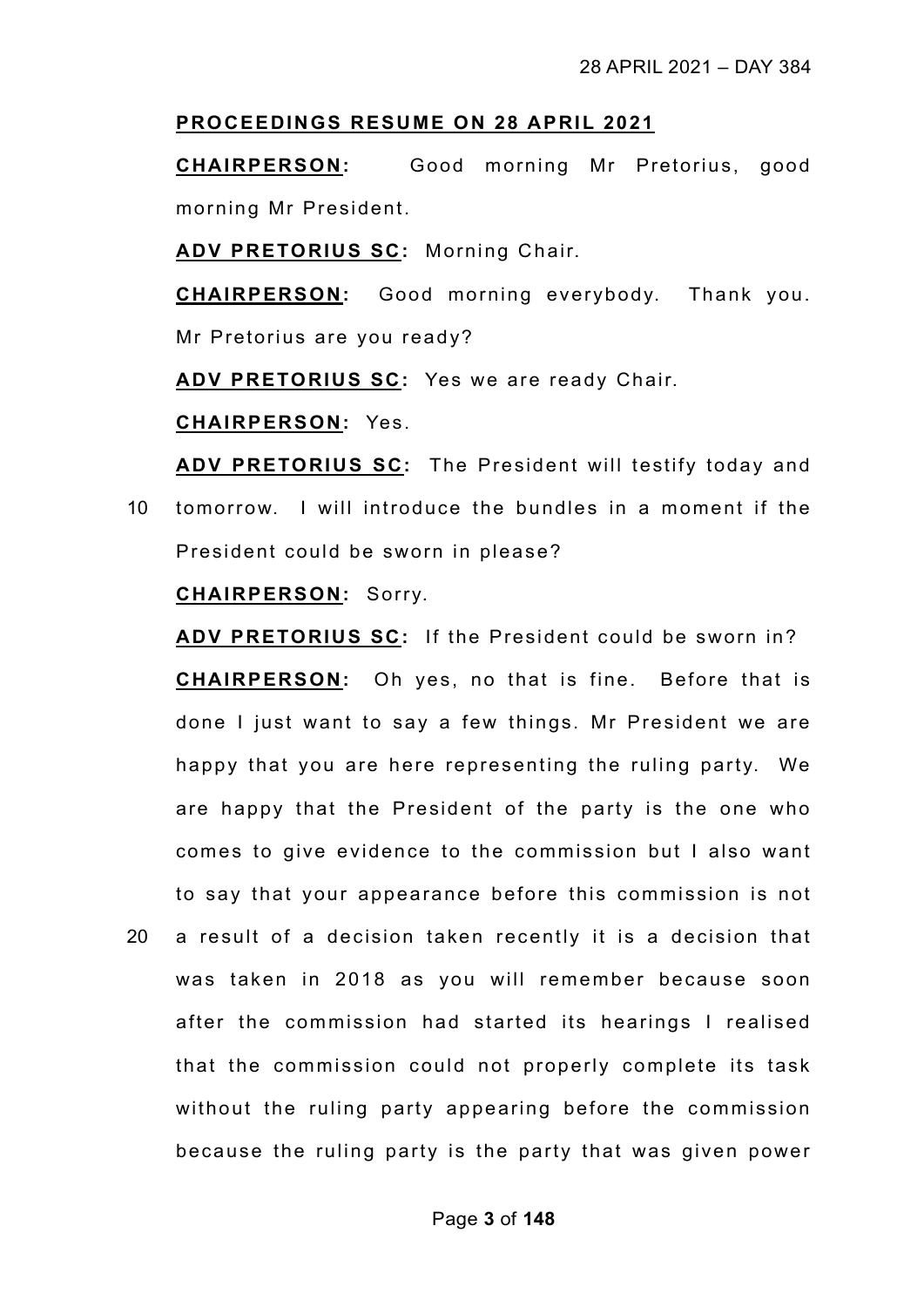**PROCEEDINGS RESUME ON 28 APRIL 2021**

**CHAIRPERSON:** Good morning Mr Pretorius, good morning Mr President.

**ADV PRETORIUS SC:** Morning Chair.

**CHAIRPERSON:** Good morning everybody. Thank you. Mr Pretorius are you ready?

**ADV PRETORIUS SC:** Yes we are ready Chair.

**CHAIRPERSON:** Yes.

**ADV PRETORIUS SC:** The President will testify today and tomorrow. I will introduce the bundles in a moment if the President could be sworn in please?

**CHAIRPERSON:** Sorry.

**ADV PRETORIUS SC:** If the President could be sworn in?

**CHAIRPERSON:** Oh yes, no that is fine. Before that is done I just want to say a few things. Mr President we are happy that you are here representing the ruling party. We are happy that the President of the party is the one who comes to give evidence to the commission but I also want to say that your appearance before this commission is not a result of a decision taken recently it is a decision that was taken in 2018 as you will remember because soon after the commission had started its hearings I realised that the commission could not properly complete its task without the ruling party appearing before the commission because the ruling party is the party that was given power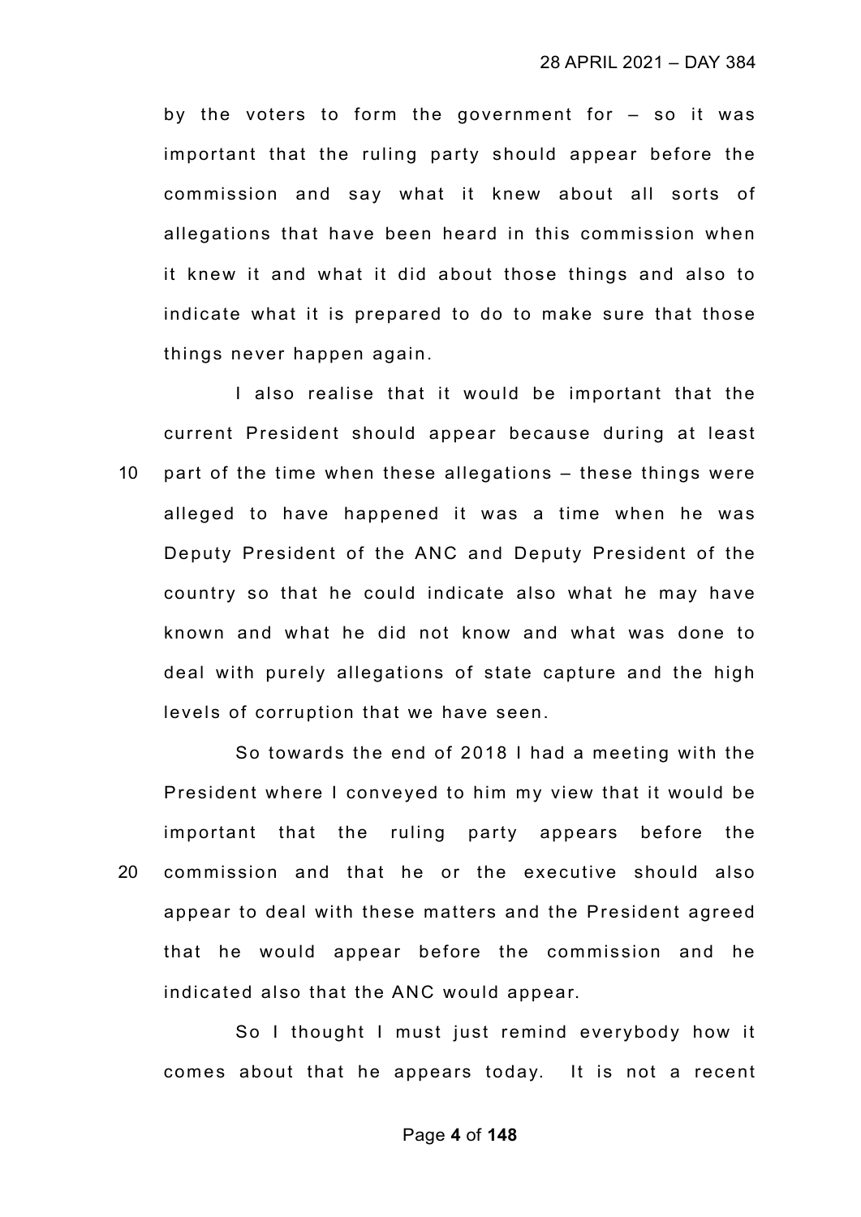by the voters to form the government for – so it was important that the ruling party should appear before the commission and say what it knew about all sorts of allegations that have been heard in this commission when it knew it and what it did about those things and also to indicate what it is prepared to do to make sure that those things never happen again.

I also realise that it would be important that the current President should appear because during at least part of the time when these allegations – these things were alleged to have happened it was a time when he was Deputy President of the ANC and Deputy President of the country so that he could indicate also what he may have known and what he did not know and what was done to deal with purely allegations of state capture and the high levels of corruption that we have seen.

So towards the end of 2018 I had a meeting with the President where I conveyed to him my view that it would be important that the ruling party appears before the commission and that he or the executive should also appear to deal with these matters and the President agreed that he would appear before the commission and he indicated also that the ANC would appear.

So I thought I must just remind everybody how it comes about that he appears today. It is not a recent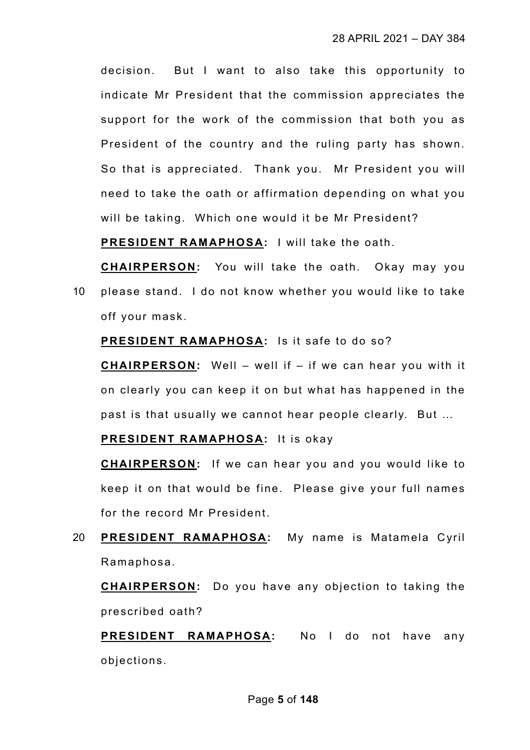decision. But I want to also take this opportunity to indicate Mr President that the commission appreciates the support for the work of the commission that both you as President of the country and the ruling party has shown. So that is appreciated. Thank you. Mr President you will need to take the oath or affirmation depending on what you will be taking. Which one would it be Mr President?

**PRESIDENT RAMAPHOSA:** I will take the oath.

**CHAIRPERSON:** You will take the oath. Okay may you please stand. I do not know whether you would like to take off your mask.

**PRESIDENT RAMAPHOSA:** Is it safe to do so?

**CHAIRPERSON:** Well – well if – if we can hear you with it on clearly you can keep it on but what has happened in the past is that usually we cannot hear people clearly. But ...

**PRESIDENT RAMAPHOSA:** It is okay

**CHAIRPERSON:** If we can hear you and you would like to keep it on that would be fine. Please give your full names for the record Mr President.

**PRESIDENT RAMAPHOSA:** My name is Matamela Cyril Ramaphosa.

**CHAIRPERSON:** Do you have any objection to taking the prescribed oath?

**PRESIDENT RAMAPHOSA:** No I do not have any objections.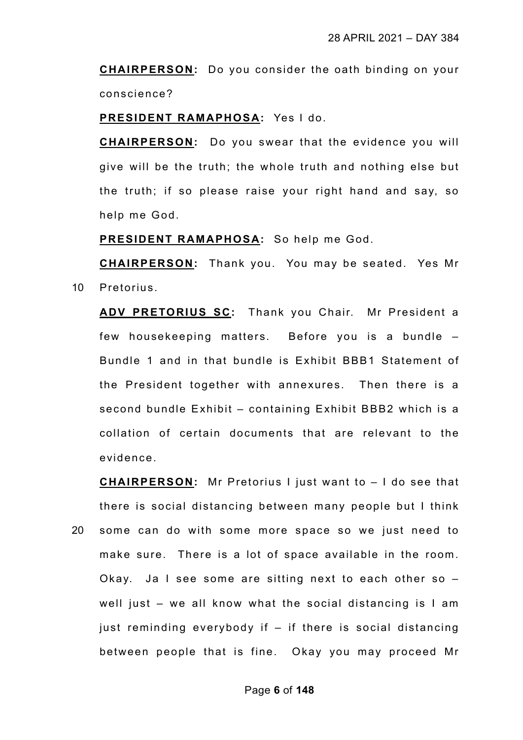**CHAIRPERSON:** Do you consider the oath binding on your conscience?

**PRESIDENT RAMAPHOSA:** Yes I do.

**CHAIRPERSON:** Do you swear that the evidence you will give will be the truth; the whole truth and nothing else but the truth; if so please raise your right hand and say, so help me God.

**PRESIDENT RAMAPHOSA:** So help me God.

**CHAIRPERSON:** Thank you. You may be seated. Yes Mr Pretorius.

**ADV PRETORIUS SC:** Thank you Chair. Mr President a few housekeeping matters. Before you is a bundle – Bundle 1 and in that bundle is Exhibit BBB1 Statement of the President together with annexures. Then there is a second bundle Exhibit – containing Exhibit BBB2 which is a collation of certain documents that are relevant to the evidence.

**CHAIRPERSON:** Mr Pretorius I just want to – I do see that there is social distancing between many people but I think some can do with some more space so we just need to make sure. There is a lot of space available in the room. Okay. Ja I see some are sitting next to each other so – well just – we all know what the social distancing is I am just reminding everybody if – if there is social distancing between people that is fine. Okay you may proceed Mr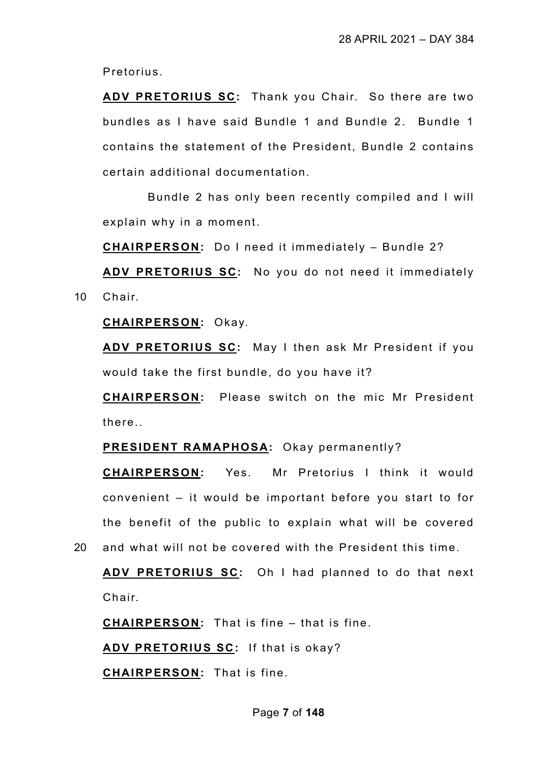Pretorius.

**ADV PRETORIUS SC:** Thank you Chair. So there are two bundles as I have said Bundle 1 and Bundle 2. Bundle 1 contains the statement of the President, Bundle 2 contains certain additional documentation.

Bundle 2 has only been recently compiled and I will explain why in a moment.

**CHAIRPERSON:** Do I need it immediately – Bundle 2?

**ADV PRETORIUS SC:** No you do not need it immediately

10 Chair.

**CHAIRPERSON:** Okay.

**ADV PRETORIUS SC:** May I then ask Mr President if you would take the first bundle, do you have it?

**CHAIRPERSON:** Please switch on the mic Mr President there..

**PRESIDENT RAMAPHOSA:** Okay permanently?

**CHAIRPERSON:** Yes. Mr Pretorius I think it would convenient – it would be important before you start to for the benefit of the public to explain what will be covered

20 and what will not be covered with the President this time.

**ADV PRETORIUS SC:** Oh I had planned to do that next Chair.

**CHAIRPERSON:** That is fine – that is fine.

**ADV PRETORIUS SC:** If that is okay?

**CHAIRPERSON:** That is fine.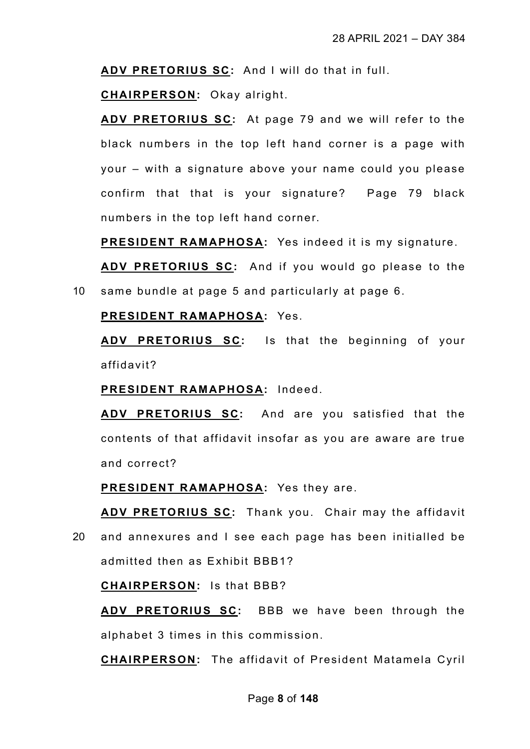**ADV PRETORIUS SC:** And I will do that in full.

**CHAIRPERSON:** Okay alright.

**ADV PRETORIUS SC:** At page 79 and we will refer to the black numbers in the top left hand corner is a page with your – with a signature above your name could you please confirm that that is your signature? Page 79 black numbers in the top left hand corner.

**PRESIDENT RAMAPHOSA:** Yes indeed it is my signature.

**ADV PRETORIUS SC:** And if you would go please to the same bundle at page 5 and particularly at page 6.

**PRESIDENT RAMAPHOSA:** Yes.

**ADV PRETORIUS SC:** Is that the beginning of your affidavit?

**PRESIDENT RAMAPHOSA:** Indeed.

**ADV PRETORIUS SC:** And are you satisfied that the contents of that affidavit insofar as you are aware are true and correct?

**PRESIDENT RAMAPHOSA:** Yes they are.

**ADV PRETORIUS SC:** Thank you. Chair may the affidavit and annexures and I see each page has been initialled be admitted then as Exhibit BBB1?

**CHAIRPERSON:** Is that BBB?

**ADV PRETORIUS SC:** BBB we have been through the alphabet 3 times in this commission.

**CHAIRPERSON:** The affidavit of President Matamela Cyril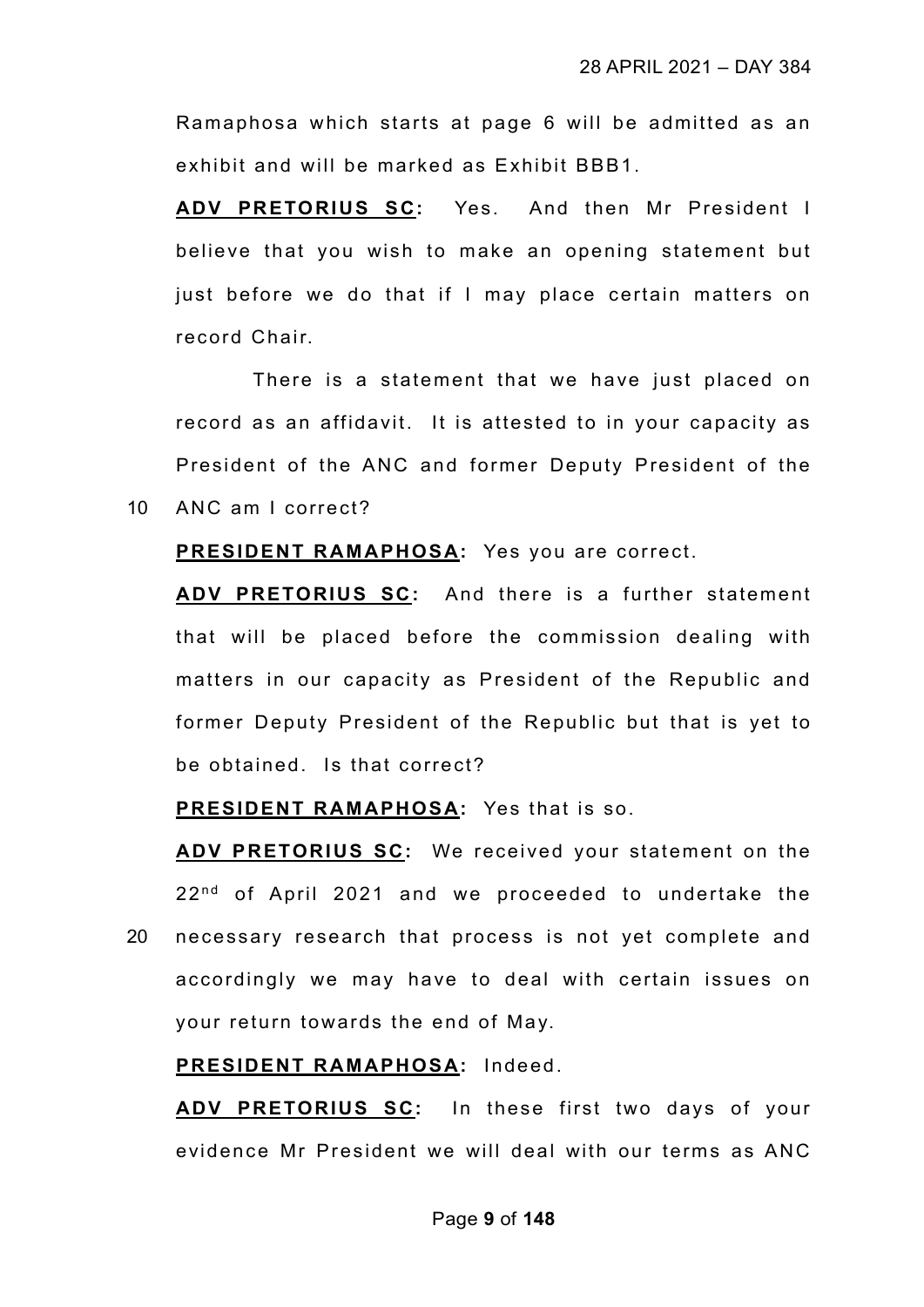Ramaphosa which starts at page 6 will be admitted as an exhibit and will be marked as Exhibit BBB1.

**ADV PRETORIUS SC:** Yes. And then Mr President I believe that you wish to make an opening statement but just before we do that if I may place certain matters on record Chair.

There is a statement that we have just placed on record as an affidavit. It is attested to in your capacity as President of the ANC and former Deputy President of the

10 ANC am I correct?

**PRESIDENT RAMAPHOSA:** Yes you are correct.

**ADV PRETORIUS SC:** And there is a further statement that will be placed before the commission dealing with matters in our capacity as President of the Republic and former Deputy President of the Republic but that is yet to be obtained. Is that correct?

**PRESIDENT RAMAPHOSA:** Yes that is so.

**ADV PRETORIUS SC:** We received your statement on the 22nd of April 2021 and we proceeded to undertake the

20 necessary research that process is not yet complete and accordingly we may have to deal with certain issues on your return towards the end of May.

**PRESIDENT RAMAPHOSA:** Indeed.

**ADV PRETORIUS SC:** In these first two days of your evidence Mr President we will deal with our terms as ANC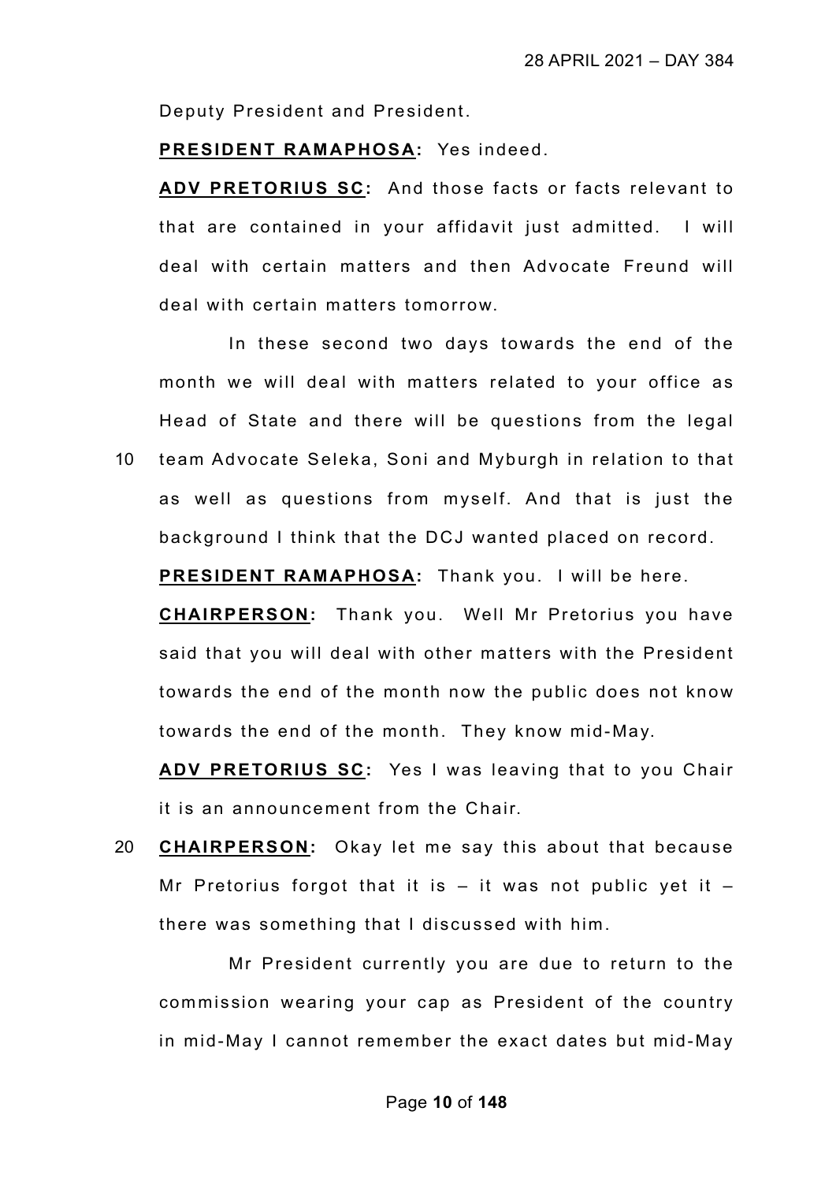Deputy President and President.

**PRESIDENT RAMAPHOSA:** Yes indeed.

**ADV PRETORIUS SC:** And those facts or facts relevant to that are contained in your affidavit just admitted. I will deal with certain matters and then Advocate Freund will deal with certain matters tomorrow.

In these second two days towards the end of the month we will deal with matters related to your office as Head of State and there will be questions from the legal

10 team Advocate Seleka, Soni and Myburgh in relation to that as well as questions from myself. And that is just the background I think that the DCJ wanted placed on record.

**PRESIDENT RAMAPHOSA:** Thank you. I will be here.

**CHAIRPERSON:** Thank you. Well Mr Pretorius you have said that you will deal with other matters with the President towards the end of the month now the public does not know towards the end of the month. They know mid-May.

**ADV PRETORIUS SC:** Yes I was leaving that to you Chair it is an announcement from the Chair.

20 **CHAIRPERSON:** Okay let me say this about that because Mr Pretorius forgot that it is – it was not public yet it – there was something that I discussed with him.

Mr President currently you are due to return to the commission wearing your cap as President of the country in mid-May I cannot remember the exact dates but mid-May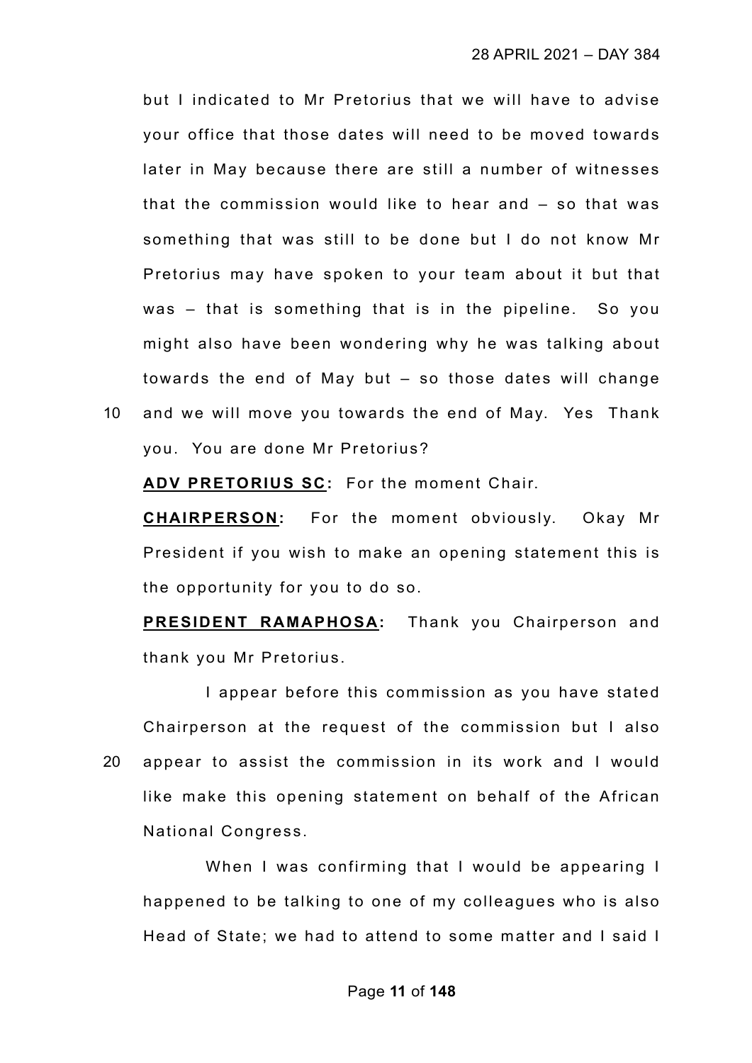but I indicated to Mr Pretorius that we will have to advise your office that those dates will need to be moved towards later in May because there are still a number of witnesses that the commission would like to hear and – so that was something that was still to be done but I do not know Mr Pretorius may have spoken to your team about it but that was – that is something that is in the pipeline. So you might also have been wondering why he was talking about towards the end of May but – so those dates will change and we will move you towards the end of May. Yes Thank you. You are done Mr Pretorius?

**ADV PRETORIUS SC:** For the moment Chair.

**CHAIRPERSON:** For the moment obviously. Okay Mr President if you wish to make an opening statement this is the opportunity for you to do so.

**PRESIDENT RAMAPHOSA:** Thank you Chairperson and thank you Mr Pretorius.

I appear before this commission as you have stated Chairperson at the request of the commission but I also appear to assist the commission in its work and I would like make this opening statement on behalf of the African National Congress.

When I was confirming that I would be appearing I happened to be talking to one of my colleagues who is also Head of State; we had to attend to some matter and I said I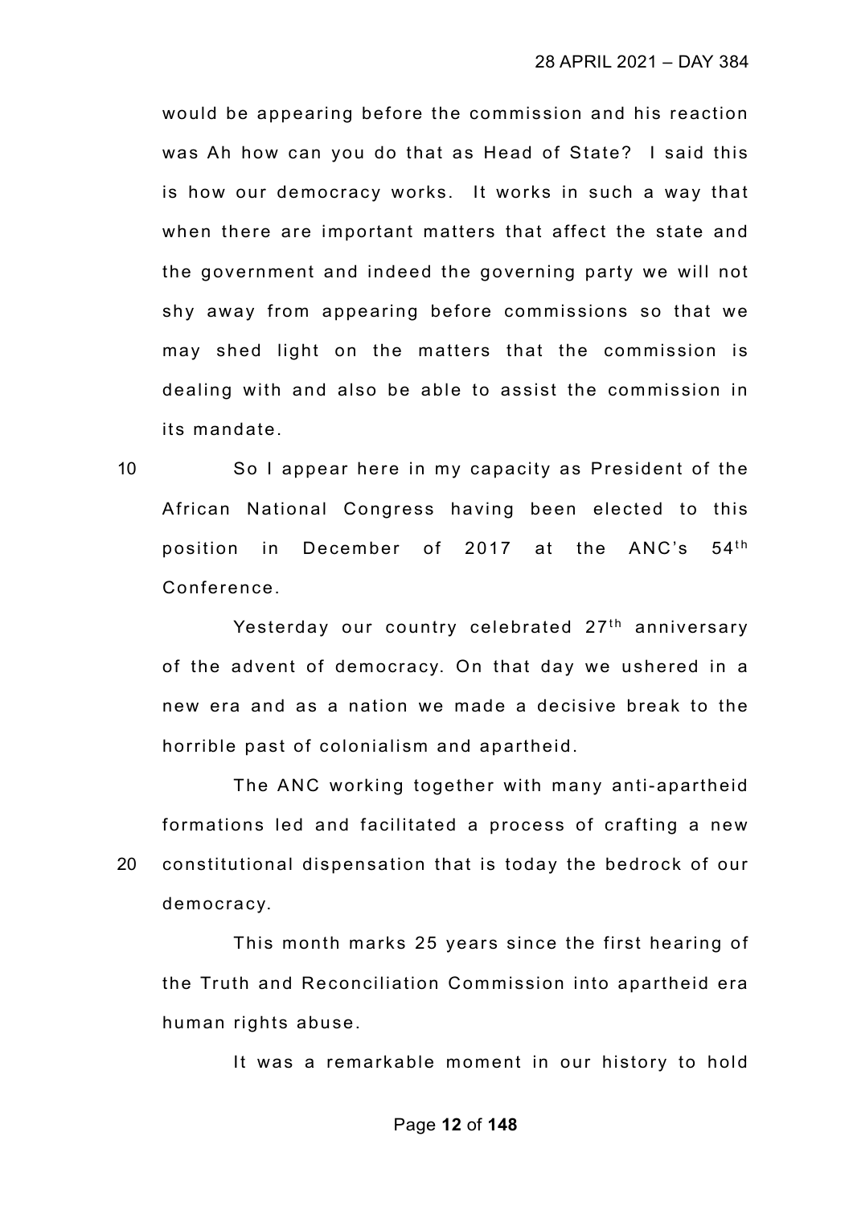would be appearing before the commission and his reaction was Ah how can you do that as Head of State? I said this is how our democracy works. It works in such a way that when there are important matters that affect the state and the government and indeed the governing party we will not shy away from appearing before commissions so that we may shed light on the matters that the commission is dealing with and also be able to assist the commission in its mandate.

So I appear here in my capacity as President of the African National Congress having been elected to this position in December of 2017 at the ANC's 54th Conference.

Yesterday our country celebrated 27th anniversary of the advent of democracy. On that day we ushered in a new era and as a nation we made a decisive break to the horrible past of colonialism and apartheid.

The ANC working together with many anti-apartheid formations led and facilitated a process of crafting a new constitutional dispensation that is today the bedrock of our democracy.

This month marks 25 years since the first hearing of the Truth and Reconciliation Commission into apartheid era human rights abuse.

It was a remarkable moment in our history to hold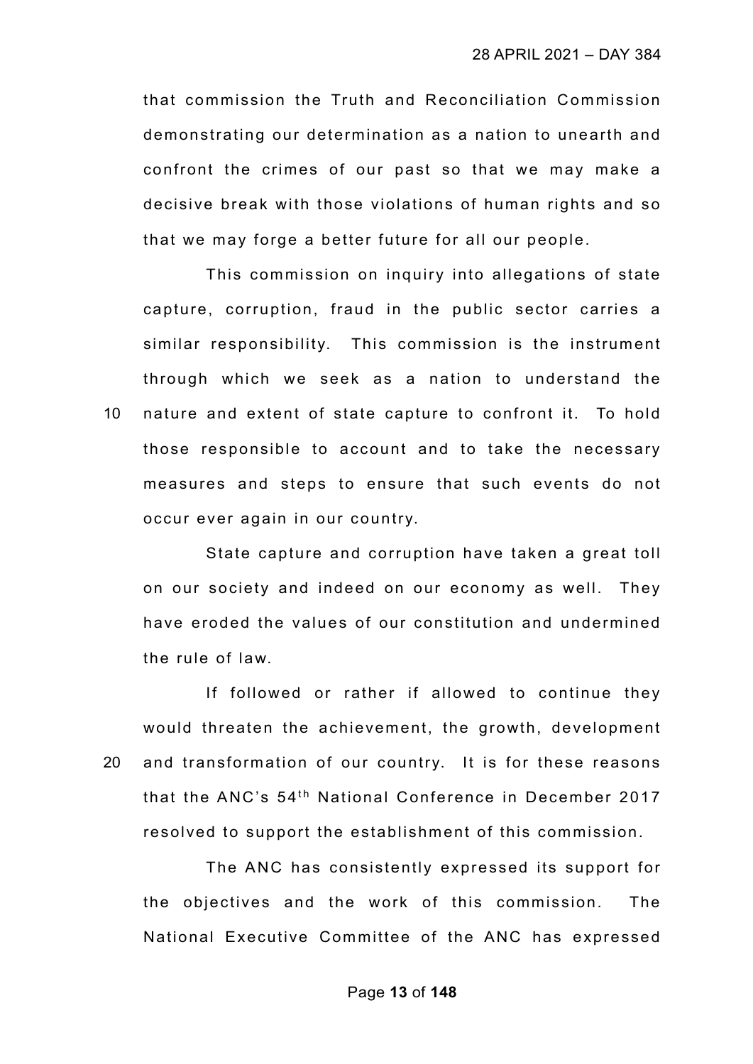that commission the Truth and Reconciliation Commission demonstrating our determination as a nation to unearth and confront the crimes of our past so that we may make a decisive break with those violations of human rights and so that we may forge a better future for all our people.

This commission on inquiry into allegations of state capture, corruption, fraud in the public sector carries a similar responsibility. This commission is the instrument through which we seek as a nation to understand the nature and extent of state capture to confront it. To hold those responsible to account and to take the necessary measures and steps to ensure that such events do not occur ever again in our country.

State capture and corruption have taken a great toll on our society and indeed on our economy as well. They have eroded the values of our constitution and undermined the rule of law.

If followed or rather if allowed to continue they would threaten the achievement, the growth, development and transformation of our country. It is for these reasons that the ANC's 54th National Conference in December 2017 resolved to support the establishment of this commission.

The ANC has consistently expressed its support for the objectives and the work of this commission. The National Executive Committee of the ANC has expressed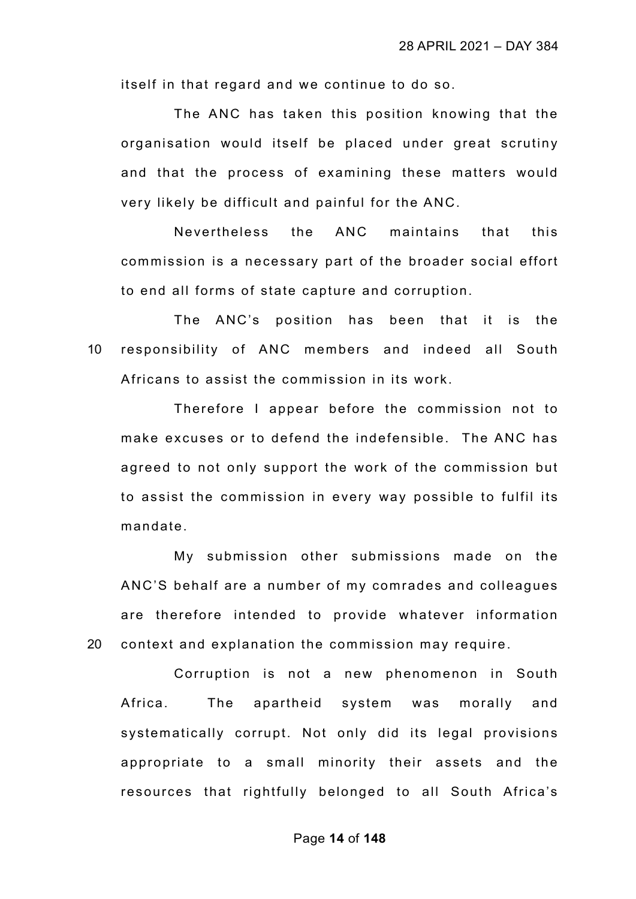itself in that regard and we continue to do so.

The ANC has taken this position knowing that the organisation would itself be placed under great scrutiny and that the process of examining these matters would very likely be difficult and painful for the ANC.

Nevertheless the ANC maintains that this commission is a necessary part of the broader social effort to end all forms of state capture and corruption.

The ANC's position has been that it is the responsibility of ANC members and indeed all South Africans to assist the commission in its work.

Therefore I appear before the commission not to make excuses or to defend the indefensible. The ANC has agreed to not only support the work of the commission but to assist the commission in every way possible to fulfil its mandate.

My submission other submissions made on the ANC'S behalf are a number of my comrades and colleagues are therefore intended to provide whatever information context and explanation the commission may require.

Corruption is not a new phenomenon in South Africa. The apartheid system was morally and systematically corrupt. Not only did its legal provisions appropriate to a small minority their assets and the resources that rightfully belonged to all South Africa's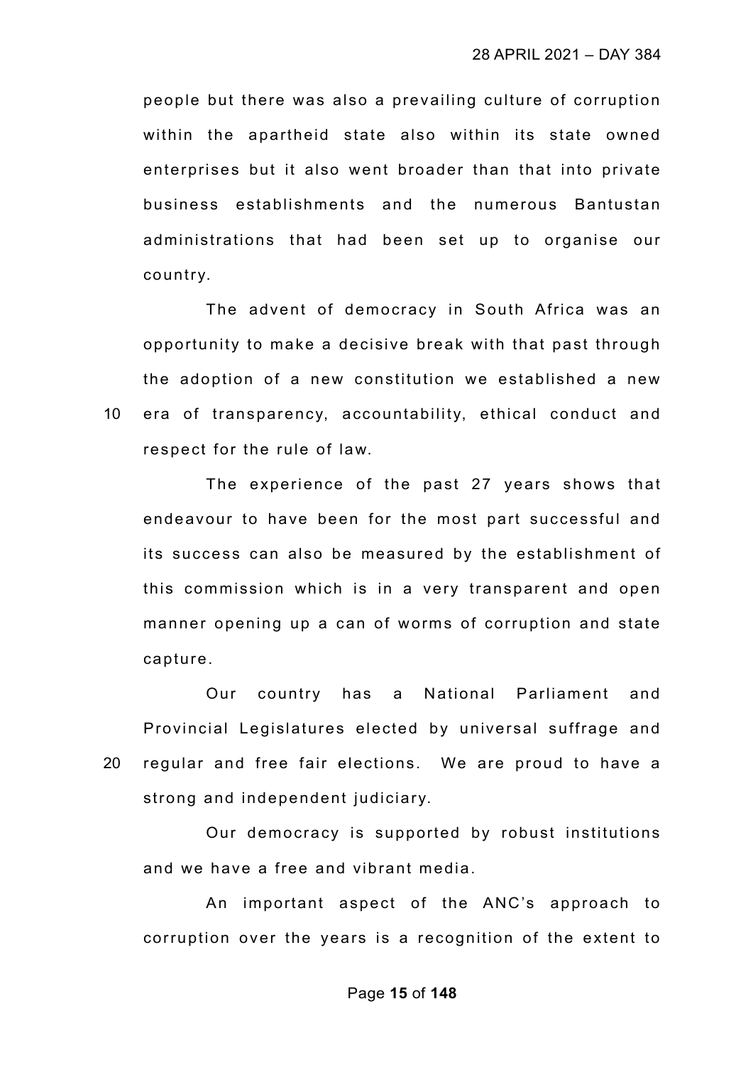people but there was also a prevailing culture of corruption within the apartheid state also within its state owned enterprises but it also went broader than that into private business establishments and the numerous Bantustan administrations that had been set up to organise our country.

The advent of democracy in South Africa was an opportunity to make a decisive break with that past through the adoption of a new constitution we established a new era of transparency, accountability, ethical conduct and respect for the rule of law.

The experience of the past 27 years shows that endeavour to have been for the most part successful and its success can also be measured by the establishment of this commission which is in a very transparent and open manner opening up a can of worms of corruption and state capture.

Our country has a National Parliament and Provincial Legislatures elected by universal suffrage and regular and free fair elections. We are proud to have a strong and independent judiciary.

Our democracy is supported by robust institutions and we have a free and vibrant media.

An important aspect of the ANC's approach to corruption over the years is a recognition of the extent to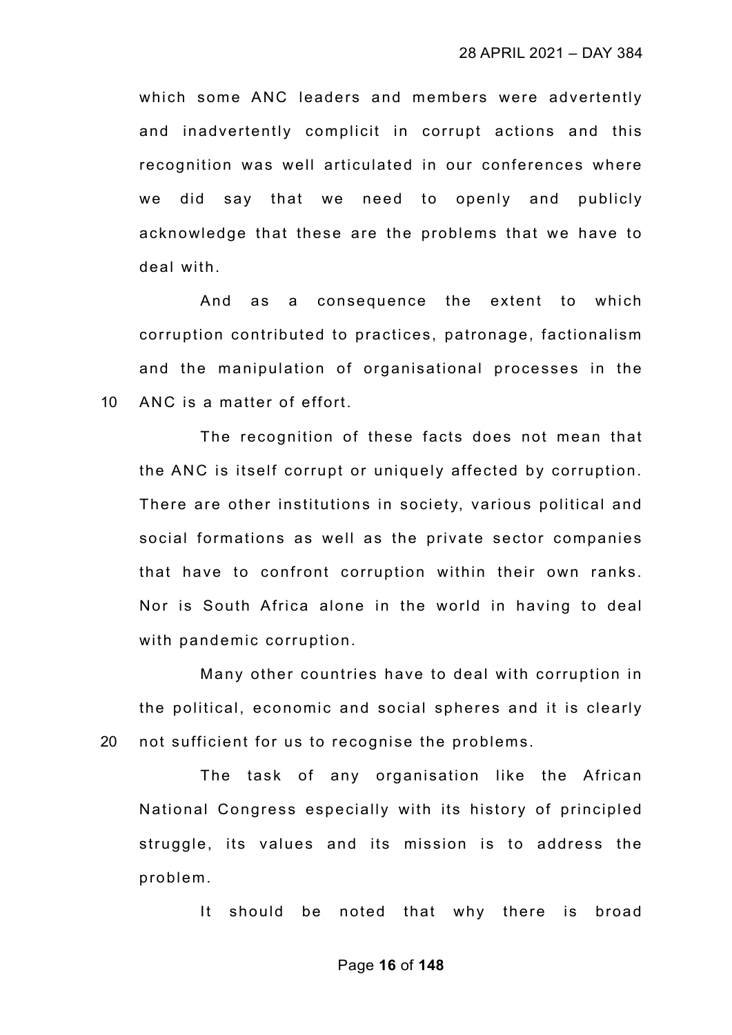which some ANC leaders and members were advertently and inadvertently complicit in corrupt actions and this recognition was well articulated in our conferences where we did say that we need to openly and publicly acknowledge that these are the problems that we have to deal with.

And as a consequence the extent to which corruption contributed to practices, patronage, factionalism and the manipulation of organisational processes in the ANC is a matter of effort.

The recognition of these facts does not mean that the ANC is itself corrupt or uniquely affected by corruption. There are other institutions in society, various political and social formations as well as the private sector companies that have to confront corruption within their own ranks. Nor is South Africa alone in the world in having to deal with pandemic corruption.

Many other countries have to deal with corruption in the political, economic and social spheres and it is clearly not sufficient for us to recognise the problems.

The task of any organisation like the African National Congress especially with its history of principled struggle, its values and its mission is to address the problem.

It should be noted that why there is broad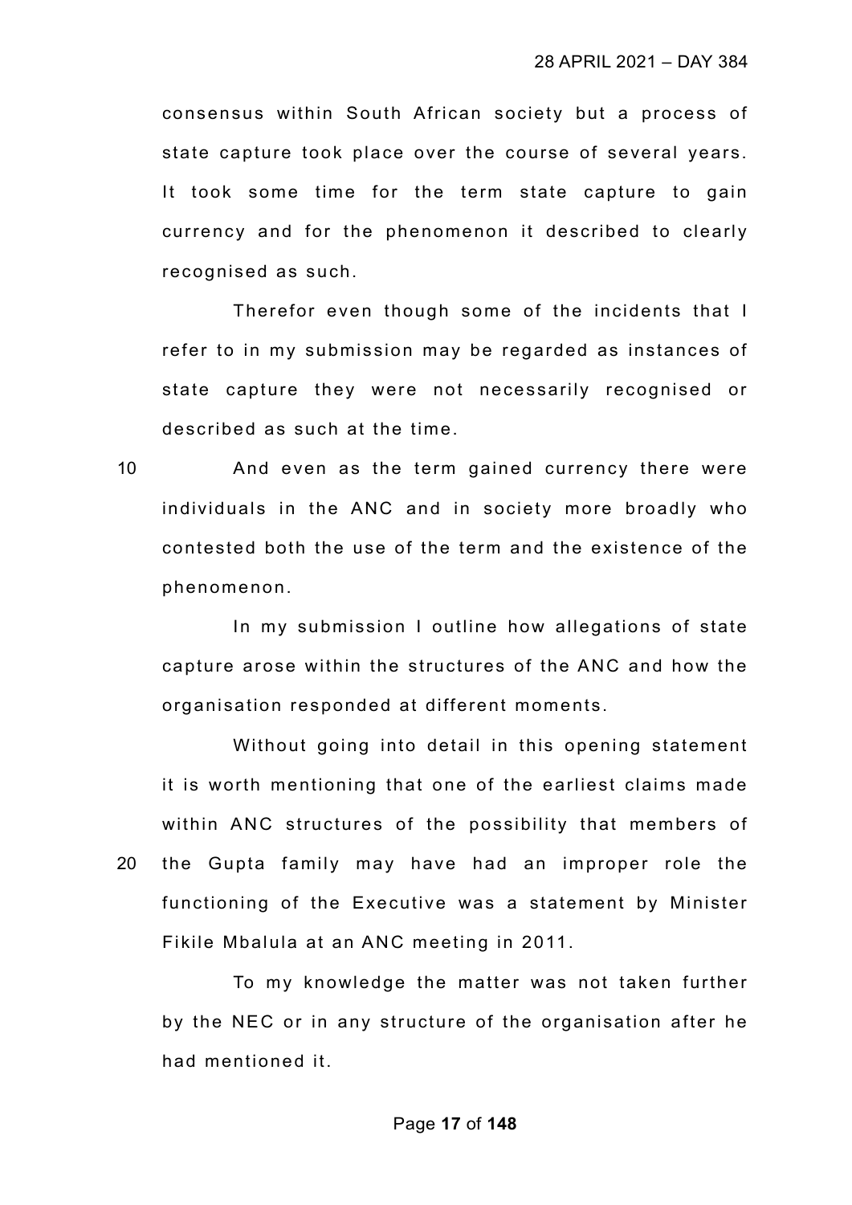consensus within South African society but a process of state capture took place over the course of several years. It took some time for the term state capture to gain currency and for the phenomenon it described to clearly recognised as such.

Therefor even though some of the incidents that I refer to in my submission may be regarded as instances of state capture they were not necessarily recognised or described as such at the time.

And even as the term gained currency there were individuals in the ANC and in society more broadly who contested both the use of the term and the existence of the phenomenon.

In my submission I outline how allegations of state capture arose within the structures of the ANC and how the organisation responded at different moments.

Without going into detail in this opening statement it is worth mentioning that one of the earliest claims made within ANC structures of the possibility that members of the Gupta family may have had an improper role the functioning of the Executive was a statement by Minister Fikile Mbalula at an ANC meeting in 2011.

To my knowledge the matter was not taken further by the NEC or in any structure of the organisation after he had mentioned it.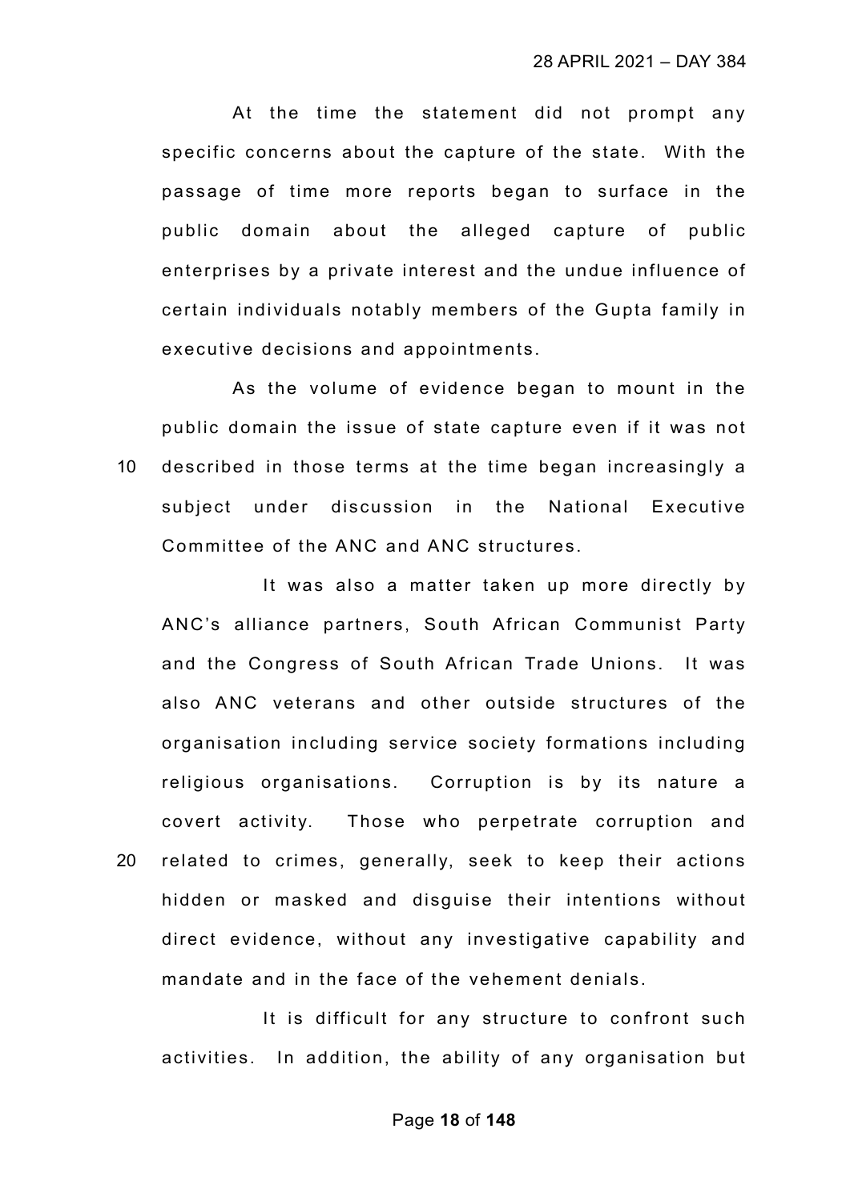At the time the statement did not prompt any specific concerns about the capture of the state. With the passage of time more reports began to surface in the public domain about the alleged capture of public enterprises by a private interest and the undue influence of certain individuals notably members of the Gupta family in executive decisions and appointments.

As the volume of evidence began to mount in the public domain the issue of state capture even if it was not described in those terms at the time began increasingly a subject under discussion in the National Executive Committee of the ANC and ANC structures.

It was also a matter taken up more directly by ANC's alliance partners, South African Communist Party and the Congress of South African Trade Unions. It was also ANC veterans and other outside structures of the organisation including service society formations including religious organisations. Corruption is by its nature a covert activity. Those who perpetrate corruption and related to crimes, generally, seek to keep their actions hidden or masked and disguise their intentions without direct evidence, without any investigative capability and mandate and in the face of the vehement denials.

It is difficult for any structure to confront such activities. In addition, the ability of any organisation but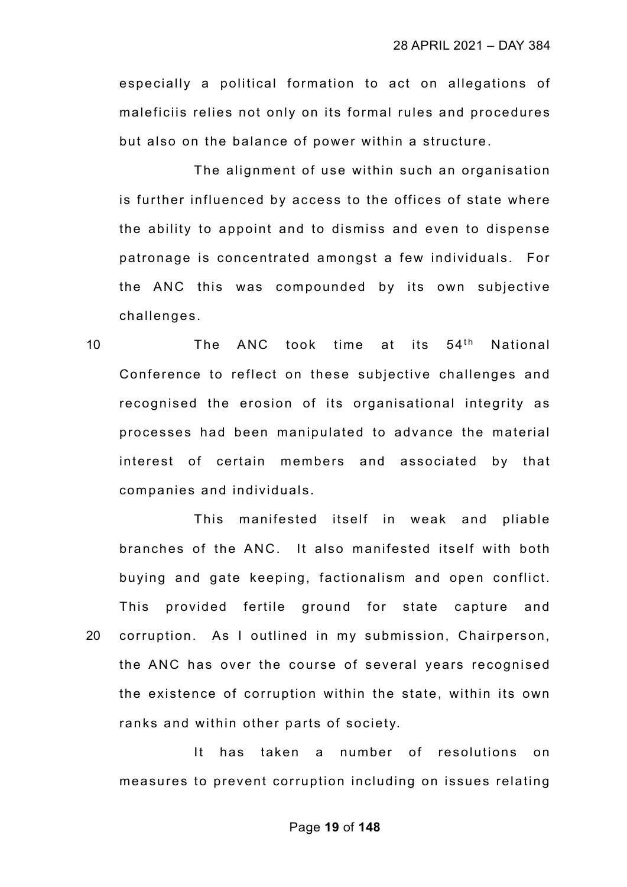especially a political formation to act on allegations of maleficiis relies not only on its formal rules and procedures but also on the balance of power within a structure.

The alignment of use within such an organisation is further influenced by access to the offices of state where the ability to appoint and to dismiss and even to dispense patronage is concentrated amongst a few individuals. For the ANC this was compounded by its own subjective challenges.

The ANC took time at its 54th National Conference to reflect on these subjective challenges and recognised the erosion of its organisational integrity as processes had been manipulated to advance the material interest of certain members and associated by that companies and individuals.

This manifested itself in weak and pliable branches of the ANC. It also manifested itself with both buying and gate keeping, factionalism and open conflict. This provided fertile ground for state capture and corruption. As I outlined in my submission, Chairperson, the ANC has over the course of several years recognised the existence of corruption within the state, within its own ranks and within other parts of society.

It has taken a number of resolutions on measures to prevent corruption including on issues relating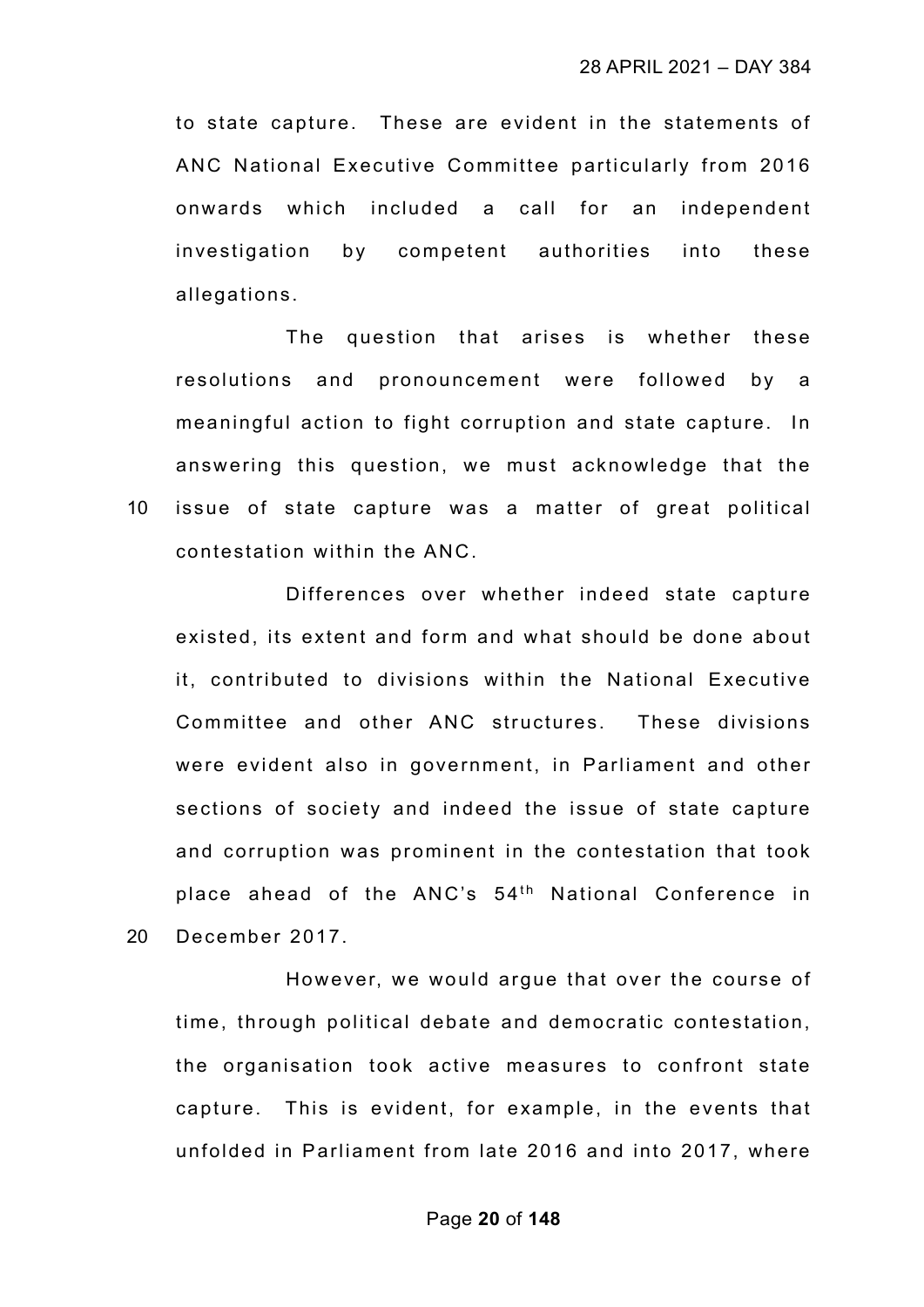to state capture. These are evident in the statements of ANC National Executive Committee particularly from 2016 onwards which included a call for an independent investigation by competent authorities into these allegations.

The question that arises is whether these resolutions and pronouncement were followed by a meaningful action to fight corruption and state capture. In answering this question, we must acknowledge that the issue of state capture was a matter of great political contestation within the ANC.

Differences over whether indeed state capture existed, its extent and form and what should be done about it, contributed to divisions within the National Executive Committee and other ANC structures. These divisions were evident also in government, in Parliament and other sections of society and indeed the issue of state capture and corruption was prominent in the contestation that took place ahead of the ANC's 54th National Conference in December 2017.

However, we would argue that over the course of time, through political debate and democratic contestation, the organisation took active measures to confront state capture. This is evident, for example, in the events that unfolded in Parliament from late 2016 and into 2017, where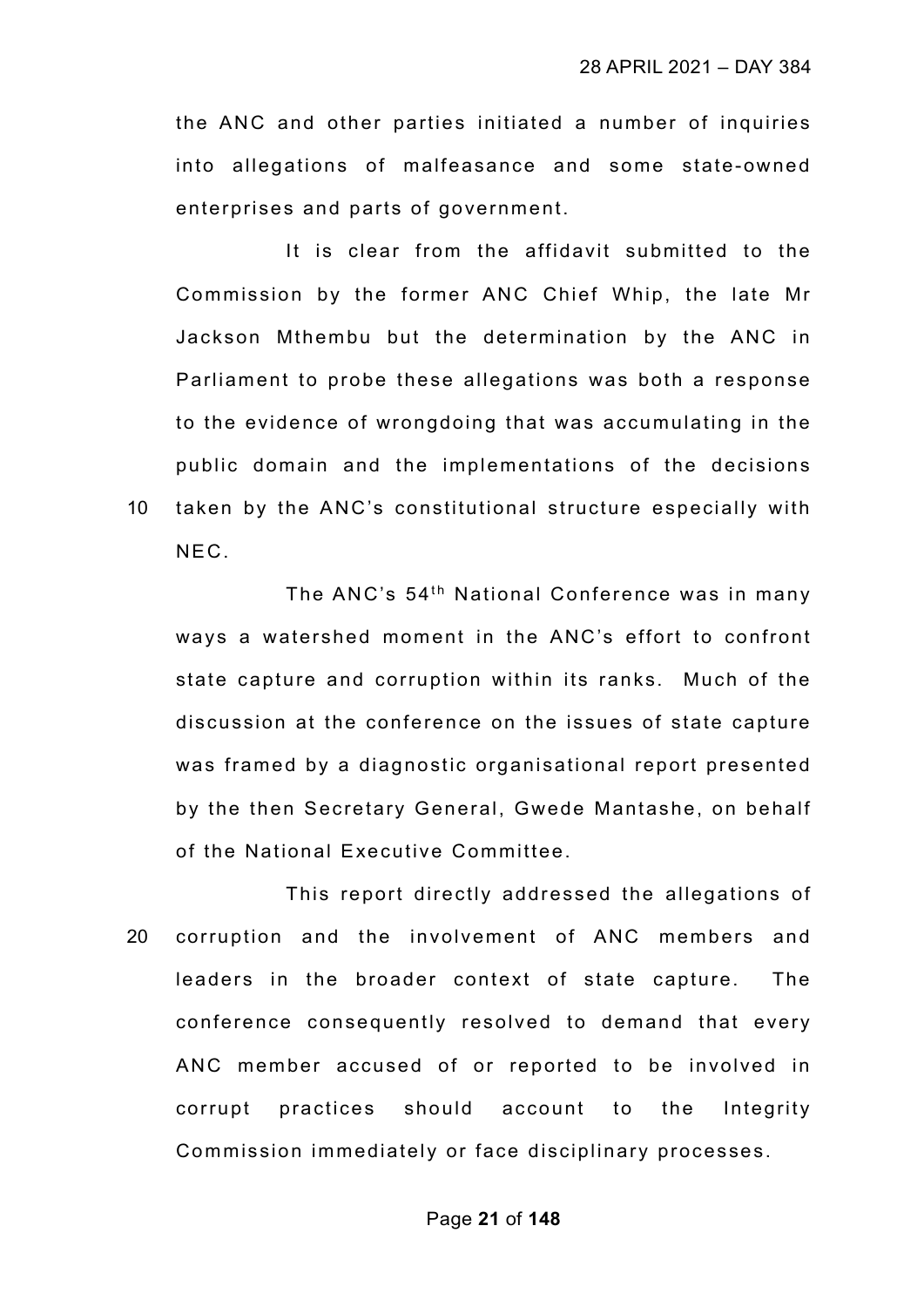the ANC and other parties initiated a number of inquiries into allegations of malfeasance and some state-owned enterprises and parts of government.

It is clear from the affidavit submitted to the Commission by the former ANC Chief Whip, the late Mr Jackson Mthembu but the determination by the ANC in Parliament to probe these allegations was both a response to the evidence of wrongdoing that was accumulating in the public domain and the implementations of the decisions taken by the ANC's constitutional structure especially with NEC.

The ANC's 54th National Conference was in many ways a watershed moment in the ANC's effort to confront state capture and corruption within its ranks. Much of the discussion at the conference on the issues of state capture was framed by a diagnostic organisational report presented by the then Secretary General, Gwede Mantashe, on behalf of the National Executive Committee.

This report directly addressed the allegations of corruption and the involvement of ANC members and leaders in the broader context of state capture. The conference consequently resolved to demand that every ANC member accused of or reported to be involved in corrupt practices should account to the Integrity Commission immediately or face disciplinary processes.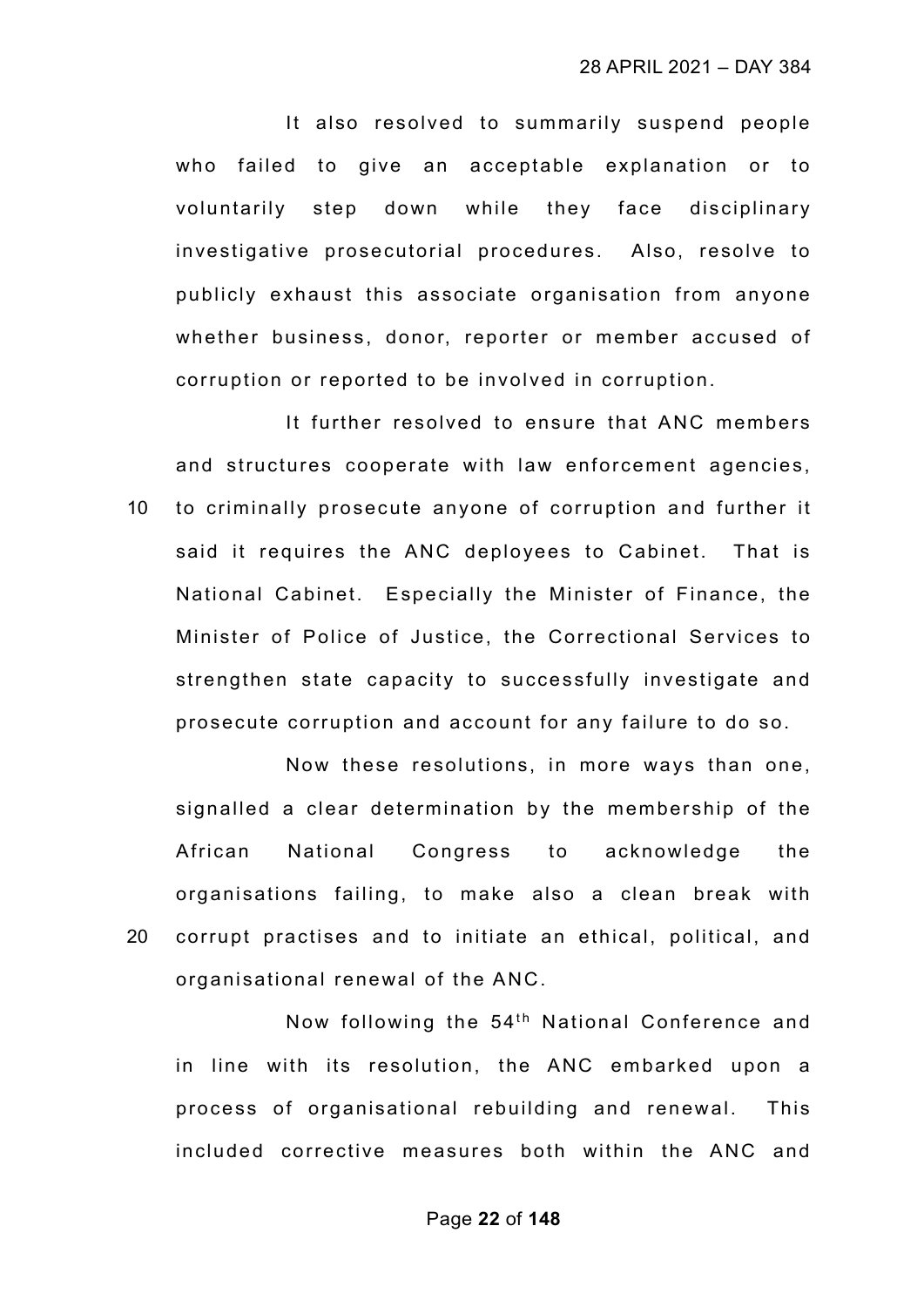It also resolved to summarily suspend people who failed to give an acceptable explanation or to voluntarily step down while they face disciplinary investigative prosecutorial procedures. Also, resolve to publicly exhaust this associate organisation from anyone whether business, donor, reporter or member accused of corruption or reported to be involved in corruption.

It further resolved to ensure that ANC members and structures cooperate with law enforcement agencies, to criminally prosecute anyone of corruption and further it said it requires the ANC deployees to Cabinet. That is National Cabinet. Especially the Minister of Finance, the Minister of Police of Justice, the Correctional Services to strengthen state capacity to successfully investigate and prosecute corruption and account for any failure to do so.

Now these resolutions, in more ways than one, signalled a clear determination by the membership of the African National Congress to acknowledge the organisations failing, to make also a clean break with corrupt practises and to initiate an ethical, political, and organisational renewal of the ANC.

Now following the 54th National Conference and in line with its resolution, the ANC embarked upon a process of organisational rebuilding and renewal. This included corrective measures both within the ANC and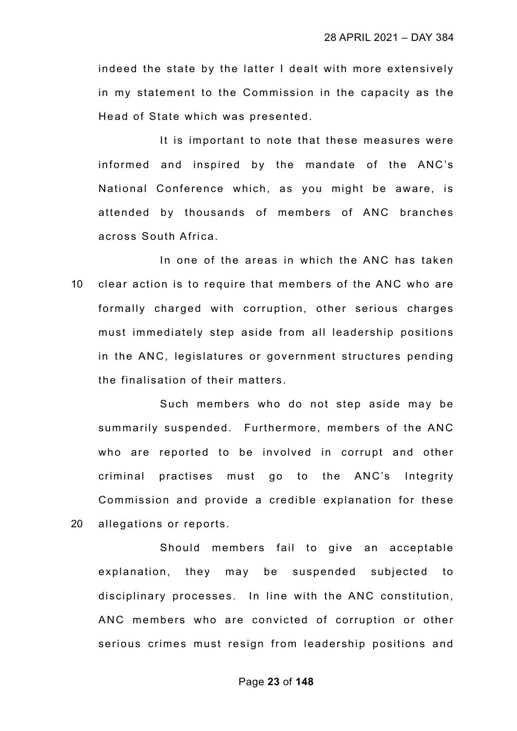indeed the state by the latter I dealt with more extensively in my statement to the Commission in the capacity as the Head of State which was presented.

It is important to note that these measures were informed and inspired by the mandate of the ANC's National Conference which, as you might be aware, is attended by thousands of members of ANC branches across South Africa.

In one of the areas in which the ANC has taken clear action is to require that members of the ANC who are formally charged with corruption, other serious charges must immediately step aside from all leadership positions in the ANC, legislatures or government structures pending the finalisation of their matters.

Such members who do not step aside may be summarily suspended. Furthermore, members of the ANC who are reported to be involved in corrupt and other criminal practises must go to the ANC's Integrity Commission and provide a credible explanation for these allegations or reports.

Should members fail to give an acceptable explanation, they may be suspended subjected to disciplinary processes. In line with the ANC constitution, ANC members who are convicted of corruption or other serious crimes must resign from leadership positions and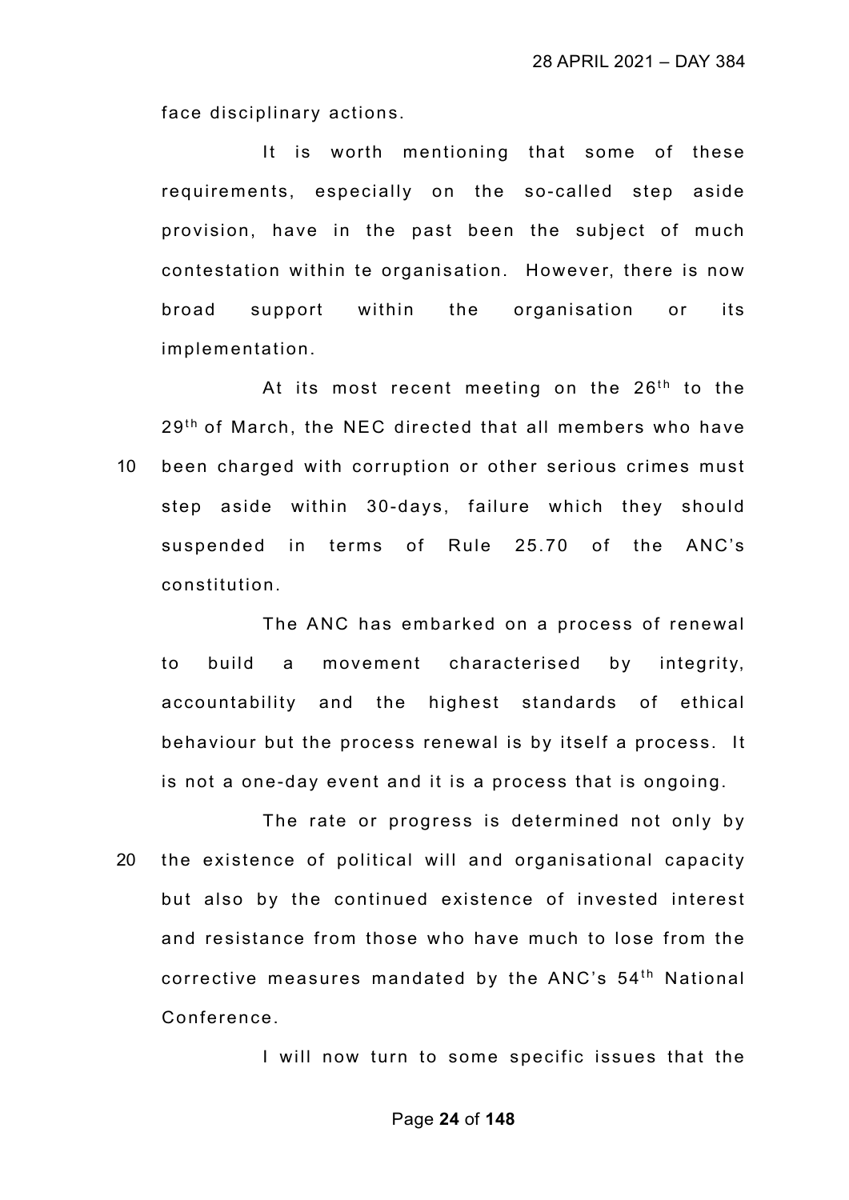face disciplinary actions.

It is worth mentioning that some of these requirements, especially on the so-called step aside provision, have in the past been the subject of much contestation within te organisation. However, there is now broad support within the organisation or its implementation.

At its most recent meeting on the 26th to the 29th of March, the NEC directed that all members who have been charged with corruption or other serious crimes must step aside within 30-days, failure which they should suspended in terms of Rule 25.70 of the ANC's constitution.

The ANC has embarked on a process of renewal to build a movement characterised by integrity, accountability and the highest standards of ethical behaviour but the process renewal is by itself a process. It is not a one-day event and it is a process that is ongoing.

The rate or progress is determined not only by the existence of political will and organisational capacity but also by the continued existence of invested interest and resistance from those who have much to lose from the corrective measures mandated by the ANC's 54th National Conference.

I will now turn to some specific issues that the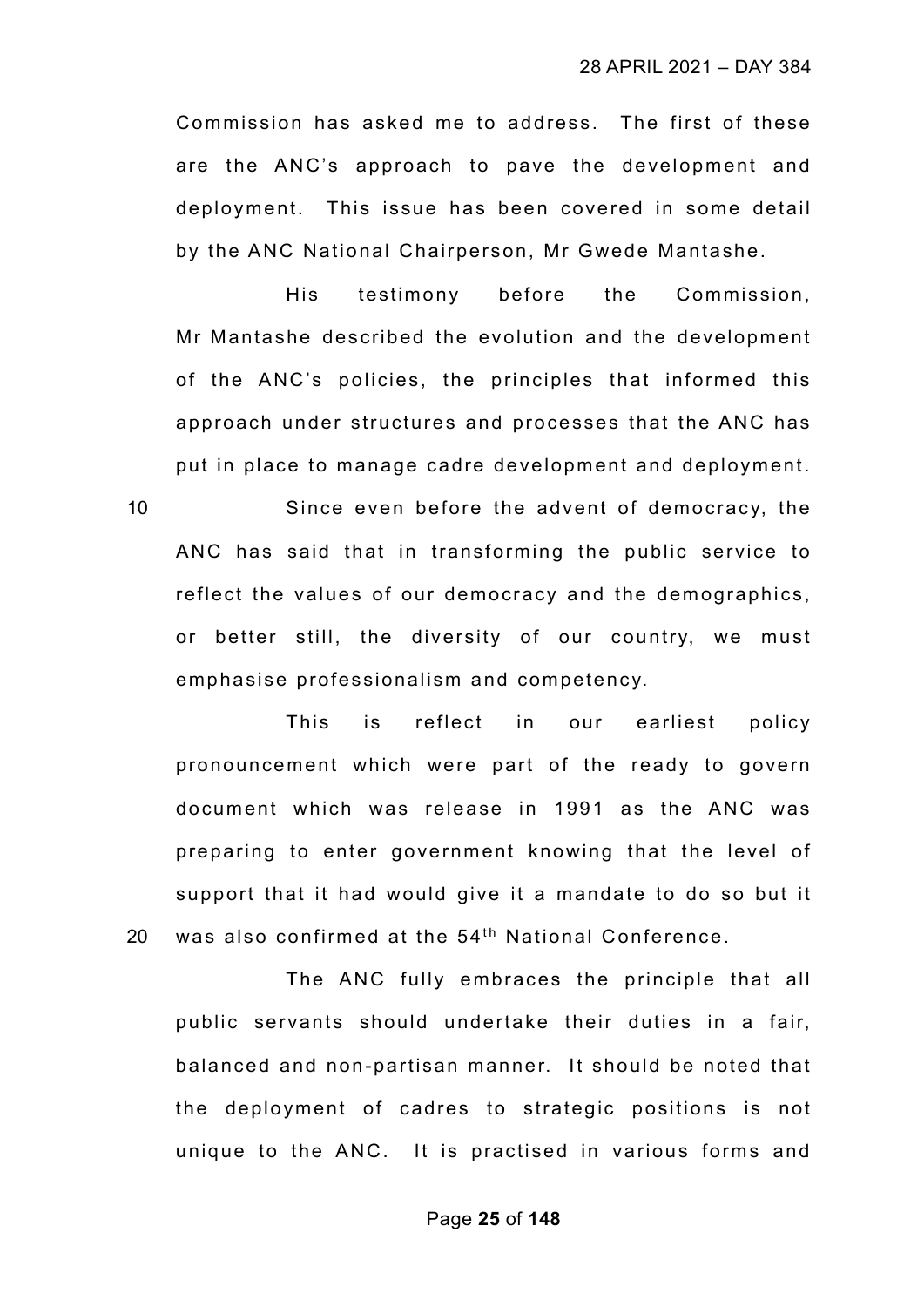Commission has asked me to address. The first of these are the ANC's approach to pave the development and deployment. This issue has been covered in some detail by the ANC National Chairperson, Mr Gwede Mantashe.

His testimony before the Commission, Mr Mantashe described the evolution and the development of the ANC's policies, the principles that informed this approach under structures and processes that the ANC has put in place to manage cadre development and deployment.

Since even before the advent of democracy, the ANC has said that in transforming the public service to reflect the values of our democracy and the demographics, or better still, the diversity of our country, we must emphasise professionalism and competency.

This is reflect in our earliest policy pronouncement which were part of the ready to govern document which was release in 1991 as the ANC was preparing to enter government knowing that the level of support that it had would give it a mandate to do so but it was also confirmed at the 54th National Conference.

The ANC fully embraces the principle that all public servants should undertake their duties in a fair, balanced and non-partisan manner. It should be noted that the deployment of cadres to strategic positions is not unique to the ANC. It is practised in various forms and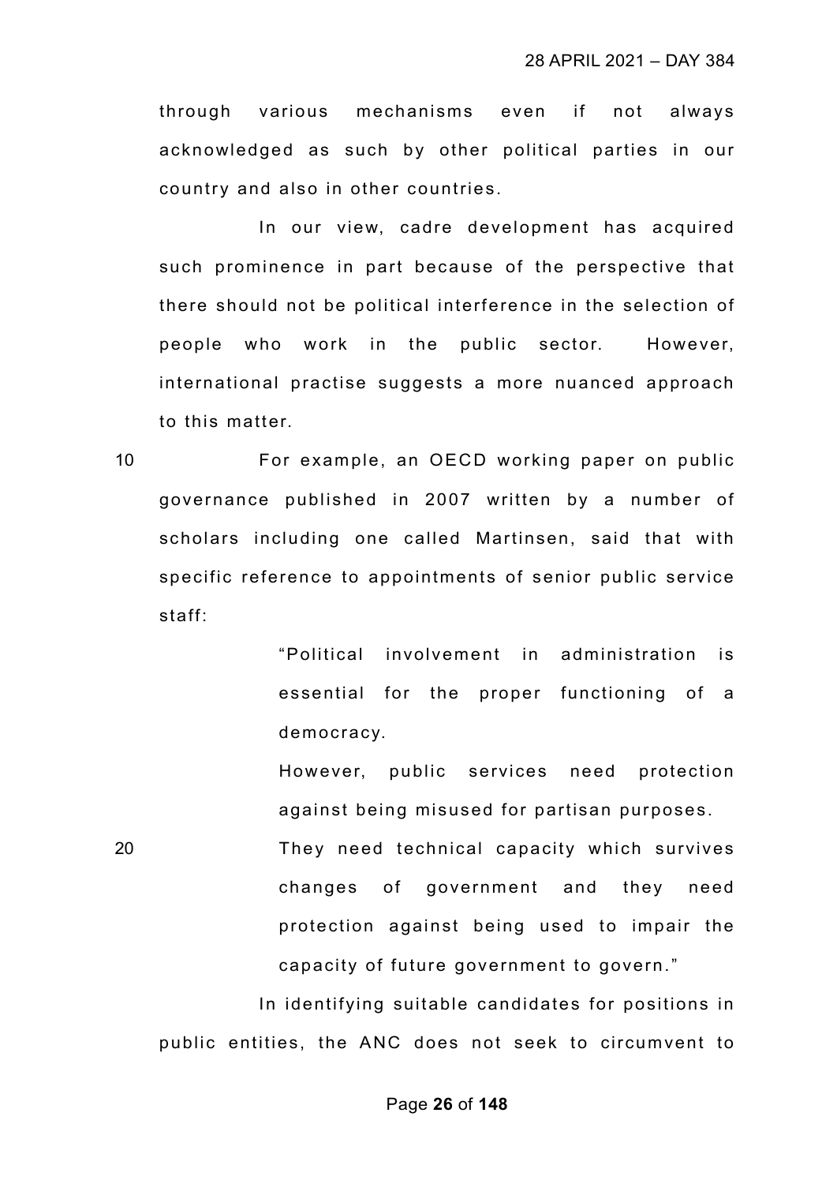through various mechanisms even if not always acknowledged as such by other political parties in our country and also in other countries.

In our view, cadre development has acquired such prominence in part because of the perspective that there should not be political interference in the selection of people who work in the public sector. However, international practise suggests a more nuanced approach to this matter.

For example, an OECD working paper on public governance published in 2007 written by a number of scholars including one called Martinsen, said that with specific reference to appointments of senior public service staff:

> "Political involvement in administration is essential for the proper functioning of a democracy.
>
> However, public services need protection against being misused for partisan purposes.
>
> They need technical capacity which survives changes of government and they need protection against being used to impair the capacity of future government to govern."

In identifying suitable candidates for positions in public entities, the ANC does not seek to circumvent to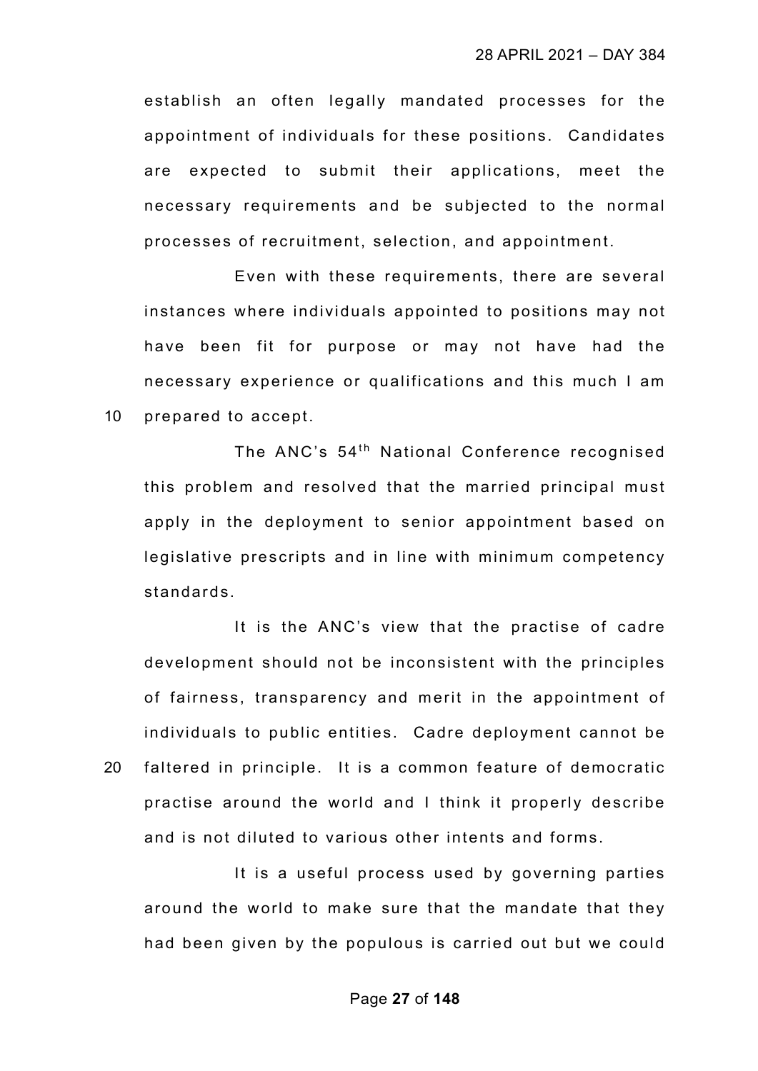establish an often legally mandated processes for the appointment of individuals for these positions. Candidates are expected to submit their applications, meet the necessary requirements and be subjected to the normal processes of recruitment, selection, and appointment.

Even with these requirements, there are several instances where individuals appointed to positions may not have been fit for purpose or may not have had the necessary experience or qualifications and this much I am prepared to accept.

The ANC's 54th National Conference recognised this problem and resolved that the married principal must apply in the deployment to senior appointment based on legislative prescripts and in line with minimum competency standards.

It is the ANC's view that the practise of cadre development should not be inconsistent with the principles of fairness, transparency and merit in the appointment of individuals to public entities. Cadre deployment cannot be faltered in principle. It is a common feature of democratic practise around the world and I think it properly describe and is not diluted to various other intents and forms.

It is a useful process used by governing parties around the world to make sure that the mandate that they had been given by the populous is carried out but we could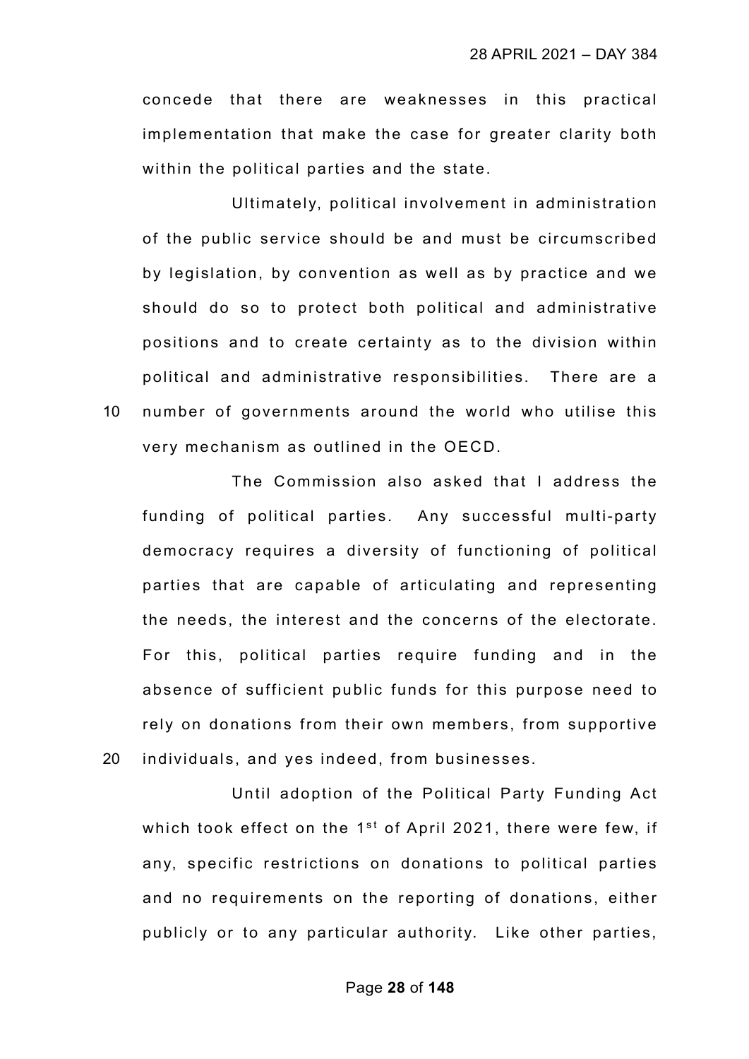concede that there are weaknesses in this practical implementation that make the case for greater clarity both within the political parties and the state.

Ultimately, political involvement in administration of the public service should be and must be circumscribed by legislation, by convention as well as by practice and we should do so to protect both political and administrative positions and to create certainty as to the division within political and administrative responsibilities. There are a number of governments around the world who utilise this very mechanism as outlined in the OECD.

The Commission also asked that I address the funding of political parties. Any successful multi-party democracy requires a diversity of functioning of political parties that are capable of articulating and representing the needs, the interest and the concerns of the electorate. For this, political parties require funding and in the absence of sufficient public funds for this purpose need to rely on donations from their own members, from supportive individuals, and yes indeed, from businesses.

Until adoption of the Political Party Funding Act which took effect on the 1st of April 2021, there were few, if any, specific restrictions on donations to political parties and no requirements on the reporting of donations, either publicly or to any particular authority. Like other parties,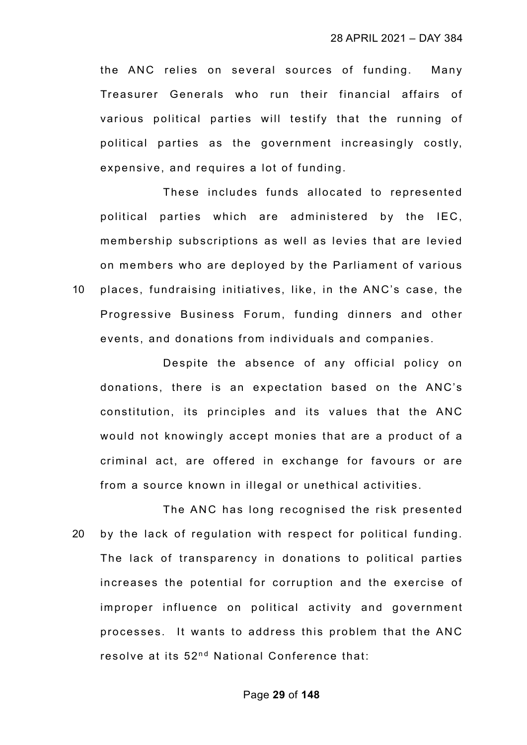the ANC relies on several sources of funding. Many Treasurer Generals who run their financial affairs of various political parties will testify that the running of political parties as the government increasingly costly, expensive, and requires a lot of funding.

These includes funds allocated to represented political parties which are administered by the IEC, membership subscriptions as well as levies that are levied on members who are deployed by the Parliament of various places, fundraising initiatives, like, in the ANC's case, the Progressive Business Forum, funding dinners and other events, and donations from individuals and companies.

Despite the absence of any official policy on donations, there is an expectation based on the ANC's constitution, its principles and its values that the ANC would not knowingly accept monies that are a product of a criminal act, are offered in exchange for favours or are from a source known in illegal or unethical activities.

The ANC has long recognised the risk presented by the lack of regulation with respect for political funding. The lack of transparency in donations to political parties increases the potential for corruption and the exercise of improper influence on political activity and government processes. It wants to address this problem that the ANC resolve at its 52nd National Conference that: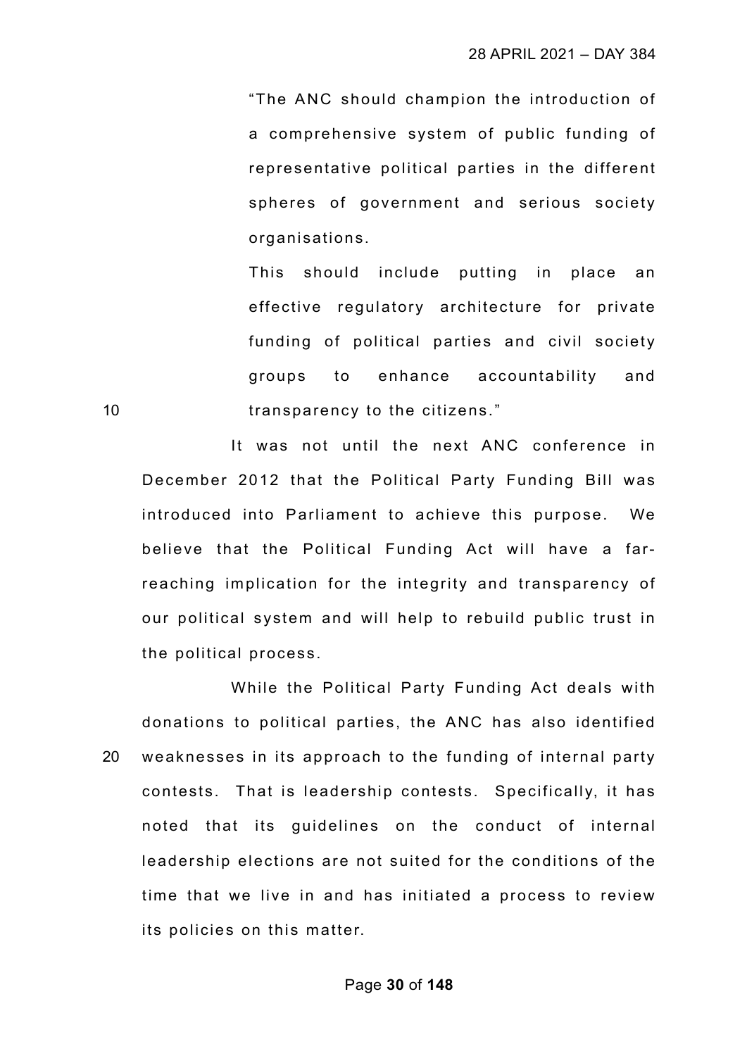"The ANC should champion the introduction of a comprehensive system of public funding of representative political parties in the different spheres of government and serious society organisations.

This should include putting in place an effective regulatory architecture for private funding of political parties and civil society groups to enhance accountability and transparency to the citizens."

It was not until the next ANC conference in December 2012 that the Political Party Funding Bill was introduced into Parliament to achieve this purpose. We believe that the Political Funding Act will have a far-reaching implication for the integrity and transparency of our political system and will help to rebuild public trust in the political process.

While the Political Party Funding Act deals with donations to political parties, the ANC has also identified weaknesses in its approach to the funding of internal party contests. That is leadership contests. Specifically, it has noted that its guidelines on the conduct of internal leadership elections are not suited for the conditions of the time that we live in and has initiated a process to review its policies on this matter.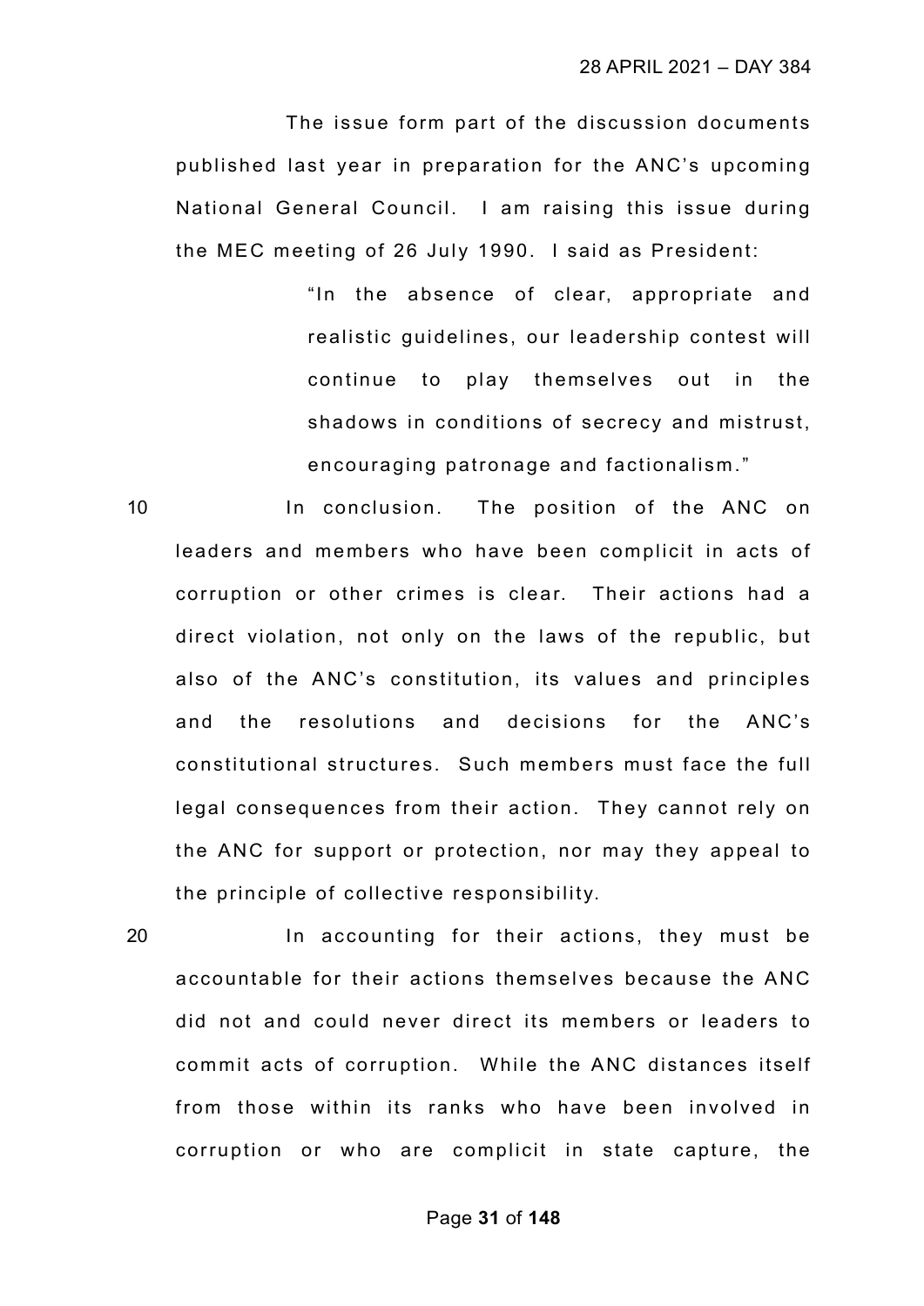The issue form part of the discussion documents published last year in preparation for the ANC's upcoming National General Council. I am raising this issue during the MEC meeting of 26 July 1990. I said as President:

> "In the absence of clear, appropriate and realistic guidelines, our leadership contest will continue to play themselves out in the shadows in conditions of secrecy and mistrust, encouraging patronage and factionalism."

In conclusion. The position of the ANC on leaders and members who have been complicit in acts of corruption or other crimes is clear. Their actions had a direct violation, not only on the laws of the republic, but also of the ANC's constitution, its values and principles and the resolutions and decisions for the ANC's constitutional structures. Such members must face the full legal consequences from their action. They cannot rely on the ANC for support or protection, nor may they appeal to the principle of collective responsibility.

In accounting for their actions, they must be accountable for their actions themselves because the ANC did not and could never direct its members or leaders to commit acts of corruption. While the ANC distances itself from those within its ranks who have been involved in corruption or who are complicit in state capture, the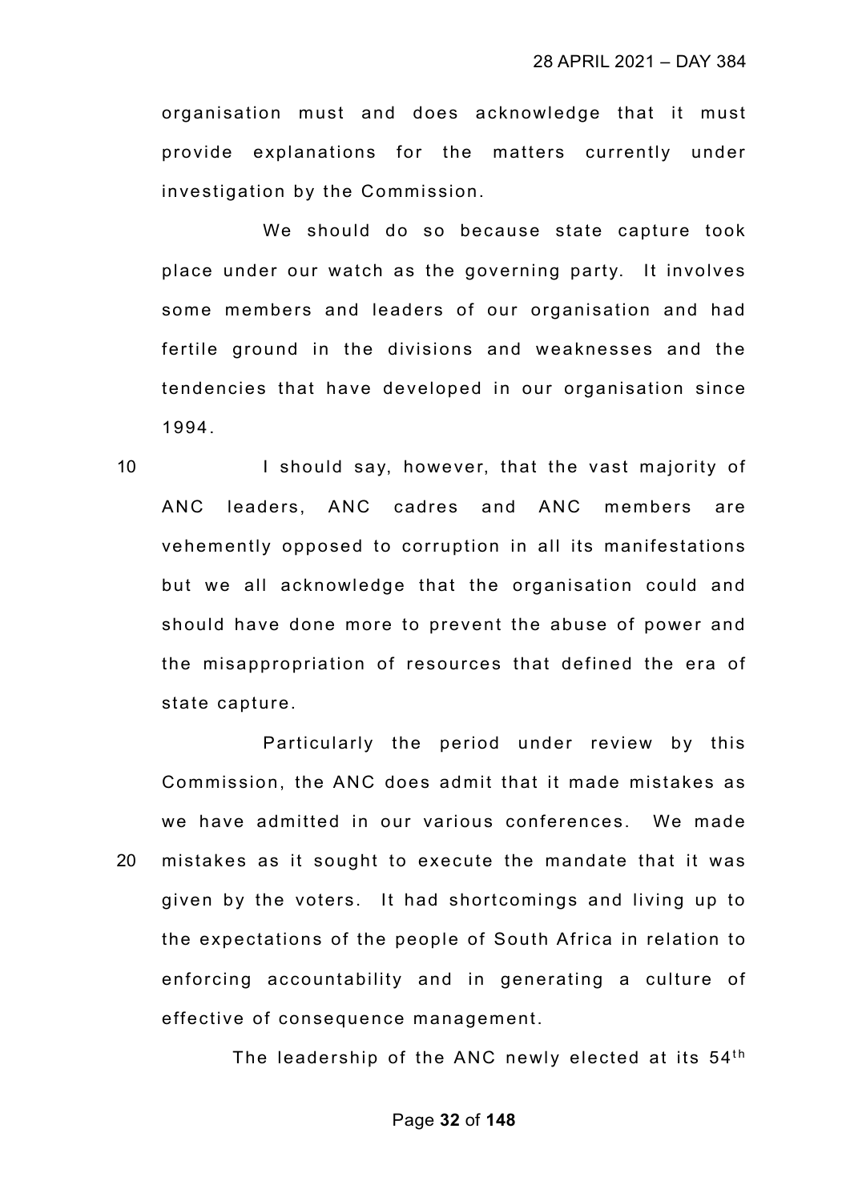organisation must and does acknowledge that it must provide explanations for the matters currently under investigation by the Commission.

We should do so because state capture took place under our watch as the governing party. It involves some members and leaders of our organisation and had fertile ground in the divisions and weaknesses and the tendencies that have developed in our organisation since 1994.

I should say, however, that the vast majority of ANC leaders, ANC cadres and ANC members are vehemently opposed to corruption in all its manifestations but we all acknowledge that the organisation could and should have done more to prevent the abuse of power and the misappropriation of resources that defined the era of state capture.

Particularly the period under review by this Commission, the ANC does admit that it made mistakes as we have admitted in our various conferences. We made mistakes as it sought to execute the mandate that it was given by the voters. It had shortcomings and living up to the expectations of the people of South Africa in relation to enforcing accountability and in generating a culture of effective of consequence management.

The leadership of the ANC newly elected at its 54th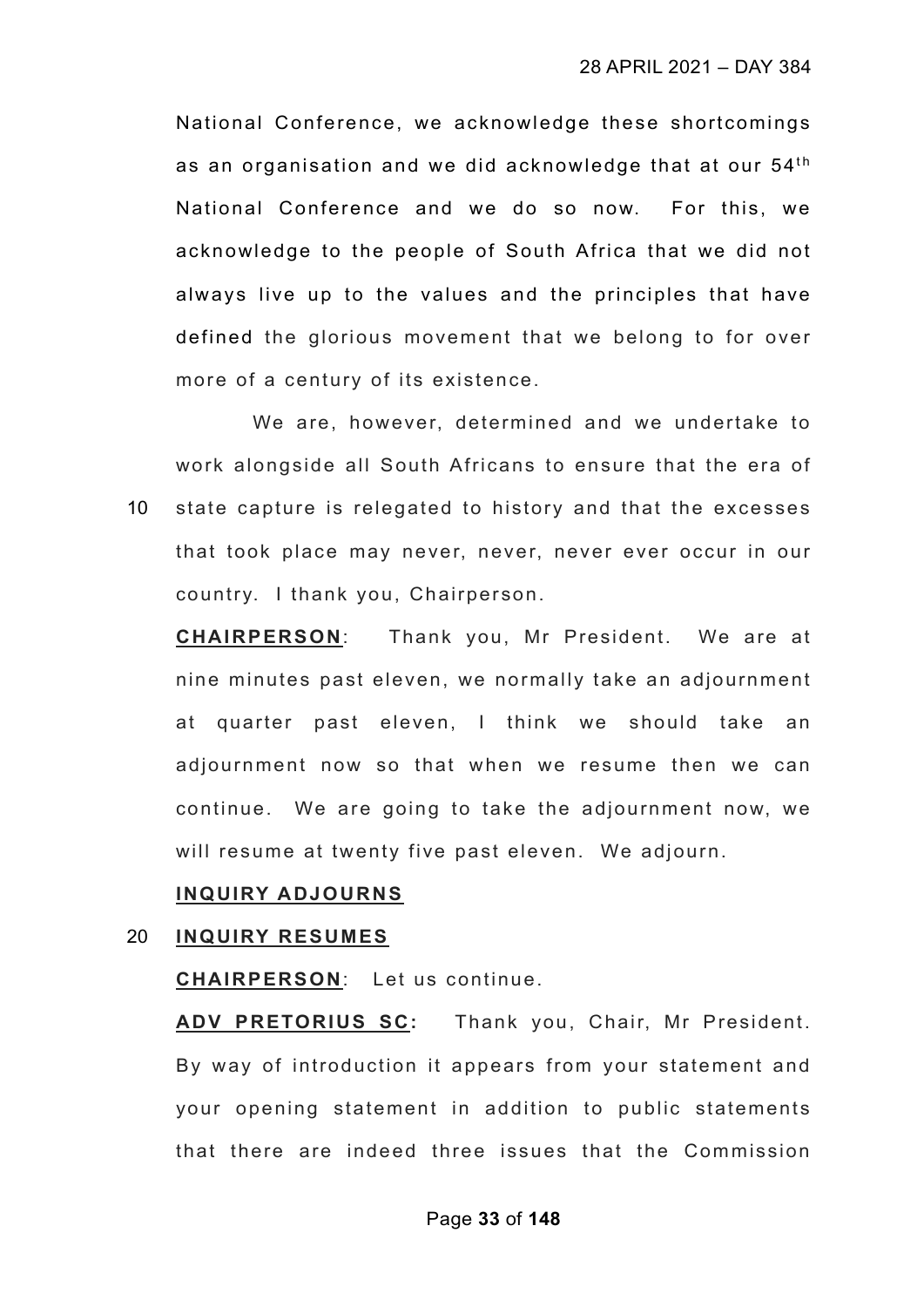National Conference, we acknowledge these shortcomings as an organisation and we did acknowledge that at our 54th National Conference and we do so now. For this, we acknowledge to the people of South Africa that we did not always live up to the values and the principles that have defined the glorious movement that we belong to for over more of a century of its existence.

We are, however, determined and we undertake to work alongside all South Africans to ensure that the era of state capture is relegated to history and that the excesses that took place may never, never, never ever occur in our country. I thank you, Chairperson.

**CHAIRPERSON**: Thank you, Mr President. We are at nine minutes past eleven, we normally take an adjournment at quarter past eleven, I think we should take an adjournment now so that when we resume then we can continue. We are going to take the adjournment now, we will resume at twenty five past eleven. We adjourn.

**INQUIRY ADJOURNS**

**INQUIRY RESUMES**

**CHAIRPERSON**: Let us continue.

**ADV PRETORIUS SC:** Thank you, Chair, Mr President. By way of introduction it appears from your statement and your opening statement in addition to public statements that there are indeed three issues that the Commission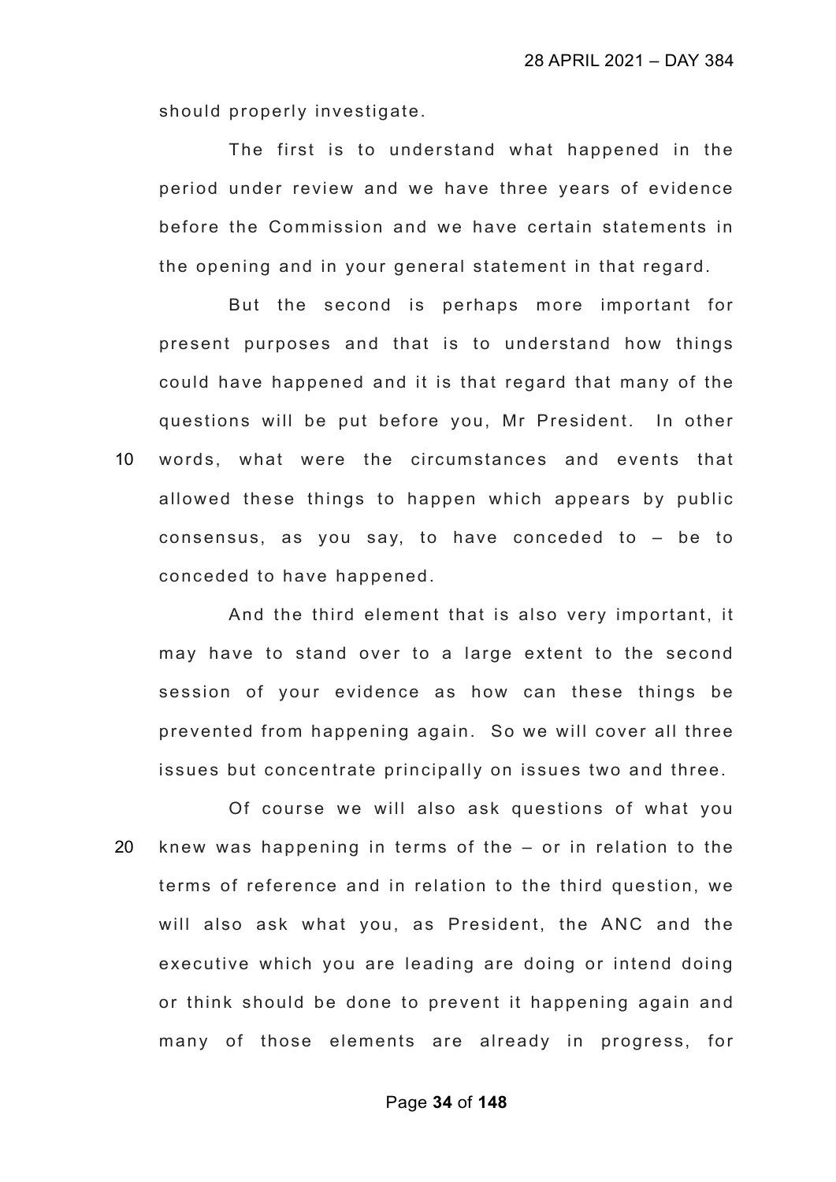should properly investigate.

The first is to understand what happened in the period under review and we have three years of evidence before the Commission and we have certain statements in the opening and in your general statement in that regard.

But the second is perhaps more important for present purposes and that is to understand how things could have happened and it is that regard that many of the questions will be put before you, Mr President. In other words, what were the circumstances and events that allowed these things to happen which appears by public consensus, as you say, to have conceded to – be to conceded to have happened.

And the third element that is also very important, it may have to stand over to a large extent to the second session of your evidence as how can these things be prevented from happening again. So we will cover all three issues but concentrate principally on issues two and three.

Of course we will also ask questions of what you knew was happening in terms of the – or in relation to the terms of reference and in relation to the third question, we will also ask what you, as President, the ANC and the executive which you are leading are doing or intend doing or think should be done to prevent it happening again and many of those elements are already in progress, for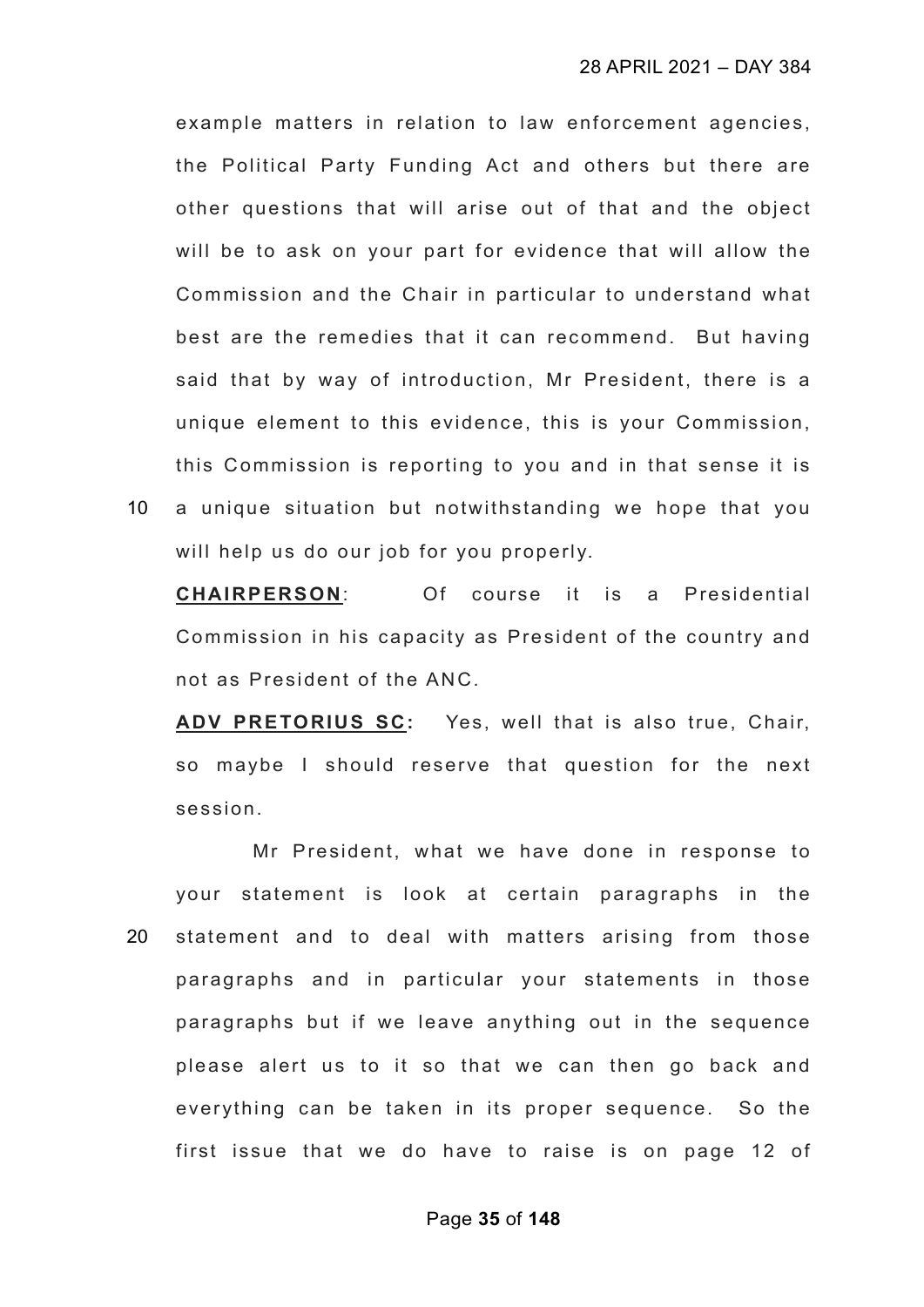example matters in relation to law enforcement agencies, the Political Party Funding Act and others but there are other questions that will arise out of that and the object will be to ask on your part for evidence that will allow the Commission and the Chair in particular to understand what best are the remedies that it can recommend. But having said that by way of introduction, Mr President, there is a unique element to this evidence, this is your Commission, this Commission is reporting to you and in that sense it is a unique situation but notwithstanding we hope that you will help us do our job for you properly.

**CHAIRPERSON**: Of course it is a Presidential Commission in his capacity as President of the country and not as President of the ANC.

**ADV PRETORIUS SC:** Yes, well that is also true, Chair, so maybe I should reserve that question for the next session.

Mr President, what we have done in response to your statement is look at certain paragraphs in the statement and to deal with matters arising from those paragraphs and in particular your statements in those paragraphs but if we leave anything out in the sequence please alert us to it so that we can then go back and everything can be taken in its proper sequence. So the first issue that we do have to raise is on page 12 of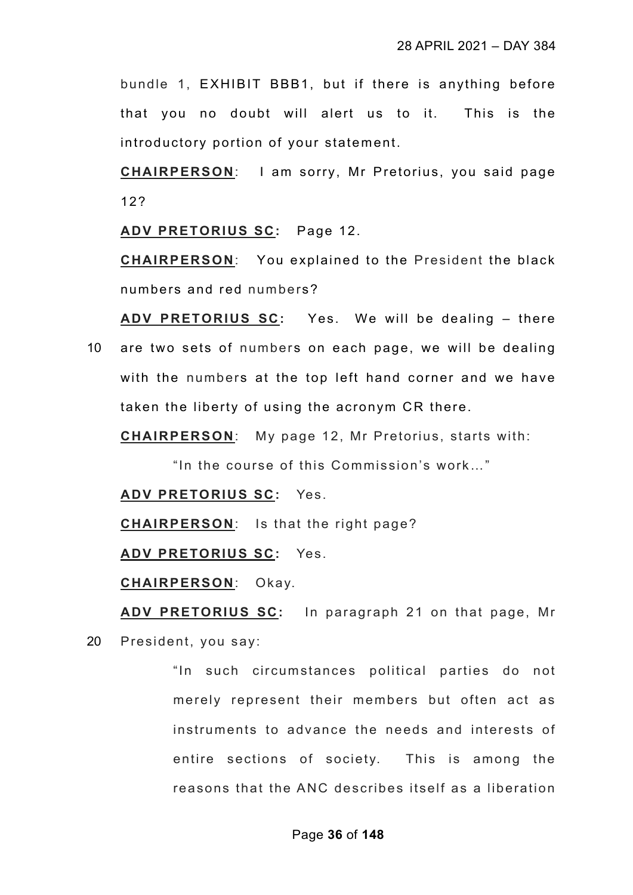bundle 1, EXHIBIT BBB1, but if there is anything before that you no doubt will alert us to it. This is the introductory portion of your statement.

**CHAIRPERSON**: I am sorry, Mr Pretorius, you said page 12?

**ADV PRETORIUS SC:** Page 12.

**CHAIRPERSON**: You explained to the President the black numbers and red numbers?

**ADV PRETORIUS SC:** Yes. We will be dealing – there are two sets of numbers on each page, we will be dealing with the numbers at the top left hand corner and we have taken the liberty of using the acronym CR there.

**CHAIRPERSON**: My page 12, Mr Pretorius, starts with:

> "In the course of this Commission's work…"

**ADV PRETORIUS SC:** Yes.

**CHAIRPERSON**: Is that the right page?

**ADV PRETORIUS SC:** Yes.

**CHAIRPERSON**: Okay.

**ADV PRETORIUS SC:** In paragraph 21 on that page, Mr President, you say:

> "In such circumstances political parties do not merely represent their members but often act as instruments to advance the needs and interests of entire sections of society. This is among the reasons that the ANC describes itself as a liberation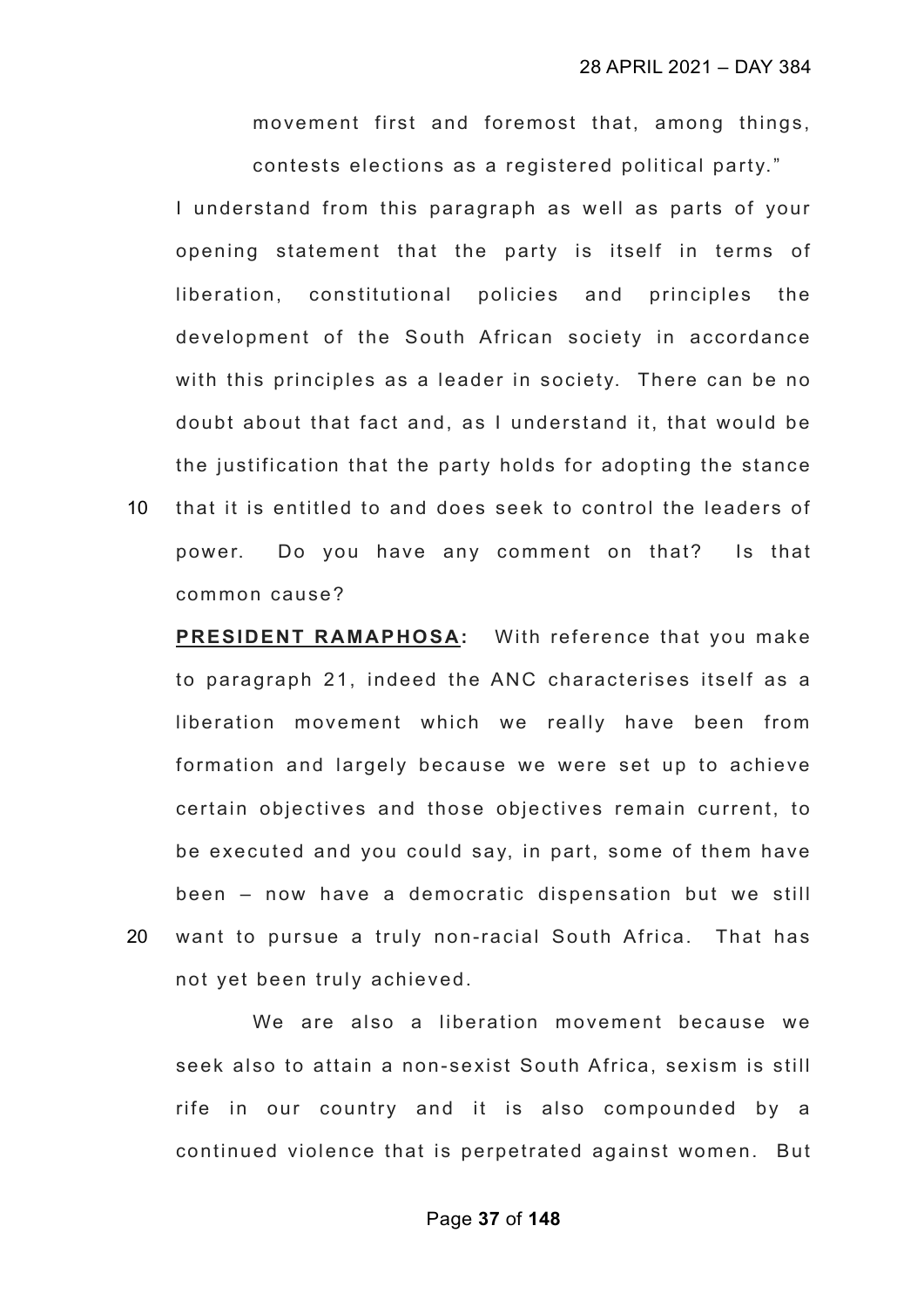movement first and foremost that, among things, contests elections as a registered political party."

I understand from this paragraph as well as parts of your opening statement that the party is itself in terms of liberation, constitutional policies and principles the development of the South African society in accordance with this principles as a leader in society. There can be no doubt about that fact and, as I understand it, that would be the justification that the party holds for adopting the stance that it is entitled to and does seek to control the leaders of power. Do you have any comment on that? Is that common cause?

**PRESIDENT RAMAPHOSA:** With reference that you make to paragraph 21, indeed the ANC characterises itself as a liberation movement which we really have been from formation and largely because we were set up to achieve certain objectives and those objectives remain current, to be executed and you could say, in part, some of them have been – now have a democratic dispensation but we still want to pursue a truly non-racial South Africa. That has not yet been truly achieved.

We are also a liberation movement because we seek also to attain a non-sexist South Africa, sexism is still rife in our country and it is also compounded by a continued violence that is perpetrated against women. But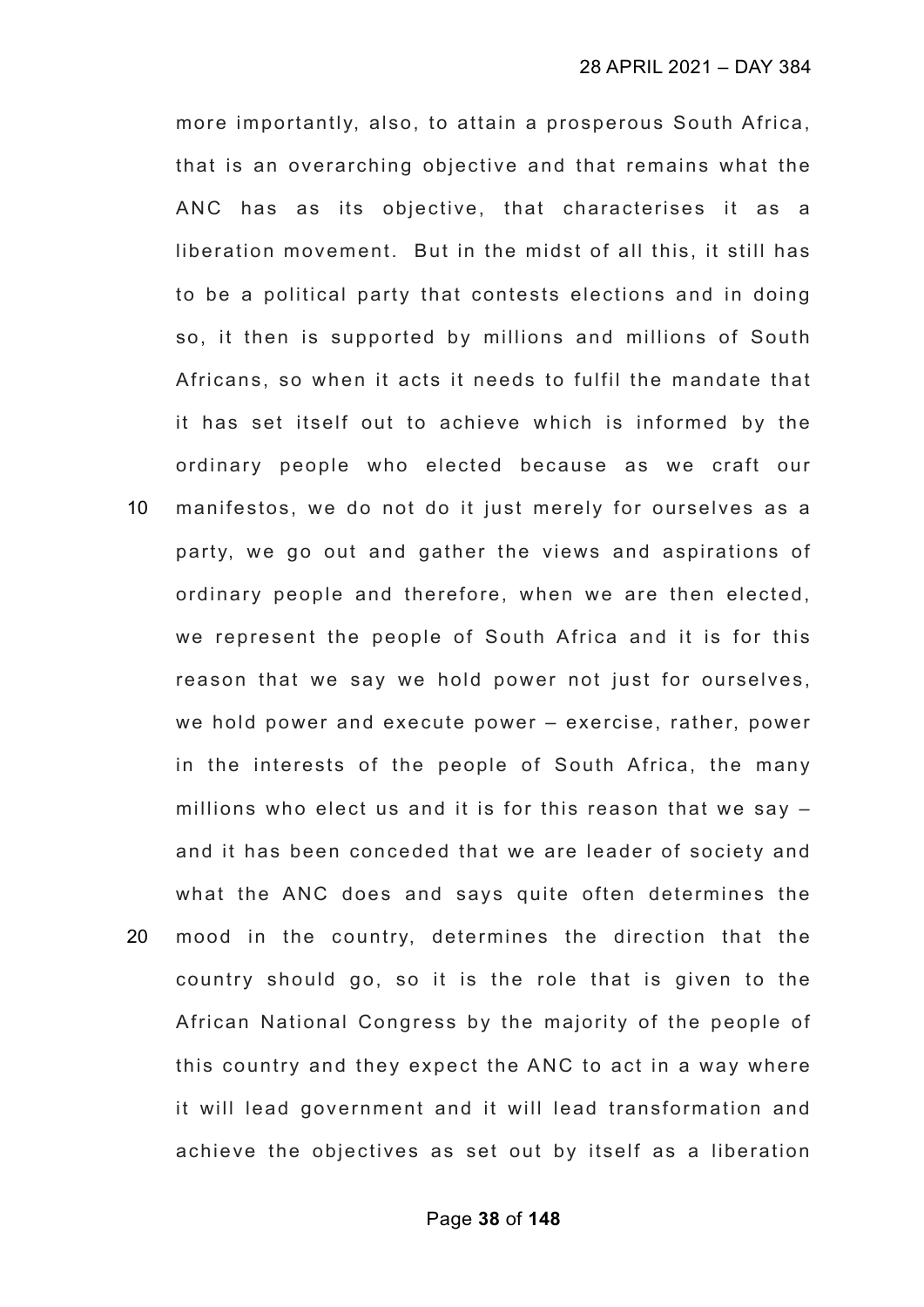more importantly, also, to attain a prosperous South Africa, that is an overarching objective and that remains what the ANC has as its objective, that characterises it as a liberation movement. But in the midst of all this, it still has to be a political party that contests elections and in doing so, it then is supported by millions and millions of South Africans, so when it acts it needs to fulfil the mandate that it has set itself out to achieve which is informed by the ordinary people who elected because as we craft our manifestos, we do not do it just merely for ourselves as a party, we go out and gather the views and aspirations of ordinary people and therefore, when we are then elected, we represent the people of South Africa and it is for this reason that we say we hold power not just for ourselves, we hold power and execute power – exercise, rather, power in the interests of the people of South Africa, the many millions who elect us and it is for this reason that we say – and it has been conceded that we are leader of society and what the ANC does and says quite often determines the mood in the country, determines the direction that the country should go, so it is the role that is given to the African National Congress by the majority of the people of this country and they expect the ANC to act in a way where it will lead government and it will lead transformation and achieve the objectives as set out by itself as a liberation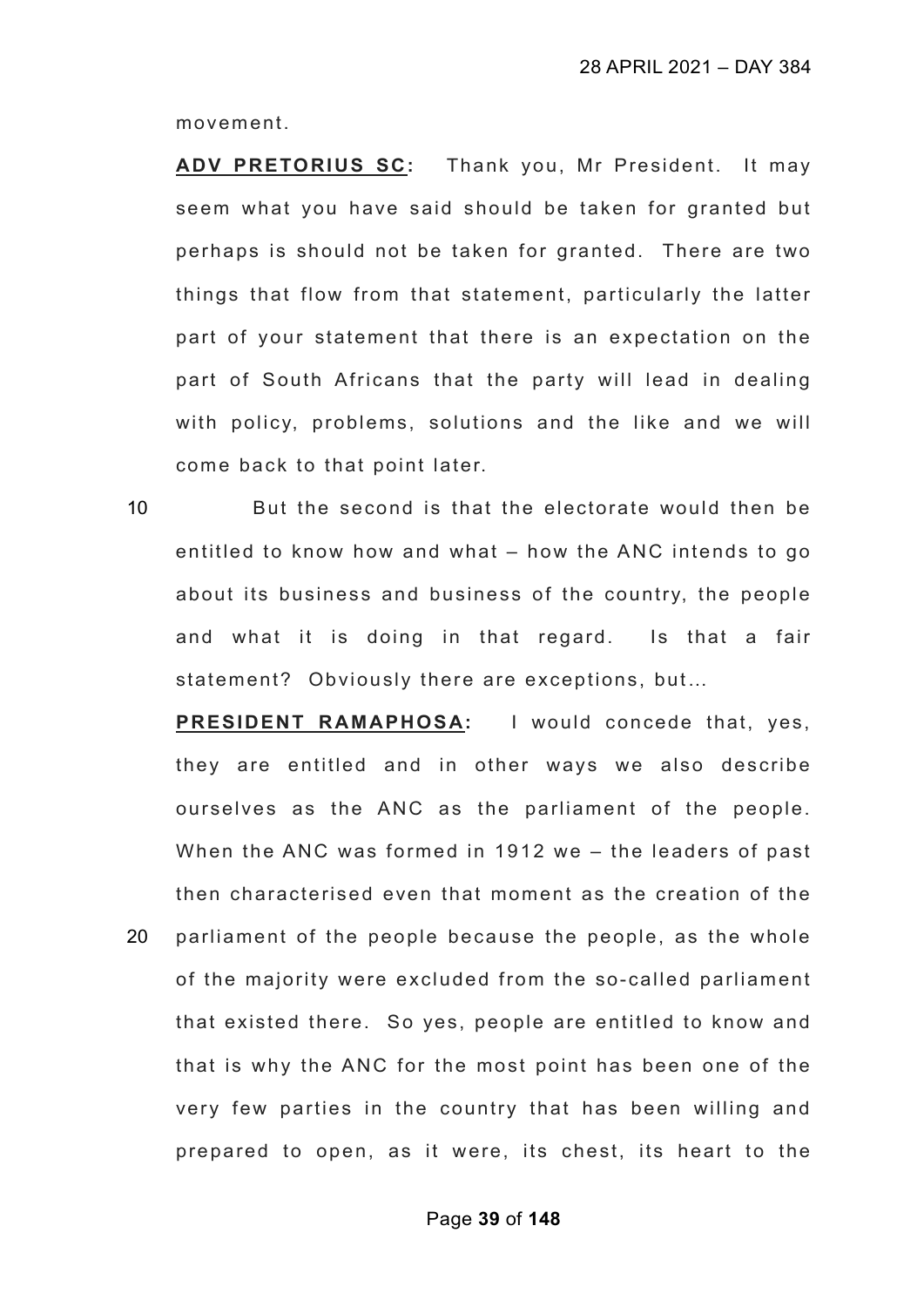movement.

**ADV PRETORIUS SC:** Thank you, Mr President. It may seem what you have said should be taken for granted but perhaps is should not be taken for granted. There are two things that flow from that statement, particularly the latter part of your statement that there is an expectation on the part of South Africans that the party will lead in dealing with policy, problems, solutions and the like and we will come back to that point later.

But the second is that the electorate would then be entitled to know how and what – how the ANC intends to go about its business and business of the country, the people and what it is doing in that regard. Is that a fair statement? Obviously there are exceptions, but…

**PRESIDENT RAMAPHOSA:** I would concede that, yes, they are entitled and in other ways we also describe ourselves as the ANC as the parliament of the people. When the ANC was formed in 1912 we – the leaders of past then characterised even that moment as the creation of the parliament of the people because the people, as the whole of the majority were excluded from the so-called parliament that existed there. So yes, people are entitled to know and that is why the ANC for the most point has been one of the very few parties in the country that has been willing and prepared to open, as it were, its chest, its heart to the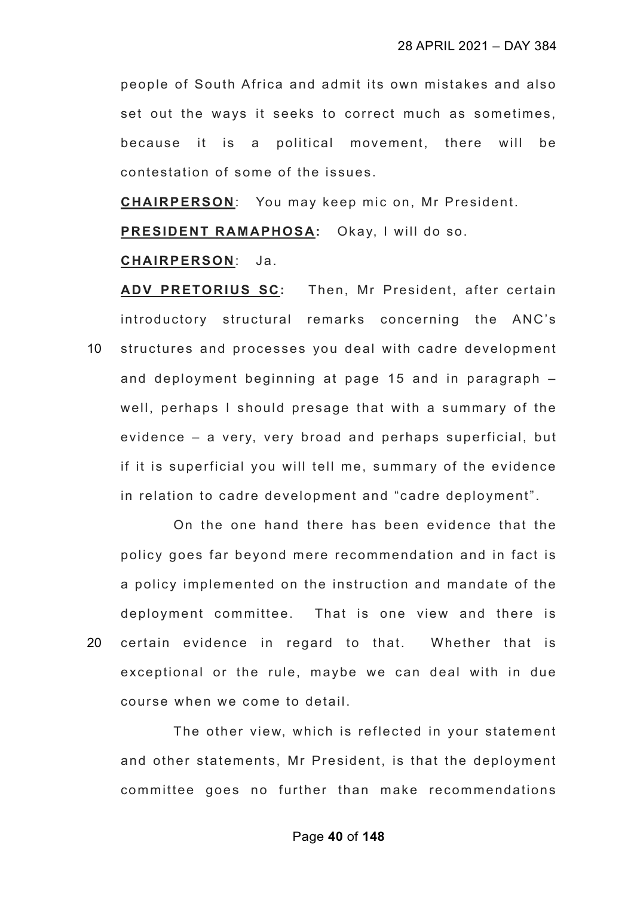people of South Africa and admit its own mistakes and also set out the ways it seeks to correct much as sometimes, because it is a political movement, there will be contestation of some of the issues.

**CHAIRPERSON**: You may keep mic on, Mr President.

**PRESIDENT RAMAPHOSA:** Okay, I will do so.

**CHAIRPERSON**: Ja.

**ADV PRETORIUS SC:** Then, Mr President, after certain introductory structural remarks concerning the ANC's structures and processes you deal with cadre development and deployment beginning at page 15 and in paragraph – well, perhaps I should presage that with a summary of the evidence – a very, very broad and perhaps superficial, but if it is superficial you will tell me, summary of the evidence in relation to cadre development and "cadre deployment".

On the one hand there has been evidence that the policy goes far beyond mere recommendation and in fact is a policy implemented on the instruction and mandate of the deployment committee. That is one view and there is certain evidence in regard to that. Whether that is exceptional or the rule, maybe we can deal with in due course when we come to detail.

The other view, which is reflected in your statement and other statements, Mr President, is that the deployment committee goes no further than make recommendations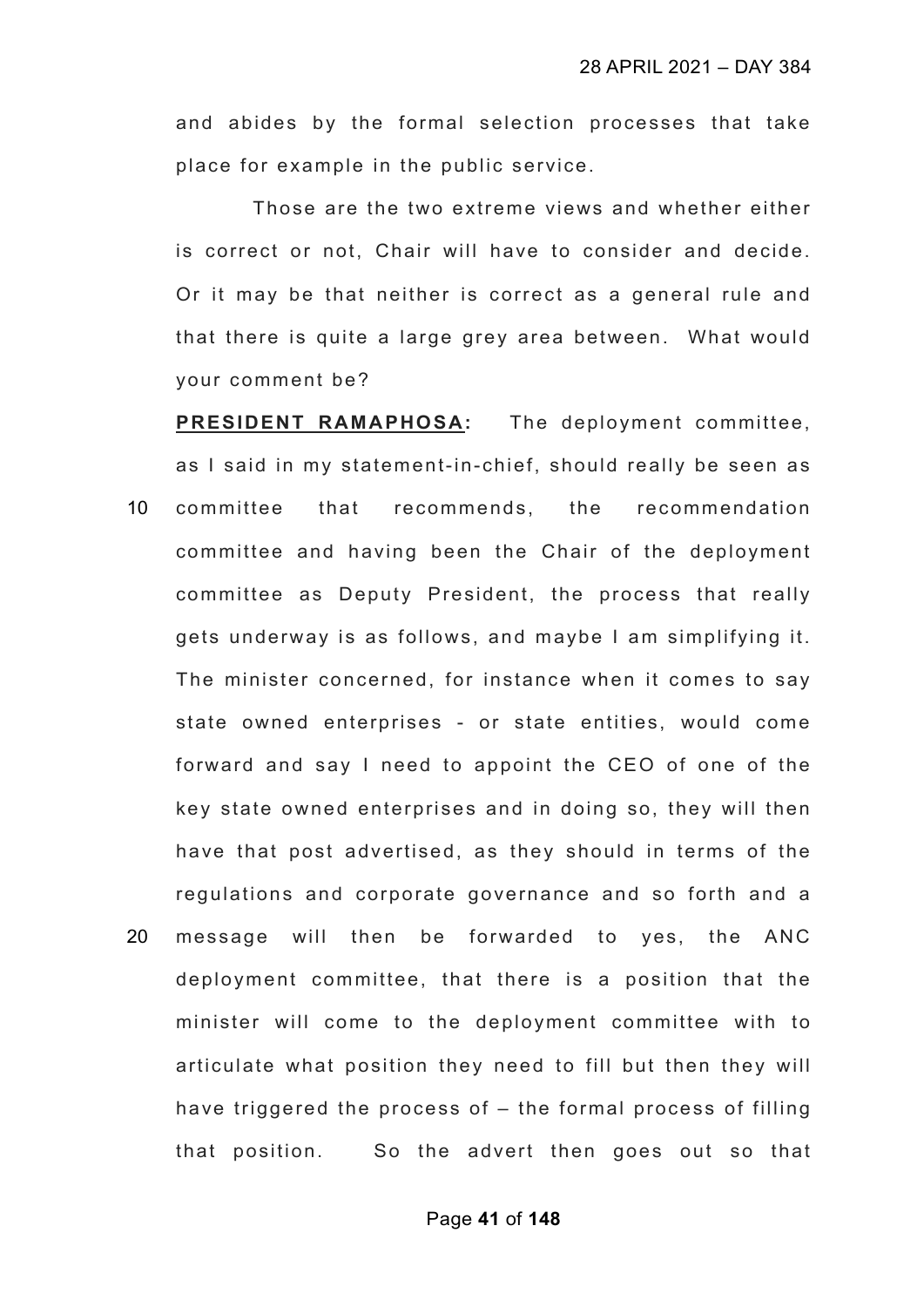and abides by the formal selection processes that take place for example in the public service.

Those are the two extreme views and whether either is correct or not, Chair will have to consider and decide. Or it may be that neither is correct as a general rule and that there is quite a large grey area between. What would your comment be?

**PRESIDENT RAMAPHOSA:** The deployment committee, as I said in my statement-in-chief, should really be seen as committee that recommends, the recommendation committee and having been the Chair of the deployment committee as Deputy President, the process that really gets underway is as follows, and maybe I am simplifying it. The minister concerned, for instance when it comes to say state owned enterprises - or state entities, would come forward and say I need to appoint the CEO of one of the key state owned enterprises and in doing so, they will then have that post advertised, as they should in terms of the regulations and corporate governance and so forth and a message will then be forwarded to yes, the ANC deployment committee, that there is a position that the minister will come to the deployment committee with to articulate what position they need to fill but then they will have triggered the process of – the formal process of filling that position. So the advert then goes out so that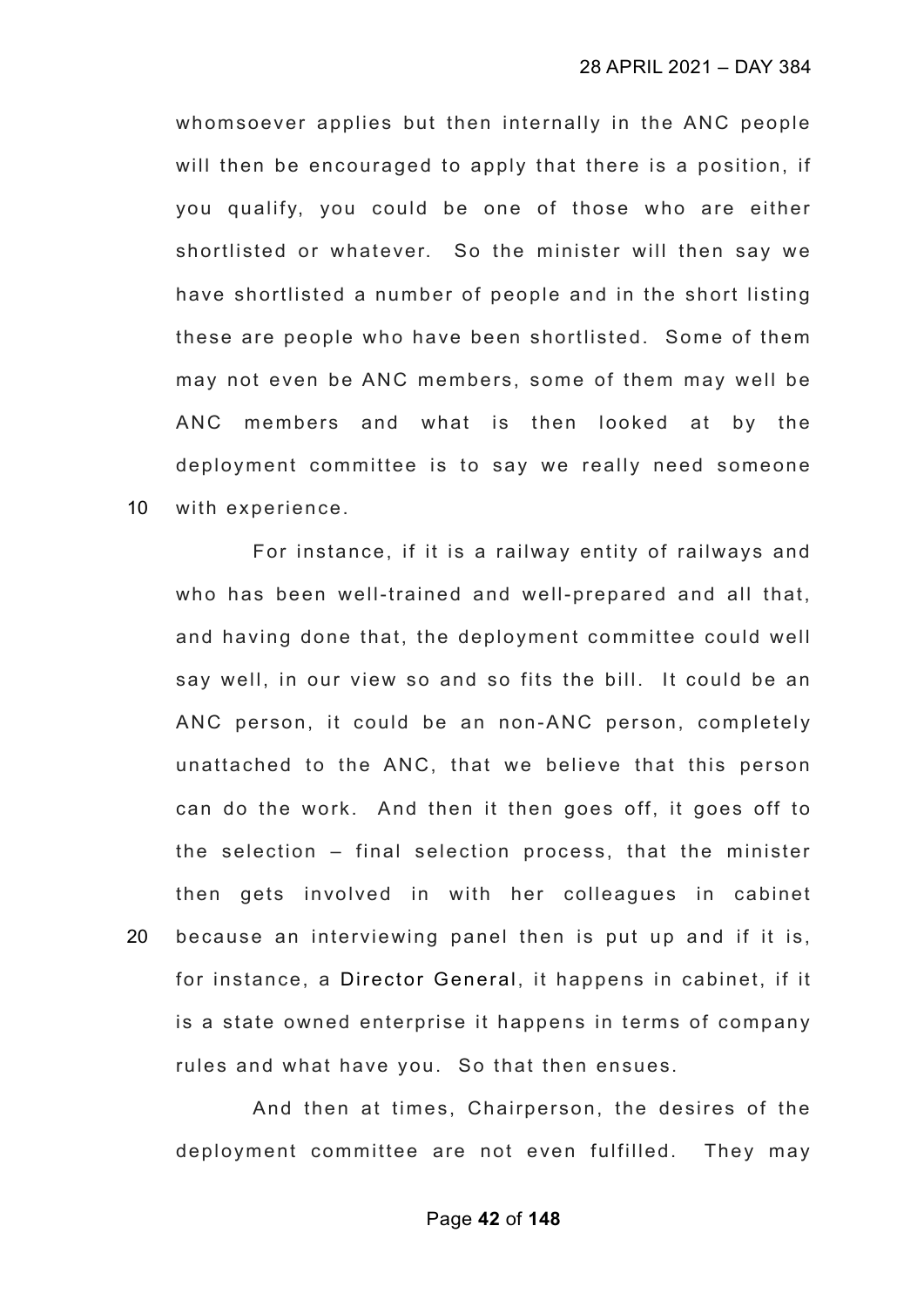whomsoever applies but then internally in the ANC people will then be encouraged to apply that there is a position, if you qualify, you could be one of those who are either shortlisted or whatever. So the minister will then say we have shortlisted a number of people and in the short listing these are people who have been shortlisted. Some of them may not even be ANC members, some of them may well be ANC members and what is then looked at by the deployment committee is to say we really need someone with experience.

For instance, if it is a railway entity of railways and who has been well-trained and well-prepared and all that, and having done that, the deployment committee could well say well, in our view so and so fits the bill. It could be an ANC person, it could be an non-ANC person, completely unattached to the ANC, that we believe that this person can do the work. And then it then goes off, it goes off to the selection – final selection process, that the minister then gets involved in with her colleagues in cabinet because an interviewing panel then is put up and if it is, for instance, a Director General, it happens in cabinet, if it is a state owned enterprise it happens in terms of company rules and what have you. So that then ensues.

And then at times, Chairperson, the desires of the deployment committee are not even fulfilled. They may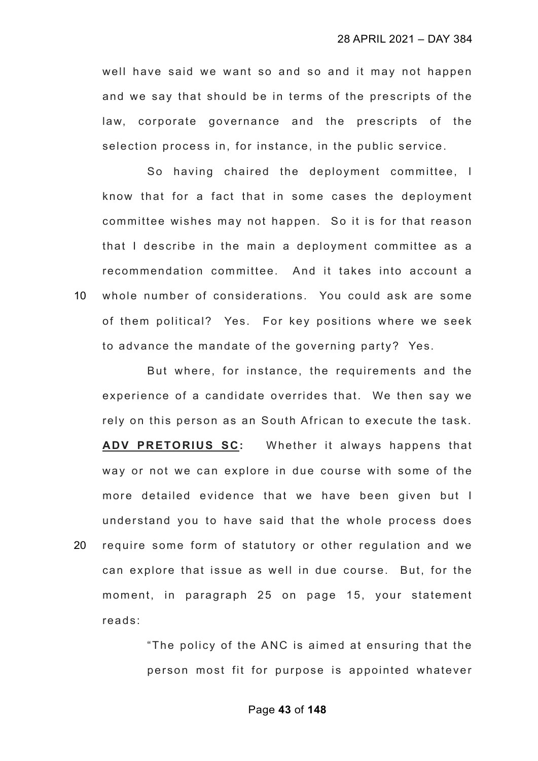well have said we want so and so and it may not happen and we say that should be in terms of the prescripts of the law, corporate governance and the prescripts of the selection process in, for instance, in the public service.

So having chaired the deployment committee, I know that for a fact that in some cases the deployment committee wishes may not happen. So it is for that reason that I describe in the main a deployment committee as a recommendation committee. And it takes into account a whole number of considerations. You could ask are some of them political? Yes. For key positions where we seek to advance the mandate of the governing party? Yes.

But where, for instance, the requirements and the experience of a candidate overrides that. We then say we rely on this person as an South African to execute the task.

**ADV PRETORIUS SC:** Whether it always happens that way or not we can explore in due course with some of the more detailed evidence that we have been given but I understand you to have said that the whole process does require some form of statutory or other regulation and we can explore that issue as well in due course. But, for the moment, in paragraph 25 on page 15, your statement reads:

> "The policy of the ANC is aimed at ensuring that the person most fit for purpose is appointed whatever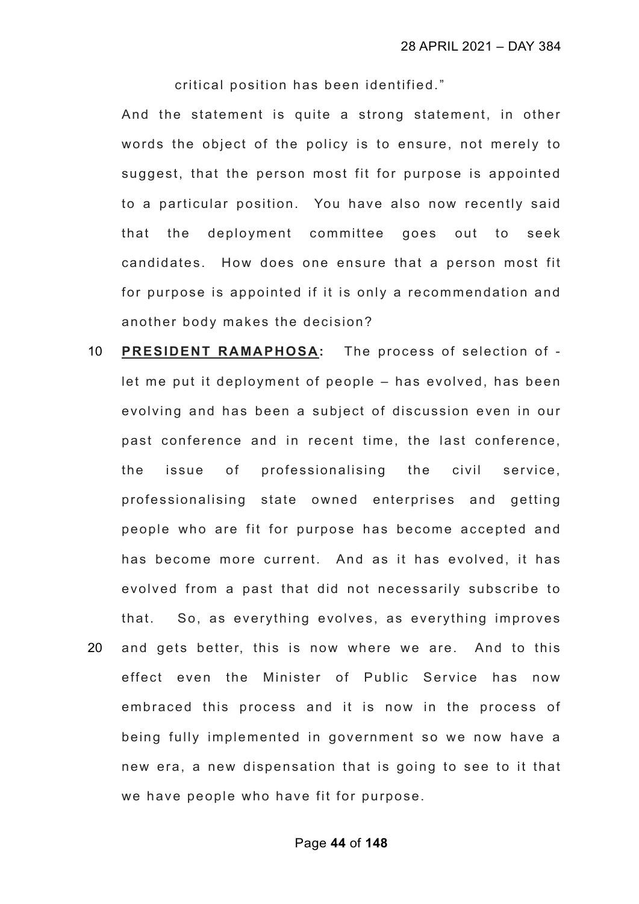critical position has been identified."

And the statement is quite a strong statement, in other words the object of the policy is to ensure, not merely to suggest, that the person most fit for purpose is appointed to a particular position. You have also now recently said that the deployment committee goes out to seek candidates. How does one ensure that a person most fit for purpose is appointed if it is only a recommendation and another body makes the decision?

**PRESIDENT RAMAPHOSA:** The process of selection of - let me put it deployment of people – has evolved, has been evolving and has been a subject of discussion even in our past conference and in recent time, the last conference, the issue of professionalising the civil service, professionalising state owned enterprises and getting people who are fit for purpose has become accepted and has become more current. And as it has evolved, it has evolved from a past that did not necessarily subscribe to that. So, as everything evolves, as everything improves and gets better, this is now where we are. And to this effect even the Minister of Public Service has now embraced this process and it is now in the process of being fully implemented in government so we now have a new era, a new dispensation that is going to see to it that we have people who have fit for purpose.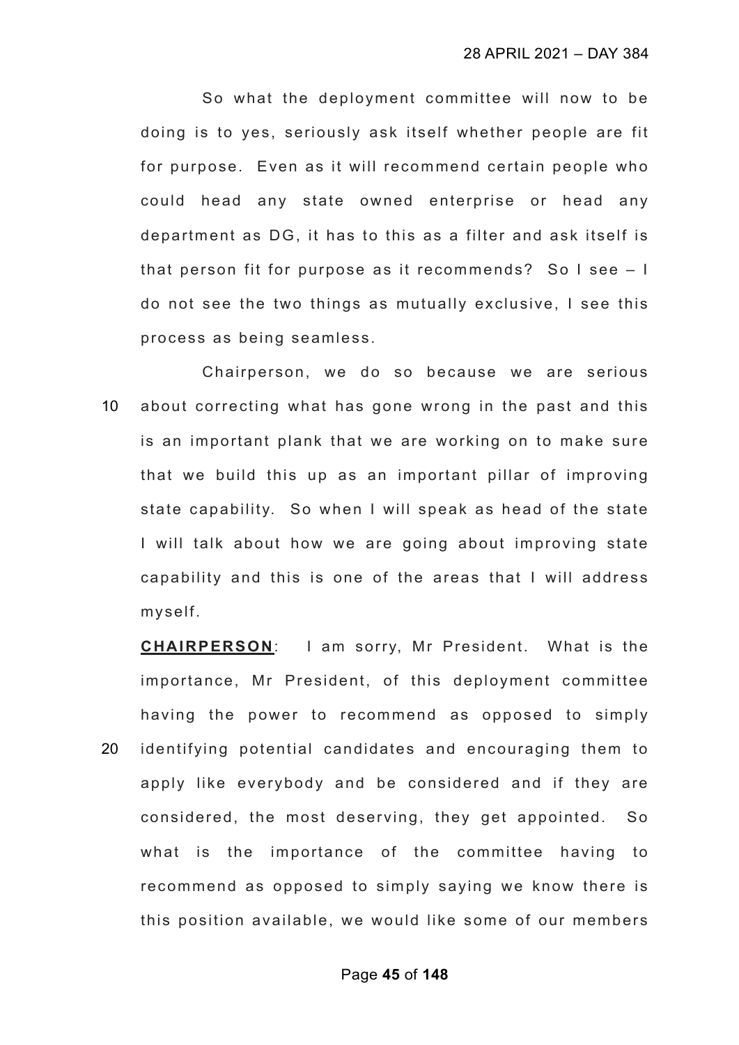So what the deployment committee will now to be doing is to yes, seriously ask itself whether people are fit for purpose. Even as it will recommend certain people who could head any state owned enterprise or head any department as DG, it has to this as a filter and ask itself is that person fit for purpose as it recommends? So I see – I do not see the two things as mutually exclusive, I see this process as being seamless.

Chairperson, we do so because we are serious about correcting what has gone wrong in the past and this is an important plank that we are working on to make sure that we build this up as an important pillar of improving state capability. So when I will speak as head of the state I will talk about how we are going about improving state capability and this is one of the areas that I will address myself.

**CHAIRPERSON**: I am sorry, Mr President. What is the importance, Mr President, of this deployment committee having the power to recommend as opposed to simply identifying potential candidates and encouraging them to apply like everybody and be considered and if they are considered, the most deserving, they get appointed. So what is the importance of the committee having to recommend as opposed to simply saying we know there is this position available, we would like some of our members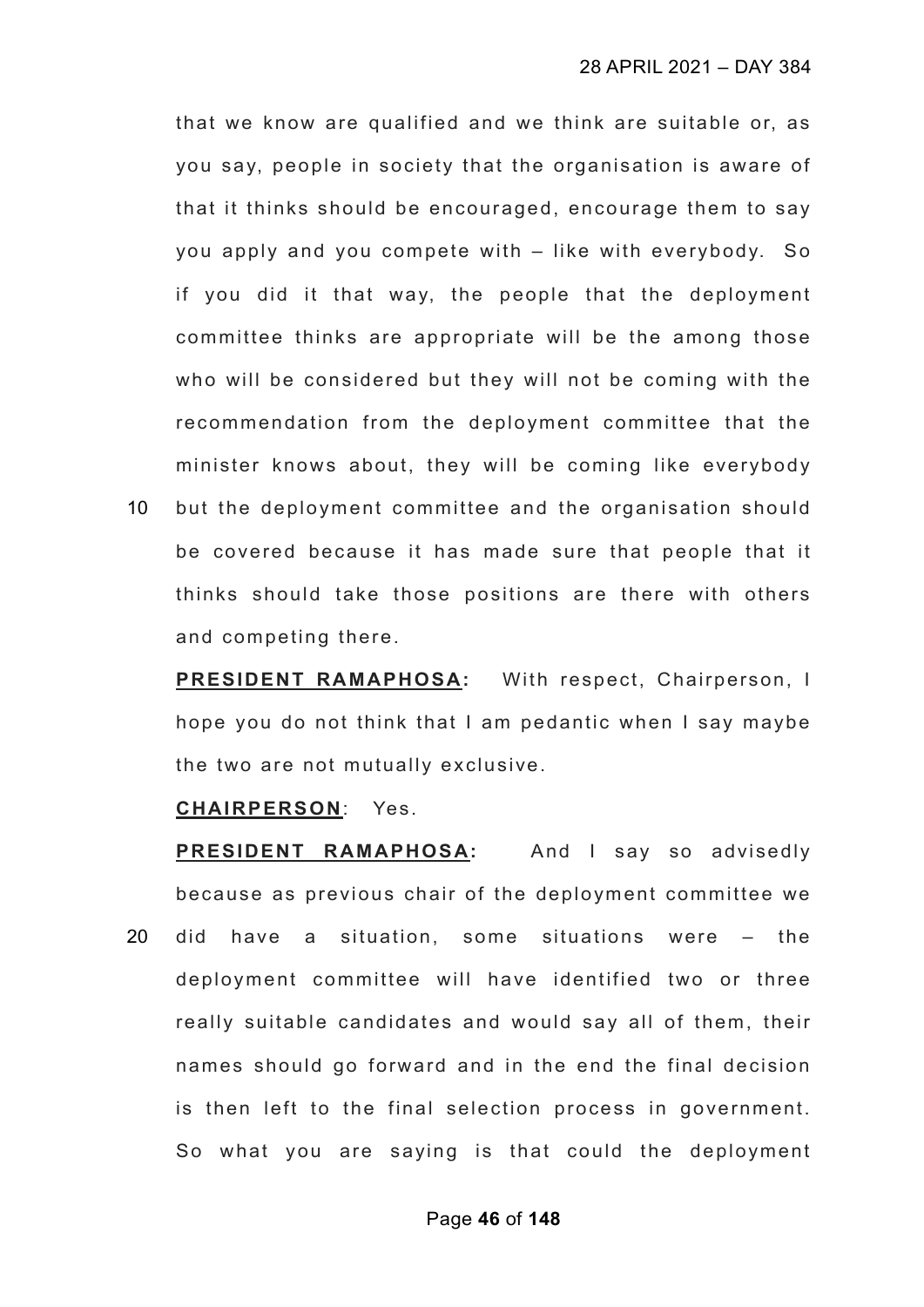that we know are qualified and we think are suitable or, as you say, people in society that the organisation is aware of that it thinks should be encouraged, encourage them to say you apply and you compete with – like with everybody. So if you did it that way, the people that the deployment committee thinks are appropriate will be the among those who will be considered but they will not be coming with the recommendation from the deployment committee that the minister knows about, they will be coming like everybody but the deployment committee and the organisation should be covered because it has made sure that people that it thinks should take those positions are there with others and competing there.

**PRESIDENT RAMAPHOSA:** With respect, Chairperson, I hope you do not think that I am pedantic when I say maybe the two are not mutually exclusive.

**CHAIRPERSON**: Yes.

**PRESIDENT RAMAPHOSA:** And I say so advisedly because as previous chair of the deployment committee we did have a situation, some situations were – the deployment committee will have identified two or three really suitable candidates and would say all of them, their names should go forward and in the end the final decision is then left to the final selection process in government. So what you are saying is that could the deployment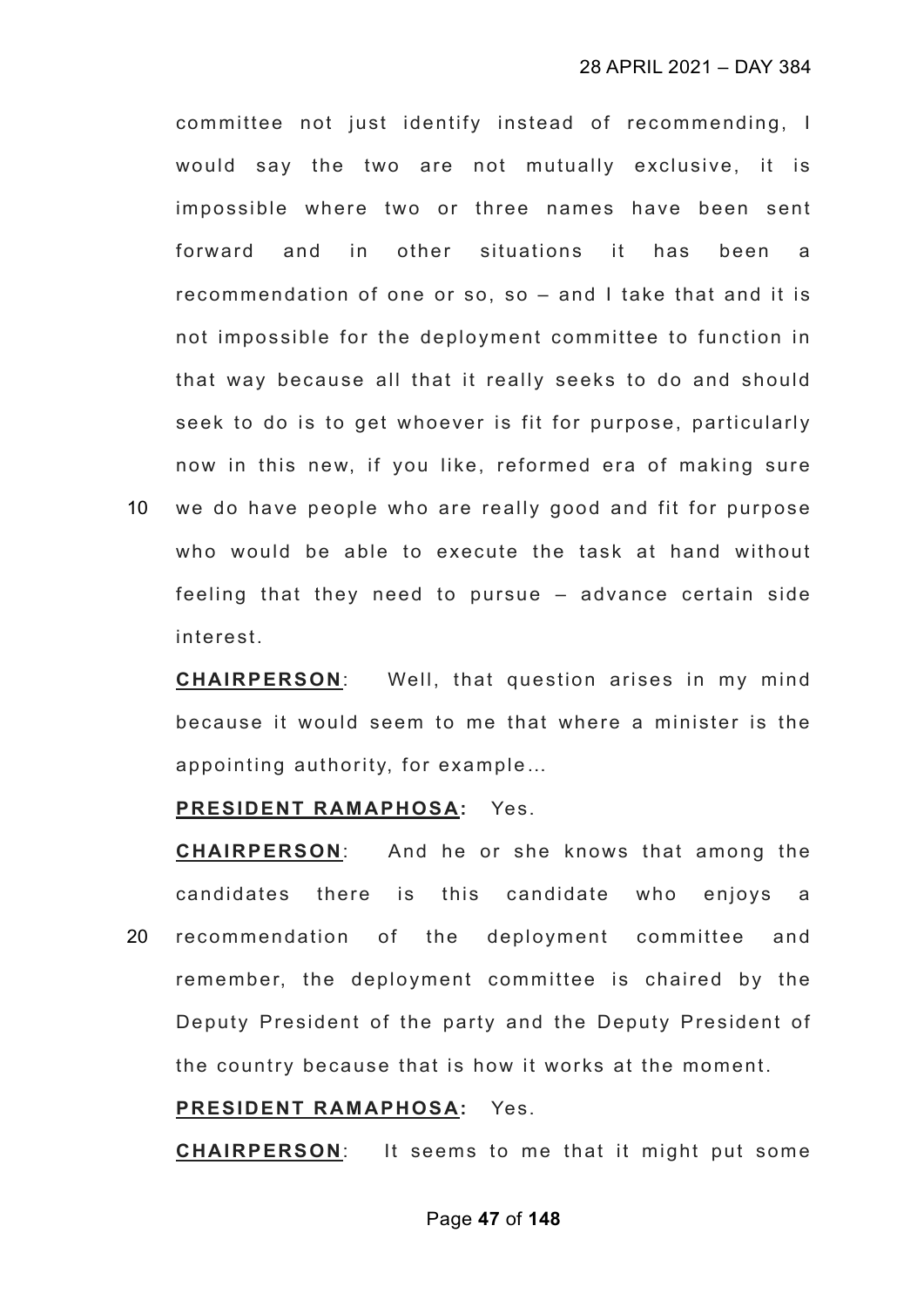committee not just identify instead of recommending, I would say the two are not mutually exclusive, it is impossible where two or three names have been sent forward and in other situations it has been a recommendation of one or so, so – and I take that and it is not impossible for the deployment committee to function in that way because all that it really seeks to do and should seek to do is to get whoever is fit for purpose, particularly now in this new, if you like, reformed era of making sure we do have people who are really good and fit for purpose who would be able to execute the task at hand without feeling that they need to pursue – advance certain side interest.

**CHAIRPERSON**: Well, that question arises in my mind because it would seem to me that where a minister is the appointing authority, for example…

**PRESIDENT RAMAPHOSA:** Yes.

**CHAIRPERSON**: And he or she knows that among the candidates there is this candidate who enjoys a recommendation of the deployment committee and remember, the deployment committee is chaired by the Deputy President of the party and the Deputy President of the country because that is how it works at the moment.

**PRESIDENT RAMAPHOSA:** Yes.

**CHAIRPERSON**: It seems to me that it might put some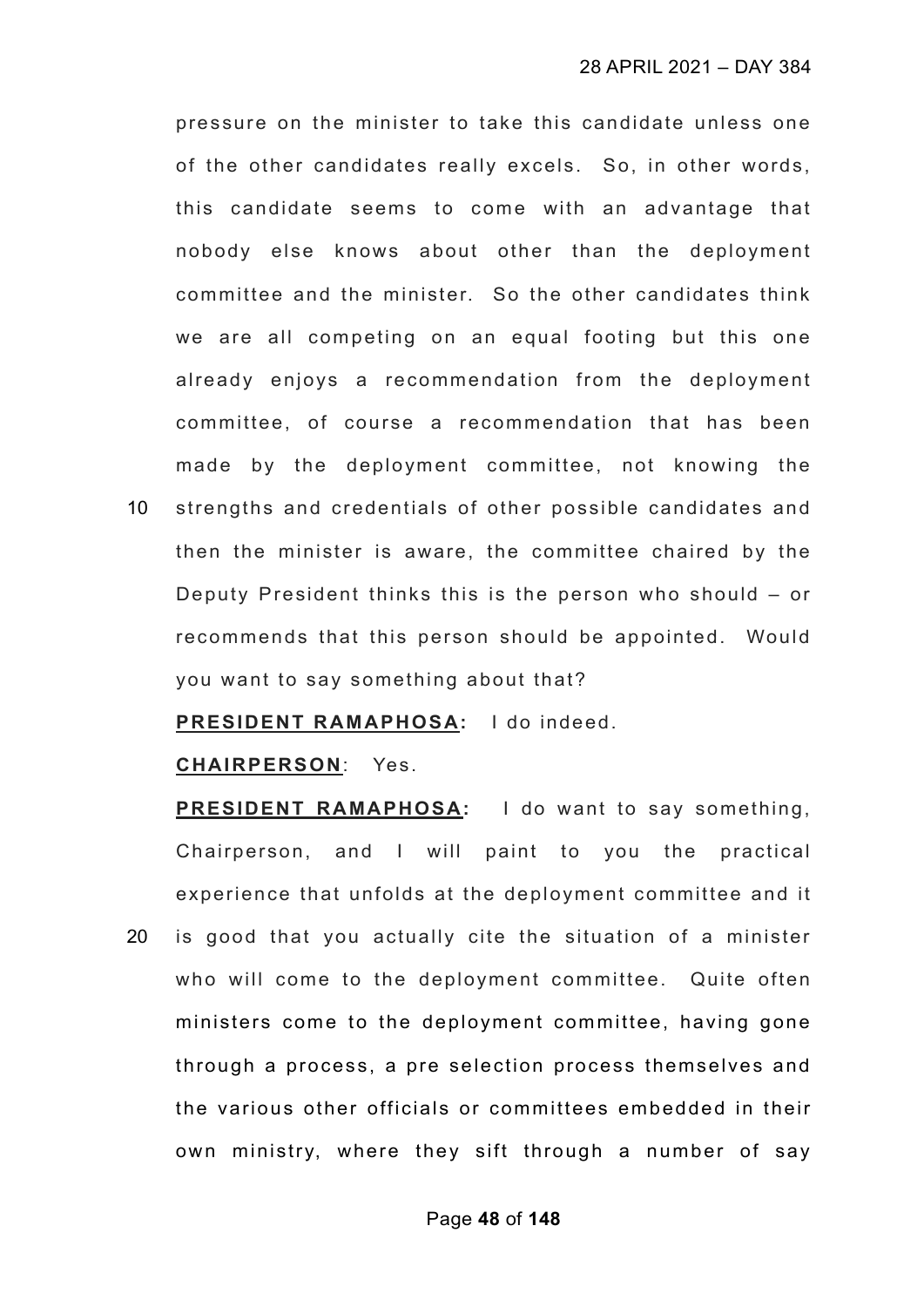pressure on the minister to take this candidate unless one of the other candidates really excels. So, in other words, this candidate seems to come with an advantage that nobody else knows about other than the deployment committee and the minister. So the other candidates think we are all competing on an equal footing but this one already enjoys a recommendation from the deployment committee, of course a recommendation that has been made by the deployment committee, not knowing the strengths and credentials of other possible candidates and then the minister is aware, the committee chaired by the Deputy President thinks this is the person who should – or recommends that this person should be appointed. Would you want to say something about that?

**PRESIDENT RAMAPHOSA:** I do indeed.

**CHAIRPERSON**: Yes.

**PRESIDENT RAMAPHOSA:** I do want to say something, Chairperson, and I will paint to you the practical experience that unfolds at the deployment committee and it is good that you actually cite the situation of a minister who will come to the deployment committee. Quite often ministers come to the deployment committee, having gone through a process, a pre selection process themselves and the various other officials or committees embedded in their own ministry, where they sift through a number of say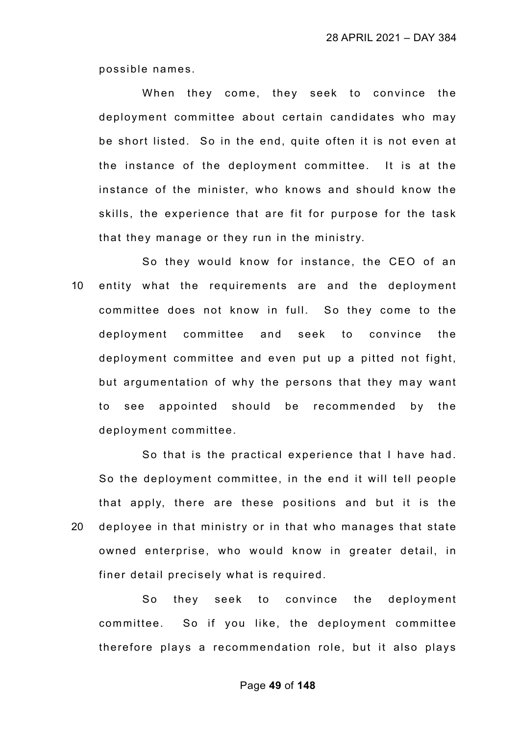possible names.

When they come, they seek to convince the deployment committee about certain candidates who may be short listed. So in the end, quite often it is not even at the instance of the deployment committee. It is at the instance of the minister, who knows and should know the skills, the experience that are fit for purpose for the task that they manage or they run in the ministry.

So they would know for instance, the CEO of an entity what the requirements are and the deployment committee does not know in full. So they come to the deployment committee and seek to convince the deployment committee and even put up a pitted not fight, but argumentation of why the persons that they may want to see appointed should be recommended by the deployment committee.

So that is the practical experience that I have had. So the deployment committee, in the end it will tell people that apply, there are these positions and but it is the deployee in that ministry or in that who manages that state owned enterprise, who would know in greater detail, in finer detail precisely what is required.

So they seek to convince the deployment committee. So if you like, the deployment committee therefore plays a recommendation role, but it also plays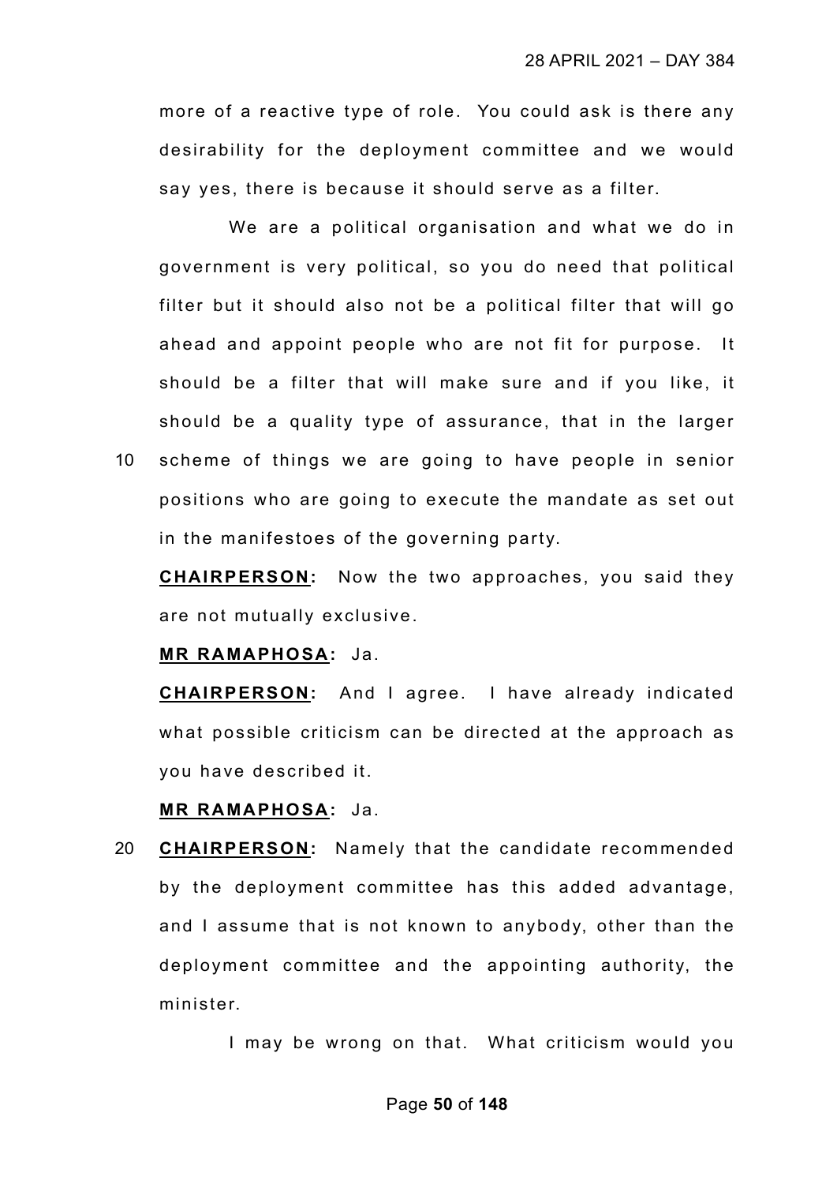more of a reactive type of role. You could ask is there any desirability for the deployment committee and we would say yes, there is because it should serve as a filter.

We are a political organisation and what we do in government is very political, so you do need that political filter but it should also not be a political filter that will go ahead and appoint people who are not fit for purpose. It should be a filter that will make sure and if you like, it should be a quality type of assurance, that in the larger scheme of things we are going to have people in senior positions who are going to execute the mandate as set out in the manifestoes of the governing party.

**CHAIRPERSON:** Now the two approaches, you said they are not mutually exclusive.

**MR RAMAPHOSA:** Ja.

**CHAIRPERSON:** And I agree. I have already indicated what possible criticism can be directed at the approach as you have described it.

**MR RAMAPHOSA:** Ja.

**CHAIRPERSON:** Namely that the candidate recommended by the deployment committee has this added advantage, and I assume that is not known to anybody, other than the deployment committee and the appointing authority, the minister.

I may be wrong on that. What criticism would you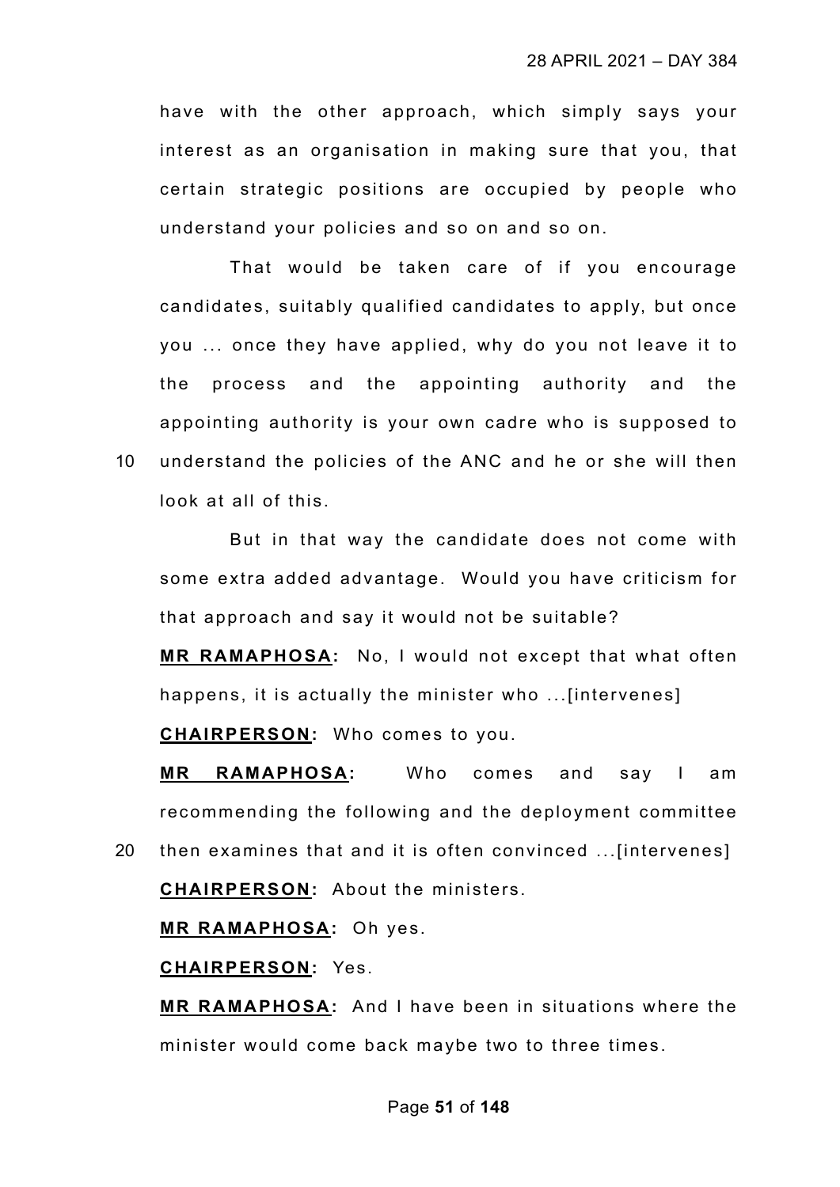have with the other approach, which simply says your interest as an organisation in making sure that you, that certain strategic positions are occupied by people who understand your policies and so on and so on.

That would be taken care of if you encourage candidates, suitably qualified candidates to apply, but once you ... once they have applied, why do you not leave it to the process and the appointing authority and the appointing authority is your own cadre who is supposed to understand the policies of the ANC and he or she will then look at all of this.

But in that way the candidate does not come with some extra added advantage. Would you have criticism for that approach and say it would not be suitable?

**MR RAMAPHOSA:** No, I would not except that what often happens, it is actually the minister who ...[intervenes]

**CHAIRPERSON:** Who comes to you.

**MR RAMAPHOSA:** Who comes and say I am recommending the following and the deployment committee then examines that and it is often convinced ...[intervenes]

**CHAIRPERSON:** About the ministers.

**MR RAMAPHOSA:** Oh yes.

**CHAIRPERSON:** Yes.

**MR RAMAPHOSA:** And I have been in situations where the minister would come back maybe two to three times.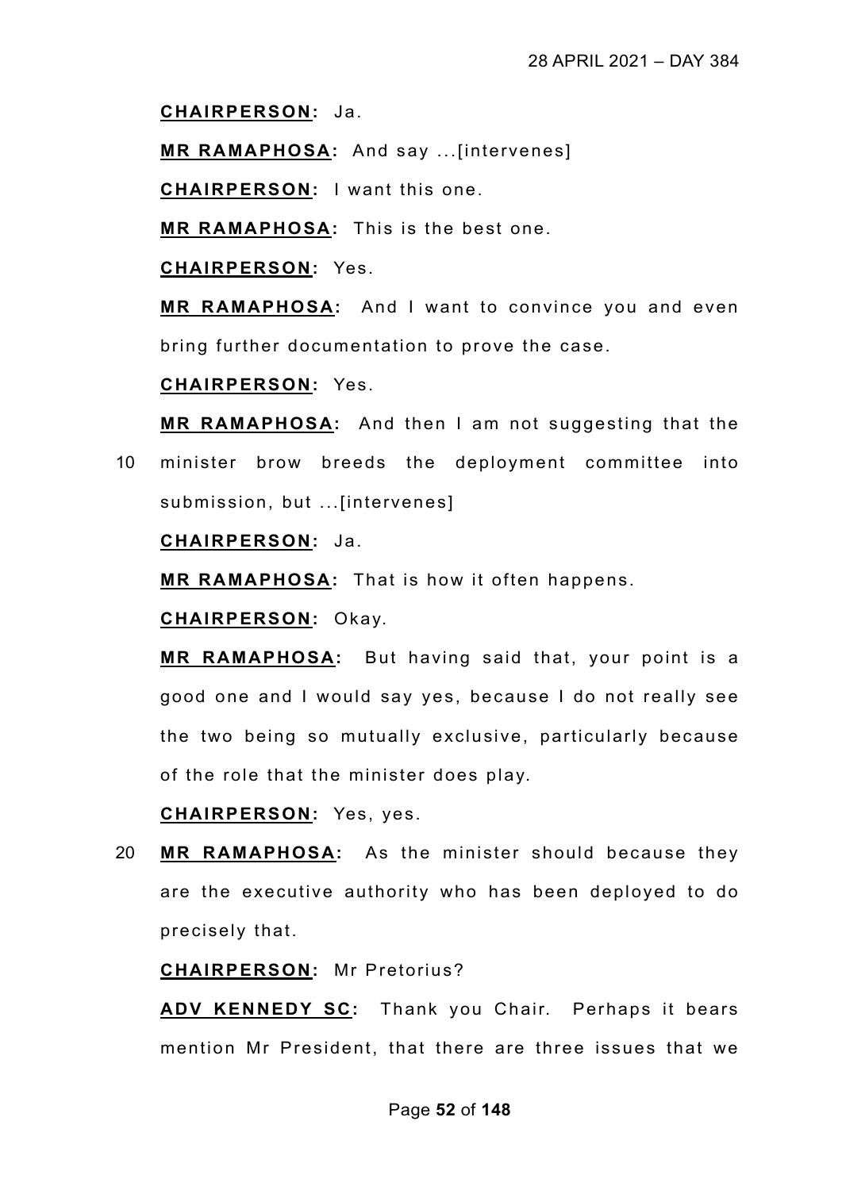**CHAIRPERSON:** Ja.

**MR RAMAPHOSA:** And say ...[intervenes]

**CHAIRPERSON:** I want this one.

**MR RAMAPHOSA:** This is the best one.

**CHAIRPERSON:** Yes.

**MR RAMAPHOSA:** And I want to convince you and even bring further documentation to prove the case.

**CHAIRPERSON:** Yes.

**MR RAMAPHOSA:** And then I am not suggesting that the minister brow breeds the deployment committee into submission, but ...[intervenes]

**CHAIRPERSON:** Ja.

**MR RAMAPHOSA:** That is how it often happens.

**CHAIRPERSON:** Okay.

**MR RAMAPHOSA:** But having said that, your point is a good one and I would say yes, because I do not really see the two being so mutually exclusive, particularly because of the role that the minister does play.

**CHAIRPERSON:** Yes, yes.

**MR RAMAPHOSA:** As the minister should because they are the executive authority who has been deployed to do precisely that.

**CHAIRPERSON:** Mr Pretorius?

**ADV KENNEDY SC:** Thank you Chair. Perhaps it bears mention Mr President, that there are three issues that we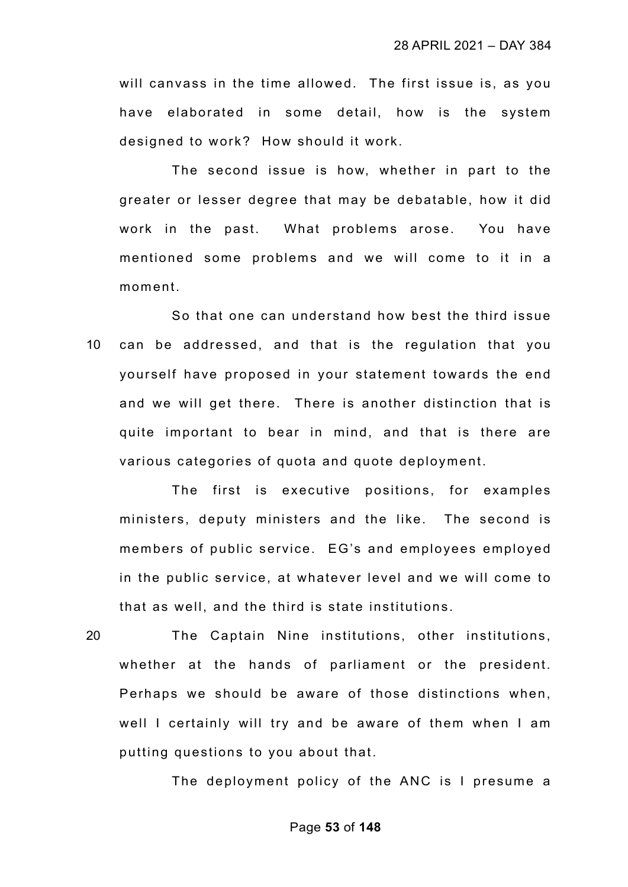will canvass in the time allowed. The first issue is, as you have elaborated in some detail, how is the system designed to work? How should it work.

The second issue is how, whether in part to the greater or lesser degree that may be debatable, how it did work in the past. What problems arose. You have mentioned some problems and we will come to it in a moment.

So that one can understand how best the third issue can be addressed, and that is the regulation that you yourself have proposed in your statement towards the end and we will get there. There is another distinction that is quite important to bear in mind, and that is there are various categories of quota and quote deployment.

The first is executive positions, for examples ministers, deputy ministers and the like. The second is members of public service. EG's and employees employed in the public service, at whatever level and we will come to that as well, and the third is state institutions.

The Captain Nine institutions, other institutions, whether at the hands of parliament or the president. Perhaps we should be aware of those distinctions when, well I certainly will try and be aware of them when I am putting questions to you about that.

The deployment policy of the ANC is I presume a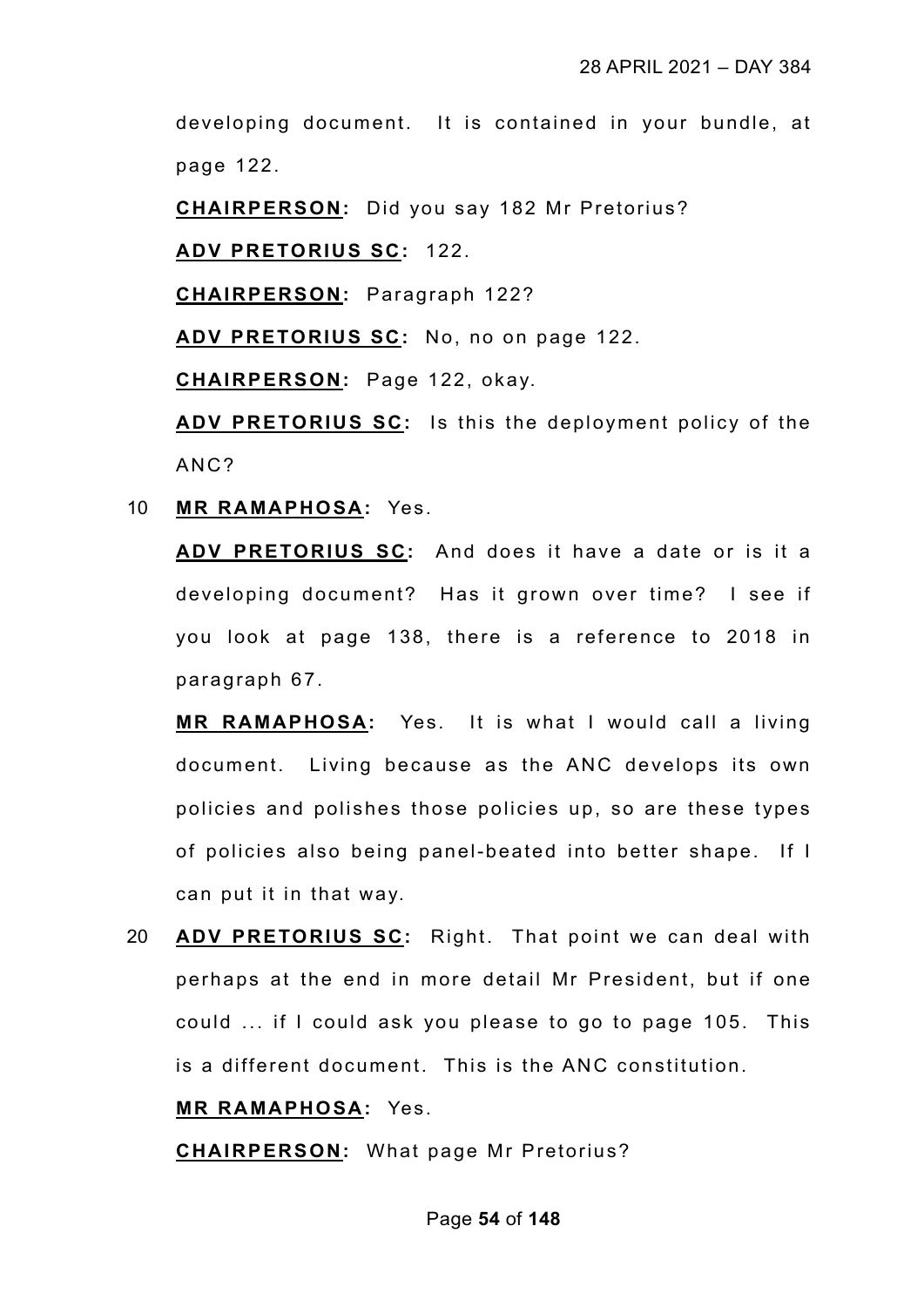developing document. It is contained in your bundle, at page 122.

**CHAIRPERSON:** Did you say 182 Mr Pretorius?

**ADV PRETORIUS SC:** 122.

**CHAIRPERSON:** Paragraph 122?

**ADV PRETORIUS SC:** No, no on page 122.

**CHAIRPERSON:** Page 122, okay.

**ADV PRETORIUS SC:** Is this the deployment policy of the ANC?

10 **MR RAMAPHOSA:** Yes.

**ADV PRETORIUS SC:** And does it have a date or is it a developing document? Has it grown over time? I see if you look at page 138, there is a reference to 2018 in paragraph 67.

**MR RAMAPHOSA:** Yes. It is what I would call a living document. Living because as the ANC develops its own policies and polishes those policies up, so are these types of policies also being panel-beated into better shape. If I can put it in that way.

20 **ADV PRETORIUS SC:** Right. That point we can deal with perhaps at the end in more detail Mr President, but if one could ... if I could ask you please to go to page 105. This is a different document. This is the ANC constitution.

**MR RAMAPHOSA:** Yes.

**CHAIRPERSON:** What page Mr Pretorius?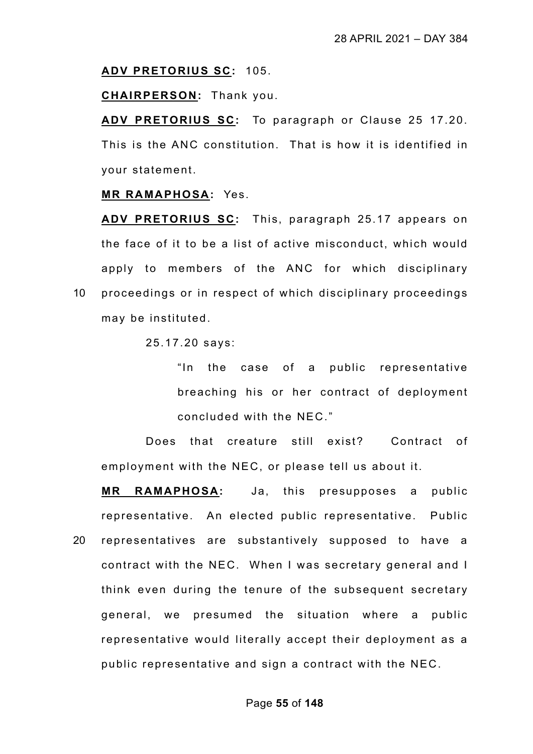**ADV PRETORIUS SC:** 105.

**CHAIRPERSON:** Thank you.

**ADV PRETORIUS SC:** To paragraph or Clause 25 17.20. This is the ANC constitution. That is how it is identified in your statement.

**MR RAMAPHOSA:** Yes.

**ADV PRETORIUS SC:** This, paragraph 25.17 appears on the face of it to be a list of active misconduct, which would apply to members of the ANC for which disciplinary proceedings or in respect of which disciplinary proceedings may be instituted.

25.17.20 says:

> "In the case of a public representative breaching his or her contract of deployment concluded with the NEC."

Does that creature still exist? Contract of employment with the NEC, or please tell us about it.

**MR RAMAPHOSA:** Ja, this presupposes a public representative. An elected public representative. Public representatives are substantively supposed to have a contract with the NEC. When I was secretary general and I think even during the tenure of the subsequent secretary general, we presumed the situation where a public representative would literally accept their deployment as a public representative and sign a contract with the NEC.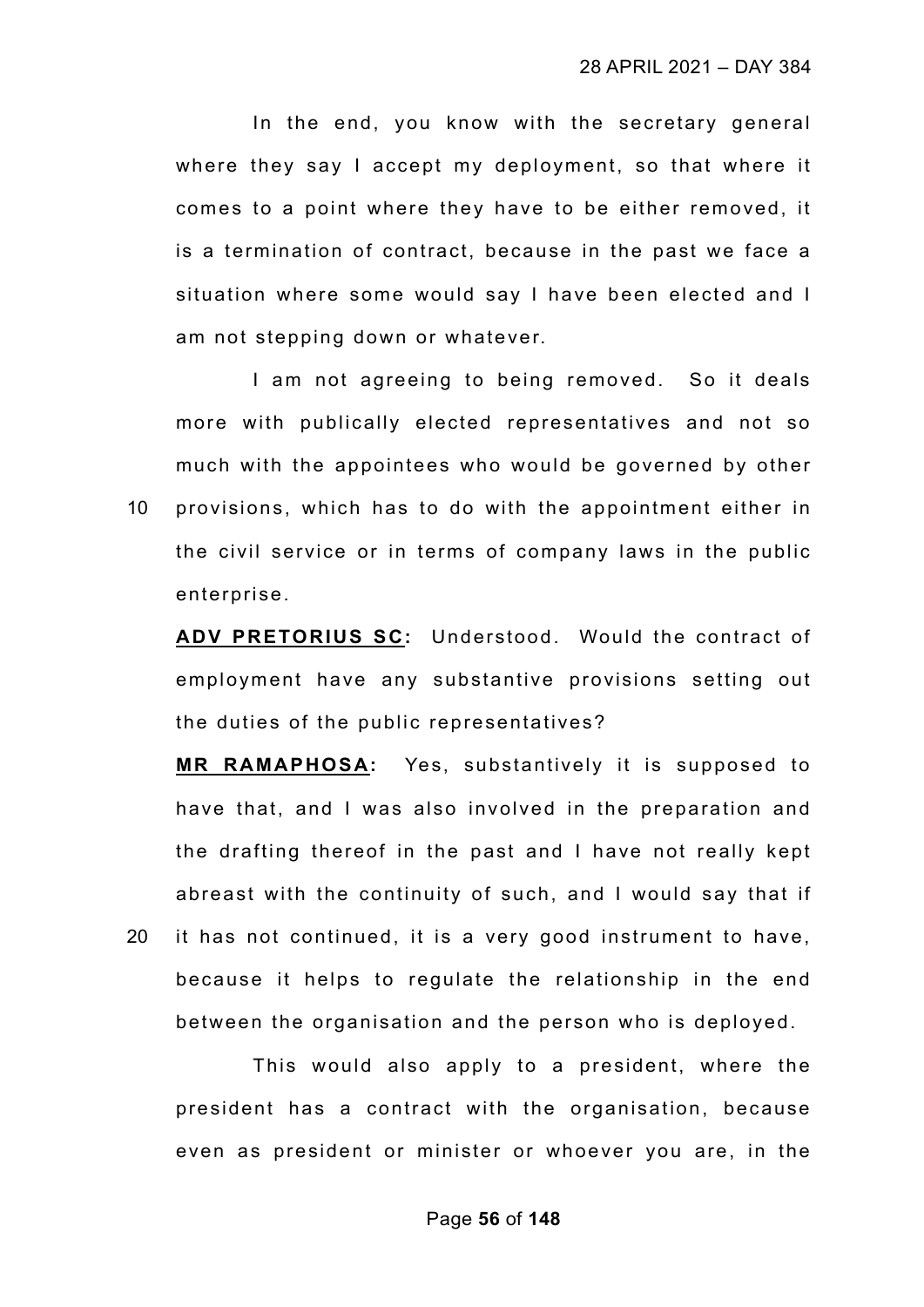In the end, you know with the secretary general where they say I accept my deployment, so that where it comes to a point where they have to be either removed, it is a termination of contract, because in the past we face a situation where some would say I have been elected and I am not stepping down or whatever.

I am not agreeing to being removed. So it deals more with publically elected representatives and not so much with the appointees who would be governed by other provisions, which has to do with the appointment either in the civil service or in terms of company laws in the public enterprise.

**ADV PRETORIUS SC:** Understood. Would the contract of employment have any substantive provisions setting out the duties of the public representatives?

**MR RAMAPHOSA:** Yes, substantively it is supposed to have that, and I was also involved in the preparation and the drafting thereof in the past and I have not really kept abreast with the continuity of such, and I would say that if it has not continued, it is a very good instrument to have, because it helps to regulate the relationship in the end between the organisation and the person who is deployed.

This would also apply to a president, where the president has a contract with the organisation, because even as president or minister or whoever you are, in the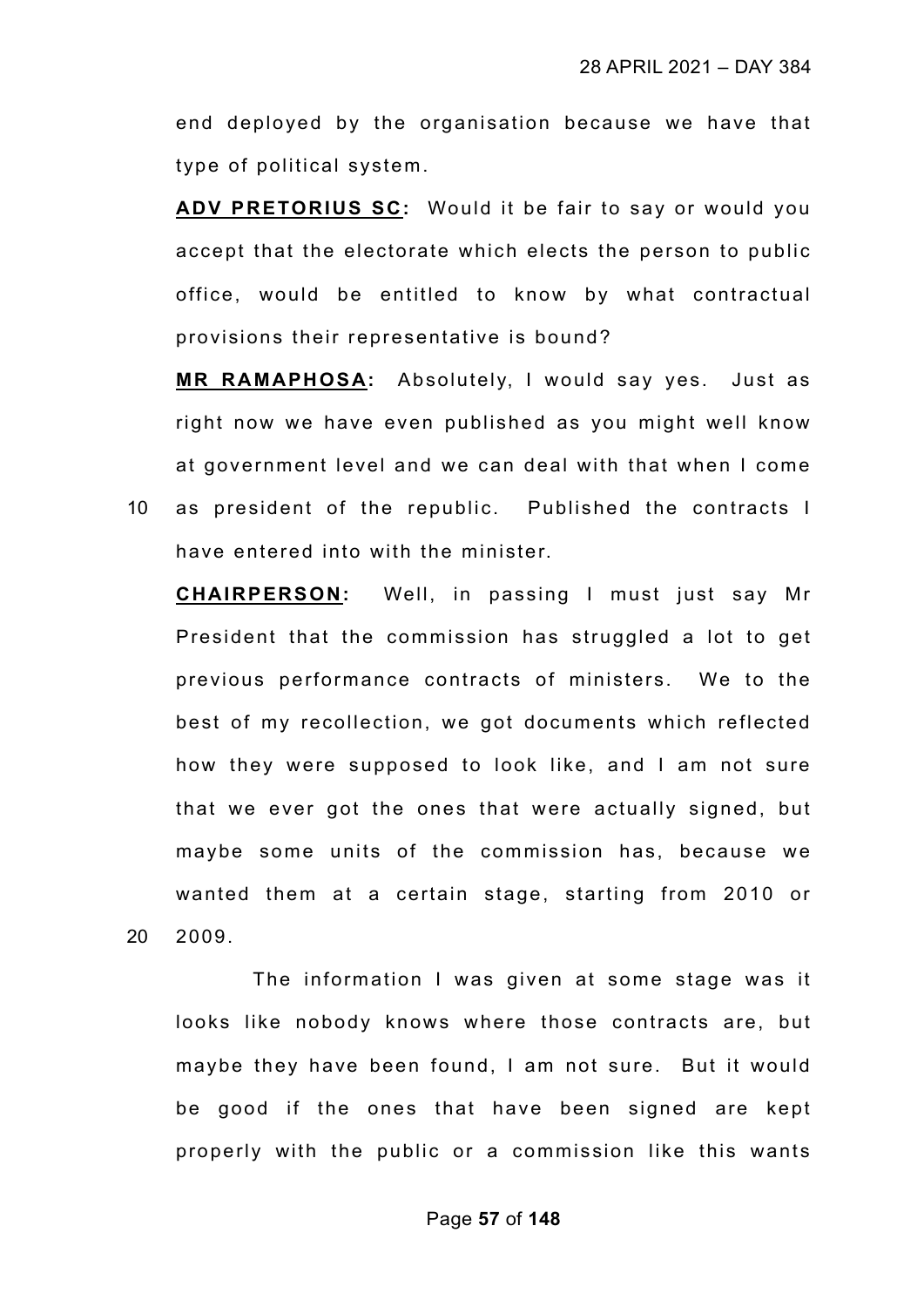end deployed by the organisation because we have that type of political system.

**ADV PRETORIUS SC:** Would it be fair to say or would you accept that the electorate which elects the person to public office, would be entitled to know by what contractual provisions their representative is bound?

**MR RAMAPHOSA:** Absolutely, I would say yes. Just as right now we have even published as you might well know at government level and we can deal with that when I come as president of the republic. Published the contracts I have entered into with the minister.

**CHAIRPERSON:** Well, in passing I must just say Mr President that the commission has struggled a lot to get previous performance contracts of ministers. We to the best of my recollection, we got documents which reflected how they were supposed to look like, and I am not sure that we ever got the ones that were actually signed, but maybe some units of the commission has, because we wanted them at a certain stage, starting from 2010 or 2009.

The information I was given at some stage was it looks like nobody knows where those contracts are, but maybe they have been found, I am not sure. But it would be good if the ones that have been signed are kept properly with the public or a commission like this wants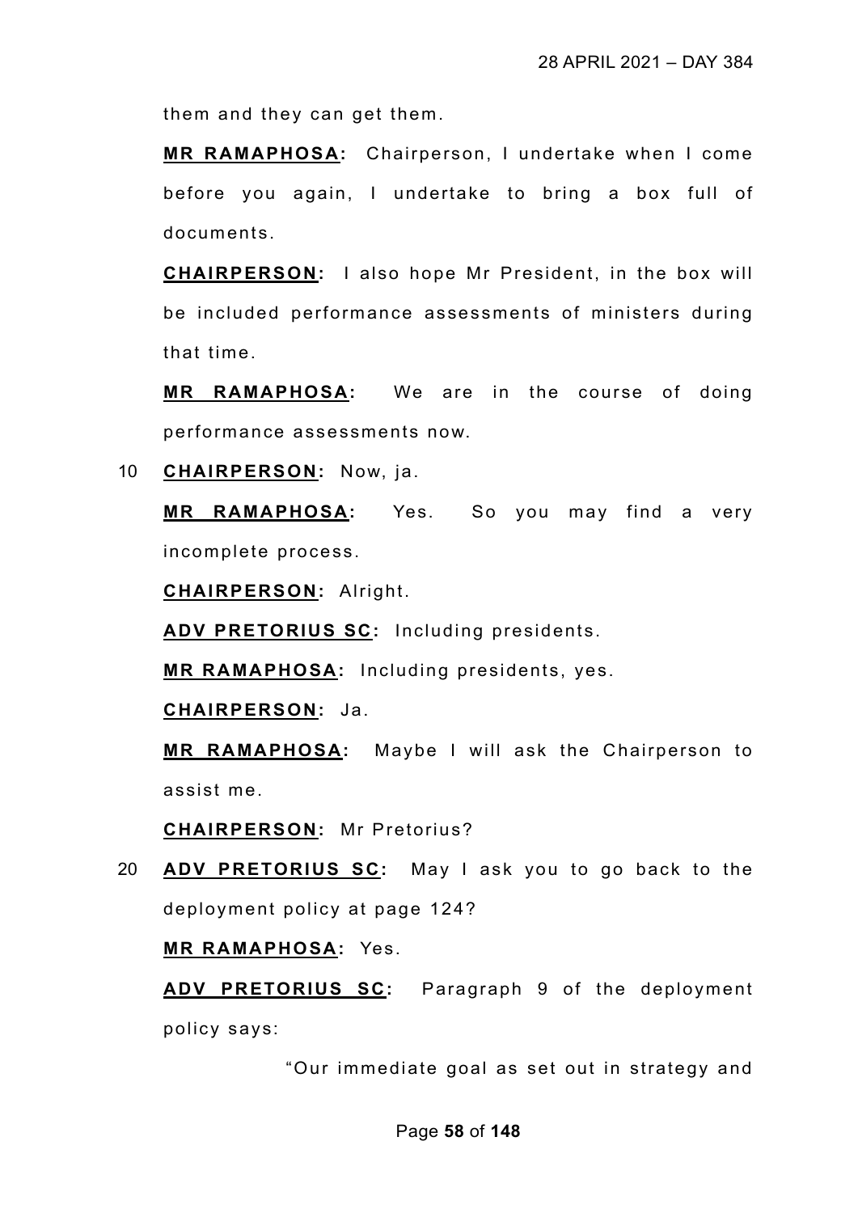them and they can get them.

**MR RAMAPHOSA:** Chairperson, I undertake when I come before you again, I undertake to bring a box full of documents.

**CHAIRPERSON:** I also hope Mr President, in the box will be included performance assessments of ministers during that time.

**MR RAMAPHOSA:** We are in the course of doing performance assessments now.

10 **CHAIRPERSON:** Now, ja.

**MR RAMAPHOSA:** Yes. So you may find a very incomplete process.

**CHAIRPERSON:** Alright.

**ADV PRETORIUS SC:** Including presidents.

**MR RAMAPHOSA:** Including presidents, yes.

**CHAIRPERSON:** Ja.

**MR RAMAPHOSA:** Maybe I will ask the Chairperson to assist me.

**CHAIRPERSON:** Mr Pretorius?

20 **ADV PRETORIUS SC:** May I ask you to go back to the deployment policy at page 124?

**MR RAMAPHOSA:** Yes.

**ADV PRETORIUS SC:** Paragraph 9 of the deployment policy says:

> "Our immediate goal as set out in strategy and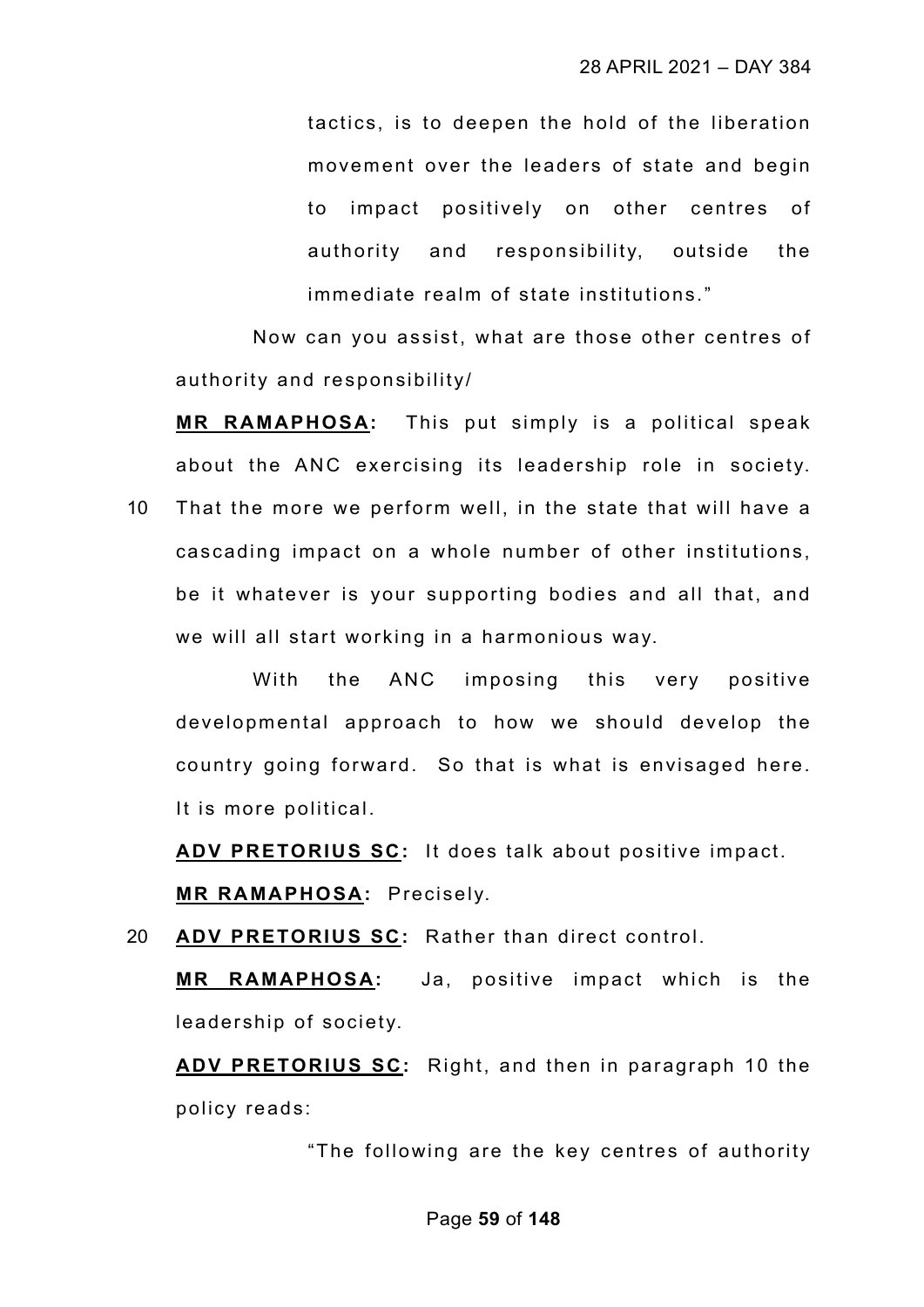tactics, is to deepen the hold of the liberation movement over the leaders of state and begin to impact positively on other centres of authority and responsibility, outside the immediate realm of state institutions."

Now can you assist, what are those other centres of authority and responsibility/

**MR RAMAPHOSA:** This put simply is a political speak about the ANC exercising its leadership role in society. That the more we perform well, in the state that will have a cascading impact on a whole number of other institutions, be it whatever is your supporting bodies and all that, and we will all start working in a harmonious way.

With the ANC imposing this very positive developmental approach to how we should develop the country going forward. So that is what is envisaged here. It is more political.

**ADV PRETORIUS SC:** It does talk about positive impact.

**MR RAMAPHOSA:** Precisely.

**ADV PRETORIUS SC:** Rather than direct control.

**MR RAMAPHOSA:** Ja, positive impact which is the leadership of society.

**ADV PRETORIUS SC:** Right, and then in paragraph 10 the policy reads:

"The following are the key centres of authority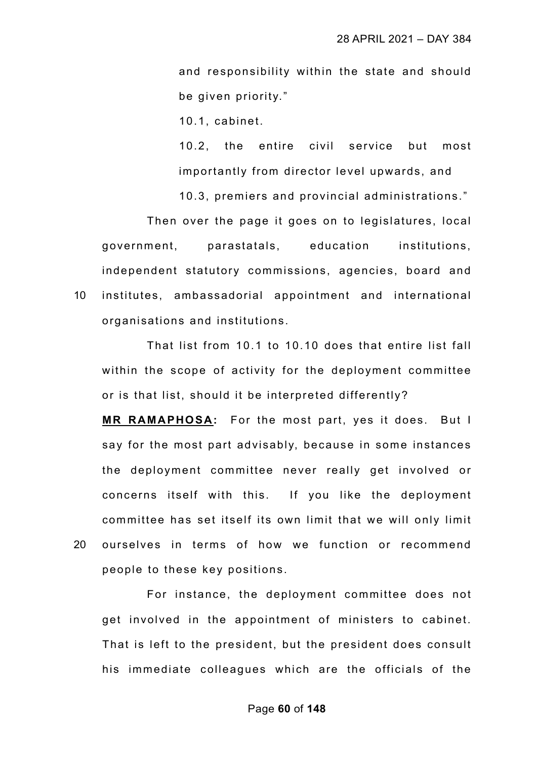and responsibility within the state and should be given priority."

10.1, cabinet.

10.2, the entire civil service but most importantly from director level upwards, and

10.3, premiers and provincial administrations."

Then over the page it goes on to legislatures, local government, parastatals, education institutions, independent statutory commissions, agencies, board and institutes, ambassadorial appointment and international organisations and institutions.

That list from 10.1 to 10.10 does that entire list fall within the scope of activity for the deployment committee or is that list, should it be interpreted differently?

**MR RAMAPHOSA:** For the most part, yes it does. But I say for the most part advisably, because in some instances the deployment committee never really get involved or concerns itself with this. If you like the deployment committee has set itself its own limit that we will only limit ourselves in terms of how we function or recommend people to these key positions.

For instance, the deployment committee does not get involved in the appointment of ministers to cabinet. That is left to the president, but the president does consult his immediate colleagues which are the officials of the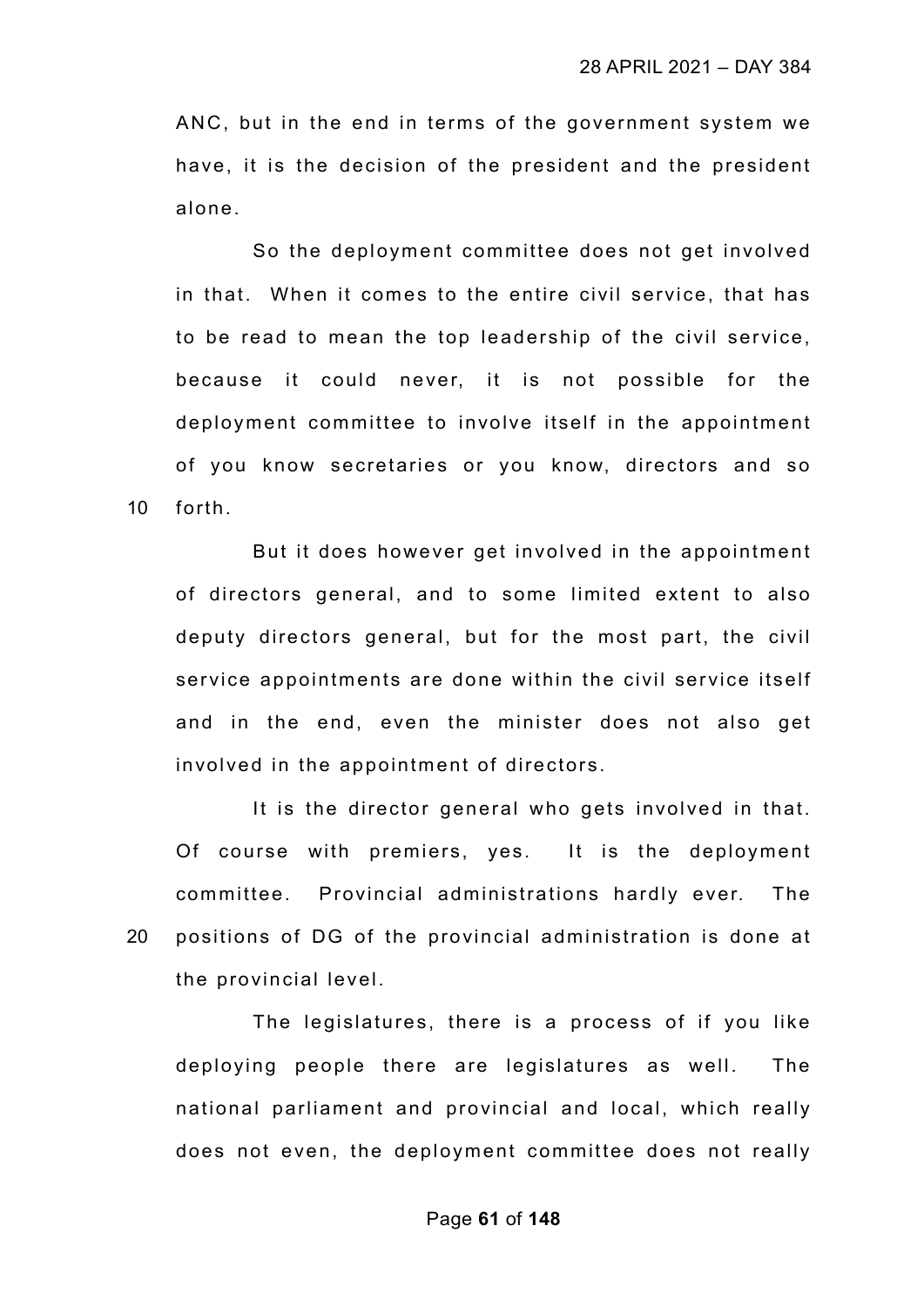ANC, but in the end in terms of the government system we have, it is the decision of the president and the president alone.

So the deployment committee does not get involved in that. When it comes to the entire civil service, that has to be read to mean the top leadership of the civil service, because it could never, it is not possible for the deployment committee to involve itself in the appointment of you know secretaries or you know, directors and so forth.

But it does however get involved in the appointment of directors general, and to some limited extent to also deputy directors general, but for the most part, the civil service appointments are done within the civil service itself and in the end, even the minister does not also get involved in the appointment of directors.

It is the director general who gets involved in that. Of course with premiers, yes. It is the deployment committee. Provincial administrations hardly ever. The positions of DG of the provincial administration is done at the provincial level.

The legislatures, there is a process of if you like deploying people there are legislatures as well. The national parliament and provincial and local, which really does not even, the deployment committee does not really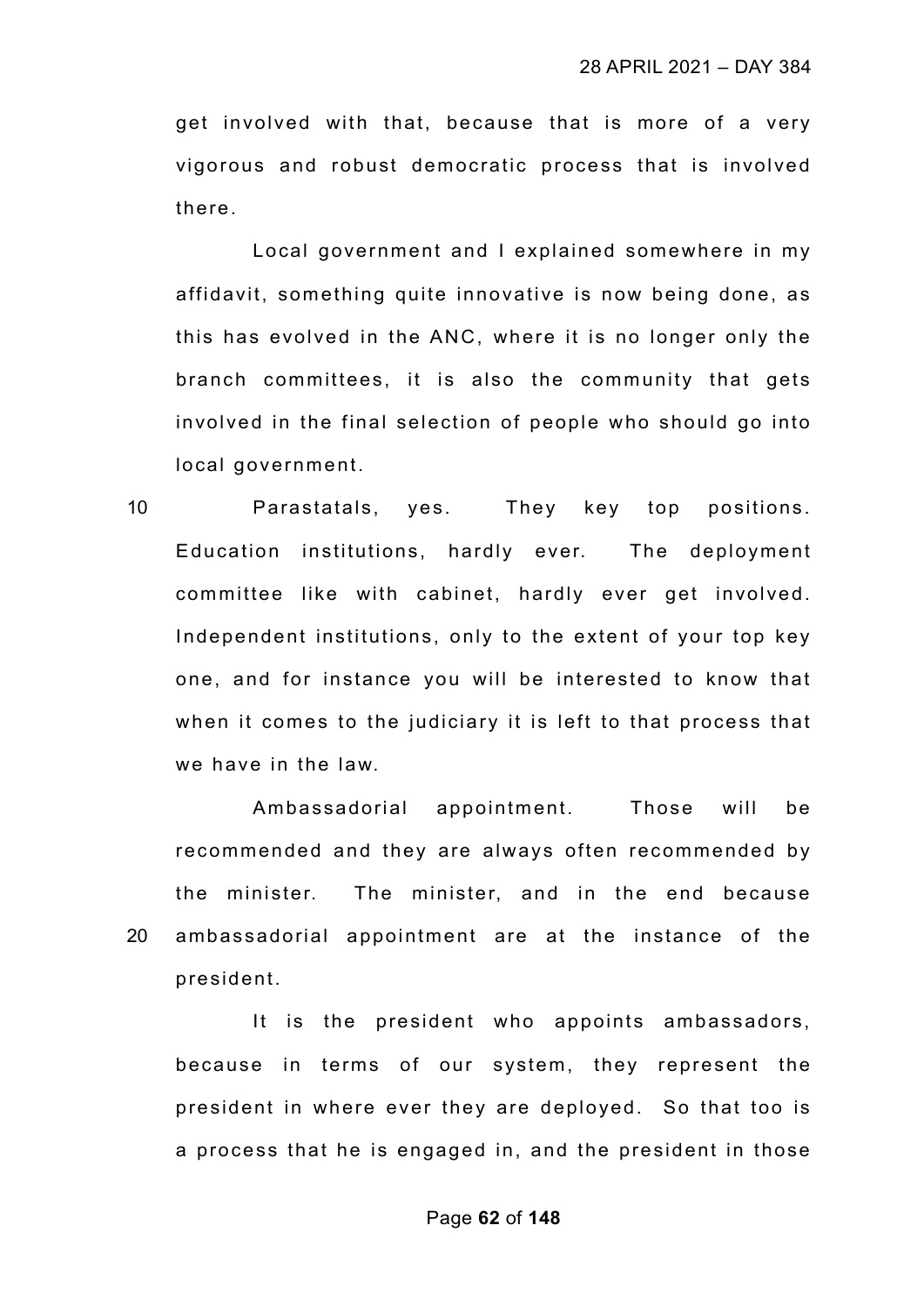get involved with that, because that is more of a very vigorous and robust democratic process that is involved there.

Local government and I explained somewhere in my affidavit, something quite innovative is now being done, as this has evolved in the ANC, where it is no longer only the branch committees, it is also the community that gets involved in the final selection of people who should go into local government.

Parastatals, yes. They key top positions. Education institutions, hardly ever. The deployment committee like with cabinet, hardly ever get involved. Independent institutions, only to the extent of your top key one, and for instance you will be interested to know that when it comes to the judiciary it is left to that process that we have in the law.

Ambassadorial appointment. Those will be recommended and they are always often recommended by the minister. The minister, and in the end because ambassadorial appointment are at the instance of the president.

It is the president who appoints ambassadors, because in terms of our system, they represent the president in where ever they are deployed. So that too is a process that he is engaged in, and the president in those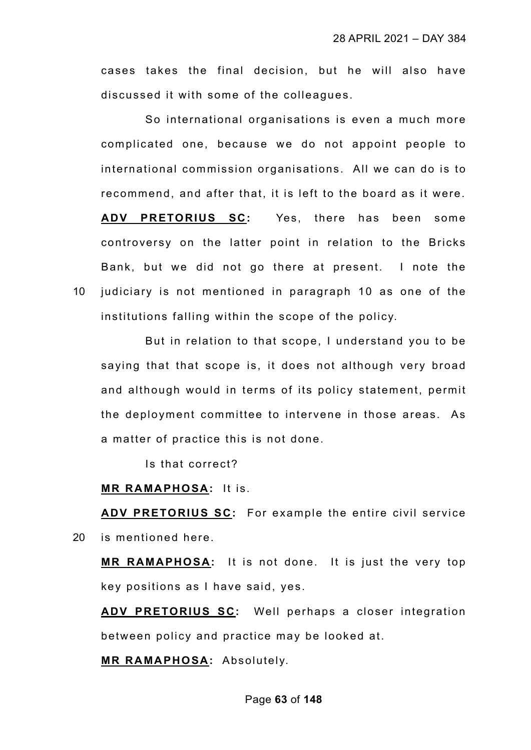cases takes the final decision, but he will also have discussed it with some of the colleagues.

So international organisations is even a much more complicated one, because we do not appoint people to international commission organisations. All we can do is to recommend, and after that, it is left to the board as it were.

**ADV PRETORIUS SC:** Yes, there has been some controversy on the latter point in relation to the Bricks Bank, but we did not go there at present. I note the judiciary is not mentioned in paragraph 10 as one of the institutions falling within the scope of the policy.

But in relation to that scope, I understand you to be saying that that scope is, it does not although very broad and although would in terms of its policy statement, permit the deployment committee to intervene in those areas. As a matter of practice this is not done.

Is that correct?

**MR RAMAPHOSA:** It is.

**ADV PRETORIUS SC:** For example the entire civil service is mentioned here.

**MR RAMAPHOSA:** It is not done. It is just the very top key positions as I have said, yes.

**ADV PRETORIUS SC:** Well perhaps a closer integration between policy and practice may be looked at.

**MR RAMAPHOSA:** Absolutely.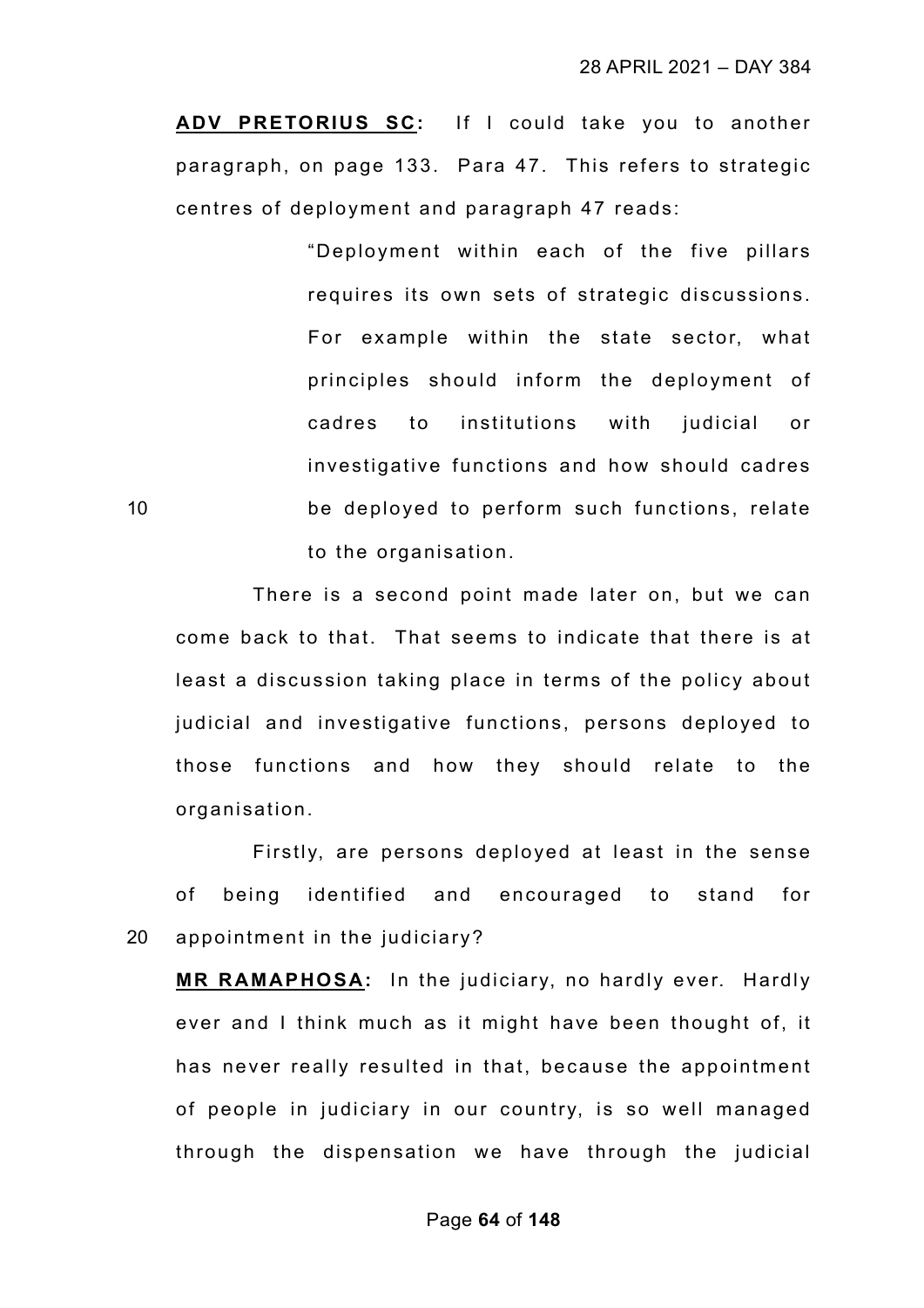**ADV PRETORIUS SC:** If I could take you to another paragraph, on page 133. Para 47. This refers to strategic centres of deployment and paragraph 47 reads:

> "Deployment within each of the five pillars requires its own sets of strategic discussions. For example within the state sector, what principles should inform the deployment of cadres to institutions with judicial or investigative functions and how should cadres be deployed to perform such functions, relate to the organisation.

There is a second point made later on, but we can come back to that. That seems to indicate that there is at least a discussion taking place in terms of the policy about judicial and investigative functions, persons deployed to those functions and how they should relate to the organisation.

Firstly, are persons deployed at least in the sense of being identified and encouraged to stand for appointment in the judiciary?

**MR RAMAPHOSA:** In the judiciary, no hardly ever. Hardly ever and I think much as it might have been thought of, it has never really resulted in that, because the appointment of people in judiciary in our country, is so well managed through the dispensation we have through the judicial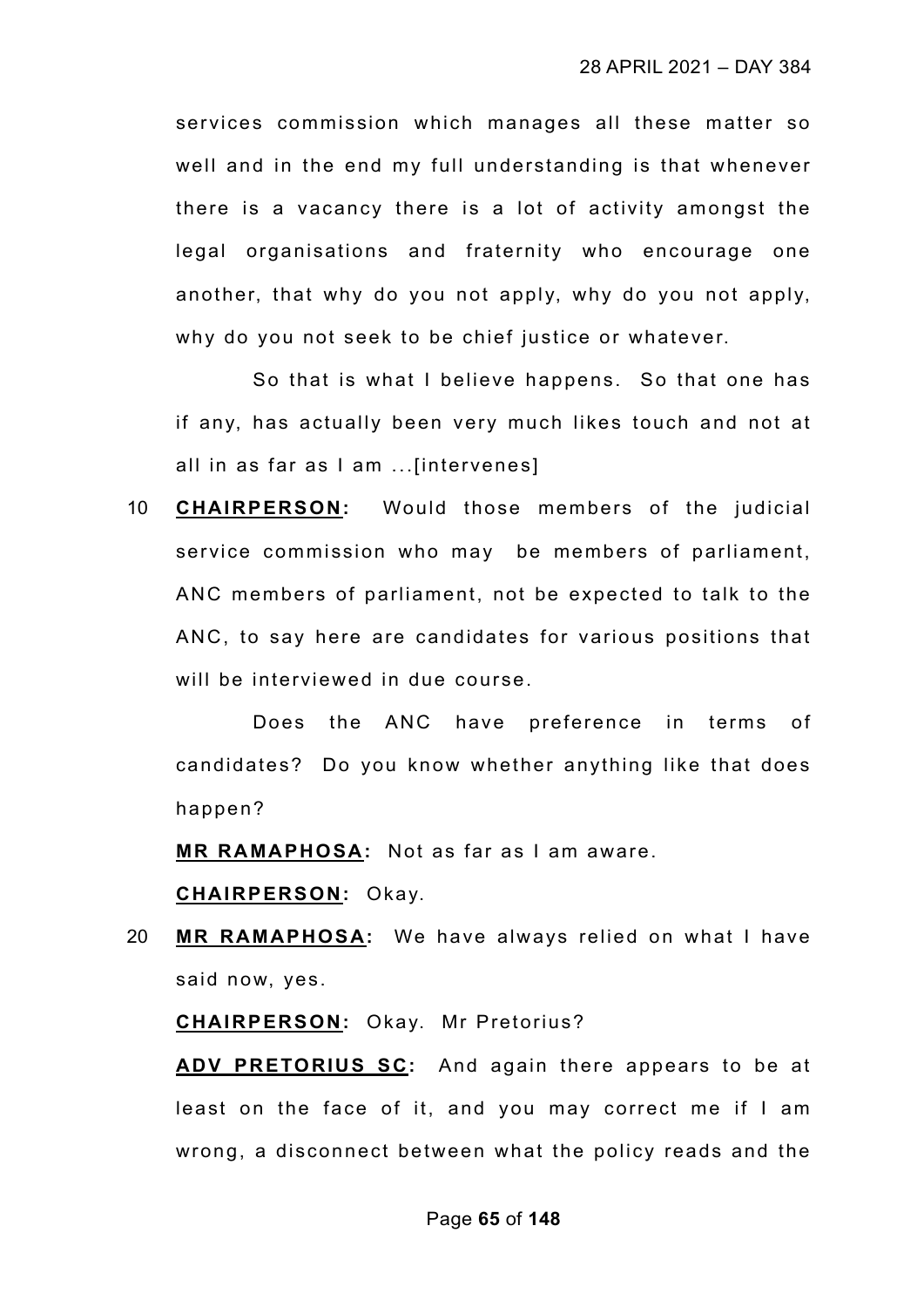services commission which manages all these matter so well and in the end my full understanding is that whenever there is a vacancy there is a lot of activity amongst the legal organisations and fraternity who encourage one another, that why do you not apply, why do you not apply, why do you not seek to be chief justice or whatever.

So that is what I believe happens. So that one has if any, has actually been very much likes touch and not at all in as far as I am ...[intervenes]

10 **CHAIRPERSON:** Would those members of the judicial service commission who may be members of parliament, ANC members of parliament, not be expected to talk to the ANC, to say here are candidates for various positions that will be interviewed in due course.

Does the ANC have preference in terms of candidates? Do you know whether anything like that does happen?

**MR RAMAPHOSA:** Not as far as I am aware.

**CHAIRPERSON:** Okay.

20 **MR RAMAPHOSA:** We have always relied on what I have said now, yes.

**CHAIRPERSON:** Okay. Mr Pretorius?

**ADV PRETORIUS SC:** And again there appears to be at least on the face of it, and you may correct me if I am wrong, a disconnect between what the policy reads and the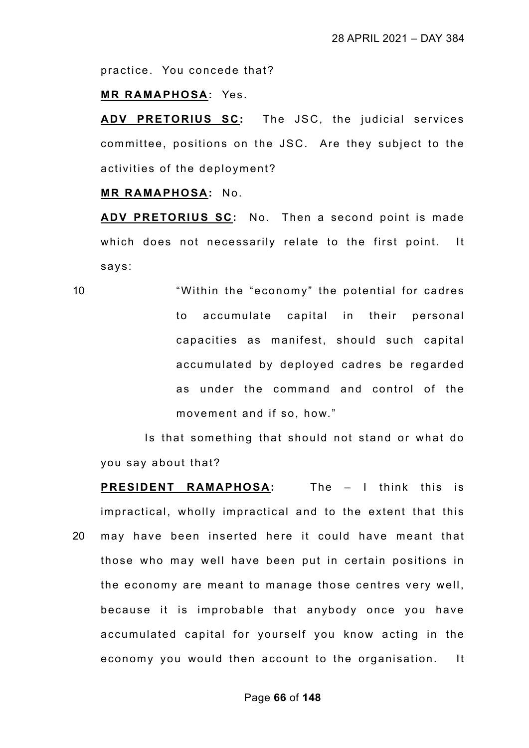practice. You concede that?

**MR RAMAPHOSA:** Yes.

**ADV PRETORIUS SC:** The JSC, the judicial services committee, positions on the JSC. Are they subject to the activities of the deployment?

**MR RAMAPHOSA:** No.

**ADV PRETORIUS SC:** No. Then a second point is made which does not necessarily relate to the first point. It says:

> "Within the "economy" the potential for cadres to accumulate capital in their personal capacities as manifest, should such capital accumulated by deployed cadres be regarded as under the command and control of the movement and if so, how."

Is that something that should not stand or what do you say about that?

**PRESIDENT RAMAPHOSA:** The – I think this is impractical, wholly impractical and to the extent that this may have been inserted here it could have meant that those who may well have been put in certain positions in the economy are meant to manage those centres very well, because it is improbable that anybody once you have accumulated capital for yourself you know acting in the economy you would then account to the organisation. It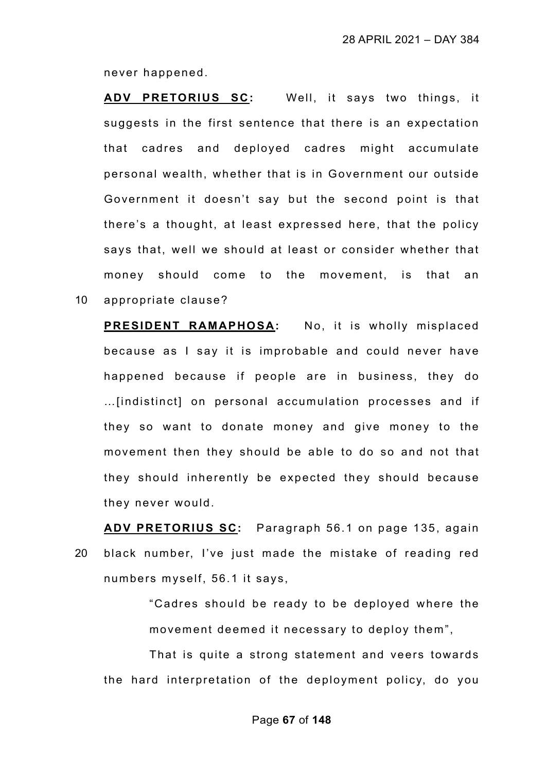never happened.

**ADV PRETORIUS SC:** Well, it says two things, it suggests in the first sentence that there is an expectation that cadres and deployed cadres might accumulate personal wealth, whether that is in Government our outside Government it doesn't say but the second point is that there's a thought, at least expressed here, that the policy says that, well we should at least or consider whether that money should come to the movement, is that an appropriate clause?

**PRESIDENT RAMAPHOSA:** No, it is wholly misplaced because as I say it is improbable and could never have happened because if people are in business, they do ...[indistinct] on personal accumulation processes and if they so want to donate money and give money to the movement then they should be able to do so and not that they should inherently be expected they should because they never would.

**ADV PRETORIUS SC:** Paragraph 56.1 on page 135, again black number, I've just made the mistake of reading red numbers myself, 56.1 it says,

> "Cadres should be ready to be deployed where the movement deemed it necessary to deploy them",

That is quite a strong statement and veers towards the hard interpretation of the deployment policy, do you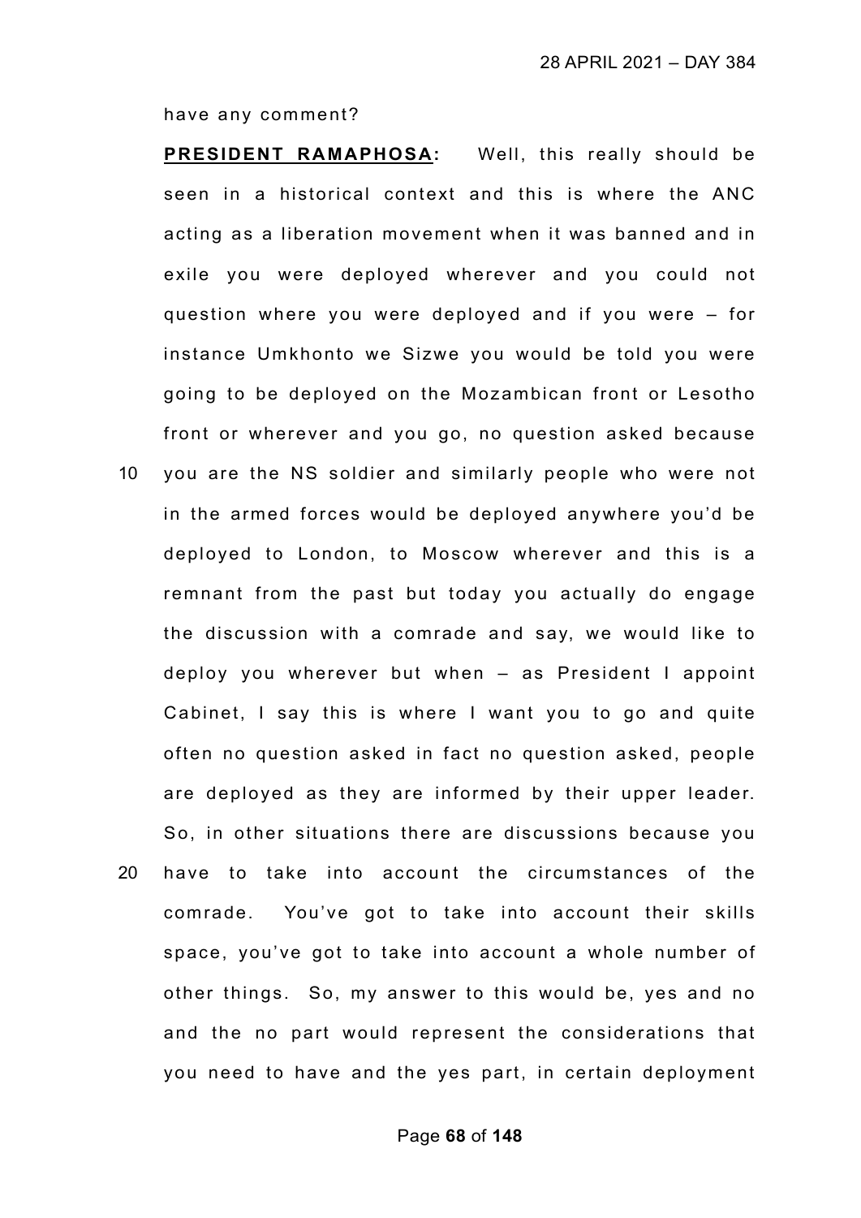have any comment?

**PRESIDENT RAMAPHOSA:** Well, this really should be seen in a historical context and this is where the ANC acting as a liberation movement when it was banned and in exile you were deployed wherever and you could not question where you were deployed and if you were – for instance Umkhonto we Sizwe you would be told you were going to be deployed on the Mozambican front or Lesotho front or wherever and you go, no question asked because you are the NS soldier and similarly people who were not in the armed forces would be deployed anywhere you'd be deployed to London, to Moscow wherever and this is a remnant from the past but today you actually do engage the discussion with a comrade and say, we would like to deploy you wherever but when – as President I appoint Cabinet, I say this is where I want you to go and quite often no question asked in fact no question asked, people are deployed as they are informed by their upper leader. So, in other situations there are discussions because you have to take into account the circumstances of the comrade. You've got to take into account their skills space, you've got to take into account a whole number of other things. So, my answer to this would be, yes and no and the no part would represent the considerations that you need to have and the yes part, in certain deployment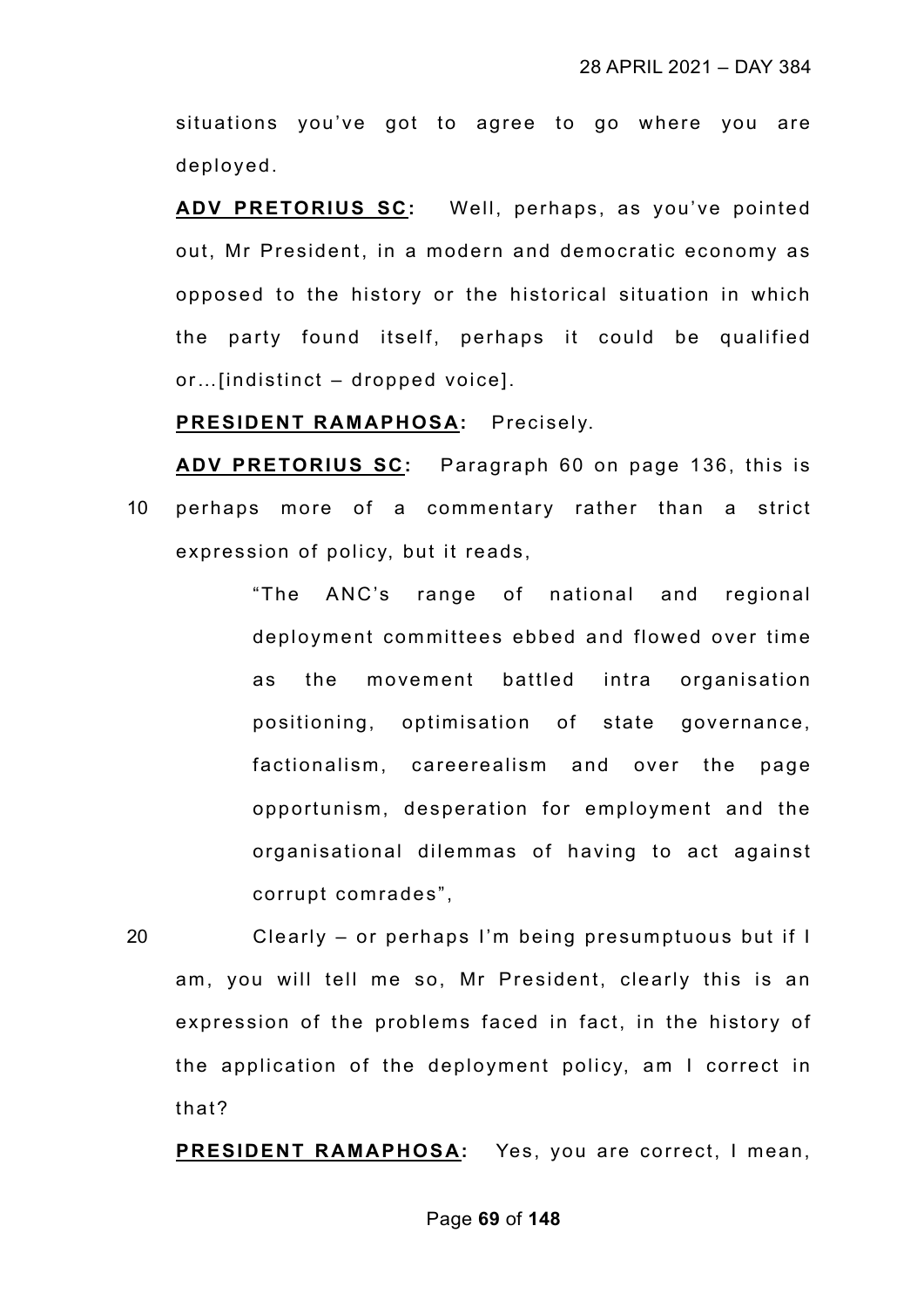situations you've got to agree to go where you are deployed.

**ADV PRETORIUS SC:** Well, perhaps, as you've pointed out, Mr President, in a modern and democratic economy as opposed to the history or the historical situation in which the party found itself, perhaps it could be qualified or…[indistinct – dropped voice].

**PRESIDENT RAMAPHOSA:** Precisely.

**ADV PRETORIUS SC:** Paragraph 60 on page 136, this is perhaps more of a commentary rather than a strict expression of policy, but it reads,

> "The ANC's range of national and regional deployment committees ebbed and flowed over time as the movement battled intra organisation positioning, optimisation of state governance, factionalism, careerealism and over the page opportunism, desperation for employment and the organisational dilemmas of having to act against corrupt comrades",

Clearly – or perhaps I'm being presumptuous but if I am, you will tell me so, Mr President, clearly this is an expression of the problems faced in fact, in the history of the application of the deployment policy, am I correct in that?

**PRESIDENT RAMAPHOSA:** Yes, you are correct, I mean,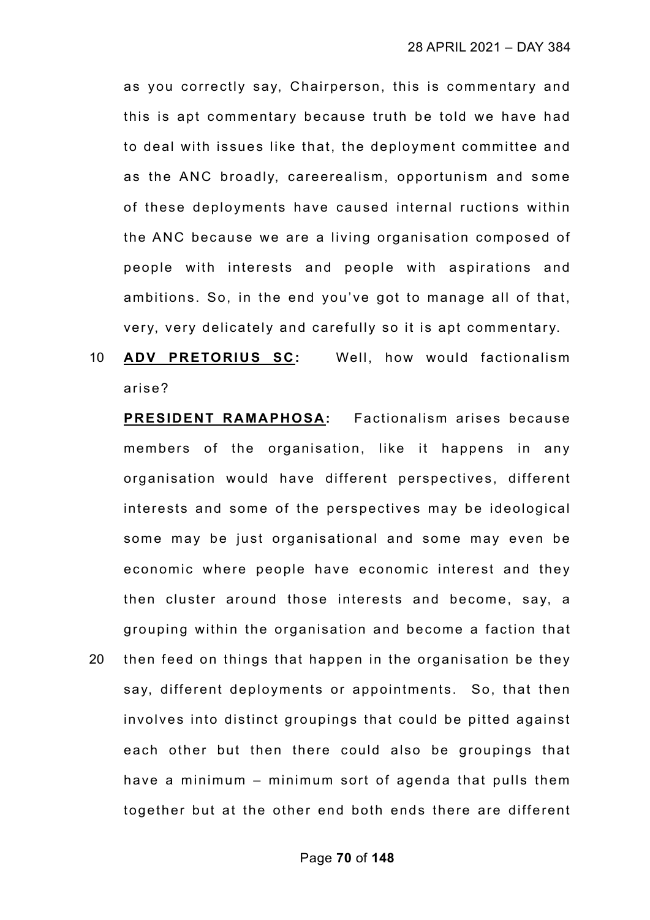as you correctly say, Chairperson, this is commentary and this is apt commentary because truth be told we have had to deal with issues like that, the deployment committee and as the ANC broadly, careerealism, opportunism and some of these deployments have caused internal ructions within the ANC because we are a living organisation composed of people with interests and people with aspirations and ambitions. So, in the end you've got to manage all of that, very, very delicately and carefully so it is apt commentary.

10 **ADV PRETORIUS SC:** Well, how would factionalism arise?

**PRESIDENT RAMAPHOSA:** Factionalism arises because members of the organisation, like it happens in any organisation would have different perspectives, different interests and some of the perspectives may be ideological some may be just organisational and some may even be economic where people have economic interest and they then cluster around those interests and become, say, a grouping within the organisation and become a faction that

20 then feed on things that happen in the organisation be they say, different deployments or appointments. So, that then involves into distinct groupings that could be pitted against each other but then there could also be groupings that have a minimum – minimum sort of agenda that pulls them together but at the other end both ends there are different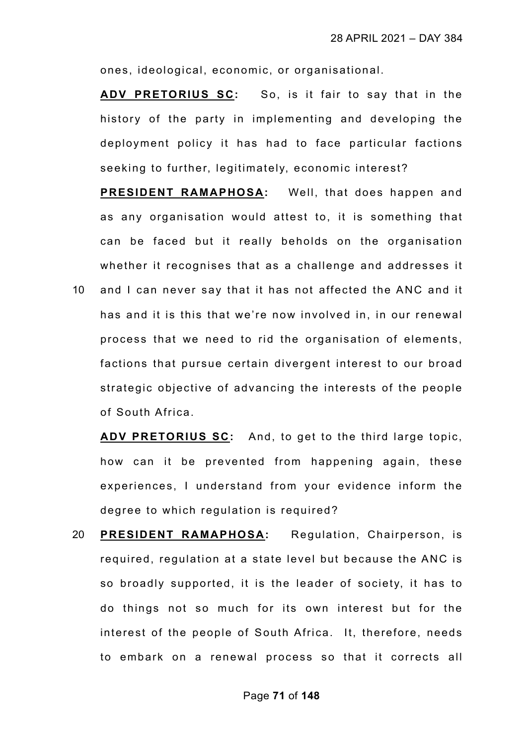ones, ideological, economic, or organisational.

**ADV PRETORIUS SC:** So, is it fair to say that in the history of the party in implementing and developing the deployment policy it has had to face particular factions seeking to further, legitimately, economic interest?

**PRESIDENT RAMAPHOSA:** Well, that does happen and as any organisation would attest to, it is something that can be faced but it really beholds on the organisation whether it recognises that as a challenge and addresses it and I can never say that it has not affected the ANC and it has and it is this that we're now involved in, in our renewal process that we need to rid the organisation of elements, factions that pursue certain divergent interest to our broad strategic objective of advancing the interests of the people of South Africa.

**ADV PRETORIUS SC:** And, to get to the third large topic, how can it be prevented from happening again, these experiences, I understand from your evidence inform the degree to which regulation is required?

**PRESIDENT RAMAPHOSA:** Regulation, Chairperson, is required, regulation at a state level but because the ANC is so broadly supported, it is the leader of society, it has to do things not so much for its own interest but for the interest of the people of South Africa. It, therefore, needs to embark on a renewal process so that it corrects all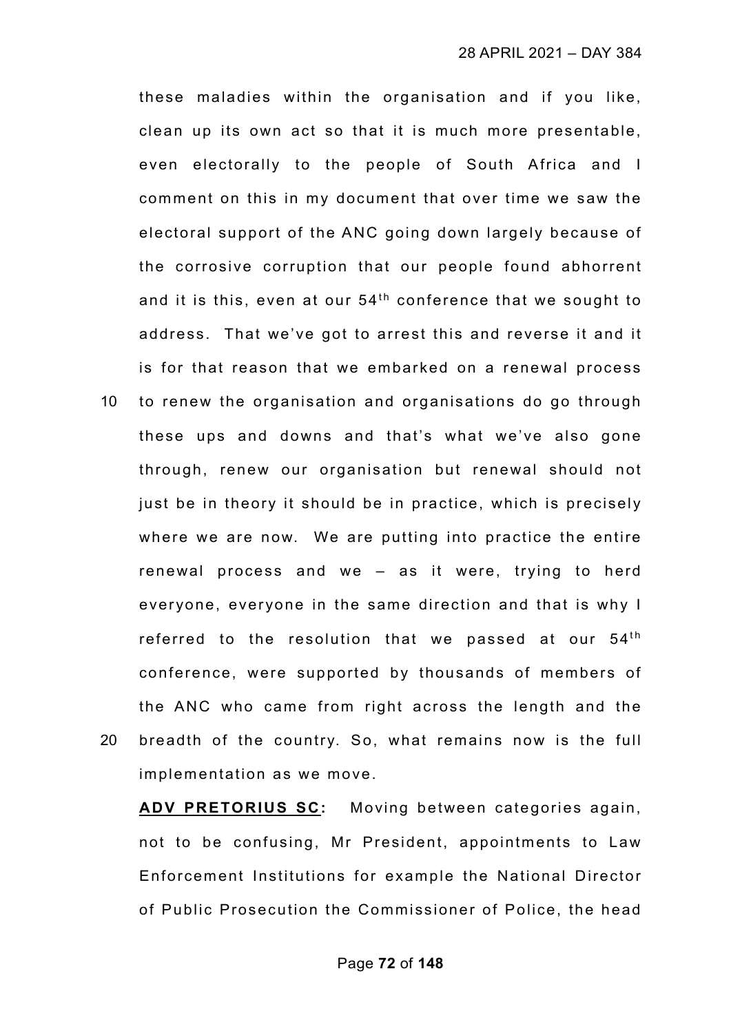these maladies within the organisation and if you like, clean up its own act so that it is much more presentable, even electorally to the people of South Africa and I comment on this in my document that over time we saw the electoral support of the ANC going down largely because of the corrosive corruption that our people found abhorrent and it is this, even at our 54th conference that we sought to address. That we've got to arrest this and reverse it and it is for that reason that we embarked on a renewal process to renew the organisation and organisations do go through these ups and downs and that's what we've also gone through, renew our organisation but renewal should not just be in theory it should be in practice, which is precisely where we are now. We are putting into practice the entire renewal process and we – as it were, trying to herd everyone, everyone in the same direction and that is why I referred to the resolution that we passed at our 54th conference, were supported by thousands of members of the ANC who came from right across the length and the breadth of the country. So, what remains now is the full implementation as we move.

**ADV PRETORIUS SC:** Moving between categories again, not to be confusing, Mr President, appointments to Law Enforcement Institutions for example the National Director of Public Prosecution the Commissioner of Police, the head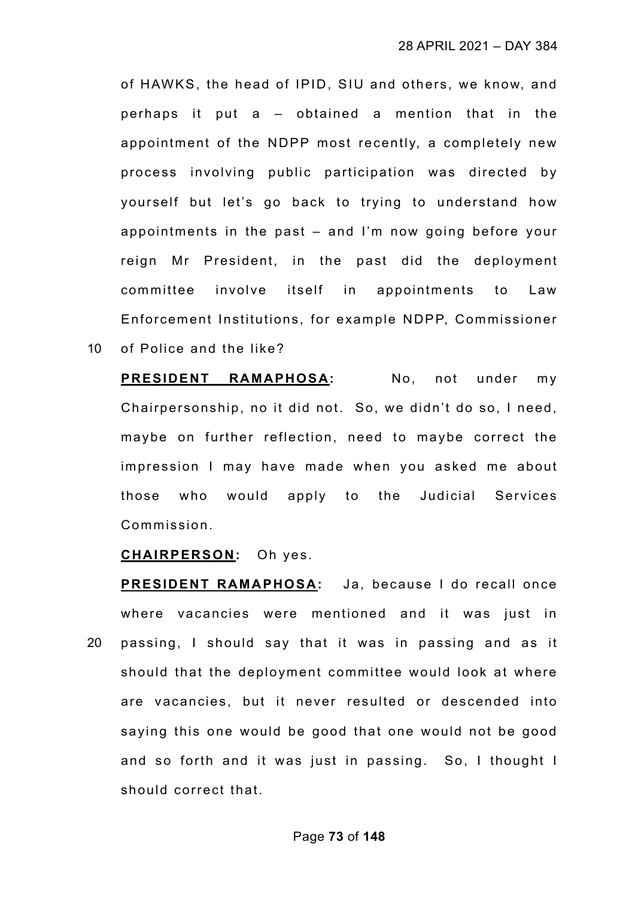of HAWKS, the head of IPID, SIU and others, we know, and perhaps it put a – obtained a mention that in the appointment of the NDPP most recently, a completely new process involving public participation was directed by yourself but let's go back to trying to understand how appointments in the past – and I'm now going before your reign Mr President, in the past did the deployment committee involve itself in appointments to Law Enforcement Institutions, for example NDPP, Commissioner of Police and the like?

**PRESIDENT RAMAPHOSA:** No, not under my Chairpersonship, no it did not. So, we didn't do so, I need, maybe on further reflection, need to maybe correct the impression I may have made when you asked me about those who would apply to the Judicial Services Commission.

**CHAIRPERSON:** Oh yes.

**PRESIDENT RAMAPHOSA:** Ja, because I do recall once where vacancies were mentioned and it was just in passing, I should say that it was in passing and as it should that the deployment committee would look at where are vacancies, but it never resulted or descended into saying this one would be good that one would not be good and so forth and it was just in passing. So, I thought I should correct that.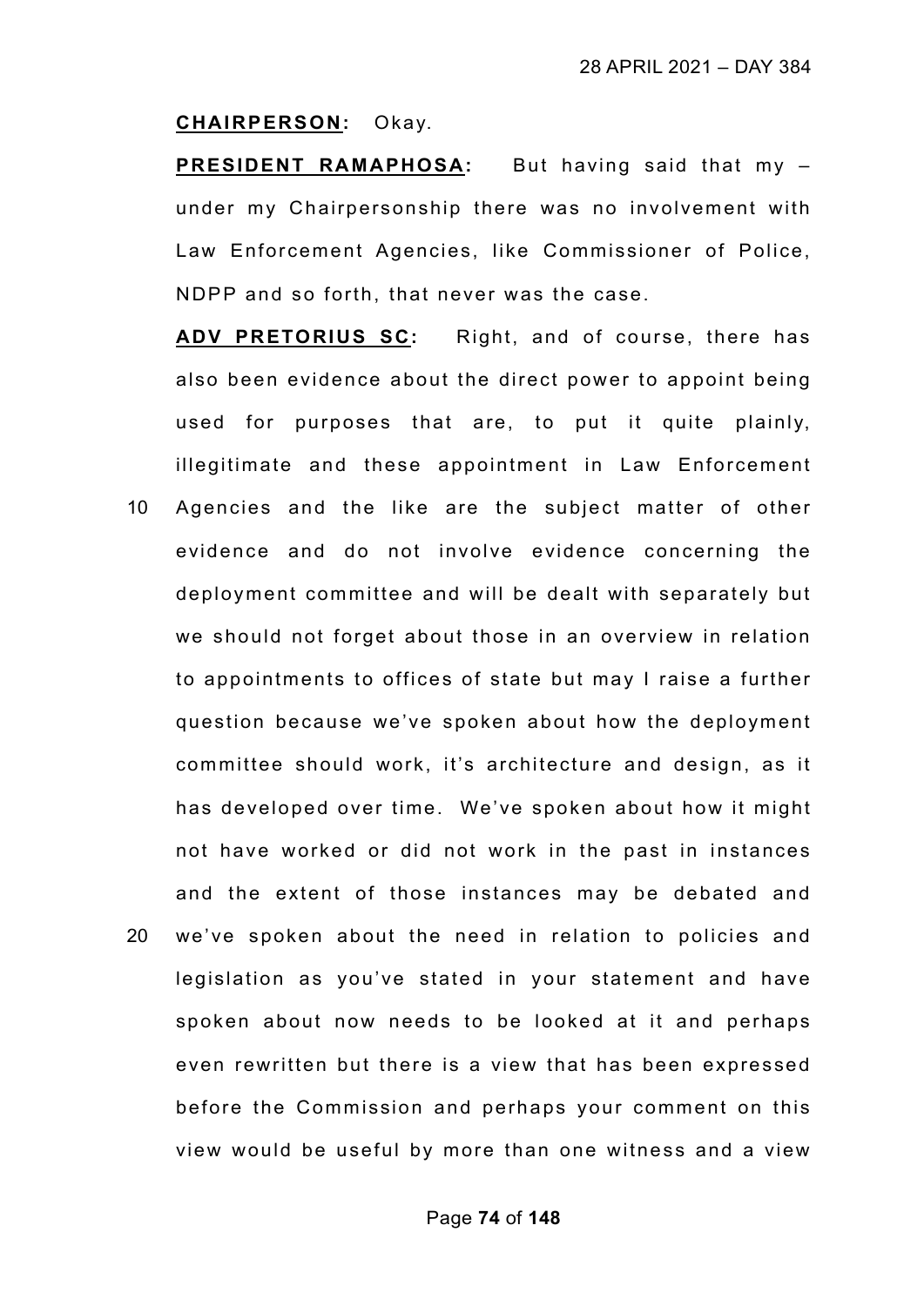**CHAIRPERSON:** Okay.

**PRESIDENT RAMAPHOSA:** But having said that my – under my Chairpersonship there was no involvement with Law Enforcement Agencies, like Commissioner of Police, NDPP and so forth, that never was the case.

**ADV PRETORIUS SC:** Right, and of course, there has also been evidence about the direct power to appoint being used for purposes that are, to put it quite plainly, illegitimate and these appointment in Law Enforcement Agencies and the like are the subject matter of other evidence and do not involve evidence concerning the deployment committee and will be dealt with separately but we should not forget about those in an overview in relation to appointments to offices of state but may I raise a further question because we've spoken about how the deployment committee should work, it's architecture and design, as it has developed over time. We've spoken about how it might not have worked or did not work in the past in instances and the extent of those instances may be debated and we've spoken about the need in relation to policies and legislation as you've stated in your statement and have spoken about now needs to be looked at it and perhaps even rewritten but there is a view that has been expressed before the Commission and perhaps your comment on this view would be useful by more than one witness and a view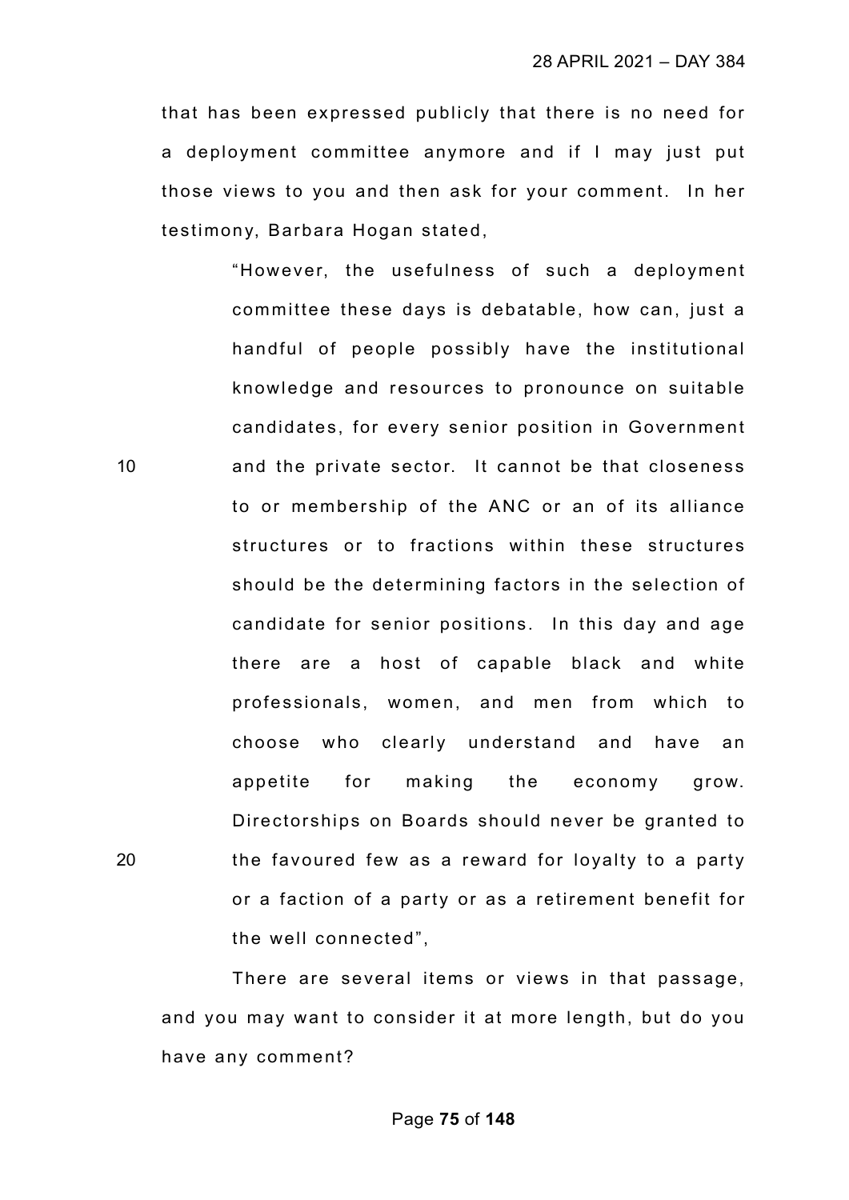that has been expressed publicly that there is no need for a deployment committee anymore and if I may just put those views to you and then ask for your comment. In her testimony, Barbara Hogan stated,

> "However, the usefulness of such a deployment committee these days is debatable, how can, just a handful of people possibly have the institutional knowledge and resources to pronounce on suitable candidates, for every senior position in Government and the private sector. It cannot be that closeness to or membership of the ANC or an of its alliance structures or to fractions within these structures should be the determining factors in the selection of candidate for senior positions. In this day and age there are a host of capable black and white professionals, women, and men from which to choose who clearly understand and have an appetite for making the economy grow. Directorships on Boards should never be granted to the favoured few as a reward for loyalty to a party or a faction of a party or as a retirement benefit for the well connected",

There are several items or views in that passage, and you may want to consider it at more length, but do you have any comment?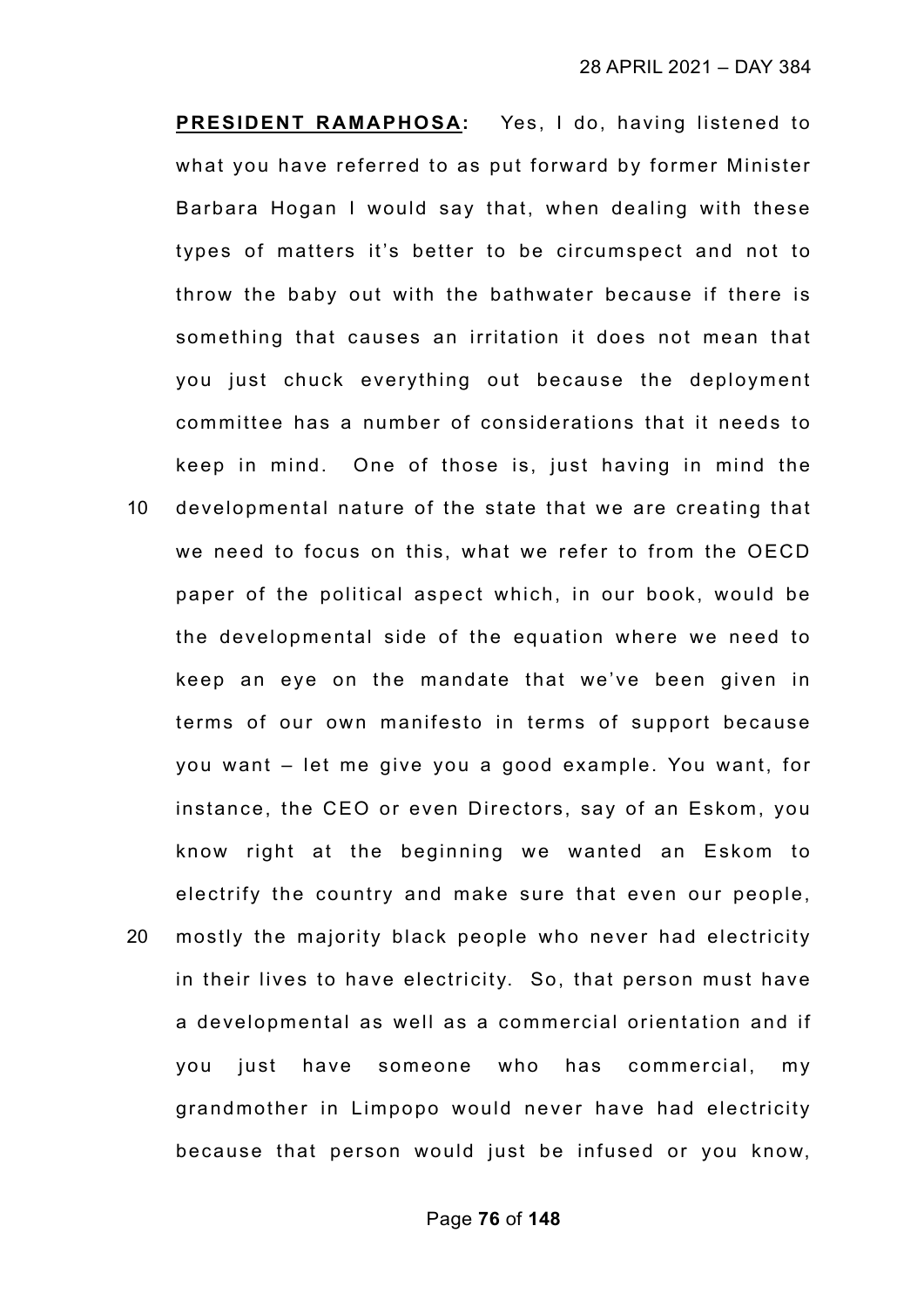**PRESIDENT RAMAPHOSA:** Yes, I do, having listened to what you have referred to as put forward by former Minister Barbara Hogan I would say that, when dealing with these types of matters it's better to be circumspect and not to throw the baby out with the bathwater because if there is something that causes an irritation it does not mean that you just chuck everything out because the deployment committee has a number of considerations that it needs to keep in mind. One of those is, just having in mind the developmental nature of the state that we are creating that we need to focus on this, what we refer to from the OECD paper of the political aspect which, in our book, would be the developmental side of the equation where we need to keep an eye on the mandate that we've been given in terms of our own manifesto in terms of support because you want – let me give you a good example. You want, for instance, the CEO or even Directors, say of an Eskom, you know right at the beginning we wanted an Eskom to electrify the country and make sure that even our people, mostly the majority black people who never had electricity in their lives to have electricity. So, that person must have a developmental as well as a commercial orientation and if you just have someone who has commercial, my grandmother in Limpopo would never have had electricity because that person would just be infused or you know,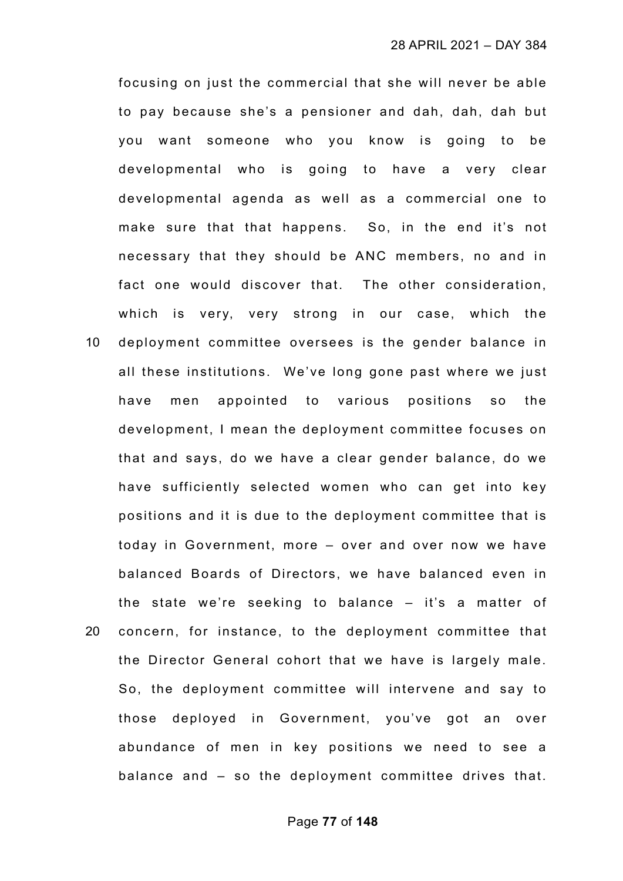focusing on just the commercial that she will never be able to pay because she's a pensioner and dah, dah, dah but you want someone who you know is going to be developmental who is going to have a very clear developmental agenda as well as a commercial one to make sure that that happens. So, in the end it's not necessary that they should be ANC members, no and in fact one would discover that. The other consideration, which is very, very strong in our case, which the deployment committee oversees is the gender balance in all these institutions. We've long gone past where we just have men appointed to various positions so the development, I mean the deployment committee focuses on that and says, do we have a clear gender balance, do we have sufficiently selected women who can get into key positions and it is due to the deployment committee that is today in Government, more – over and over now we have balanced Boards of Directors, we have balanced even in the state we're seeking to balance – it's a matter of concern, for instance, to the deployment committee that the Director General cohort that we have is largely male. So, the deployment committee will intervene and say to those deployed in Government, you've got an over abundance of men in key positions we need to see a balance and – so the deployment committee drives that.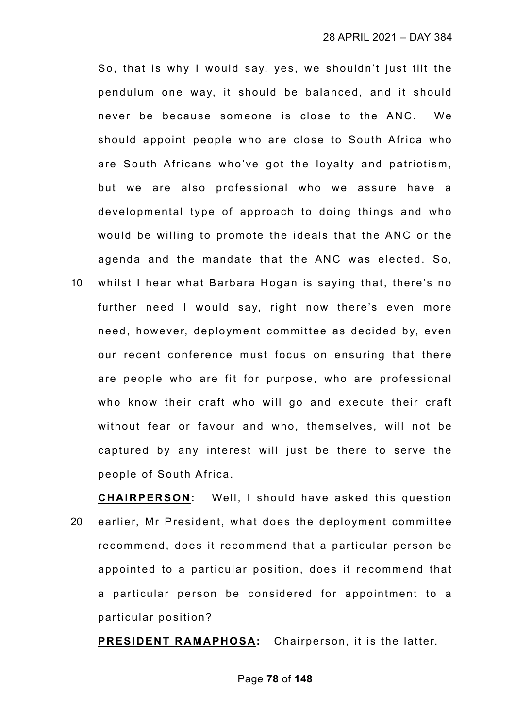So, that is why I would say, yes, we shouldn't just tilt the pendulum one way, it should be balanced, and it should never be because someone is close to the ANC. We should appoint people who are close to South Africa who are South Africans who've got the loyalty and patriotism, but we are also professional who we assure have a developmental type of approach to doing things and who would be willing to promote the ideals that the ANC or the agenda and the mandate that the ANC was elected. So, whilst I hear what Barbara Hogan is saying that, there's no further need I would say, right now there's even more need, however, deployment committee as decided by, even our recent conference must focus on ensuring that there are people who are fit for purpose, who are professional who know their craft who will go and execute their craft without fear or favour and who, themselves, will not be captured by any interest will just be there to serve the people of South Africa.

**CHAIRPERSON:** Well, I should have asked this question earlier, Mr President, what does the deployment committee recommend, does it recommend that a particular person be appointed to a particular position, does it recommend that a particular person be considered for appointment to a particular position?

**PRESIDENT RAMAPHOSA:** Chairperson, it is the latter.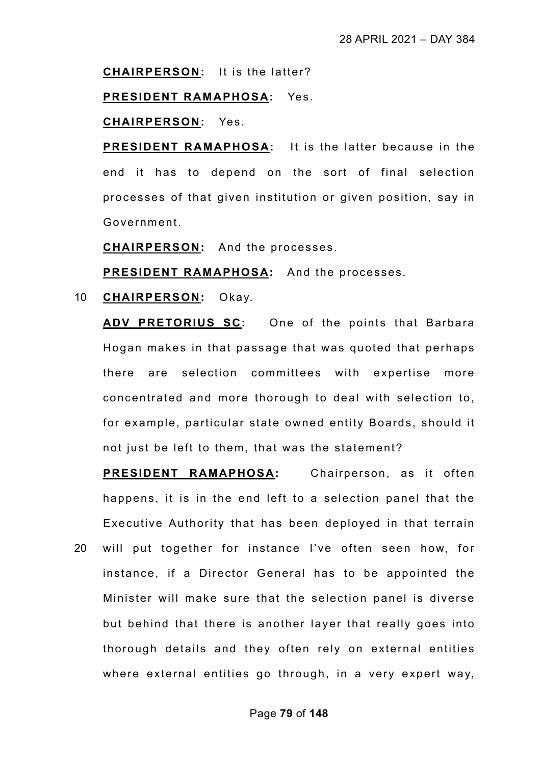**CHAIRPERSON:** It is the latter?

**PRESIDENT RAMAPHOSA:** Yes.

**CHAIRPERSON:** Yes.

**PRESIDENT RAMAPHOSA:** It is the latter because in the end it has to depend on the sort of final selection processes of that given institution or given position, say in Government.

**CHAIRPERSON:** And the processes.

**PRESIDENT RAMAPHOSA:** And the processes.

**CHAIRPERSON:** Okay.

**ADV PRETORIUS SC:** One of the points that Barbara Hogan makes in that passage that was quoted that perhaps there are selection committees with expertise more concentrated and more thorough to deal with selection to, for example, particular state owned entity Boards, should it not just be left to them, that was the statement?

**PRESIDENT RAMAPHOSA:** Chairperson, as it often happens, it is in the end left to a selection panel that the Executive Authority that has been deployed in that terrain will put together for instance I've often seen how, for instance, if a Director General has to be appointed the Minister will make sure that the selection panel is diverse but behind that there is another layer that really goes into thorough details and they often rely on external entities where external entities go through, in a very expert way,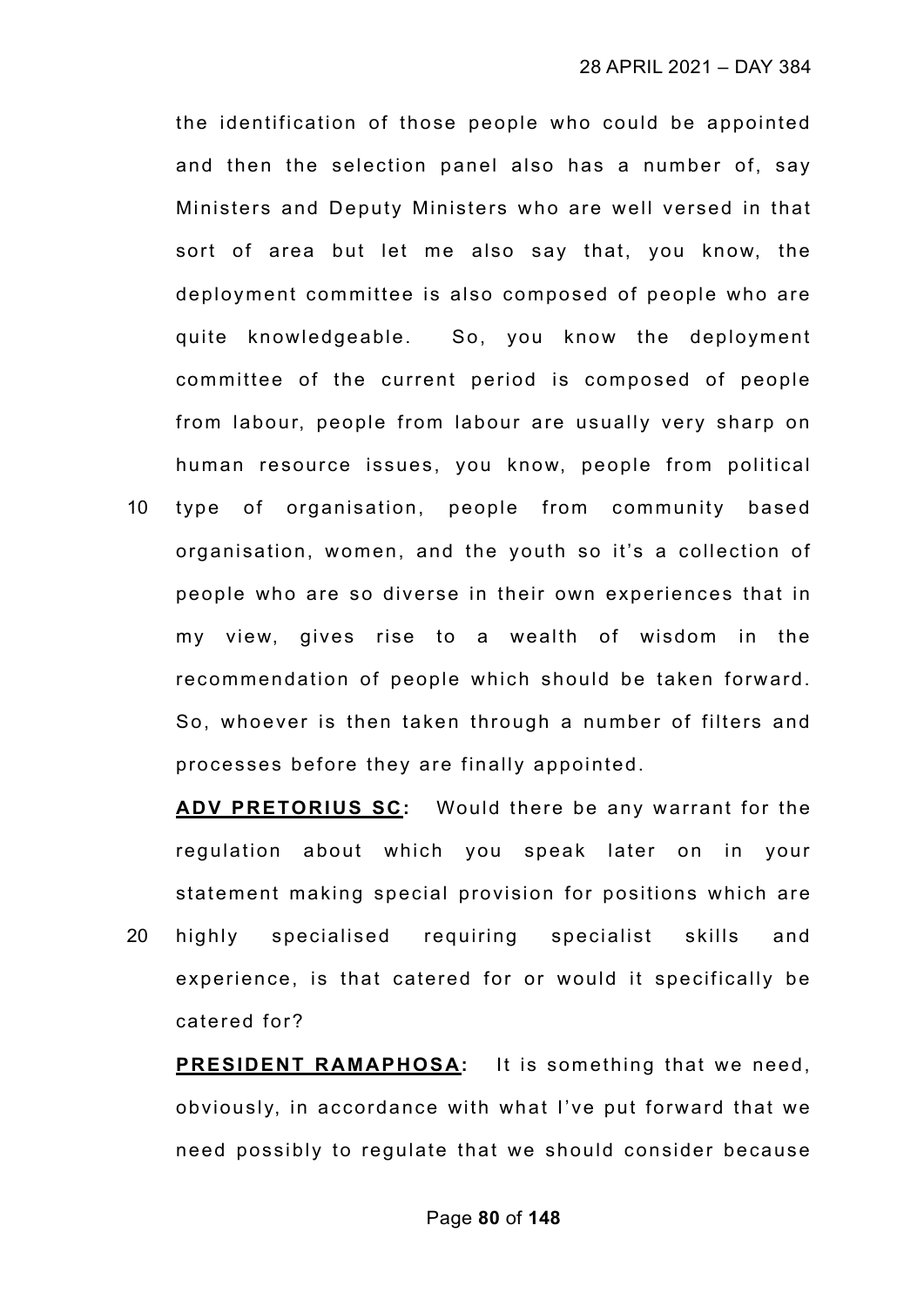the identification of those people who could be appointed and then the selection panel also has a number of, say Ministers and Deputy Ministers who are well versed in that sort of area but let me also say that, you know, the deployment committee is also composed of people who are quite knowledgeable. So, you know the deployment committee of the current period is composed of people from labour, people from labour are usually very sharp on human resource issues, you know, people from political type of organisation, people from community based organisation, women, and the youth so it's a collection of people who are so diverse in their own experiences that in my view, gives rise to a wealth of wisdom in the recommendation of people which should be taken forward. So, whoever is then taken through a number of filters and processes before they are finally appointed.

**ADV PRETORIUS SC:** Would there be any warrant for the regulation about which you speak later on in your statement making special provision for positions which are highly specialised requiring specialist skills and experience, is that catered for or would it specifically be catered for?

**PRESIDENT RAMAPHOSA:** It is something that we need, obviously, in accordance with what I've put forward that we need possibly to regulate that we should consider because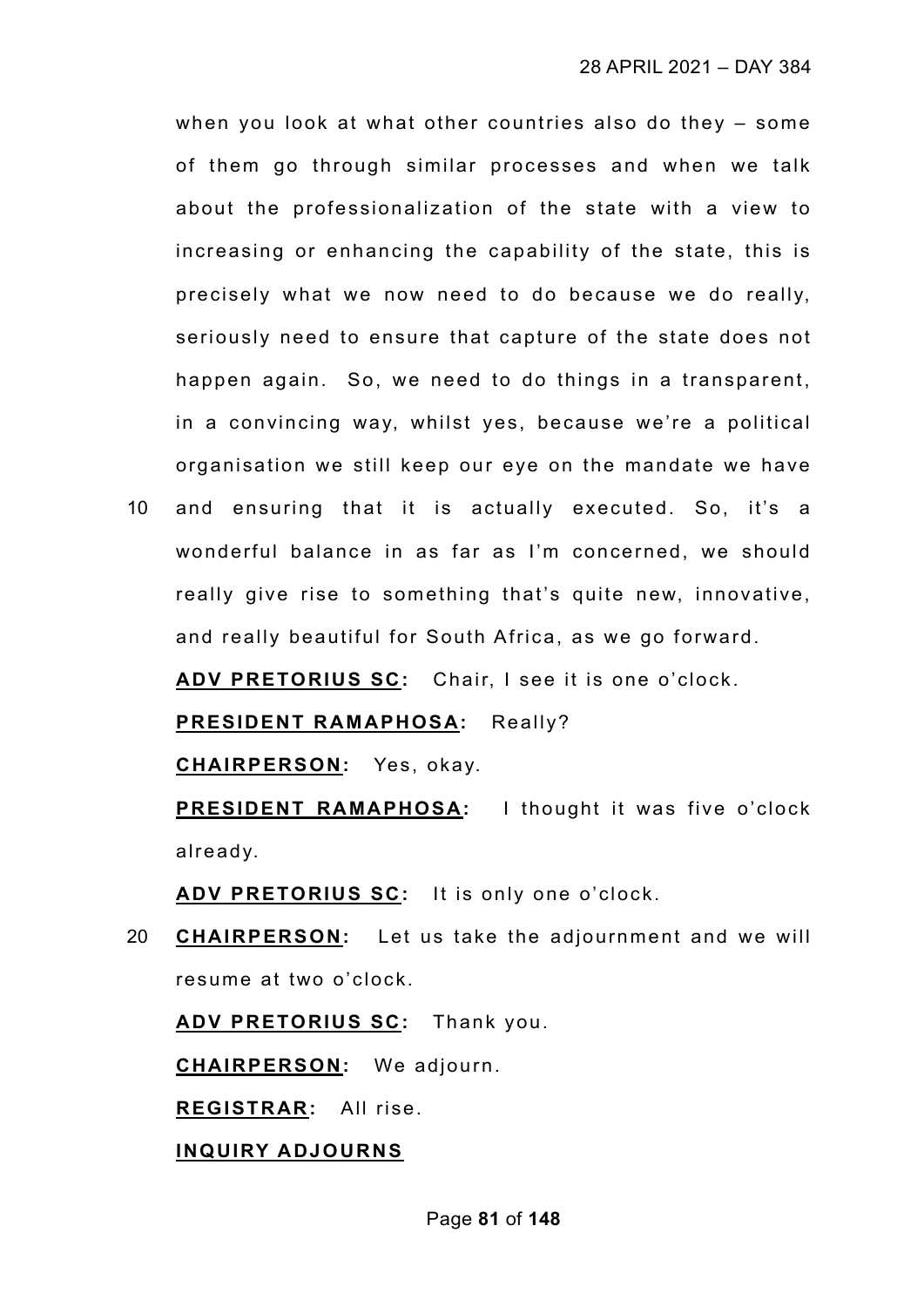when you look at what other countries also do they – some of them go through similar processes and when we talk about the professionalization of the state with a view to increasing or enhancing the capability of the state, this is precisely what we now need to do because we do really, seriously need to ensure that capture of the state does not happen again. So, we need to do things in a transparent, in a convincing way, whilst yes, because we're a political organisation we still keep our eye on the mandate we have and ensuring that it is actually executed. So, it's a wonderful balance in as far as I'm concerned, we should really give rise to something that's quite new, innovative, and really beautiful for South Africa, as we go forward.

**ADV PRETORIUS SC:** Chair, I see it is one o'clock.

**PRESIDENT RAMAPHOSA:** Really?

**CHAIRPERSON:** Yes, okay.

**PRESIDENT RAMAPHOSA:** I thought it was five o'clock already.

**ADV PRETORIUS SC:** It is only one o'clock.

**CHAIRPERSON:** Let us take the adjournment and we will resume at two o'clock.

**ADV PRETORIUS SC:** Thank you.

**CHAIRPERSON:** We adjourn.

**REGISTRAR:** All rise.

**INQUIRY ADJOURNS**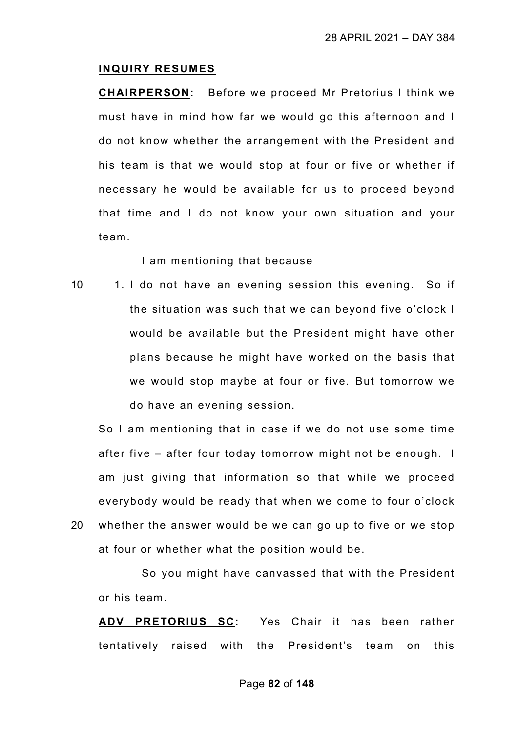**INQUIRY RESUMES**

**CHAIRPERSON:** Before we proceed Mr Pretorius I think we must have in mind how far we would go this afternoon and I do not know whether the arrangement with the President and his team is that we would stop at four or five or whether if necessary he would be available for us to proceed beyond that time and I do not know your own situation and your team.

I am mentioning that because

1. I do not have an evening session this evening. So if the situation was such that we can beyond five o'clock I would be available but the President might have other plans because he might have worked on the basis that we would stop maybe at four or five. But tomorrow we do have an evening session.

So I am mentioning that in case if we do not use some time after five – after four today tomorrow might not be enough. I am just giving that information so that while we proceed everybody would be ready that when we come to four o'clock whether the answer would be we can go up to five or we stop at four or whether what the position would be.

So you might have canvassed that with the President or his team.

**ADV PRETORIUS SC:** Yes Chair it has been rather tentatively raised with the President's team on this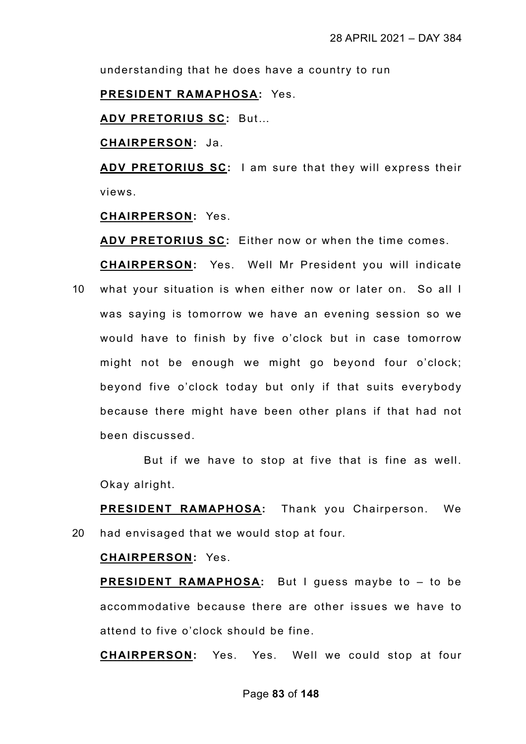understanding that he does have a country to run

**PRESIDENT RAMAPHOSA:** Yes.

**ADV PRETORIUS SC:** But…

**CHAIRPERSON:** Ja.

**ADV PRETORIUS SC:** I am sure that they will express their views.

**CHAIRPERSON:** Yes.

**ADV PRETORIUS SC:** Either now or when the time comes.

**CHAIRPERSON:** Yes. Well Mr President you will indicate

10 what your situation is when either now or later on. So all I was saying is tomorrow we have an evening session so we would have to finish by five o'clock but in case tomorrow might not be enough we might go beyond four o'clock; beyond five o'clock today but only if that suits everybody because there might have been other plans if that had not been discussed.

But if we have to stop at five that is fine as well. Okay alright.

**PRESIDENT RAMAPHOSA:** Thank you Chairperson. We

20 had envisaged that we would stop at four.

**CHAIRPERSON:** Yes.

**PRESIDENT RAMAPHOSA:** But I guess maybe to – to be accommodative because there are other issues we have to attend to five o'clock should be fine.

**CHAIRPERSON:** Yes. Yes. Well we could stop at four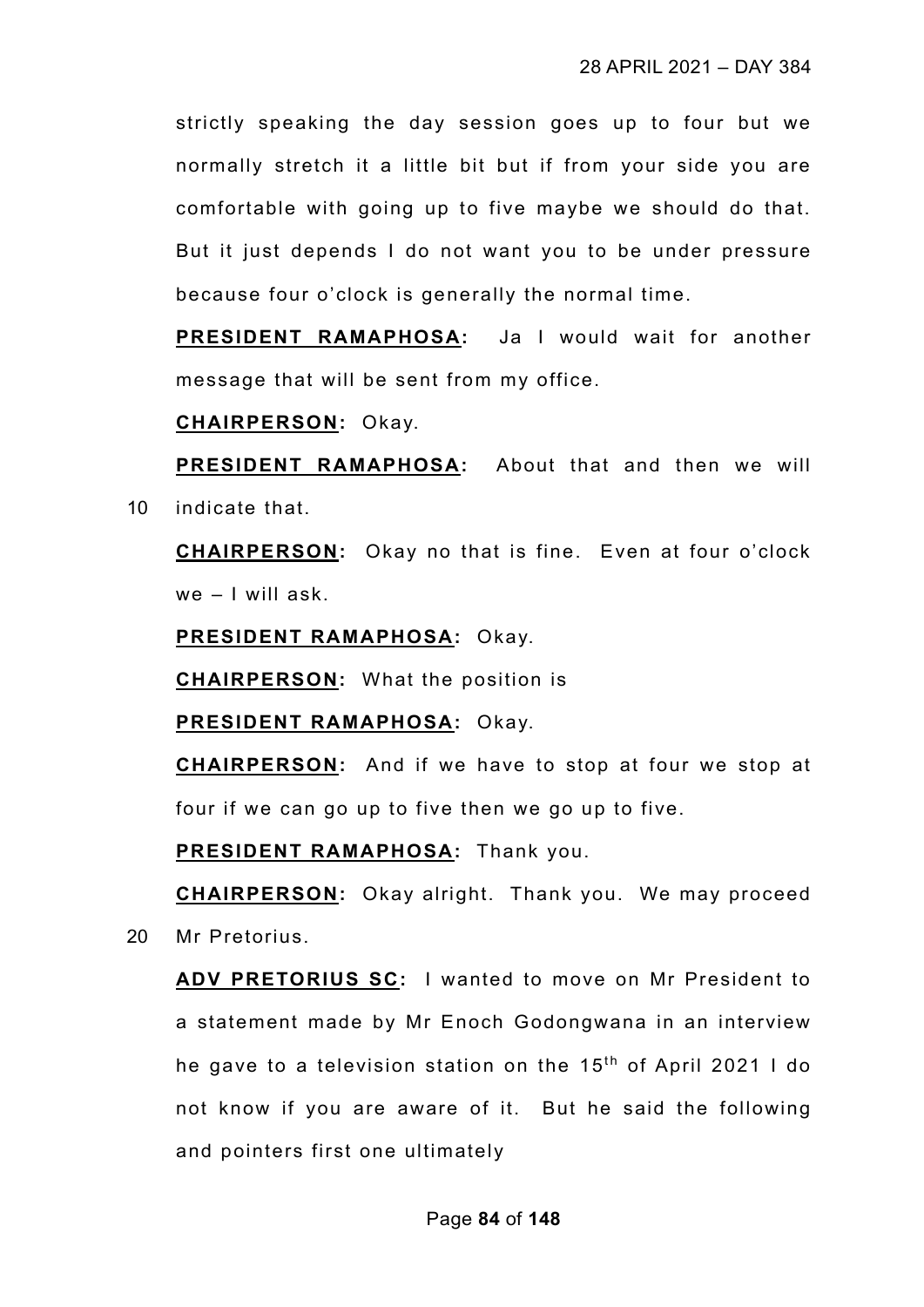strictly speaking the day session goes up to four but we normally stretch it a little bit but if from your side you are comfortable with going up to five maybe we should do that. But it just depends I do not want you to be under pressure because four o'clock is generally the normal time.

**PRESIDENT RAMAPHOSA:** Ja I would wait for another message that will be sent from my office.

**CHAIRPERSON:** Okay.

**PRESIDENT RAMAPHOSA:** About that and then we will indicate that.

**CHAIRPERSON:** Okay no that is fine. Even at four o'clock we – I will ask.

**PRESIDENT RAMAPHOSA:** Okay.

**CHAIRPERSON:** What the position is

**PRESIDENT RAMAPHOSA:** Okay.

**CHAIRPERSON:** And if we have to stop at four we stop at four if we can go up to five then we go up to five.

**PRESIDENT RAMAPHOSA:** Thank you.

**CHAIRPERSON:** Okay alright. Thank you. We may proceed Mr Pretorius.

**ADV PRETORIUS SC:** I wanted to move on Mr President to a statement made by Mr Enoch Godongwana in an interview he gave to a television station on the 15th of April 2021 I do not know if you are aware of it. But he said the following and pointers first one ultimately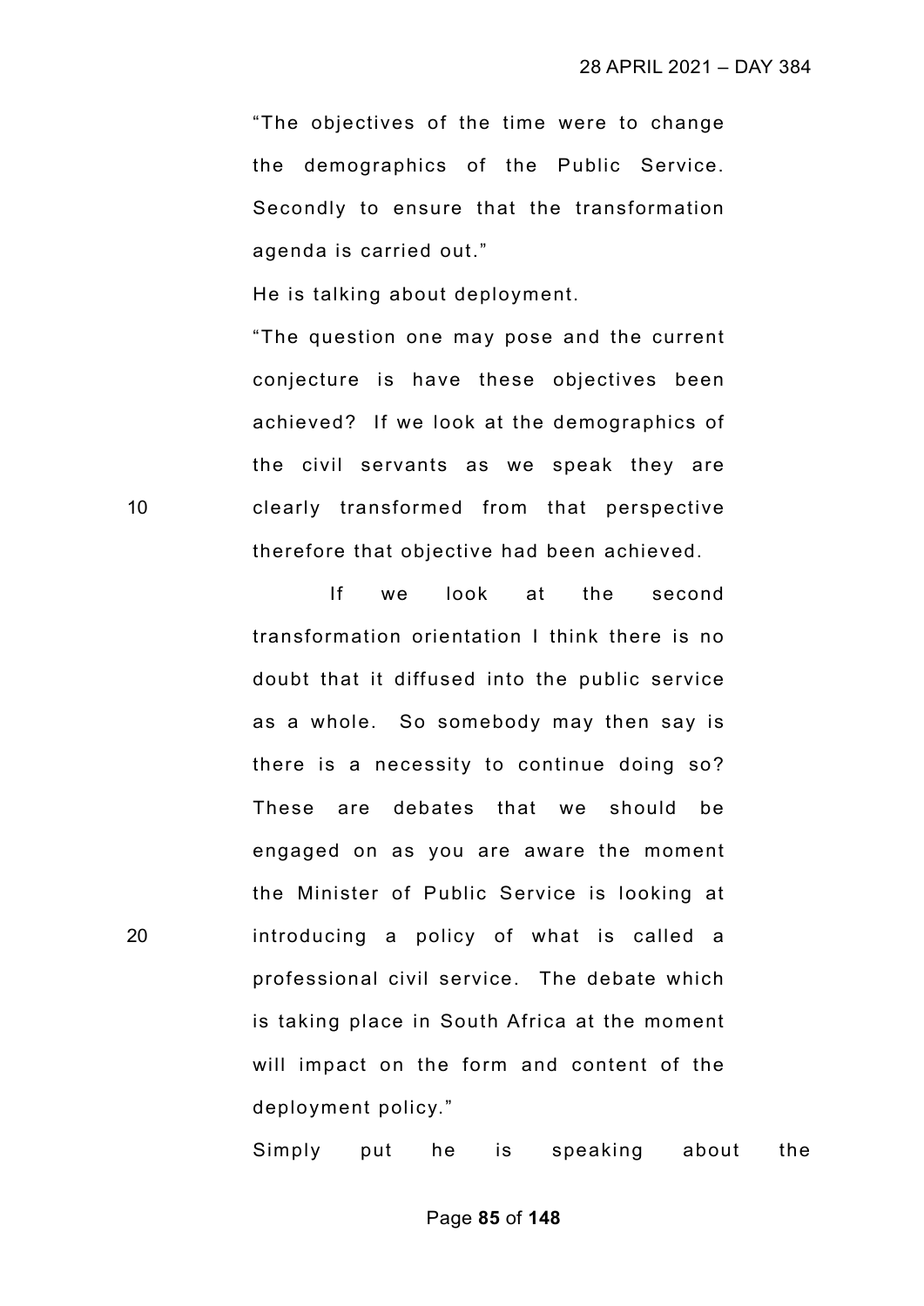> "The objectives of the time were to change the demographics of the Public Service. Secondly to ensure that the transformation agenda is carried out."

He is talking about deployment.

> "The question one may pose and the current conjecture is have these objectives been achieved? If we look at the demographics of the civil servants as we speak they are clearly transformed from that perspective therefore that objective had been achieved.
>
> If we look at the second transformation orientation I think there is no doubt that it diffused into the public service as a whole. So somebody may then say is there is a necessity to continue doing so? These are debates that we should be engaged on as you are aware the moment the Minister of Public Service is looking at introducing a policy of what is called a professional civil service. The debate which is taking place in South Africa at the moment will impact on the form and content of the deployment policy."

Simply put he is speaking about the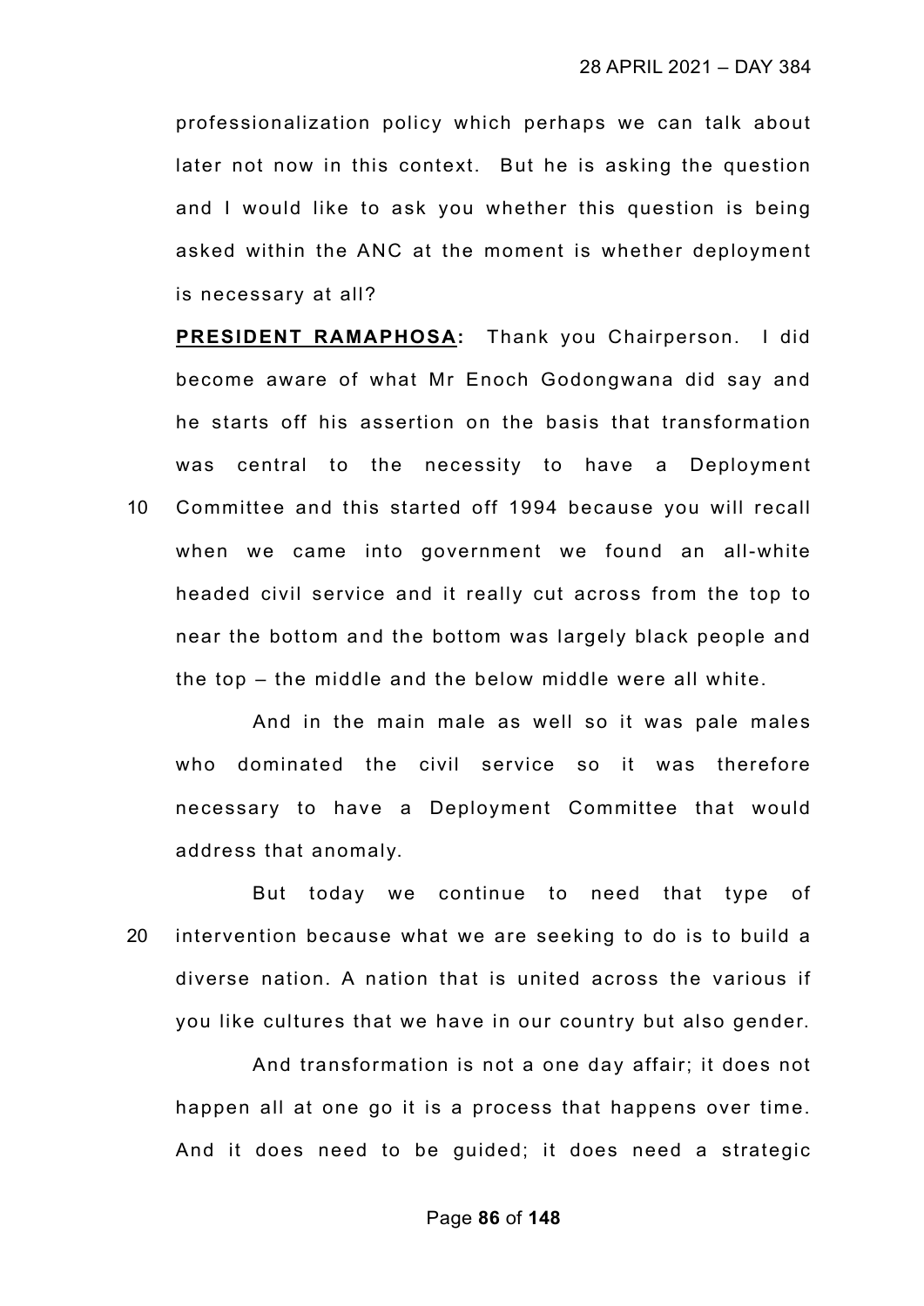professionalization policy which perhaps we can talk about later not now in this context. But he is asking the question and I would like to ask you whether this question is being asked within the ANC at the moment is whether deployment is necessary at all?

**PRESIDENT RAMAPHOSA:** Thank you Chairperson. I did become aware of what Mr Enoch Godongwana did say and he starts off his assertion on the basis that transformation was central to the necessity to have a Deployment Committee and this started off 1994 because you will recall when we came into government we found an all-white headed civil service and it really cut across from the top to near the bottom and the bottom was largely black people and the top – the middle and the below middle were all white.

And in the main male as well so it was pale males who dominated the civil service so it was therefore necessary to have a Deployment Committee that would address that anomaly.

But today we continue to need that type of intervention because what we are seeking to do is to build a diverse nation. A nation that is united across the various if you like cultures that we have in our country but also gender.

And transformation is not a one day affair; it does not happen all at one go it is a process that happens over time. And it does need to be guided; it does need a strategic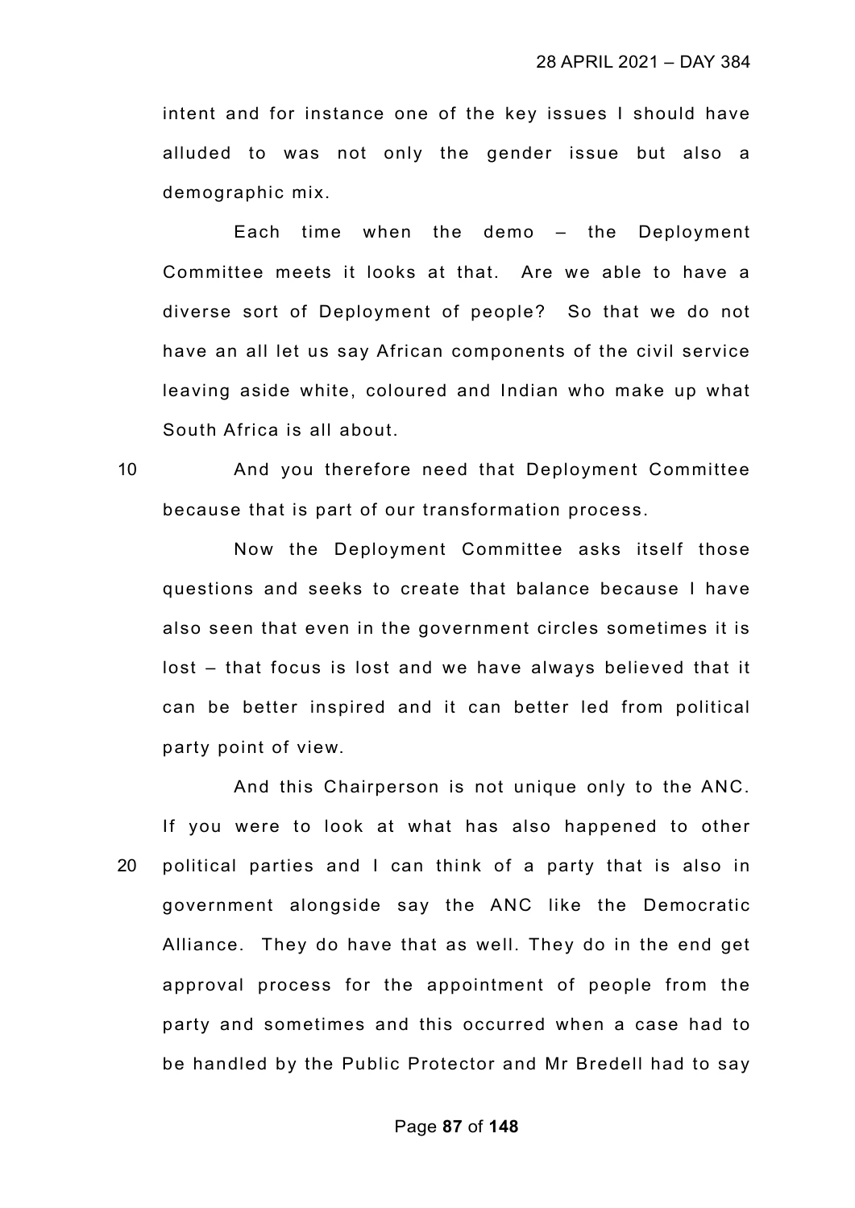intent and for instance one of the key issues I should have alluded to was not only the gender issue but also a demographic mix.

Each time when the demo – the Deployment Committee meets it looks at that. Are we able to have a diverse sort of Deployment of people? So that we do not have an all let us say African components of the civil service leaving aside white, coloured and Indian who make up what South Africa is all about.

And you therefore need that Deployment Committee because that is part of our transformation process.

Now the Deployment Committee asks itself those questions and seeks to create that balance because I have also seen that even in the government circles sometimes it is lost – that focus is lost and we have always believed that it can be better inspired and it can better led from political party point of view.

And this Chairperson is not unique only to the ANC. If you were to look at what has also happened to other political parties and I can think of a party that is also in government alongside say the ANC like the Democratic Alliance. They do have that as well. They do in the end get approval process for the appointment of people from the party and sometimes and this occurred when a case had to be handled by the Public Protector and Mr Bredell had to say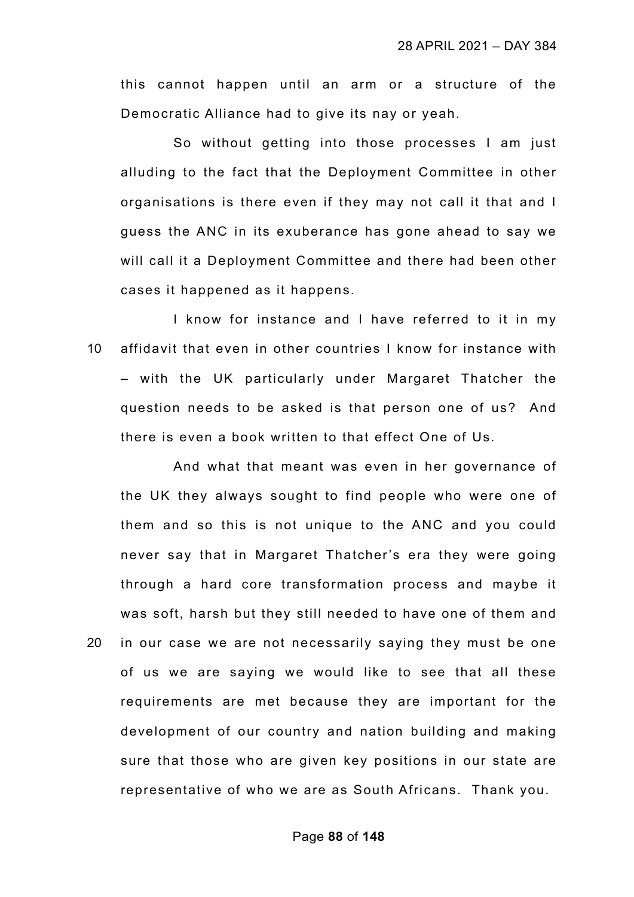this cannot happen until an arm or a structure of the Democratic Alliance had to give its nay or yeah.

So without getting into those processes I am just alluding to the fact that the Deployment Committee in other organisations is there even if they may not call it that and I guess the ANC in its exuberance has gone ahead to say we will call it a Deployment Committee and there had been other cases it happened as it happens.

I know for instance and I have referred to it in my affidavit that even in other countries I know for instance with – with the UK particularly under Margaret Thatcher the question needs to be asked is that person one of us? And there is even a book written to that effect One of Us.

And what that meant was even in her governance of the UK they always sought to find people who were one of them and so this is not unique to the ANC and you could never say that in Margaret Thatcher's era they were going through a hard core transformation process and maybe it was soft, harsh but they still needed to have one of them and in our case we are not necessarily saying they must be one of us we are saying we would like to see that all these requirements are met because they are important for the development of our country and nation building and making sure that those who are given key positions in our state are representative of who we are as South Africans. Thank you.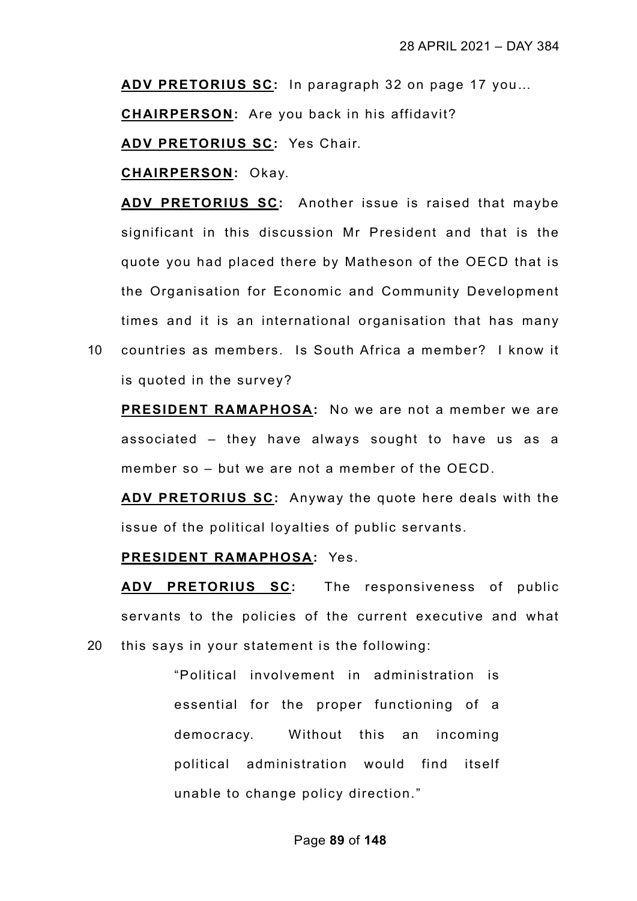**ADV PRETORIUS SC:** In paragraph 32 on page 17 you…

**CHAIRPERSON:** Are you back in his affidavit?

**ADV PRETORIUS SC:** Yes Chair.

**CHAIRPERSON:** Okay.

**ADV PRETORIUS SC:** Another issue is raised that maybe significant in this discussion Mr President and that is the quote you had placed there by Matheson of the OECD that is the Organisation for Economic and Community Development times and it is an international organisation that has many countries as members. Is South Africa a member? I know it is quoted in the survey?

**PRESIDENT RAMAPHOSA:** No we are not a member we are associated – they have always sought to have us as a member so – but we are not a member of the OECD.

**ADV PRETORIUS SC:** Anyway the quote here deals with the issue of the political loyalties of public servants.

**PRESIDENT RAMAPHOSA:** Yes.

**ADV PRETORIUS SC:** The responsiveness of public servants to the policies of the current executive and what this says in your statement is the following:

> "Political involvement in administration is essential for the proper functioning of a democracy. Without this an incoming political administration would find itself unable to change policy direction."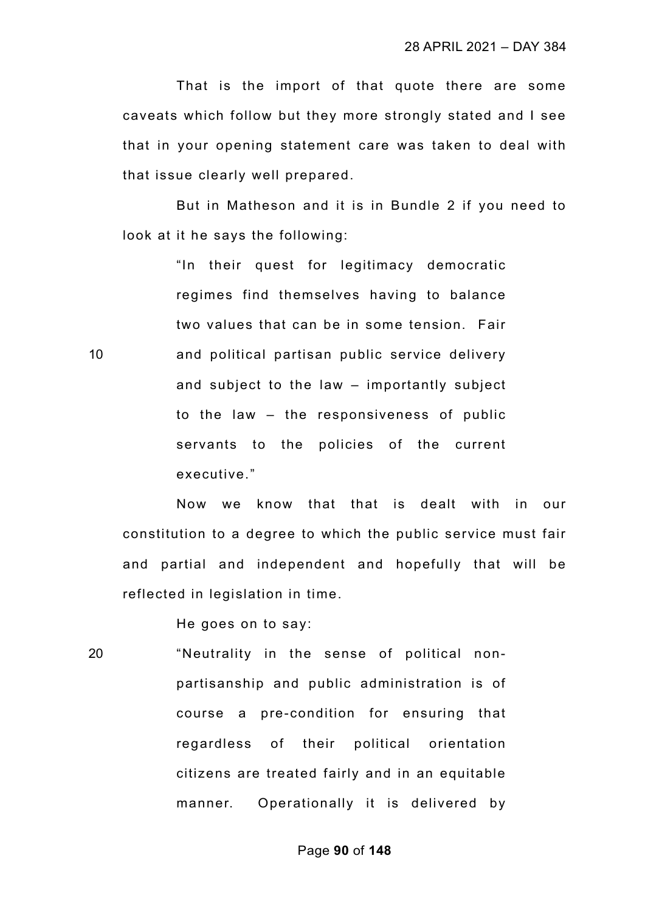That is the import of that quote there are some caveats which follow but they more strongly stated and I see that in your opening statement care was taken to deal with that issue clearly well prepared.

But in Matheson and it is in Bundle 2 if you need to look at it he says the following:

> "In their quest for legitimacy democratic regimes find themselves having to balance two values that can be in some tension. Fair and political partisan public service delivery and subject to the law – importantly subject to the law – the responsiveness of public servants to the policies of the current executive."

Now we know that that is dealt with in our constitution to a degree to which the public service must fair and partial and independent and hopefully that will be reflected in legislation in time.

He goes on to say:

> "Neutrality in the sense of political non-partisanship and public administration is of course a pre-condition for ensuring that regardless of their political orientation citizens are treated fairly and in an equitable manner. Operationally it is delivered by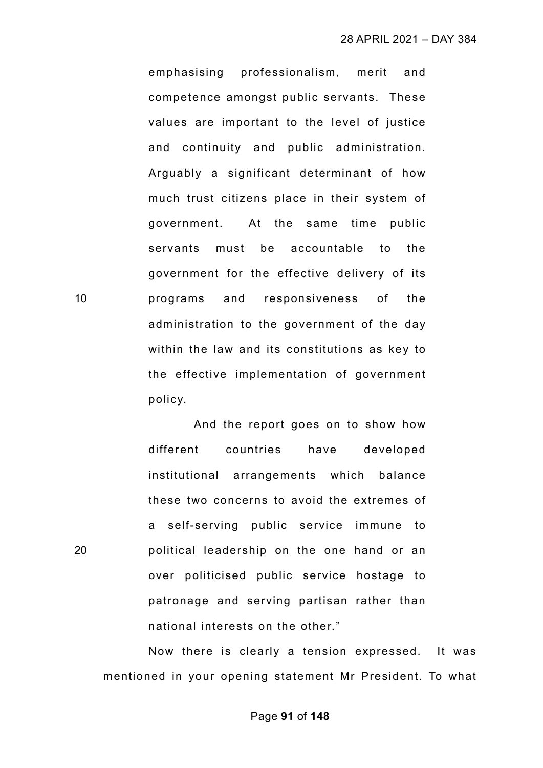emphasising professionalism, merit and competence amongst public servants. These values are important to the level of justice and continuity and public administration. Arguably a significant determinant of how much trust citizens place in their system of government. At the same time public servants must be accountable to the government for the effective delivery of its programs and responsiveness of the administration to the government of the day within the law and its constitutions as key to the effective implementation of government policy.

And the report goes on to show how different countries have developed institutional arrangements which balance these two concerns to avoid the extremes of a self-serving public service immune to political leadership on the one hand or an over politicised public service hostage to patronage and serving partisan rather than national interests on the other."

Now there is clearly a tension expressed. It was mentioned in your opening statement Mr President. To what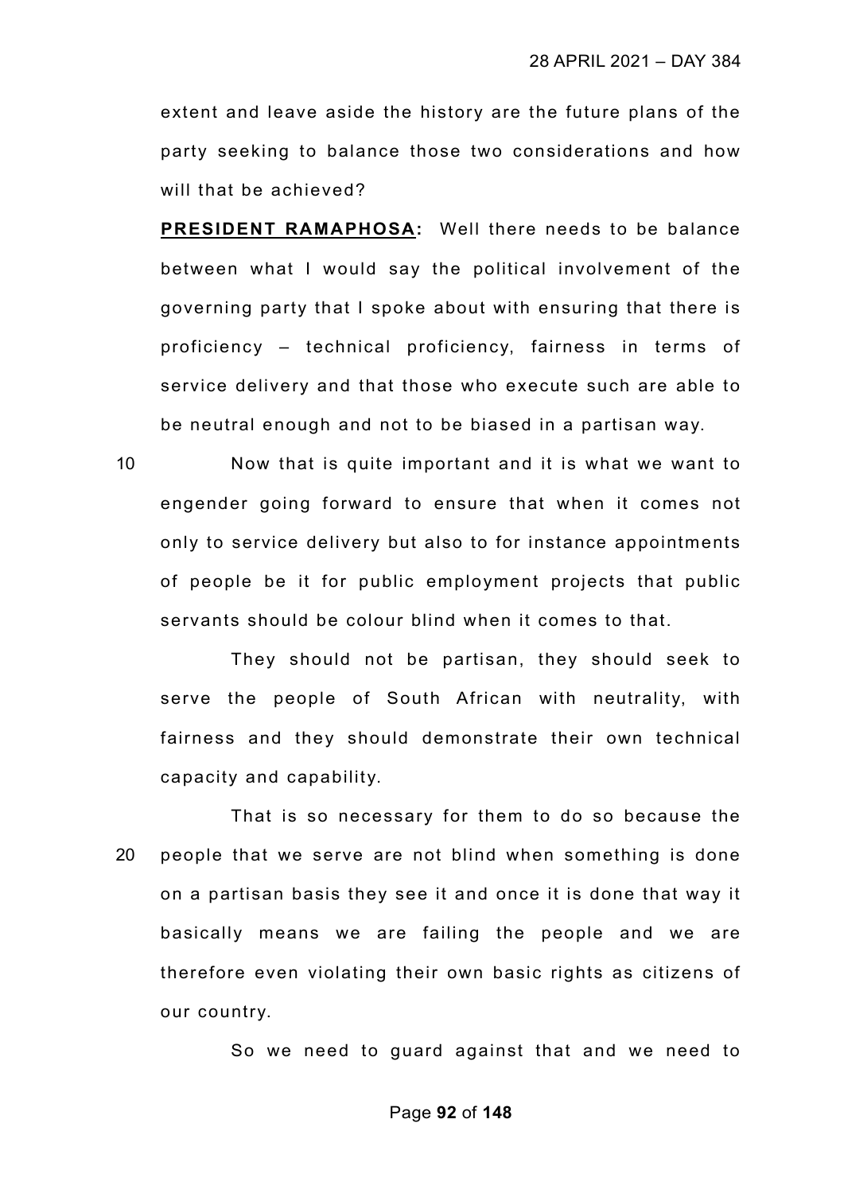extent and leave aside the history are the future plans of the party seeking to balance those two considerations and how will that be achieved?

**PRESIDENT RAMAPHOSA:** Well there needs to be balance between what I would say the political involvement of the governing party that I spoke about with ensuring that there is proficiency – technical proficiency, fairness in terms of service delivery and that those who execute such are able to be neutral enough and not to be biased in a partisan way.

Now that is quite important and it is what we want to engender going forward to ensure that when it comes not only to service delivery but also to for instance appointments of people be it for public employment projects that public servants should be colour blind when it comes to that.

They should not be partisan, they should seek to serve the people of South African with neutrality, with fairness and they should demonstrate their own technical capacity and capability.

That is so necessary for them to do so because the people that we serve are not blind when something is done on a partisan basis they see it and once it is done that way it basically means we are failing the people and we are therefore even violating their own basic rights as citizens of our country.

So we need to guard against that and we need to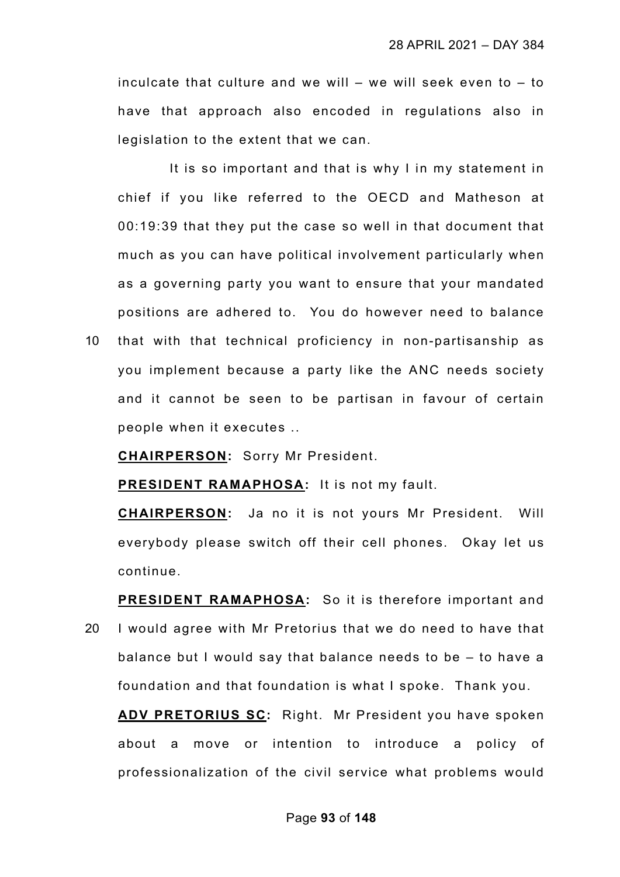inculcate that culture and we will – we will seek even to – to have that approach also encoded in regulations also in legislation to the extent that we can.

It is so important and that is why I in my statement in chief if you like referred to the OECD and Matheson at 00:19:39 that they put the case so well in that document that much as you can have political involvement particularly when as a governing party you want to ensure that your mandated positions are adhered to. You do however need to balance that with that technical proficiency in non-partisanship as you implement because a party like the ANC needs society and it cannot be seen to be partisan in favour of certain people when it executes ..

**CHAIRPERSON:** Sorry Mr President.

**PRESIDENT RAMAPHOSA:** It is not my fault.

**CHAIRPERSON:** Ja no it is not yours Mr President. Will everybody please switch off their cell phones. Okay let us continue.

**PRESIDENT RAMAPHOSA:** So it is therefore important and I would agree with Mr Pretorius that we do need to have that balance but I would say that balance needs to be – to have a foundation and that foundation is what I spoke. Thank you.

**ADV PRETORIUS SC:** Right. Mr President you have spoken about a move or intention to introduce a policy of professionalization of the civil service what problems would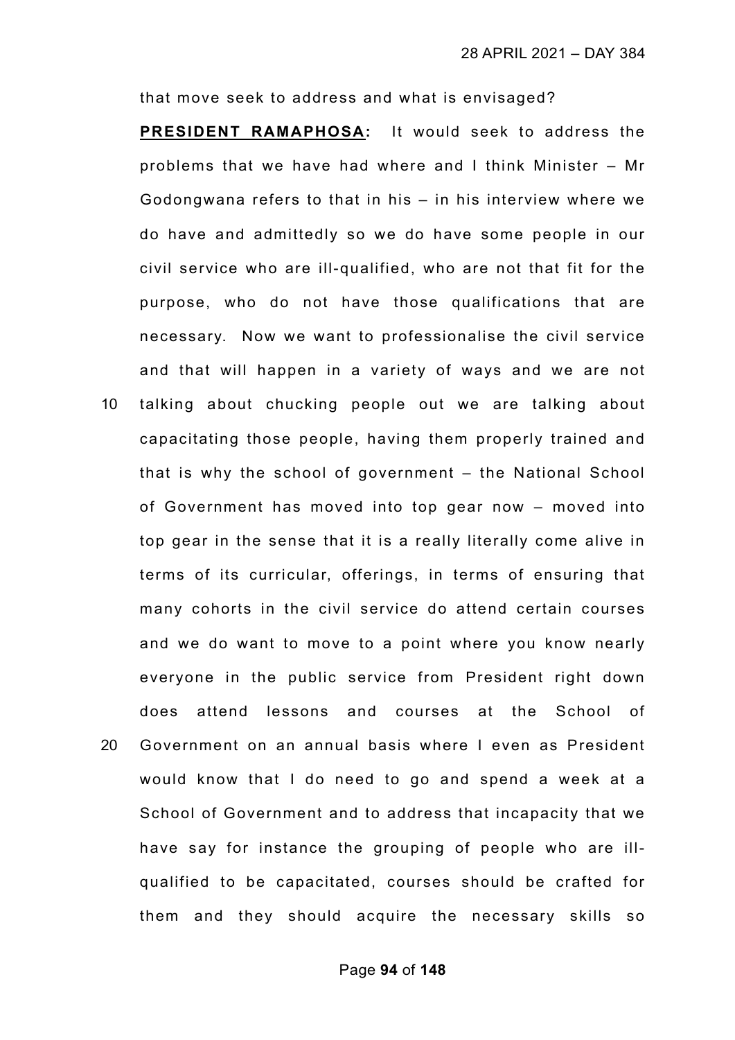that move seek to address and what is envisaged?

**PRESIDENT RAMAPHOSA:** It would seek to address the problems that we have had where and I think Minister – Mr Godongwana refers to that in his – in his interview where we do have and admittedly so we do have some people in our civil service who are ill-qualified, who are not that fit for the purpose, who do not have those qualifications that are necessary. Now we want to professionalise the civil service and that will happen in a variety of ways and we are not talking about chucking people out we are talking about capacitating those people, having them properly trained and that is why the school of government – the National School of Government has moved into top gear now – moved into top gear in the sense that it is a really literally come alive in terms of its curricular, offerings, in terms of ensuring that many cohorts in the civil service do attend certain courses and we do want to move to a point where you know nearly everyone in the public service from President right down does attend lessons and courses at the School of Government on an annual basis where I even as President would know that I do need to go and spend a week at a School of Government and to address that incapacity that we have say for instance the grouping of people who are ill-qualified to be capacitated, courses should be crafted for them and they should acquire the necessary skills so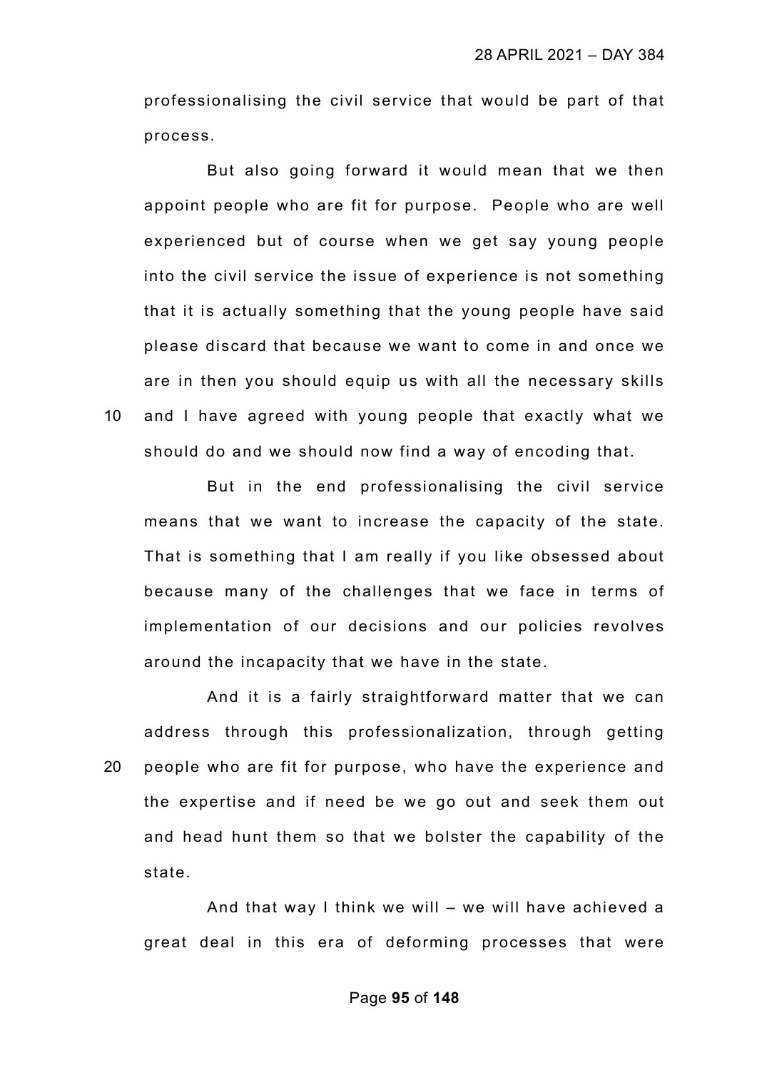professionalising the civil service that would be part of that process.

But also going forward it would mean that we then appoint people who are fit for purpose. People who are well experienced but of course when we get say young people into the civil service the issue of experience is not something that it is actually something that the young people have said please discard that because we want to come in and once we are in then you should equip us with all the necessary skills and I have agreed with young people that exactly what we should do and we should now find a way of encoding that.

But in the end professionalising the civil service means that we want to increase the capacity of the state. That is something that I am really if you like obsessed about because many of the challenges that we face in terms of implementation of our decisions and our policies revolves around the incapacity that we have in the state.

And it is a fairly straightforward matter that we can address through this professionalization, through getting people who are fit for purpose, who have the experience and the expertise and if need be we go out and seek them out and head hunt them so that we bolster the capability of the state.

And that way I think we will – we will have achieved a great deal in this era of deforming processes that were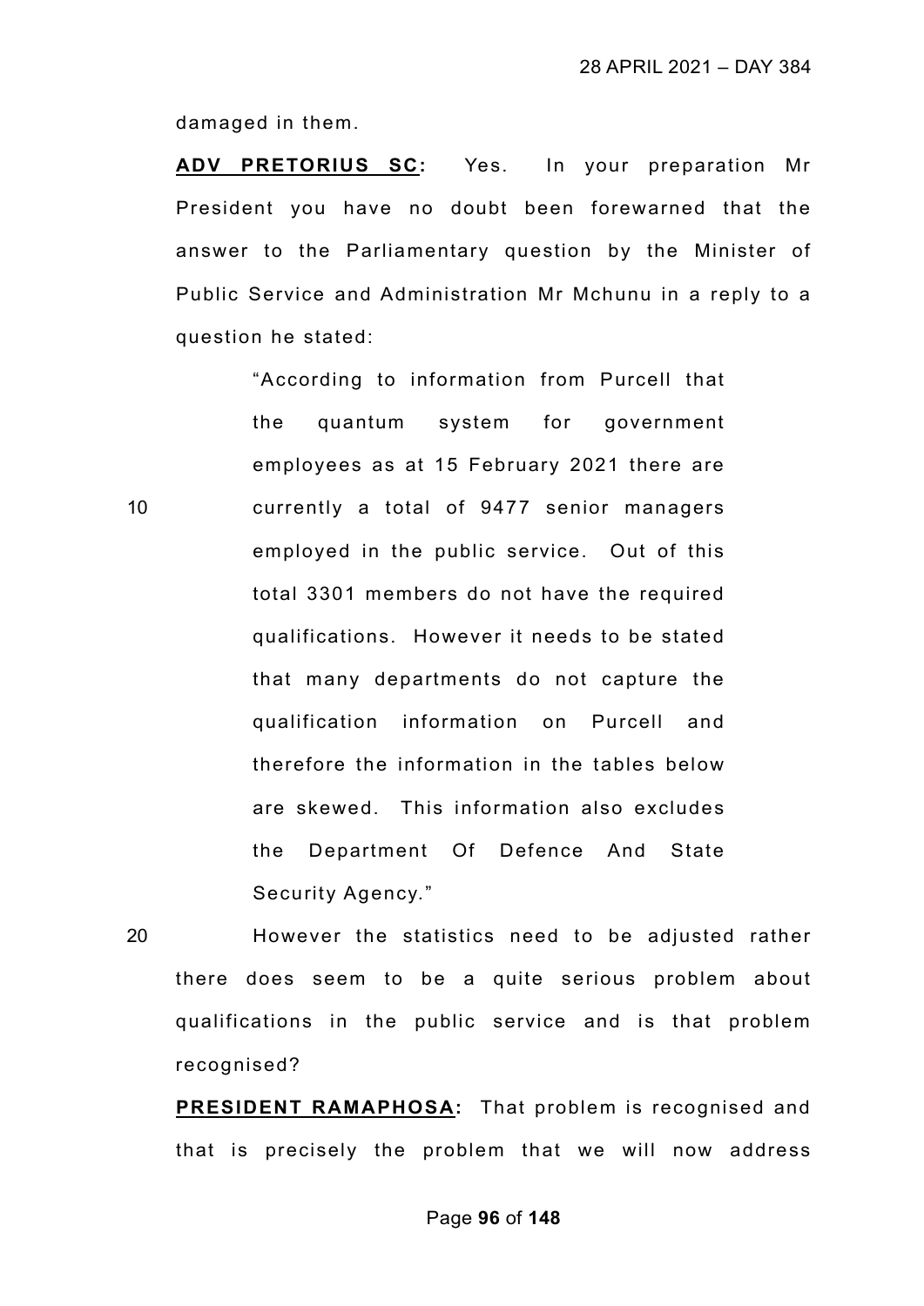damaged in them.

**ADV PRETORIUS SC:** Yes. In your preparation Mr President you have no doubt been forewarned that the answer to the Parliamentary question by the Minister of Public Service and Administration Mr Mchunu in a reply to a question he stated:

> "According to information from Purcell that the quantum system for government employees as at 15 February 2021 there are currently a total of 9477 senior managers employed in the public service. Out of this total 3301 members do not have the required qualifications. However it needs to be stated that many departments do not capture the qualification information on Purcell and therefore the information in the tables below are skewed. This information also excludes the Department Of Defence And State Security Agency."

However the statistics need to be adjusted rather there does seem to be a quite serious problem about qualifications in the public service and is that problem recognised?

**PRESIDENT RAMAPHOSA:** That problem is recognised and that is precisely the problem that we will now address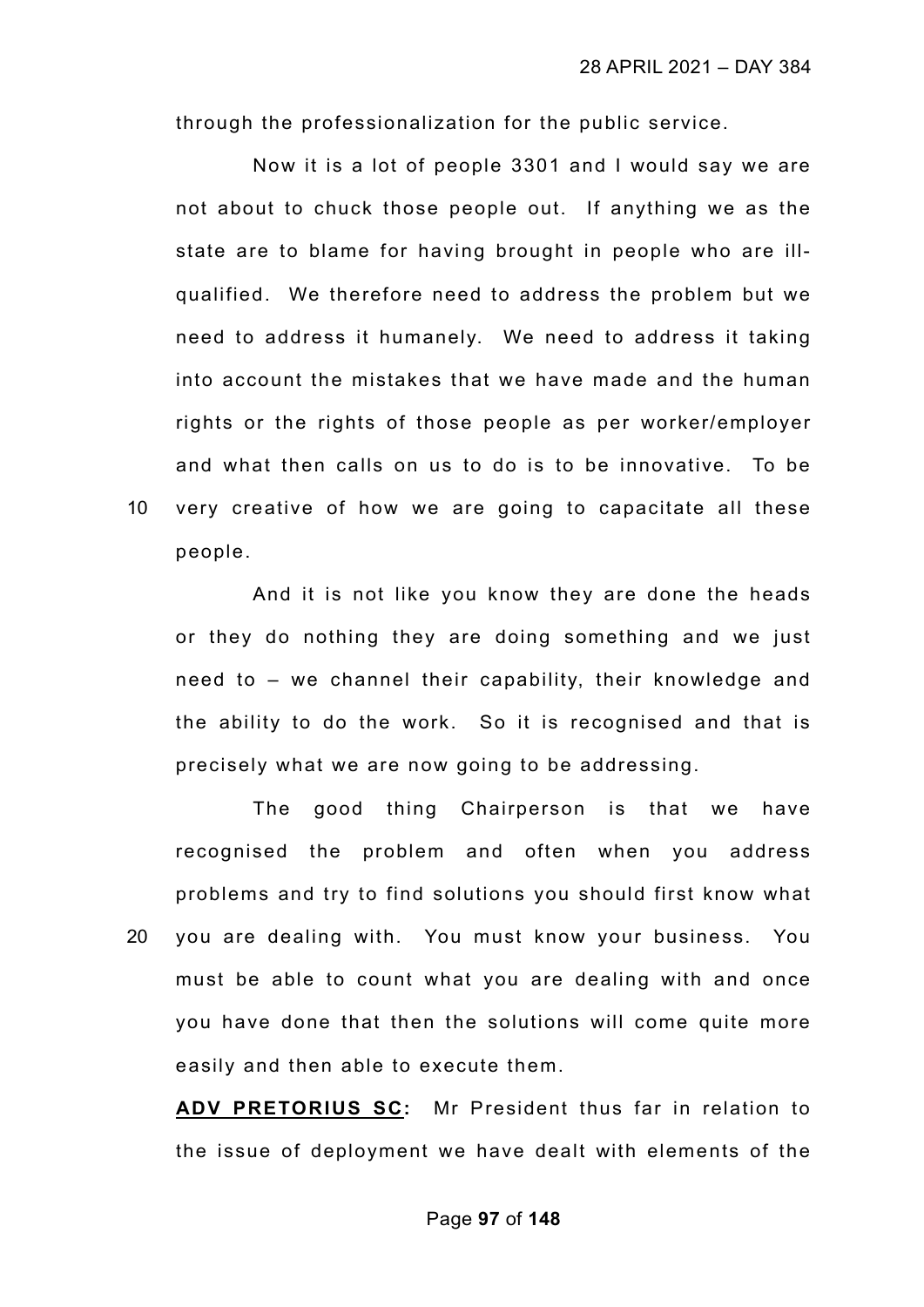through the professionalization for the public service.

Now it is a lot of people 3301 and I would say we are not about to chuck those people out. If anything we as the state are to blame for having brought in people who are ill-qualified. We therefore need to address the problem but we need to address it humanely. We need to address it taking into account the mistakes that we have made and the human rights or the rights of those people as per worker/employer and what then calls on us to do is to be innovative. To be very creative of how we are going to capacitate all these people.

And it is not like you know they are done the heads or they do nothing they are doing something and we just need to – we channel their capability, their knowledge and the ability to do the work. So it is recognised and that is precisely what we are now going to be addressing.

The good thing Chairperson is that we have recognised the problem and often when you address problems and try to find solutions you should first know what you are dealing with. You must know your business. You must be able to count what you are dealing with and once you have done that then the solutions will come quite more easily and then able to execute them.

**ADV PRETORIUS SC:** Mr President thus far in relation to the issue of deployment we have dealt with elements of the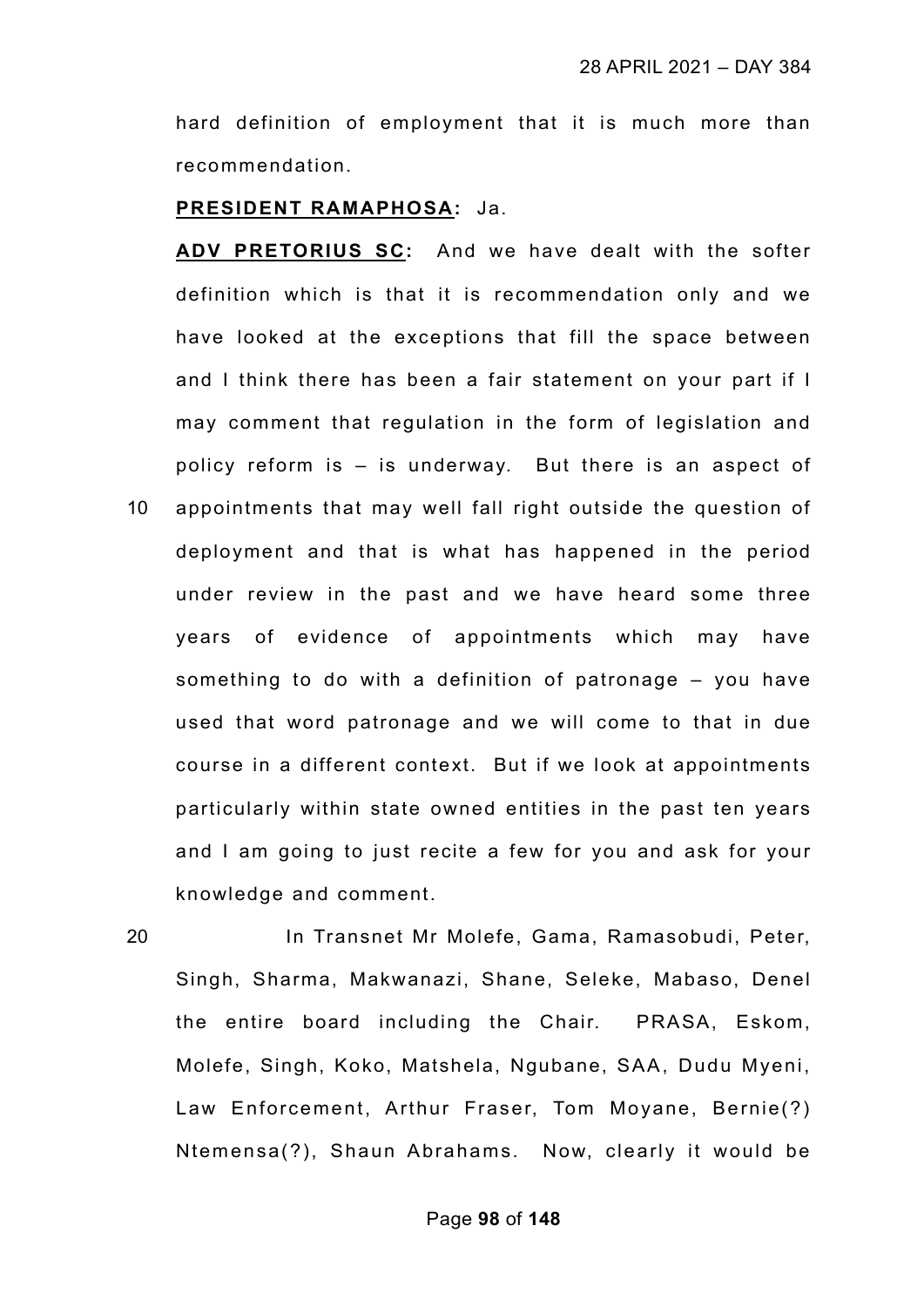hard definition of employment that it is much more than recommendation.

**PRESIDENT RAMAPHOSA:** Ja.

**ADV PRETORIUS SC:** And we have dealt with the softer definition which is that it is recommendation only and we have looked at the exceptions that fill the space between and I think there has been a fair statement on your part if I may comment that regulation in the form of legislation and policy reform is – is underway. But there is an aspect of appointments that may well fall right outside the question of deployment and that is what has happened in the period under review in the past and we have heard some three years of evidence of appointments which may have something to do with a definition of patronage – you have used that word patronage and we will come to that in due course in a different context. But if we look at appointments particularly within state owned entities in the past ten years and I am going to just recite a few for you and ask for your knowledge and comment.

In Transnet Mr Molefe, Gama, Ramasobudi, Peter, Singh, Sharma, Makwanazi, Shane, Seleke, Mabaso, Denel the entire board including the Chair. PRASA, Eskom, Molefe, Singh, Koko, Matshela, Ngubane, SAA, Dudu Myeni, Law Enforcement, Arthur Fraser, Tom Moyane, Bernie(?) Ntemensa(?), Shaun Abrahams. Now, clearly it would be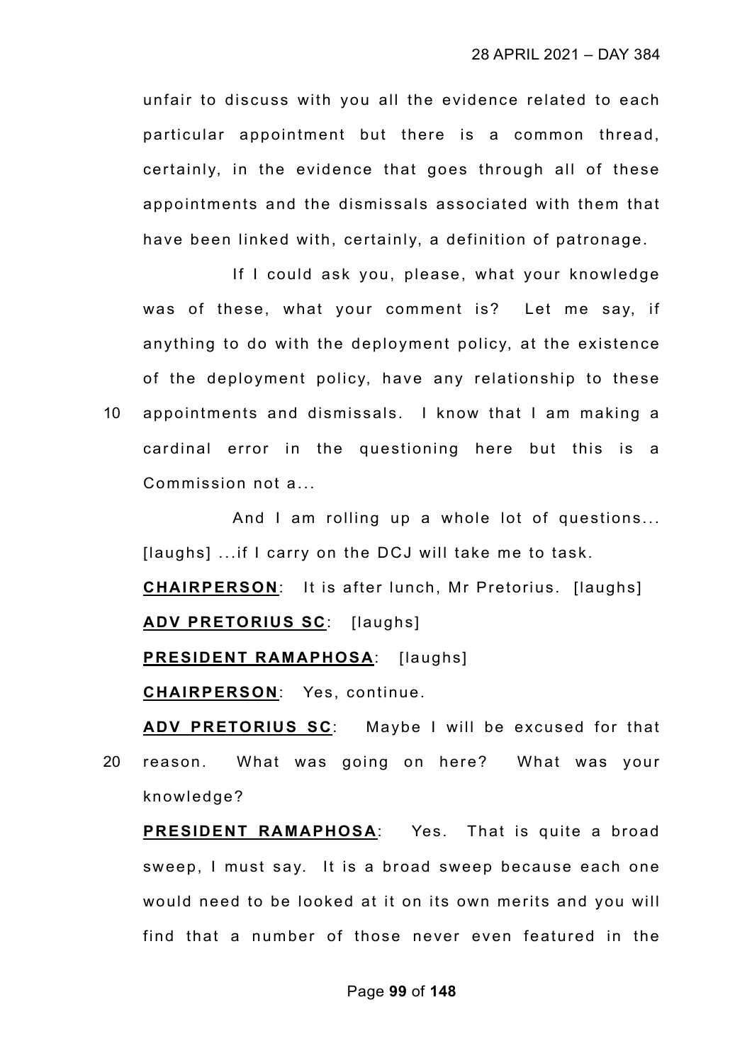unfair to discuss with you all the evidence related to each particular appointment but there is a common thread, certainly, in the evidence that goes through all of these appointments and the dismissals associated with them that have been linked with, certainly, a definition of patronage.

If I could ask you, please, what your knowledge was of these, what your comment is? Let me say, if anything to do with the deployment policy, at the existence of the deployment policy, have any relationship to these appointments and dismissals. I know that I am making a cardinal error in the questioning here but this is a Commission not a...

And I am rolling up a whole lot of questions... [laughs] ...if I carry on the DCJ will take me to task.

**CHAIRPERSON**: It is after lunch, Mr Pretorius. [laughs]

**ADV PRETORIUS SC**: [laughs]

**PRESIDENT RAMAPHOSA**: [laughs]

**CHAIRPERSON**: Yes, continue.

**ADV PRETORIUS SC**: Maybe I will be excused for that reason. What was going on here? What was your knowledge?

**PRESIDENT RAMAPHOSA**: Yes. That is quite a broad sweep, I must say. It is a broad sweep because each one would need to be looked at it on its own merits and you will find that a number of those never even featured in the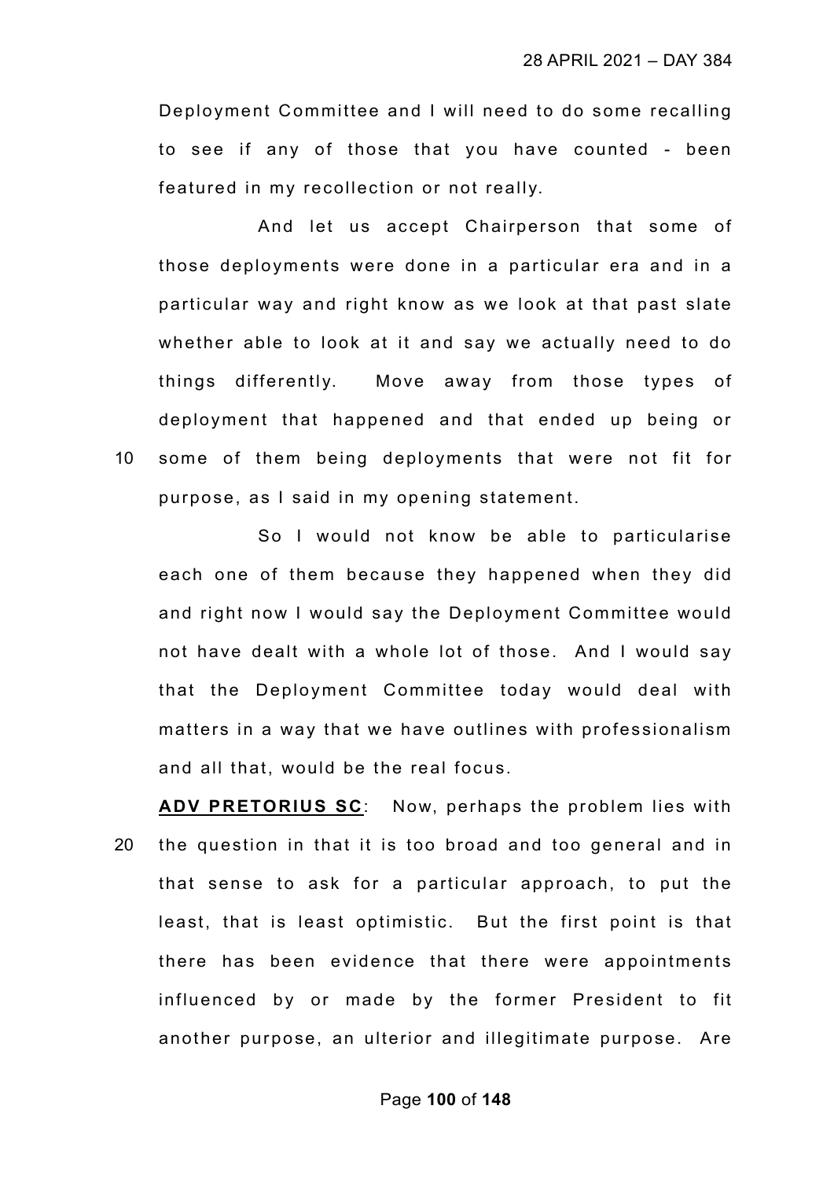Deployment Committee and I will need to do some recalling to see if any of those that you have counted - been featured in my recollection or not really.

And let us accept Chairperson that some of those deployments were done in a particular era and in a particular way and right know as we look at that past slate whether able to look at it and say we actually need to do things differently. Move away from those types of deployment that happened and that ended up being or some of them being deployments that were not fit for purpose, as I said in my opening statement.

So I would not know be able to particularise each one of them because they happened when they did and right now I would say the Deployment Committee would not have dealt with a whole lot of those. And I would say that the Deployment Committee today would deal with matters in a way that we have outlines with professionalism and all that, would be the real focus.

**ADV PRETORIUS SC**: Now, perhaps the problem lies with the question in that it is too broad and too general and in that sense to ask for a particular approach, to put the least, that is least optimistic. But the first point is that there has been evidence that there were appointments influenced by or made by the former President to fit another purpose, an ulterior and illegitimate purpose. Are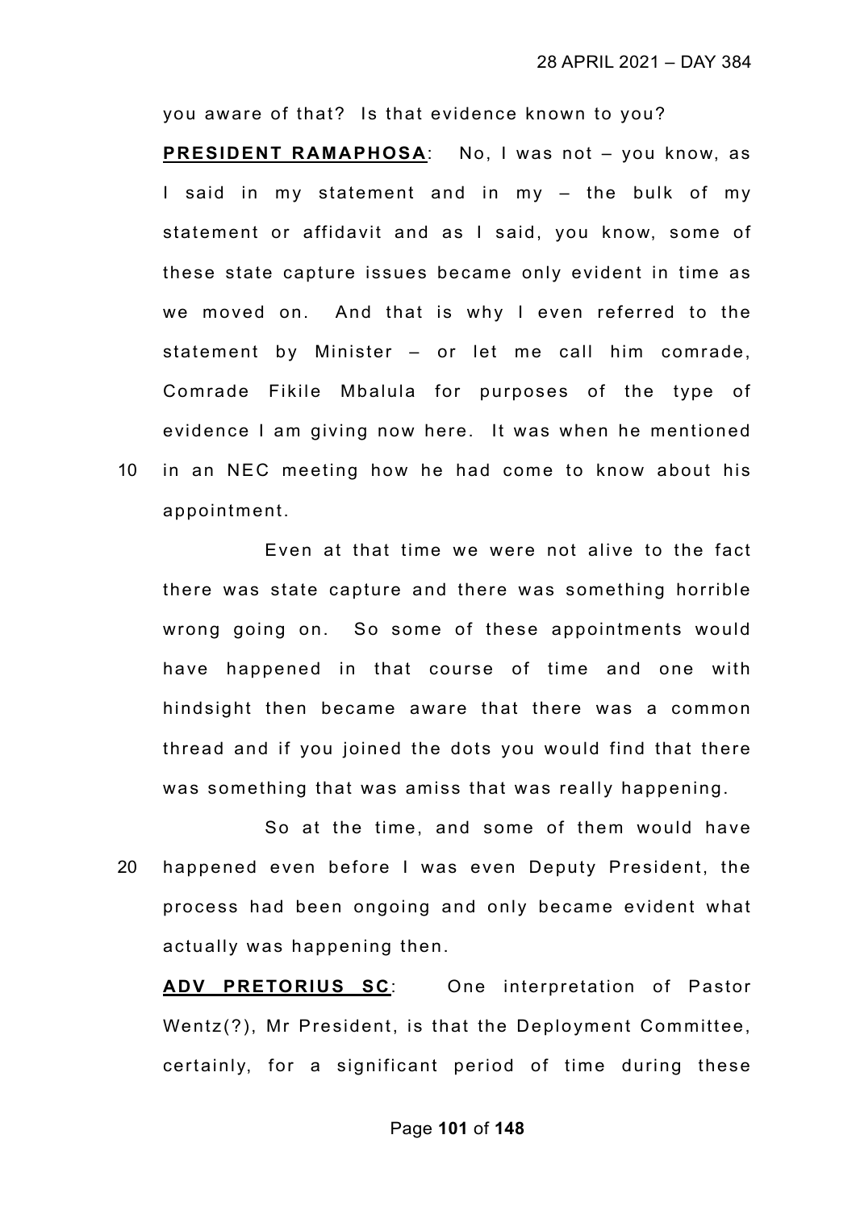you aware of that? Is that evidence known to you?

**PRESIDENT RAMAPHOSA**: No, I was not – you know, as I said in my statement and in my – the bulk of my statement or affidavit and as I said, you know, some of these state capture issues became only evident in time as we moved on. And that is why I even referred to the statement by Minister – or let me call him comrade, Comrade Fikile Mbalula for purposes of the type of evidence I am giving now here. It was when he mentioned in an NEC meeting how he had come to know about his appointment.

Even at that time we were not alive to the fact there was state capture and there was something horrible wrong going on. So some of these appointments would have happened in that course of time and one with hindsight then became aware that there was a common thread and if you joined the dots you would find that there was something that was amiss that was really happening.

So at the time, and some of them would have happened even before I was even Deputy President, the process had been ongoing and only became evident what actually was happening then.

**ADV PRETORIUS SC**: One interpretation of Pastor Wentz(?), Mr President, is that the Deployment Committee, certainly, for a significant period of time during these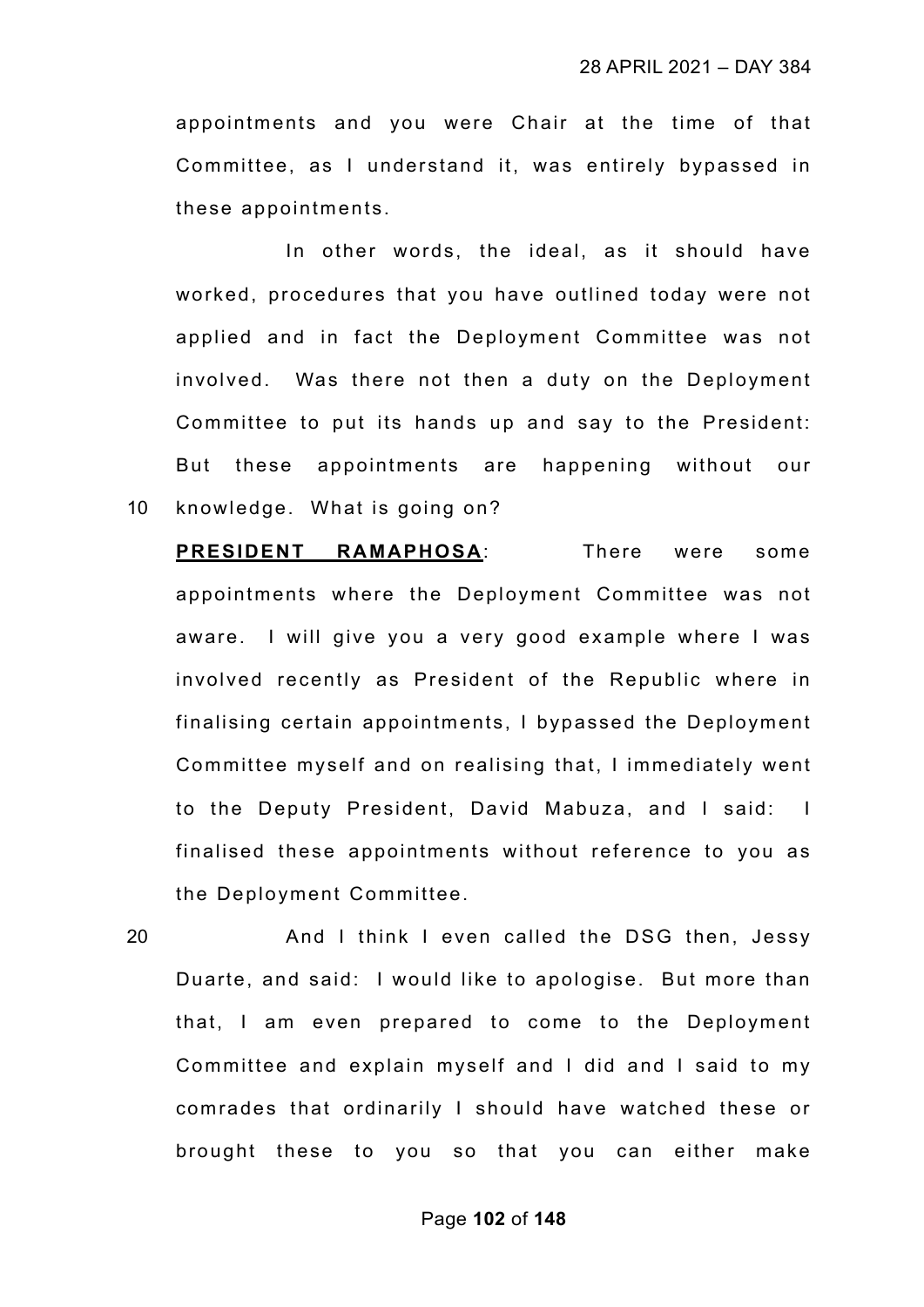appointments and you were Chair at the time of that Committee, as I understand it, was entirely bypassed in these appointments.

In other words, the ideal, as it should have worked, procedures that you have outlined today were not applied and in fact the Deployment Committee was not involved. Was there not then a duty on the Deployment Committee to put its hands up and say to the President: But these appointments are happening without our knowledge. What is going on?

**PRESIDENT RAMAPHOSA**: There were some appointments where the Deployment Committee was not aware. I will give you a very good example where I was involved recently as President of the Republic where in finalising certain appointments, I bypassed the Deployment Committee myself and on realising that, I immediately went to the Deputy President, David Mabuza, and I said: I finalised these appointments without reference to you as the Deployment Committee.

And I think I even called the DSG then, Jessy Duarte, and said: I would like to apologise. But more than that, I am even prepared to come to the Deployment Committee and explain myself and I did and I said to my comrades that ordinarily I should have watched these or brought these to you so that you can either make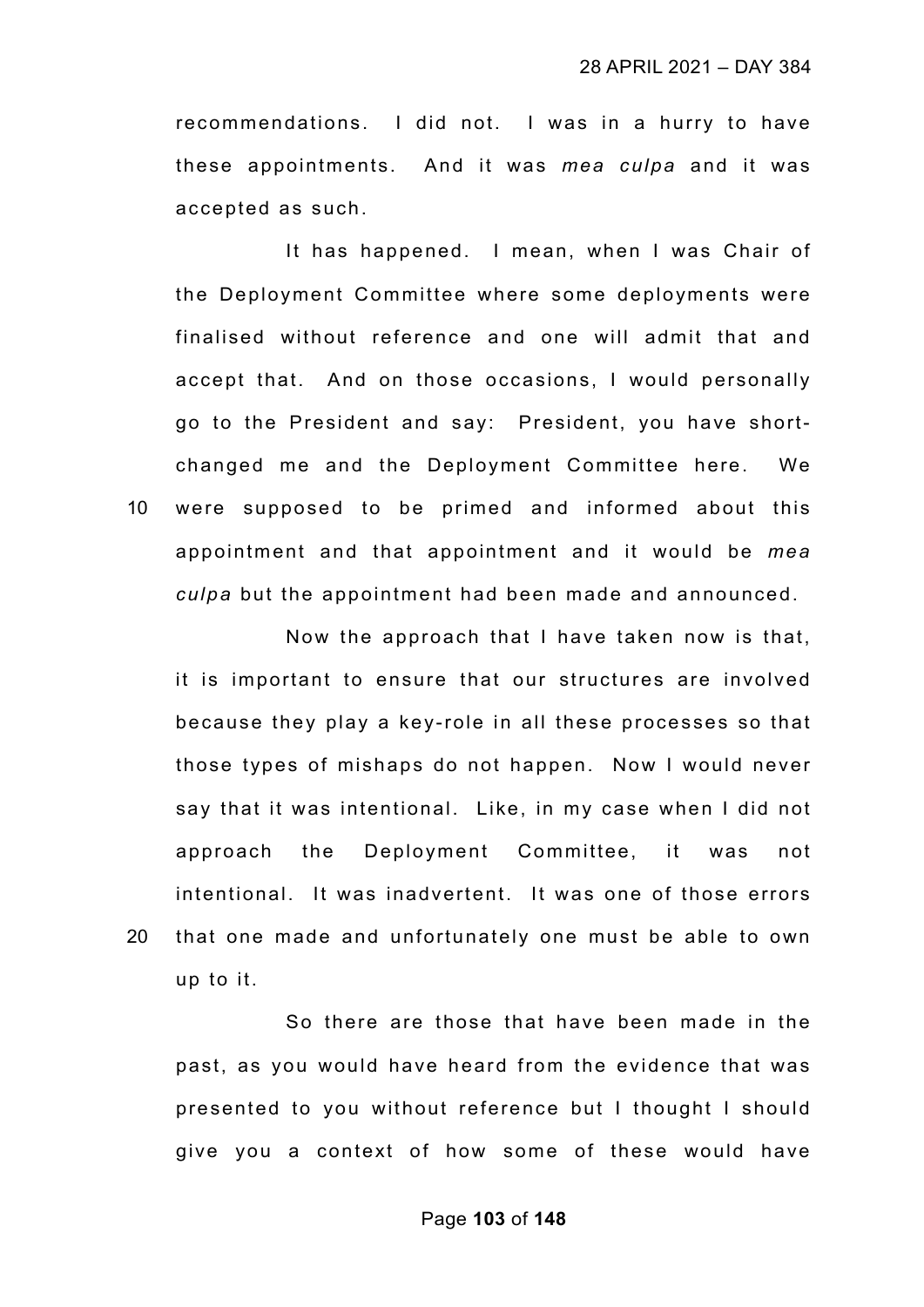recommendations. I did not. I was in a hurry to have these appointments. And it was *mea culpa* and it was accepted as such.

It has happened. I mean, when I was Chair of the Deployment Committee where some deployments were finalised without reference and one will admit that and accept that. And on those occasions, I would personally go to the President and say: President, you have short-changed me and the Deployment Committee here. We were supposed to be primed and informed about this appointment and that appointment and it would be *mea culpa* but the appointment had been made and announced.

Now the approach that I have taken now is that, it is important to ensure that our structures are involved because they play a key-role in all these processes so that those types of mishaps do not happen. Now I would never say that it was intentional. Like, in my case when I did not approach the Deployment Committee, it was not intentional. It was inadvertent. It was one of those errors that one made and unfortunately one must be able to own up to it.

So there are those that have been made in the past, as you would have heard from the evidence that was presented to you without reference but I thought I should give you a context of how some of these would have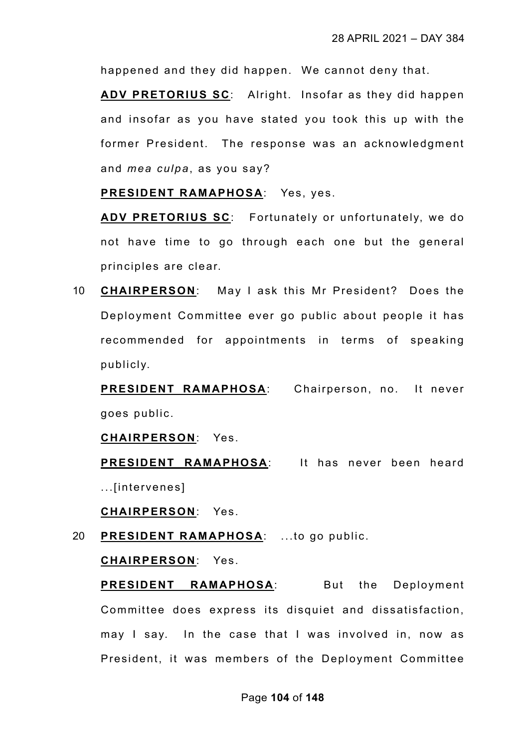happened and they did happen. We cannot deny that.

**ADV PRETORIUS SC**: Alright. Insofar as they did happen and insofar as you have stated you took this up with the former President. The response was an acknowledgment and *mea culpa*, as you say?

**PRESIDENT RAMAPHOSA**: Yes, yes.

**ADV PRETORIUS SC**: Fortunately or unfortunately, we do not have time to go through each one but the general principles are clear.

10 **CHAIRPERSON**: May I ask this Mr President? Does the Deployment Committee ever go public about people it has recommended for appointments in terms of speaking publicly.

**PRESIDENT RAMAPHOSA**: Chairperson, no. It never goes public.

**CHAIRPERSON**: Yes.

**PRESIDENT RAMAPHOSA**: It has never been heard ...[intervenes]

**CHAIRPERSON**: Yes.

20 **PRESIDENT RAMAPHOSA**: ...to go public.

**CHAIRPERSON**: Yes.

**PRESIDENT RAMAPHOSA**: But the Deployment Committee does express its disquiet and dissatisfaction, may I say. In the case that I was involved in, now as President, it was members of the Deployment Committee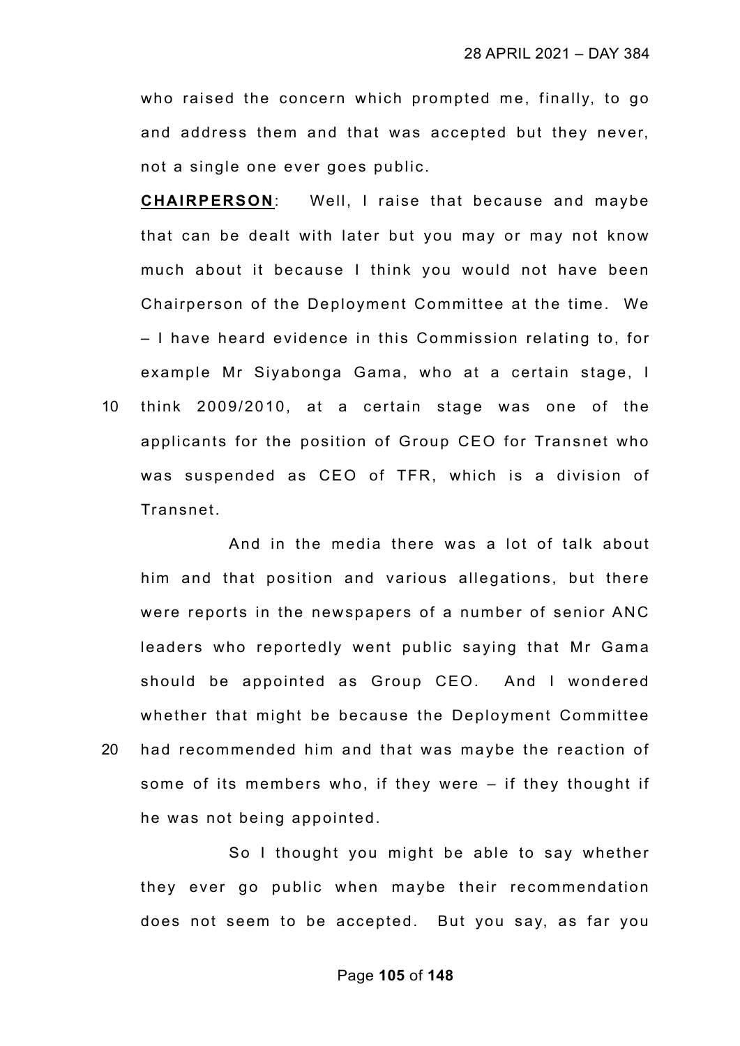who raised the concern which prompted me, finally, to go and address them and that was accepted but they never, not a single one ever goes public.

**CHAIRPERSON**: Well, I raise that because and maybe that can be dealt with later but you may or may not know much about it because I think you would not have been Chairperson of the Deployment Committee at the time. We – I have heard evidence in this Commission relating to, for example Mr Siyabonga Gama, who at a certain stage, I think 2009/2010, at a certain stage was one of the applicants for the position of Group CEO for Transnet who was suspended as CEO of TFR, which is a division of Transnet.

And in the media there was a lot of talk about him and that position and various allegations, but there were reports in the newspapers of a number of senior ANC leaders who reportedly went public saying that Mr Gama should be appointed as Group CEO. And I wondered whether that might be because the Deployment Committee had recommended him and that was maybe the reaction of some of its members who, if they were – if they thought if he was not being appointed.

So I thought you might be able to say whether they ever go public when maybe their recommendation does not seem to be accepted. But you say, as far you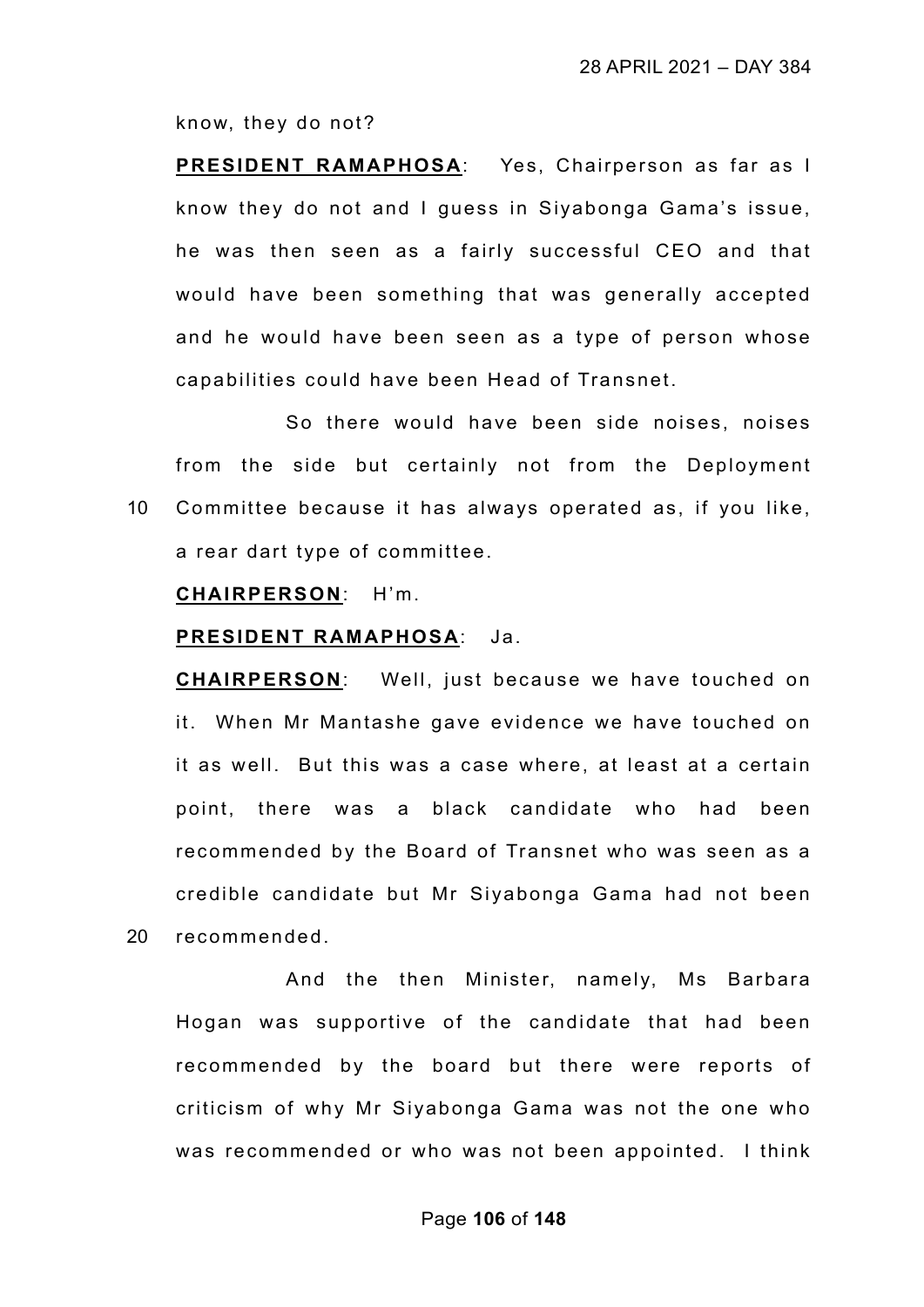know, they do not?

**PRESIDENT RAMAPHOSA**: Yes, Chairperson as far as I know they do not and I guess in Siyabonga Gama's issue, he was then seen as a fairly successful CEO and that would have been something that was generally accepted and he would have been seen as a type of person whose capabilities could have been Head of Transnet.

So there would have been side noises, noises from the side but certainly not from the Deployment Committee because it has always operated as, if you like, a rear dart type of committee.

**CHAIRPERSON**: H'm.

**PRESIDENT RAMAPHOSA**: Ja.

**CHAIRPERSON**: Well, just because we have touched on it. When Mr Mantashe gave evidence we have touched on it as well. But this was a case where, at least at a certain point, there was a black candidate who had been recommended by the Board of Transnet who was seen as a credible candidate but Mr Siyabonga Gama had not been recommended.

And the then Minister, namely, Ms Barbara Hogan was supportive of the candidate that had been recommended by the board but there were reports of criticism of why Mr Siyabonga Gama was not the one who was recommended or who was not been appointed. I think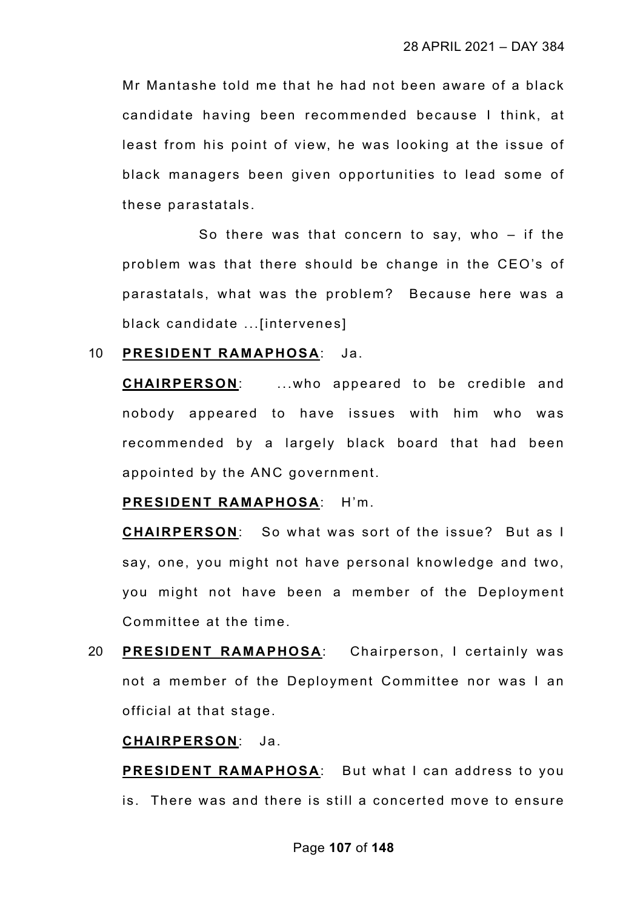Mr Mantashe told me that he had not been aware of a black candidate having been recommended because I think, at least from his point of view, he was looking at the issue of black managers been given opportunities to lead some of these parastatals.

So there was that concern to say, who – if the problem was that there should be change in the CEO's of parastatals, what was the problem? Because here was a black candidate ...[intervenes]

10 **PRESIDENT RAMAPHOSA**: Ja.

**CHAIRPERSON**: ...who appeared to be credible and nobody appeared to have issues with him who was recommended by a largely black board that had been appointed by the ANC government.

**PRESIDENT RAMAPHOSA**: H'm.

**CHAIRPERSON**: So what was sort of the issue? But as I say, one, you might not have personal knowledge and two, you might not have been a member of the Deployment Committee at the time.

20 **PRESIDENT RAMAPHOSA**: Chairperson, I certainly was not a member of the Deployment Committee nor was I an official at that stage.

**CHAIRPERSON**: Ja.

**PRESIDENT RAMAPHOSA**: But what I can address to you is. There was and there is still a concerted move to ensure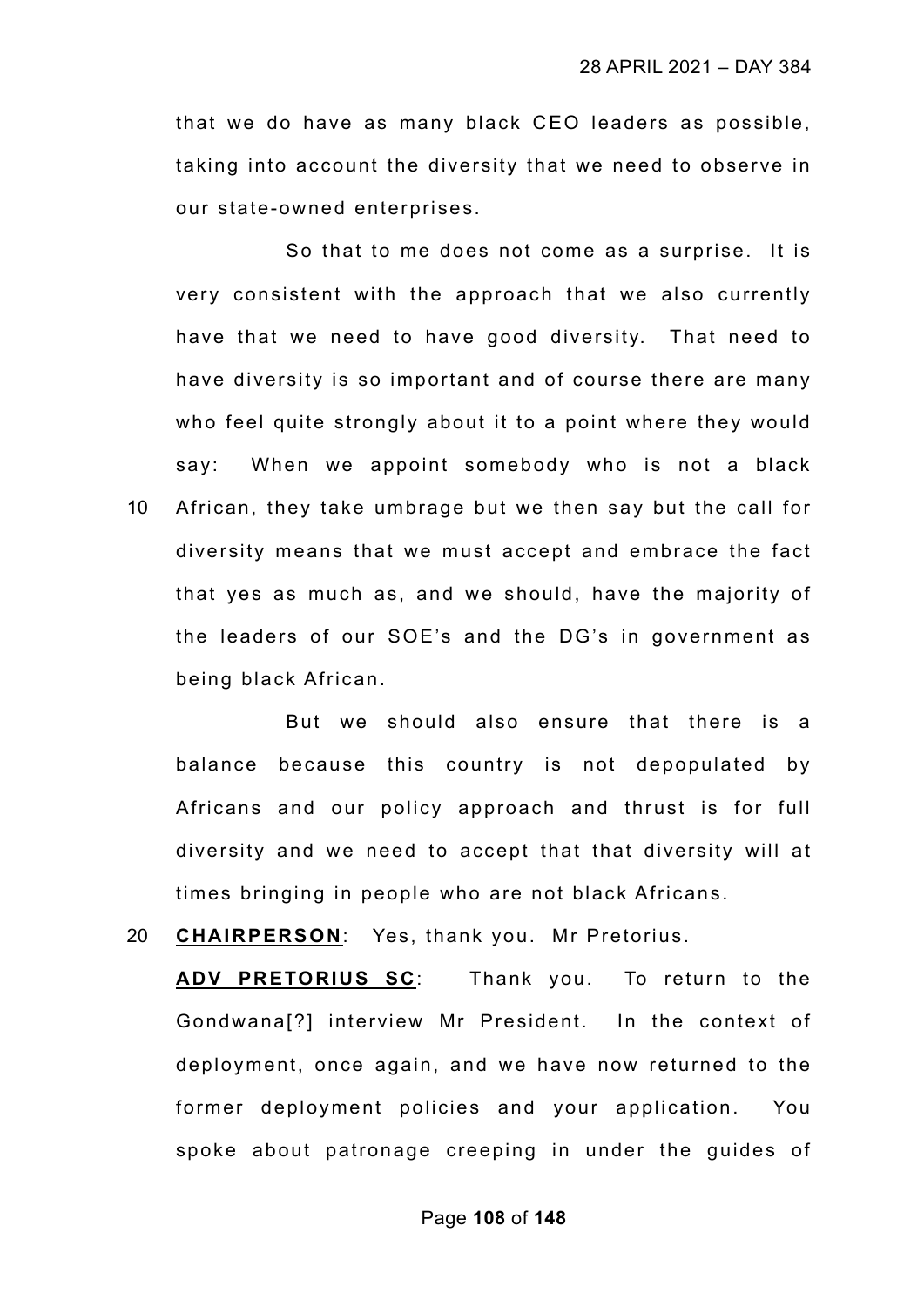that we do have as many black CEO leaders as possible, taking into account the diversity that we need to observe in our state-owned enterprises.

So that to me does not come as a surprise. It is very consistent with the approach that we also currently have that we need to have good diversity. That need to have diversity is so important and of course there are many who feel quite strongly about it to a point where they would say: When we appoint somebody who is not a black African, they take umbrage but we then say but the call for diversity means that we must accept and embrace the fact that yes as much as, and we should, have the majority of the leaders of our SOE's and the DG's in government as being black African.

But we should also ensure that there is a balance because this country is not depopulated by Africans and our policy approach and thrust is for full diversity and we need to accept that that diversity will at times bringing in people who are not black Africans.

**CHAIRPERSON**: Yes, thank you. Mr Pretorius.

**ADV PRETORIUS SC**: Thank you. To return to the Gondwana[?] interview Mr President. In the context of deployment, once again, and we have now returned to the former deployment policies and your application. You spoke about patronage creeping in under the guides of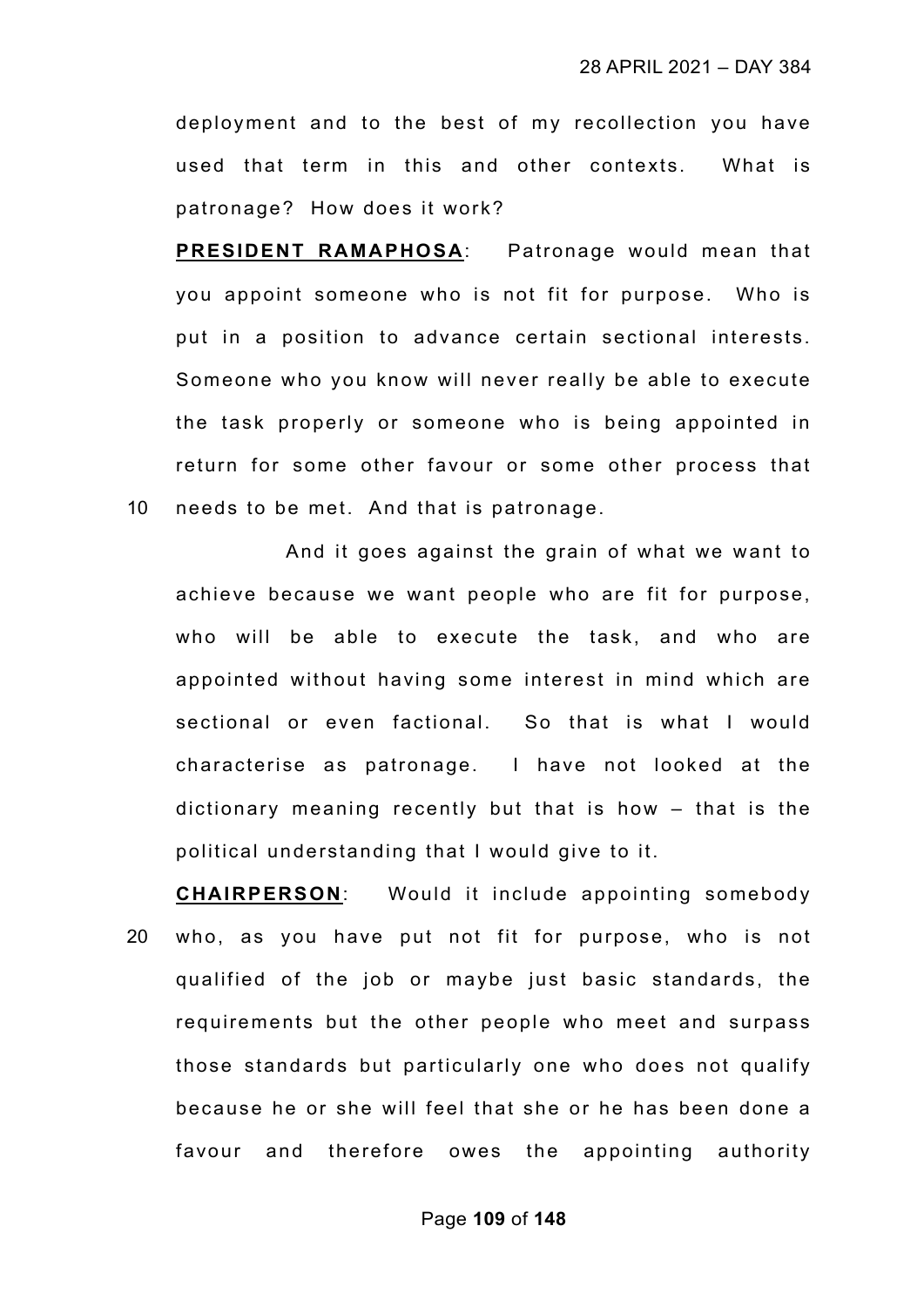deployment and to the best of my recollection you have used that term in this and other contexts. What is patronage? How does it work?

**PRESIDENT RAMAPHOSA**: Patronage would mean that you appoint someone who is not fit for purpose. Who is put in a position to advance certain sectional interests. Someone who you know will never really be able to execute the task properly or someone who is being appointed in return for some other favour or some other process that needs to be met. And that is patronage.

And it goes against the grain of what we want to achieve because we want people who are fit for purpose, who will be able to execute the task, and who are appointed without having some interest in mind which are sectional or even factional. So that is what I would characterise as patronage. I have not looked at the dictionary meaning recently but that is how – that is the political understanding that I would give to it.

**CHAIRPERSON**: Would it include appointing somebody who, as you have put not fit for purpose, who is not qualified of the job or maybe just basic standards, the requirements but the other people who meet and surpass those standards but particularly one who does not qualify because he or she will feel that she or he has been done a favour and therefore owes the appointing authority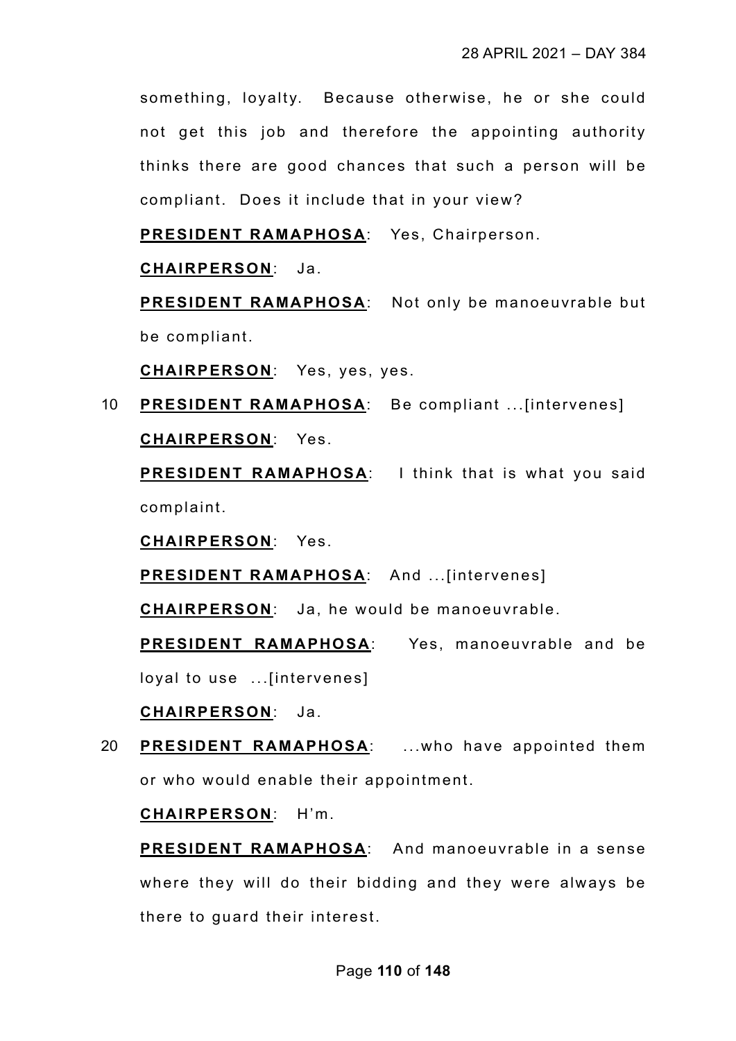something, loyalty. Because otherwise, he or she could not get this job and therefore the appointing authority thinks there are good chances that such a person will be compliant. Does it include that in your view?

**PRESIDENT RAMAPHOSA**: Yes, Chairperson.

**CHAIRPERSON**: Ja.

**PRESIDENT RAMAPHOSA**: Not only be manoeuvrable but be compliant.

**CHAIRPERSON**: Yes, yes, yes.

10 **PRESIDENT RAMAPHOSA**: Be compliant ...[intervenes]

**CHAIRPERSON**: Yes.

**PRESIDENT RAMAPHOSA**: I think that is what you said complaint.

**CHAIRPERSON**: Yes.

**PRESIDENT RAMAPHOSA**: And ...[intervenes]

**CHAIRPERSON**: Ja, he would be manoeuvrable.

**PRESIDENT RAMAPHOSA**: Yes, manoeuvrable and be loyal to use ...[intervenes]

**CHAIRPERSON**: Ja.

20 **PRESIDENT RAMAPHOSA**: ...who have appointed them or who would enable their appointment.

**CHAIRPERSON**: H'm.

**PRESIDENT RAMAPHOSA**: And manoeuvrable in a sense where they will do their bidding and they were always be there to guard their interest.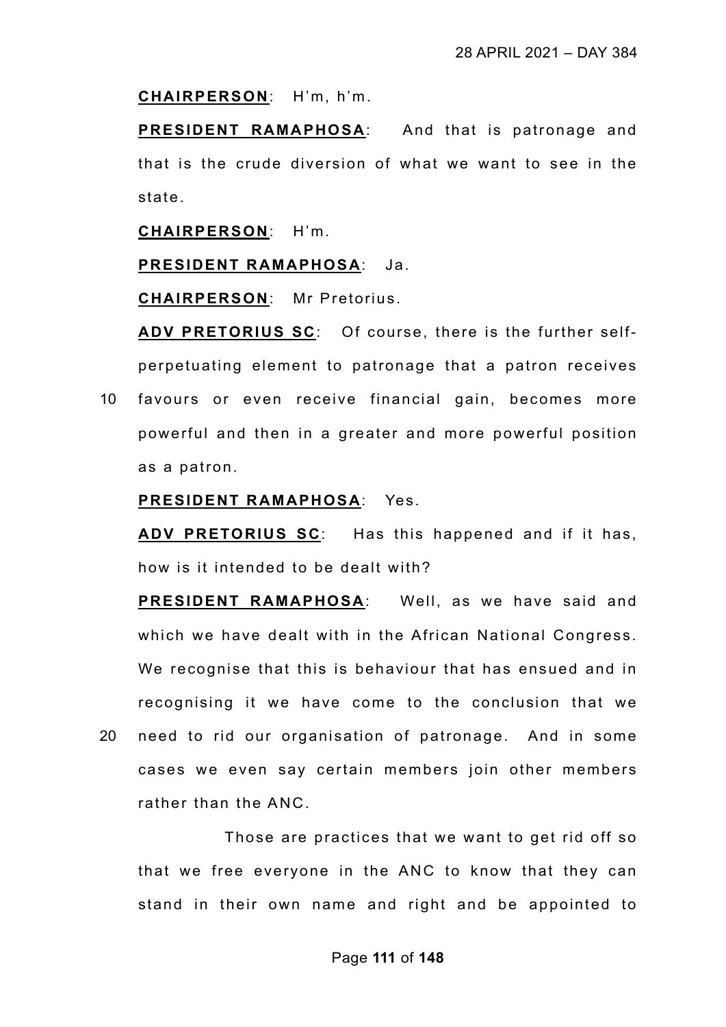**CHAIRPERSON**: H'm, h'm.

**PRESIDENT RAMAPHOSA**: And that is patronage and that is the crude diversion of what we want to see in the state.

**CHAIRPERSON**: H'm.

**PRESIDENT RAMAPHOSA**: Ja.

**CHAIRPERSON**: Mr Pretorius.

**ADV PRETORIUS SC**: Of course, there is the further self-perpetuating element to patronage that a patron receives favours or even receive financial gain, becomes more powerful and then in a greater and more powerful position as a patron.

**PRESIDENT RAMAPHOSA**: Yes.

**ADV PRETORIUS SC**: Has this happened and if it has, how is it intended to be dealt with?

**PRESIDENT RAMAPHOSA**: Well, as we have said and which we have dealt with in the African National Congress. We recognise that this is behaviour that has ensued and in recognising it we have come to the conclusion that we need to rid our organisation of patronage. And in some cases we even say certain members join other members rather than the ANC.

Those are practices that we want to get rid off so that we free everyone in the ANC to know that they can stand in their own name and right and be appointed to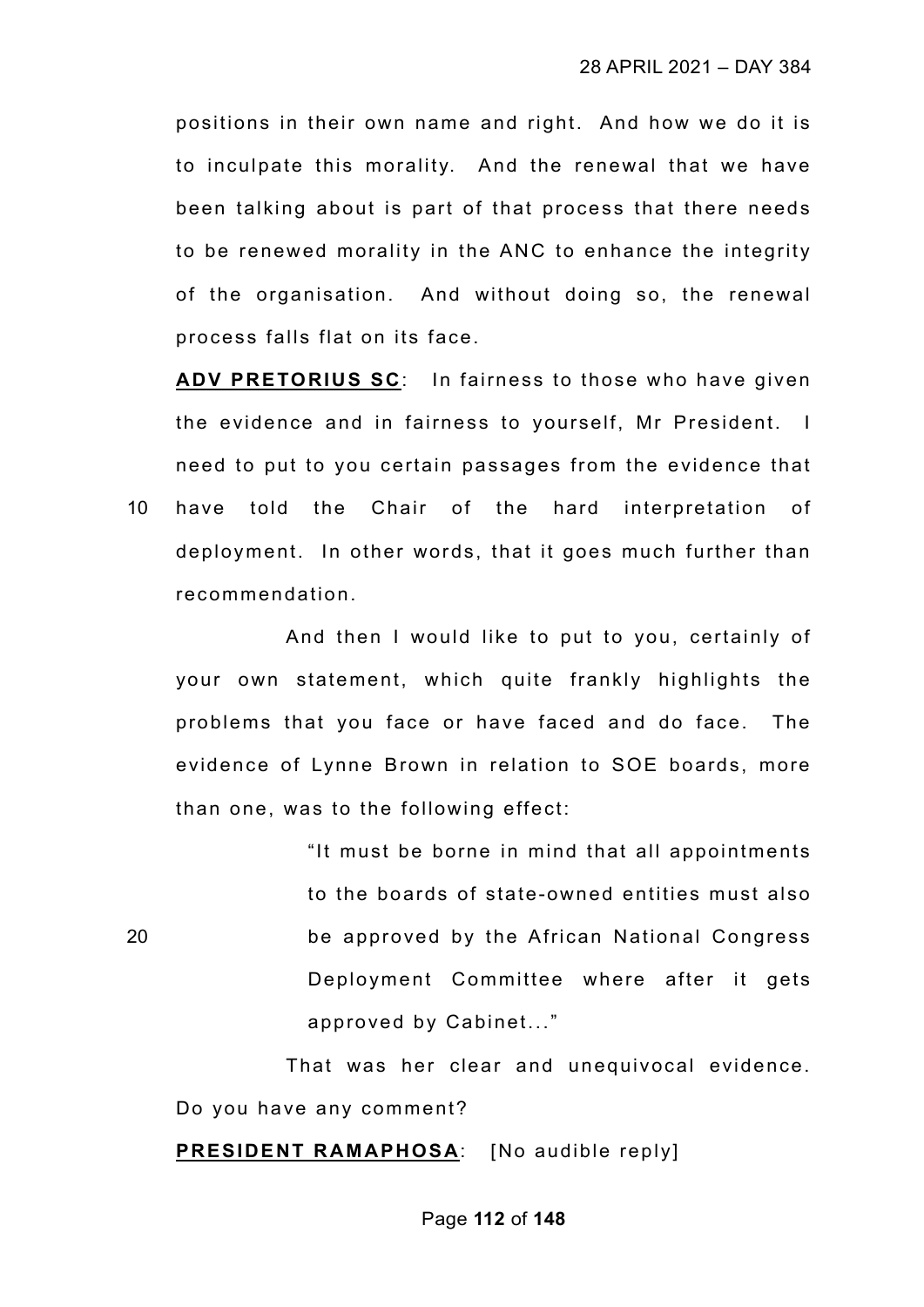positions in their own name and right. And how we do it is to inculpate this morality. And the renewal that we have been talking about is part of that process that there needs to be renewed morality in the ANC to enhance the integrity of the organisation. And without doing so, the renewal process falls flat on its face.

**ADV PRETORIUS SC**: In fairness to those who have given the evidence and in fairness to yourself, Mr President. I need to put to you certain passages from the evidence that have told the Chair of the hard interpretation of deployment. In other words, that it goes much further than recommendation.

And then I would like to put to you, certainly of your own statement, which quite frankly highlights the problems that you face or have faced and do face. The evidence of Lynne Brown in relation to SOE boards, more than one, was to the following effect:

> "It must be borne in mind that all appointments to the boards of state-owned entities must also be approved by the African National Congress Deployment Committee where after it gets approved by Cabinet..."

That was her clear and unequivocal evidence. Do you have any comment?

**PRESIDENT RAMAPHOSA**: [No audible reply]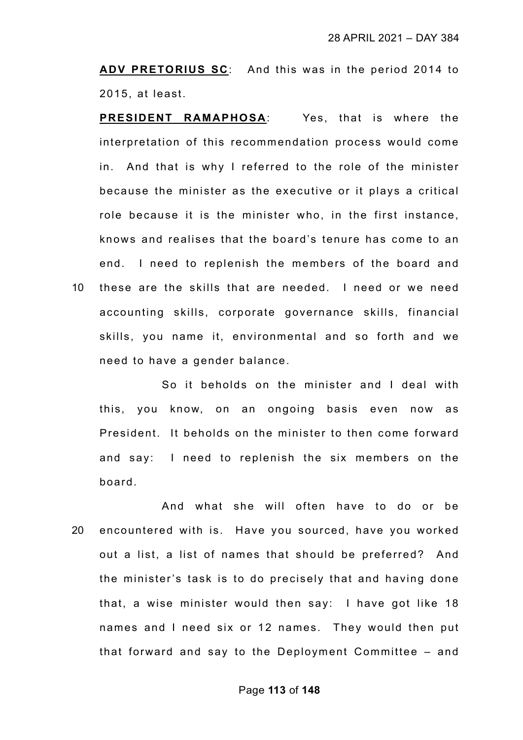**ADV PRETORIUS SC**: And this was in the period 2014 to 2015, at least.

**PRESIDENT RAMAPHOSA**: Yes, that is where the interpretation of this recommendation process would come in. And that is why I referred to the role of the minister because the minister as the executive or it plays a critical role because it is the minister who, in the first instance, knows and realises that the board's tenure has come to an end. I need to replenish the members of the board and these are the skills that are needed. I need or we need accounting skills, corporate governance skills, financial skills, you name it, environmental and so forth and we need to have a gender balance.

So it beholds on the minister and I deal with this, you know, on an ongoing basis even now as President. It beholds on the minister to then come forward and say: I need to replenish the six members on the board.

And what she will often have to do or be encountered with is. Have you sourced, have you worked out a list, a list of names that should be preferred? And the minister's task is to do precisely that and having done that, a wise minister would then say: I have got like 18 names and I need six or 12 names. They would then put that forward and say to the Deployment Committee – and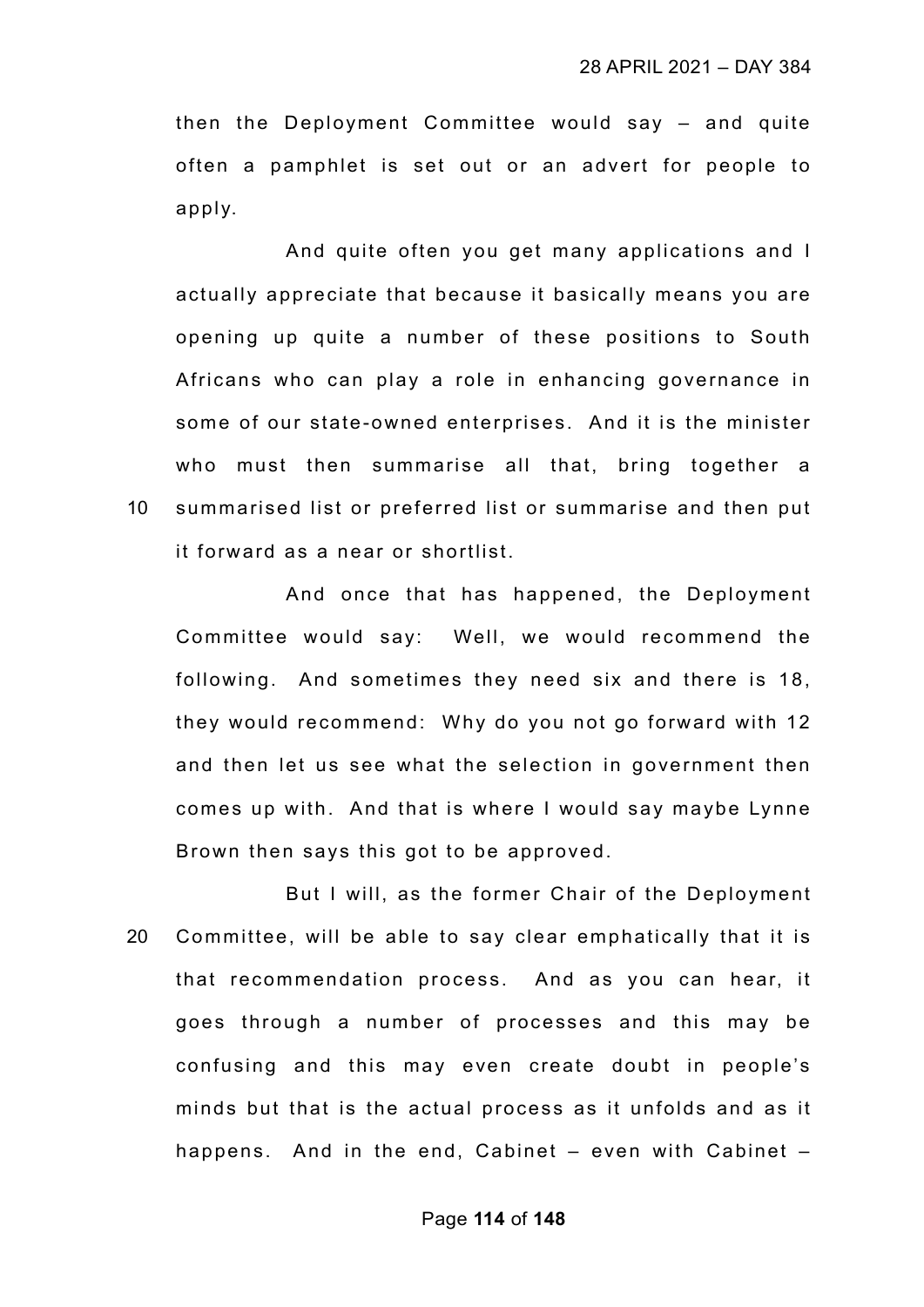then the Deployment Committee would say – and quite often a pamphlet is set out or an advert for people to apply.

And quite often you get many applications and I actually appreciate that because it basically means you are opening up quite a number of these positions to South Africans who can play a role in enhancing governance in some of our state-owned enterprises. And it is the minister who must then summarise all that, bring together a summarised list or preferred list or summarise and then put it forward as a near or shortlist.

And once that has happened, the Deployment Committee would say: Well, we would recommend the following. And sometimes they need six and there is 18, they would recommend: Why do you not go forward with 12 and then let us see what the selection in government then comes up with. And that is where I would say maybe Lynne Brown then says this got to be approved.

But I will, as the former Chair of the Deployment Committee, will be able to say clear emphatically that it is that recommendation process. And as you can hear, it goes through a number of processes and this may be confusing and this may even create doubt in people's minds but that is the actual process as it unfolds and as it happens. And in the end, Cabinet – even with Cabinet –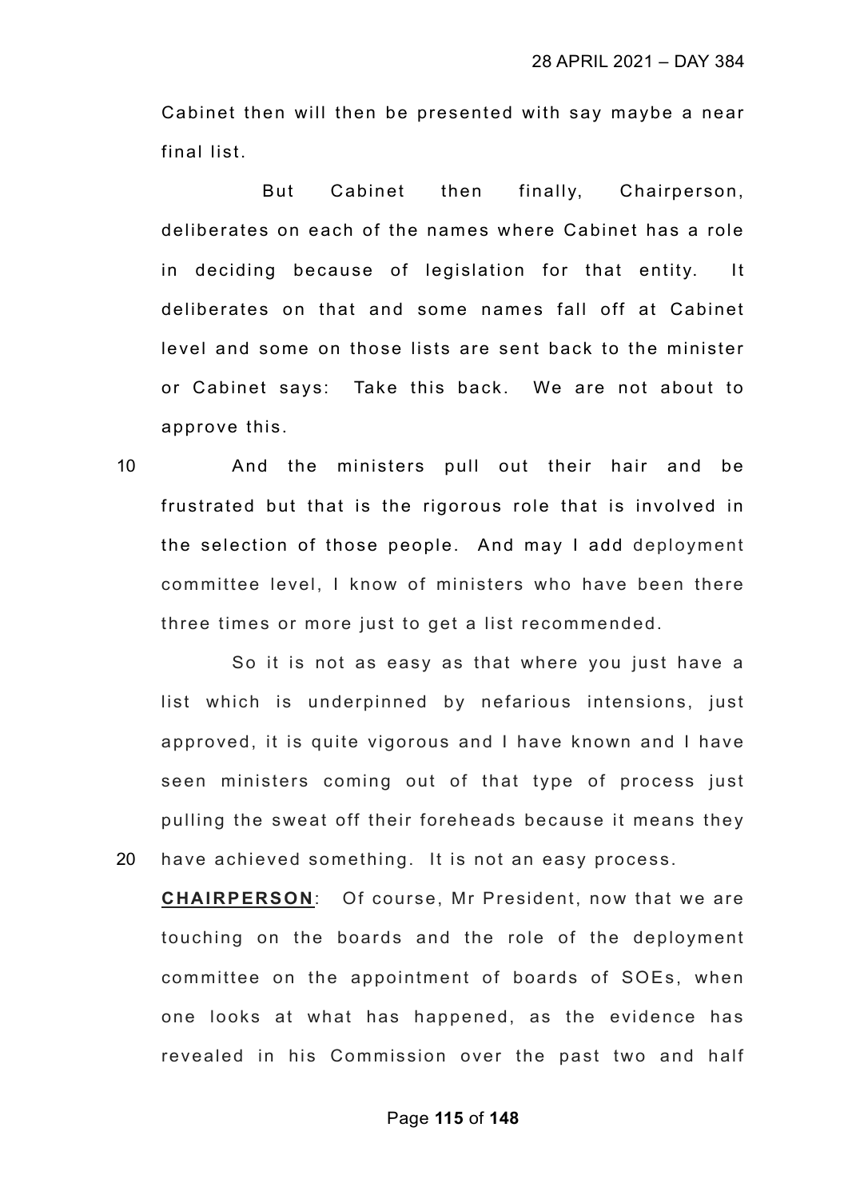Cabinet then will then be presented with say maybe a near final list.

But Cabinet then finally, Chairperson, deliberates on each of the names where Cabinet has a role in deciding because of legislation for that entity. It deliberates on that and some names fall off at Cabinet level and some on those lists are sent back to the minister or Cabinet says: Take this back. We are not about to approve this.

And the ministers pull out their hair and be frustrated but that is the rigorous role that is involved in the selection of those people. And may I add deployment committee level, I know of ministers who have been there three times or more just to get a list recommended.

So it is not as easy as that where you just have a list which is underpinned by nefarious intensions, just approved, it is quite vigorous and I have known and I have seen ministers coming out of that type of process just pulling the sweat off their foreheads because it means they have achieved something. It is not an easy process.

**CHAIRPERSON**: Of course, Mr President, now that we are touching on the boards and the role of the deployment committee on the appointment of boards of SOEs, when one looks at what has happened, as the evidence has revealed in his Commission over the past two and half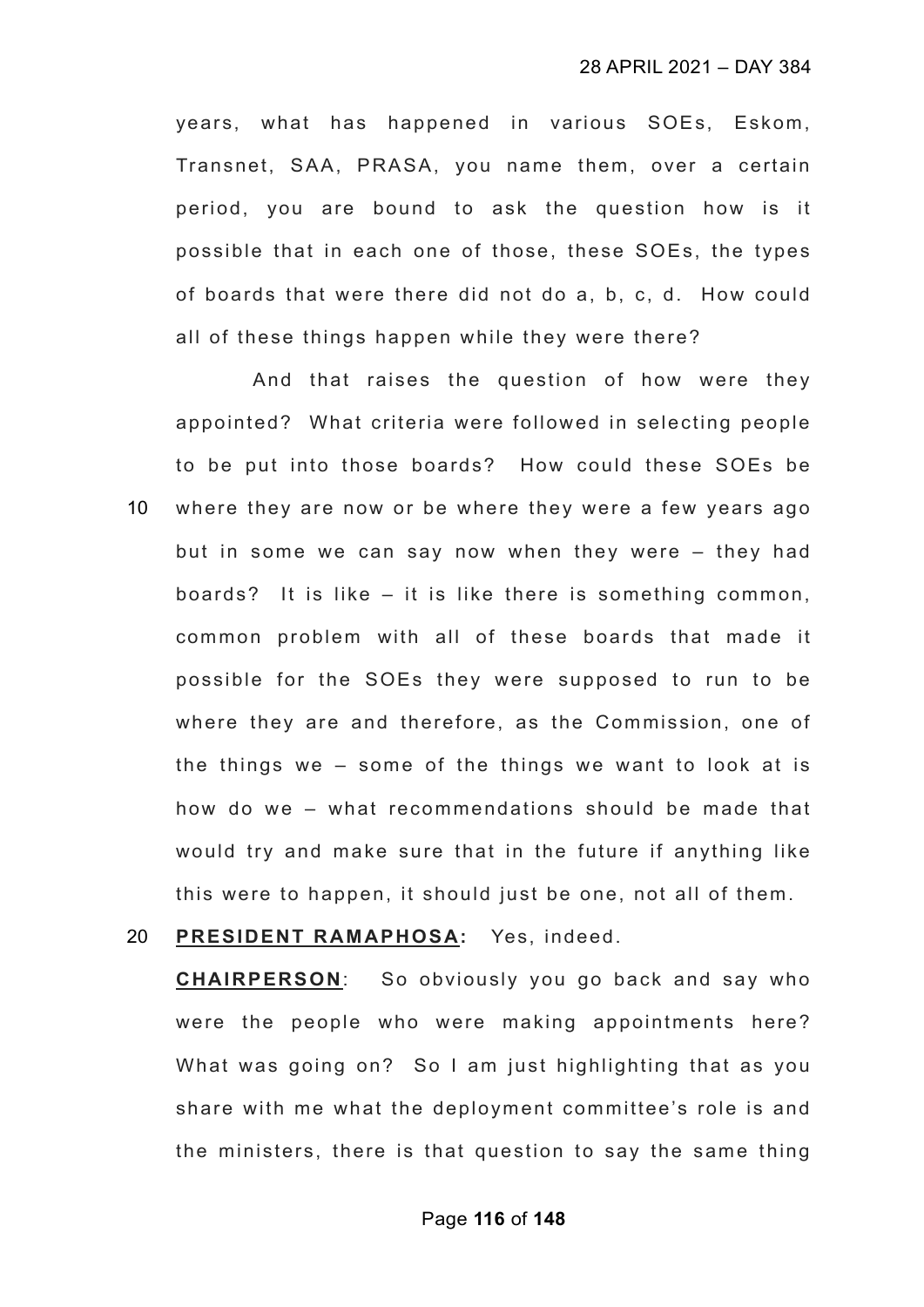years, what has happened in various SOEs, Eskom, Transnet, SAA, PRASA, you name them, over a certain period, you are bound to ask the question how is it possible that in each one of those, these SOEs, the types of boards that were there did not do a, b, c, d. How could all of these things happen while they were there?

And that raises the question of how were they appointed? What criteria were followed in selecting people to be put into those boards? How could these SOEs be where they are now or be where they were a few years ago but in some we can say now when they were – they had boards? It is like – it is like there is something common, common problem with all of these boards that made it possible for the SOEs they were supposed to run to be where they are and therefore, as the Commission, one of the things we – some of the things we want to look at is how do we – what recommendations should be made that would try and make sure that in the future if anything like this were to happen, it should just be one, not all of them.

**PRESIDENT RAMAPHOSA:** Yes, indeed.

**CHAIRPERSON**: So obviously you go back and say who were the people who were making appointments here? What was going on? So I am just highlighting that as you share with me what the deployment committee's role is and the ministers, there is that question to say the same thing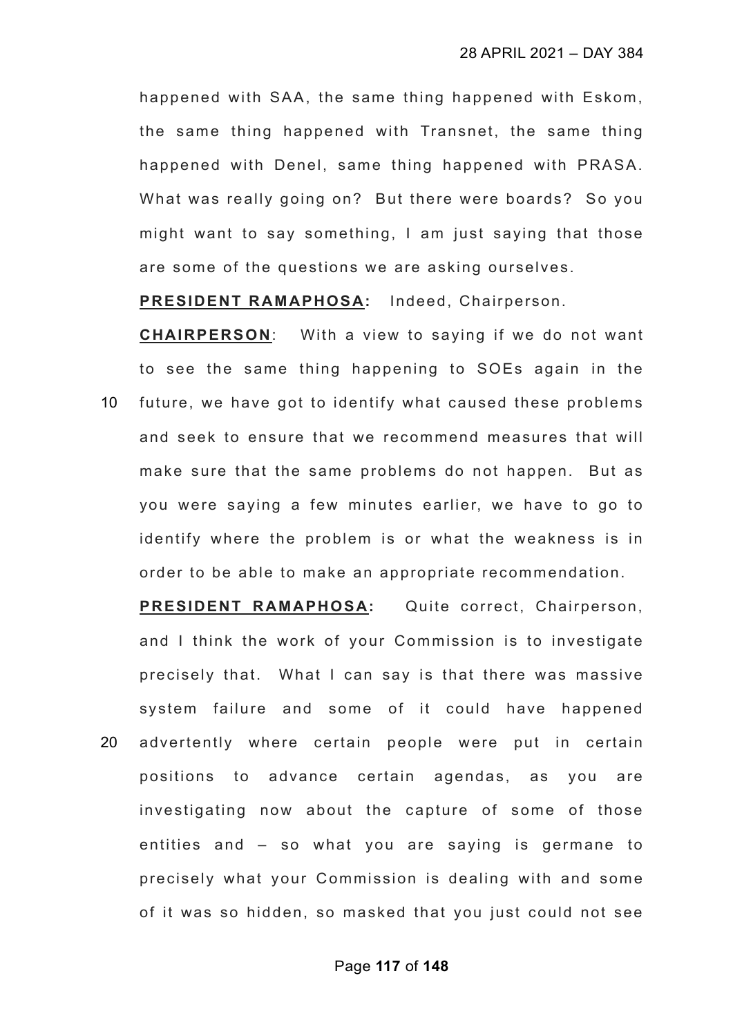happened with SAA, the same thing happened with Eskom, the same thing happened with Transnet, the same thing happened with Denel, same thing happened with PRASA. What was really going on? But there were boards? So you might want to say something, I am just saying that those are some of the questions we are asking ourselves.

**PRESIDENT RAMAPHOSA:** Indeed, Chairperson.

**CHAIRPERSON**: With a view to saying if we do not want to see the same thing happening to SOEs again in the future, we have got to identify what caused these problems and seek to ensure that we recommend measures that will make sure that the same problems do not happen. But as you were saying a few minutes earlier, we have to go to identify where the problem is or what the weakness is in order to be able to make an appropriate recommendation.

**PRESIDENT RAMAPHOSA:** Quite correct, Chairperson, and I think the work of your Commission is to investigate precisely that. What I can say is that there was massive system failure and some of it could have happened advertently where certain people were put in certain positions to advance certain agendas, as you are investigating now about the capture of some of those entities and – so what you are saying is germane to precisely what your Commission is dealing with and some of it was so hidden, so masked that you just could not see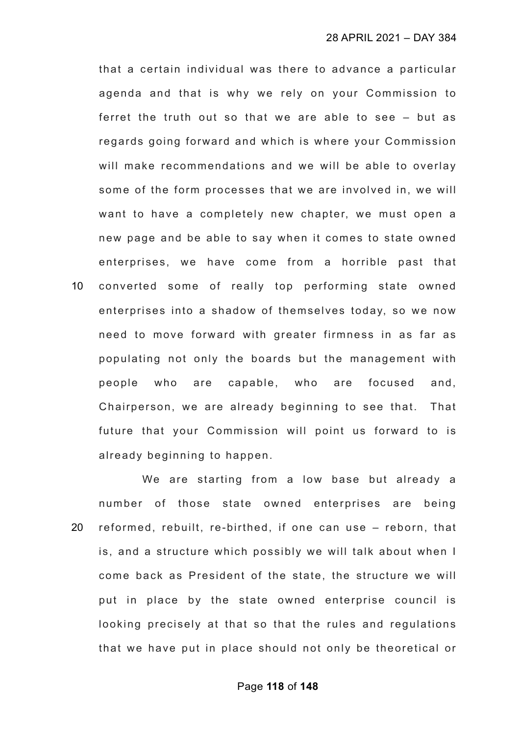that a certain individual was there to advance a particular agenda and that is why we rely on your Commission to ferret the truth out so that we are able to see – but as regards going forward and which is where your Commission will make recommendations and we will be able to overlay some of the form processes that we are involved in, we will want to have a completely new chapter, we must open a new page and be able to say when it comes to state owned enterprises, we have come from a horrible past that converted some of really top performing state owned enterprises into a shadow of themselves today, so we now need to move forward with greater firmness in as far as populating not only the boards but the management with people who are capable, who are focused and, Chairperson, we are already beginning to see that. That future that your Commission will point us forward to is already beginning to happen.

We are starting from a low base but already a number of those state owned enterprises are being reformed, rebuilt, re-birthed, if one can use – reborn, that is, and a structure which possibly we will talk about when I come back as President of the state, the structure we will put in place by the state owned enterprise council is looking precisely at that so that the rules and regulations that we have put in place should not only be theoretical or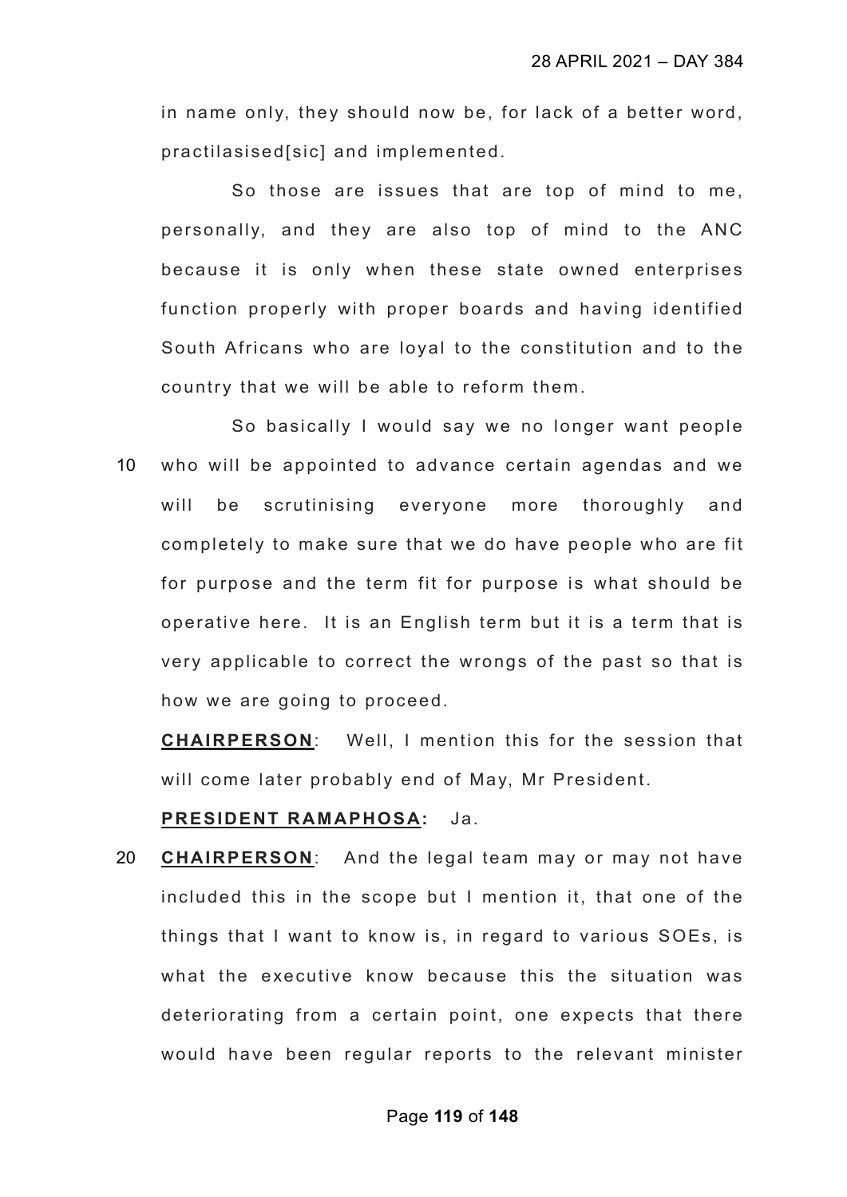in name only, they should now be, for lack of a better word, practilasised[sic] and implemented.

So those are issues that are top of mind to me, personally, and they are also top of mind to the ANC because it is only when these state owned enterprises function properly with proper boards and having identified South Africans who are loyal to the constitution and to the country that we will be able to reform them.

So basically I would say we no longer want people who will be appointed to advance certain agendas and we will be scrutinising everyone more thoroughly and completely to make sure that we do have people who are fit for purpose and the term fit for purpose is what should be operative here. It is an English term but it is a term that is very applicable to correct the wrongs of the past so that is how we are going to proceed.

**CHAIRPERSON**: Well, I mention this for the session that will come later probably end of May, Mr President.

**PRESIDENT RAMAPHOSA:** Ja.

**CHAIRPERSON**: And the legal team may or may not have included this in the scope but I mention it, that one of the things that I want to know is, in regard to various SOEs, is what the executive know because this the situation was deteriorating from a certain point, one expects that there would have been regular reports to the relevant minister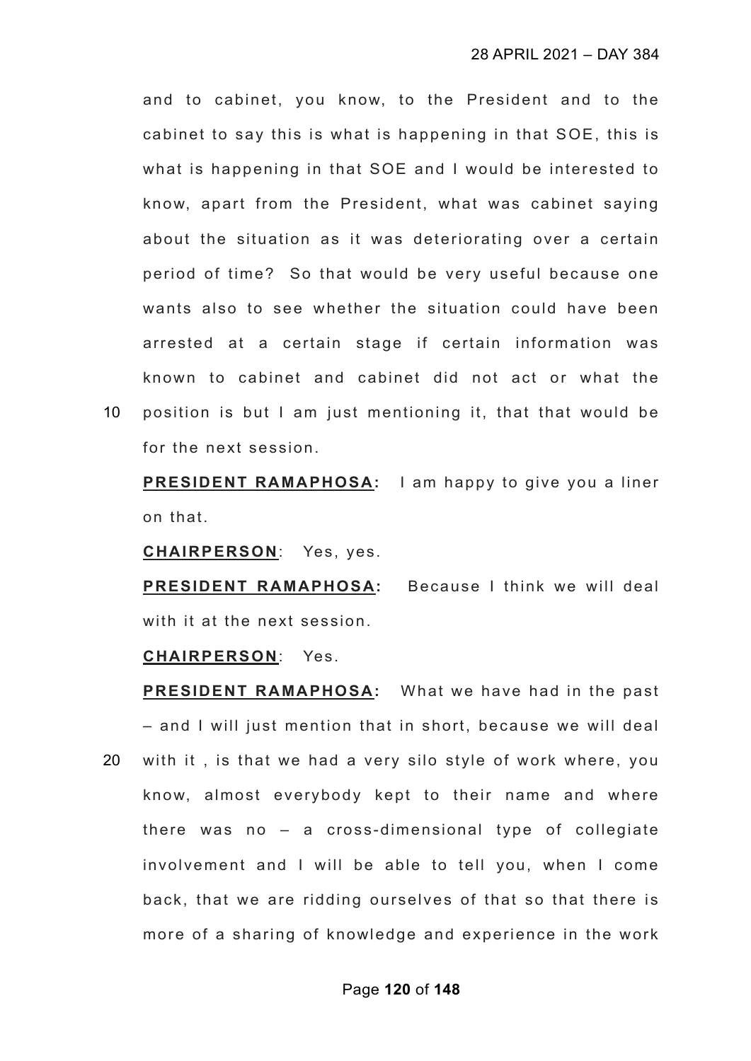and to cabinet, you know, to the President and to the cabinet to say this is what is happening in that SOE, this is what is happening in that SOE and I would be interested to know, apart from the President, what was cabinet saying about the situation as it was deteriorating over a certain period of time? So that would be very useful because one wants also to see whether the situation could have been arrested at a certain stage if certain information was known to cabinet and cabinet did not act or what the position is but I am just mentioning it, that that would be for the next session.

**PRESIDENT RAMAPHOSA:** I am happy to give you a liner on that.

**CHAIRPERSON**: Yes, yes.

**PRESIDENT RAMAPHOSA:** Because I think we will deal with it at the next session.

**CHAIRPERSON**: Yes.

**PRESIDENT RAMAPHOSA:** What we have had in the past – and I will just mention that in short, because we will deal with it , is that we had a very silo style of work where, you know, almost everybody kept to their name and where there was no – a cross-dimensional type of collegiate involvement and I will be able to tell you, when I come back, that we are ridding ourselves of that so that there is more of a sharing of knowledge and experience in the work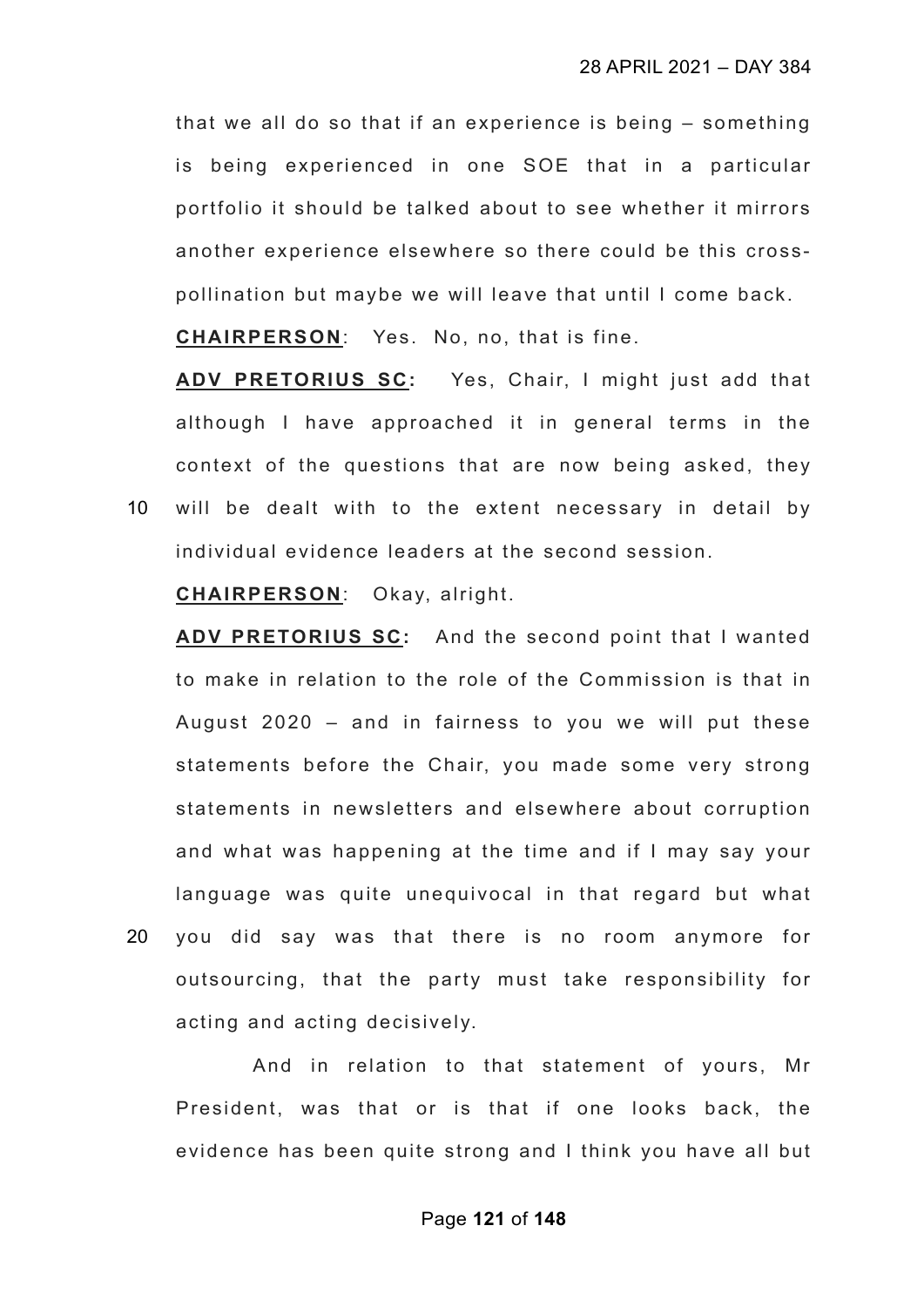that we all do so that if an experience is being – something is being experienced in one SOE that in a particular portfolio it should be talked about to see whether it mirrors another experience elsewhere so there could be this cross-pollination but maybe we will leave that until I come back.

**CHAIRPERSON**: Yes. No, no, that is fine.

**ADV PRETORIUS SC:** Yes, Chair, I might just add that although I have approached it in general terms in the context of the questions that are now being asked, they will be dealt with to the extent necessary in detail by individual evidence leaders at the second session.

**CHAIRPERSON**: Okay, alright.

**ADV PRETORIUS SC:** And the second point that I wanted to make in relation to the role of the Commission is that in August 2020 – and in fairness to you we will put these statements before the Chair, you made some very strong statements in newsletters and elsewhere about corruption and what was happening at the time and if I may say your language was quite unequivocal in that regard but what you did say was that there is no room anymore for outsourcing, that the party must take responsibility for acting and acting decisively.

And in relation to that statement of yours, Mr President, was that or is that if one looks back, the evidence has been quite strong and I think you have all but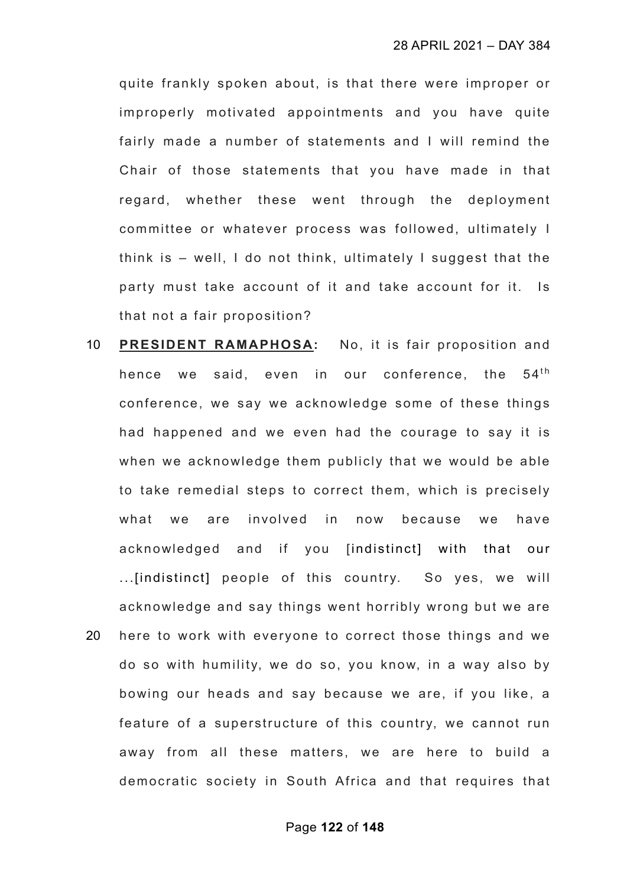quite frankly spoken about, is that there were improper or improperly motivated appointments and you have quite fairly made a number of statements and I will remind the Chair of those statements that you have made in that regard, whether these went through the deployment committee or whatever process was followed, ultimately I think is – well, I do not think, ultimately I suggest that the party must take account of it and take account for it. Is that not a fair proposition?

**PRESIDENT RAMAPHOSA:** No, it is fair proposition and hence we said, even in our conference, the 54th conference, we say we acknowledge some of these things had happened and we even had the courage to say it is when we acknowledge them publicly that we would be able to take remedial steps to correct them, which is precisely what we are involved in now because we have acknowledged and if you [indistinct] with that our ...[indistinct] people of this country. So yes, we will acknowledge and say things went horribly wrong but we are here to work with everyone to correct those things and we do so with humility, we do so, you know, in a way also by bowing our heads and say because we are, if you like, a feature of a superstructure of this country, we cannot run away from all these matters, we are here to build a democratic society in South Africa and that requires that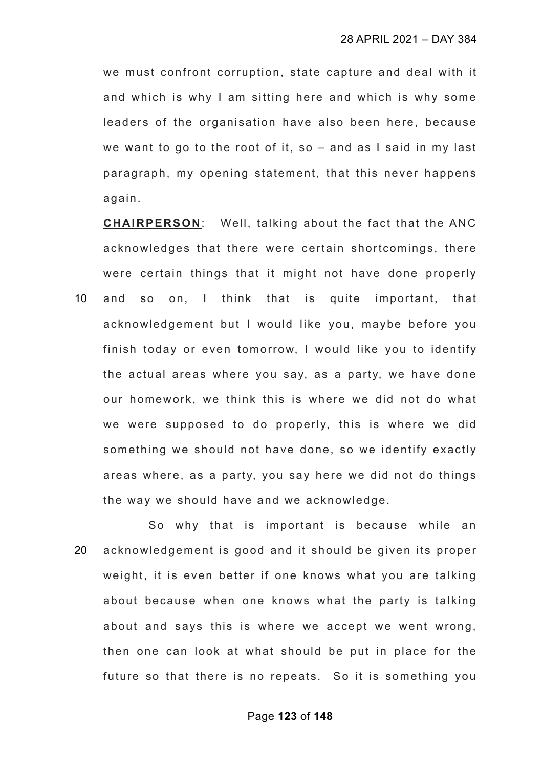we must confront corruption, state capture and deal with it and which is why I am sitting here and which is why some leaders of the organisation have also been here, because we want to go to the root of it, so – and as I said in my last paragraph, my opening statement, that this never happens again.

**CHAIRPERSON**: Well, talking about the fact that the ANC acknowledges that there were certain shortcomings, there were certain things that it might not have done properly and so on, I think that is quite important, that acknowledgement but I would like you, maybe before you finish today or even tomorrow, I would like you to identify the actual areas where you say, as a party, we have done our homework, we think this is where we did not do what we were supposed to do properly, this is where we did something we should not have done, so we identify exactly areas where, as a party, you say here we did not do things the way we should have and we acknowledge.

So why that is important is because while an acknowledgement is good and it should be given its proper weight, it is even better if one knows what you are talking about because when one knows what the party is talking about and says this is where we accept we went wrong, then one can look at what should be put in place for the future so that there is no repeats. So it is something you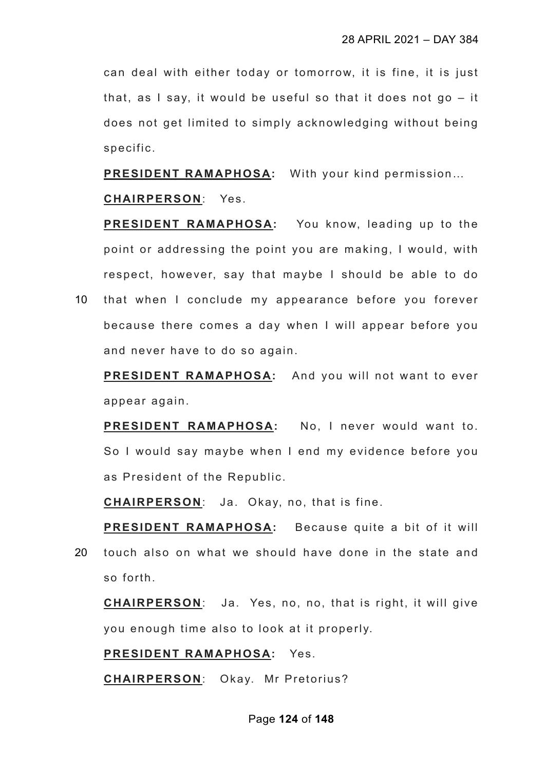can deal with either today or tomorrow, it is fine, it is just that, as I say, it would be useful so that it does not go – it does not get limited to simply acknowledging without being specific.

**PRESIDENT RAMAPHOSA:** With your kind permission…

**CHAIRPERSON**: Yes.

**PRESIDENT RAMAPHOSA:** You know, leading up to the point or addressing the point you are making, I would, with respect, however, say that maybe I should be able to do

10 that when I conclude my appearance before you forever because there comes a day when I will appear before you and never have to do so again.

**PRESIDENT RAMAPHOSA:** And you will not want to ever appear again.

**PRESIDENT RAMAPHOSA:** No, I never would want to. So I would say maybe when I end my evidence before you as President of the Republic.

**CHAIRPERSON**: Ja. Okay, no, that is fine.

**PRESIDENT RAMAPHOSA:** Because quite a bit of it will

20 touch also on what we should have done in the state and so forth.

**CHAIRPERSON**: Ja. Yes, no, no, that is right, it will give you enough time also to look at it properly.

**PRESIDENT RAMAPHOSA:** Yes.

**CHAIRPERSON**: Okay. Mr Pretorius?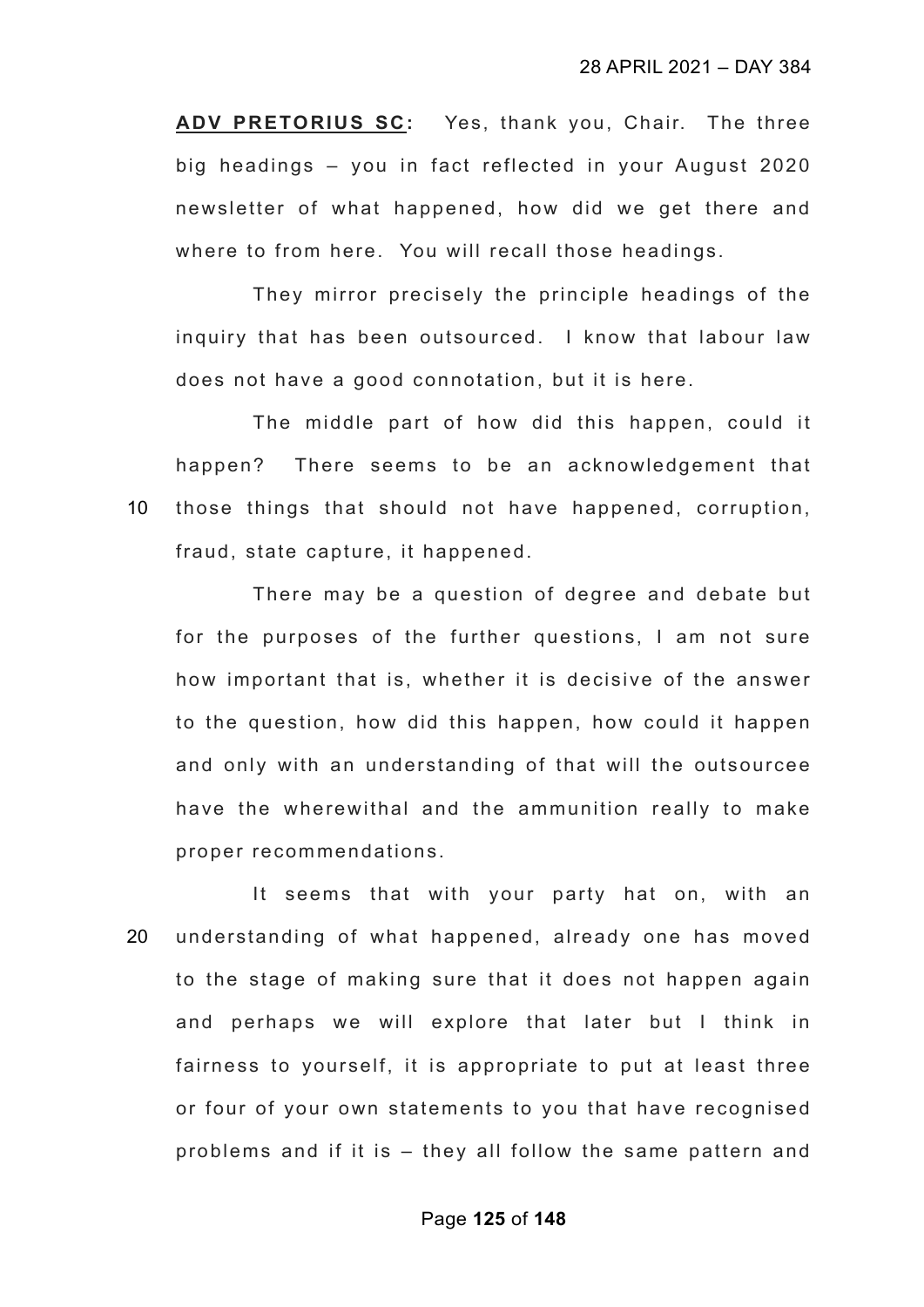**ADV PRETORIUS SC:** Yes, thank you, Chair. The three big headings – you in fact reflected in your August 2020 newsletter of what happened, how did we get there and where to from here. You will recall those headings.

They mirror precisely the principle headings of the inquiry that has been outsourced. I know that labour law does not have a good connotation, but it is here.

The middle part of how did this happen, could it happen? There seems to be an acknowledgement that those things that should not have happened, corruption, fraud, state capture, it happened.

There may be a question of degree and debate but for the purposes of the further questions, I am not sure how important that is, whether it is decisive of the answer to the question, how did this happen, how could it happen and only with an understanding of that will the outsourcee have the wherewithal and the ammunition really to make proper recommendations.

It seems that with your party hat on, with an understanding of what happened, already one has moved to the stage of making sure that it does not happen again and perhaps we will explore that later but I think in fairness to yourself, it is appropriate to put at least three or four of your own statements to you that have recognised problems and if it is – they all follow the same pattern and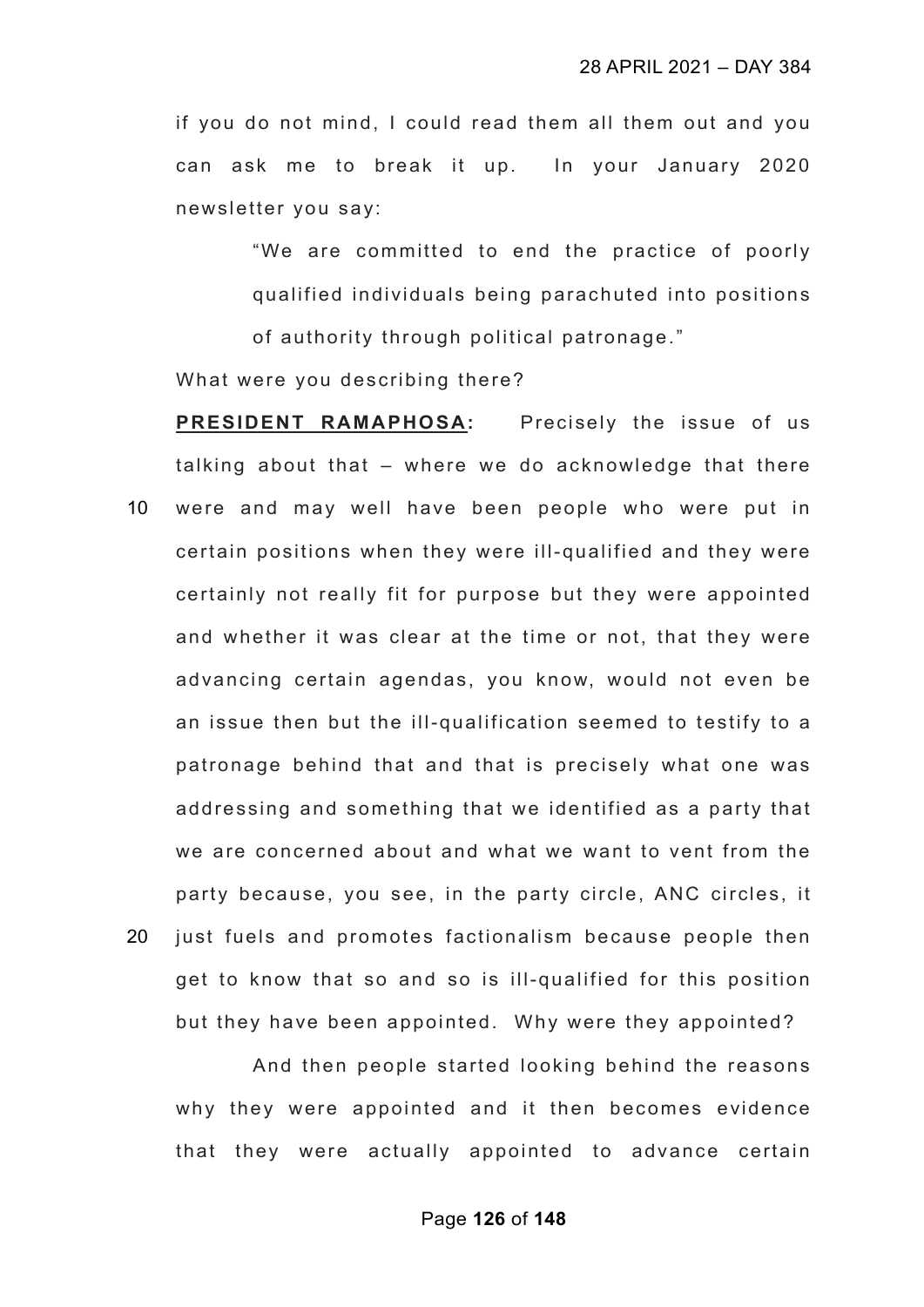if you do not mind, I could read them all them out and you can ask me to break it up. In your January 2020 newsletter you say:

> "We are committed to end the practice of poorly qualified individuals being parachuted into positions of authority through political patronage."

What were you describing there?

**PRESIDENT RAMAPHOSA:** Precisely the issue of us talking about that – where we do acknowledge that there were and may well have been people who were put in certain positions when they were ill-qualified and they were certainly not really fit for purpose but they were appointed and whether it was clear at the time or not, that they were advancing certain agendas, you know, would not even be an issue then but the ill-qualification seemed to testify to a patronage behind that and that is precisely what one was addressing and something that we identified as a party that we are concerned about and what we want to vent from the party because, you see, in the party circle, ANC circles, it just fuels and promotes factionalism because people then get to know that so and so is ill-qualified for this position but they have been appointed. Why were they appointed?

And then people started looking behind the reasons why they were appointed and it then becomes evidence that they were actually appointed to advance certain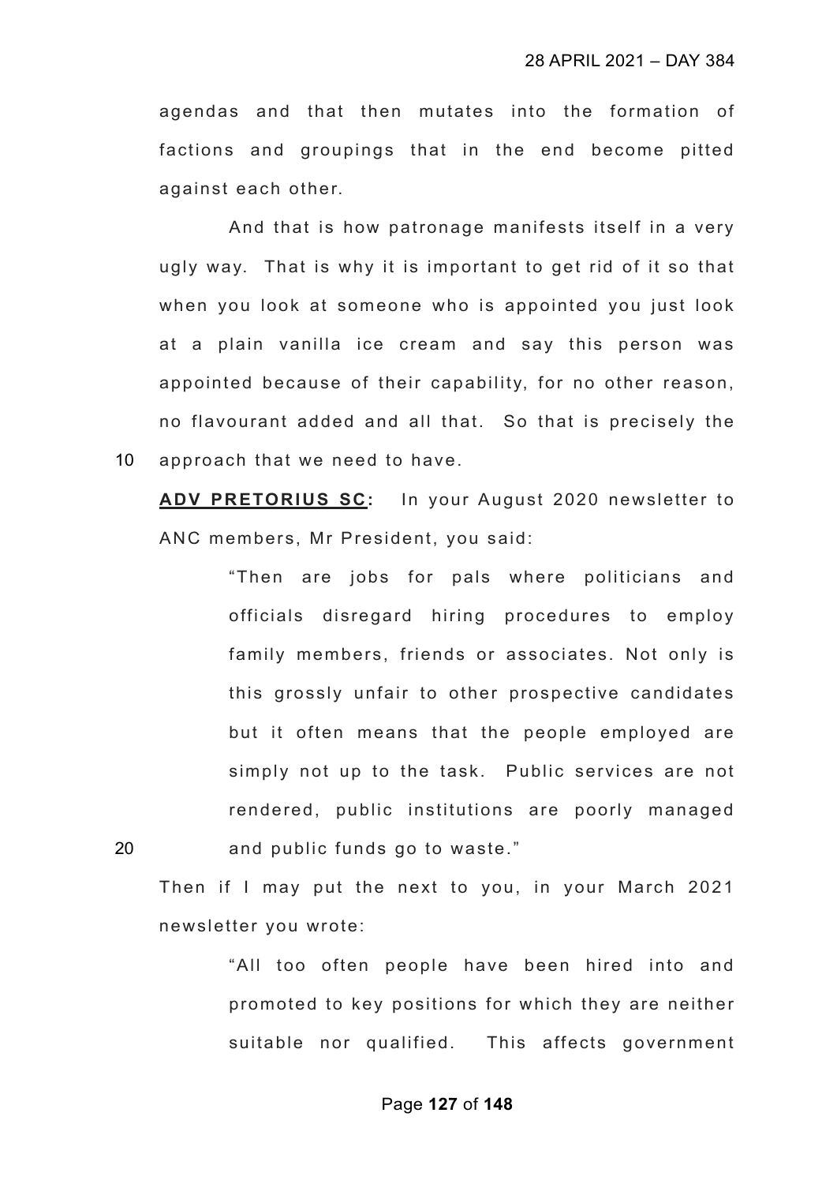agendas and that then mutates into the formation of factions and groupings that in the end become pitted against each other.

And that is how patronage manifests itself in a very ugly way. That is why it is important to get rid of it so that when you look at someone who is appointed you just look at a plain vanilla ice cream and say this person was appointed because of their capability, for no other reason, no flavourant added and all that. So that is precisely the approach that we need to have.

**ADV PRETORIUS SC:** In your August 2020 newsletter to ANC members, Mr President, you said:

> "Then are jobs for pals where politicians and officials disregard hiring procedures to employ family members, friends or associates. Not only is this grossly unfair to other prospective candidates but it often means that the people employed are simply not up to the task. Public services are not rendered, public institutions are poorly managed and public funds go to waste."

Then if I may put the next to you, in your March 2021 newsletter you wrote:

> "All too often people have been hired into and promoted to key positions for which they are neither suitable nor qualified. This affects government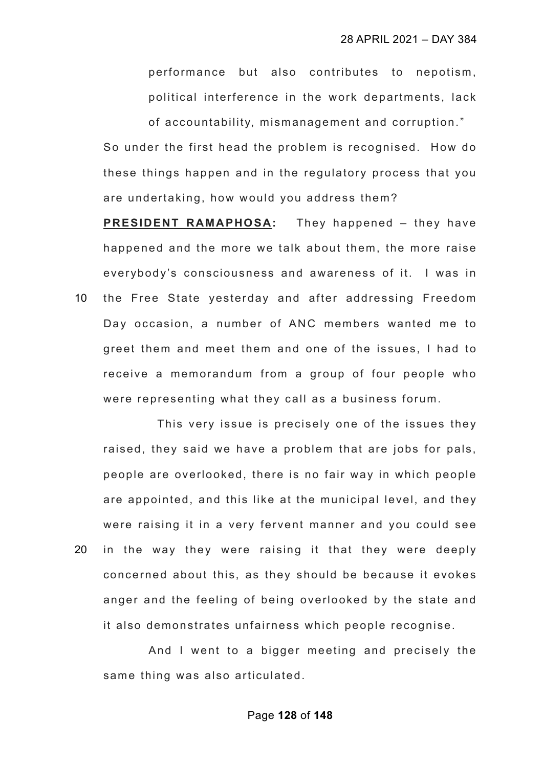performance but also contributes to nepotism, political interference in the work departments, lack of accountability, mismanagement and corruption."

So under the first head the problem is recognised. How do these things happen and in the regulatory process that you are undertaking, how would you address them?

**PRESIDENT RAMAPHOSA:** They happened – they have happened and the more we talk about them, the more raise everybody's consciousness and awareness of it. I was in the Free State yesterday and after addressing Freedom Day occasion, a number of ANC members wanted me to greet them and meet them and one of the issues, I had to receive a memorandum from a group of four people who were representing what they call as a business forum.

This very issue is precisely one of the issues they raised, they said we have a problem that are jobs for pals, people are overlooked, there is no fair way in which people are appointed, and this like at the municipal level, and they were raising it in a very fervent manner and you could see in the way they were raising it that they were deeply concerned about this, as they should be because it evokes anger and the feeling of being overlooked by the state and it also demonstrates unfairness which people recognise.

And I went to a bigger meeting and precisely the same thing was also articulated.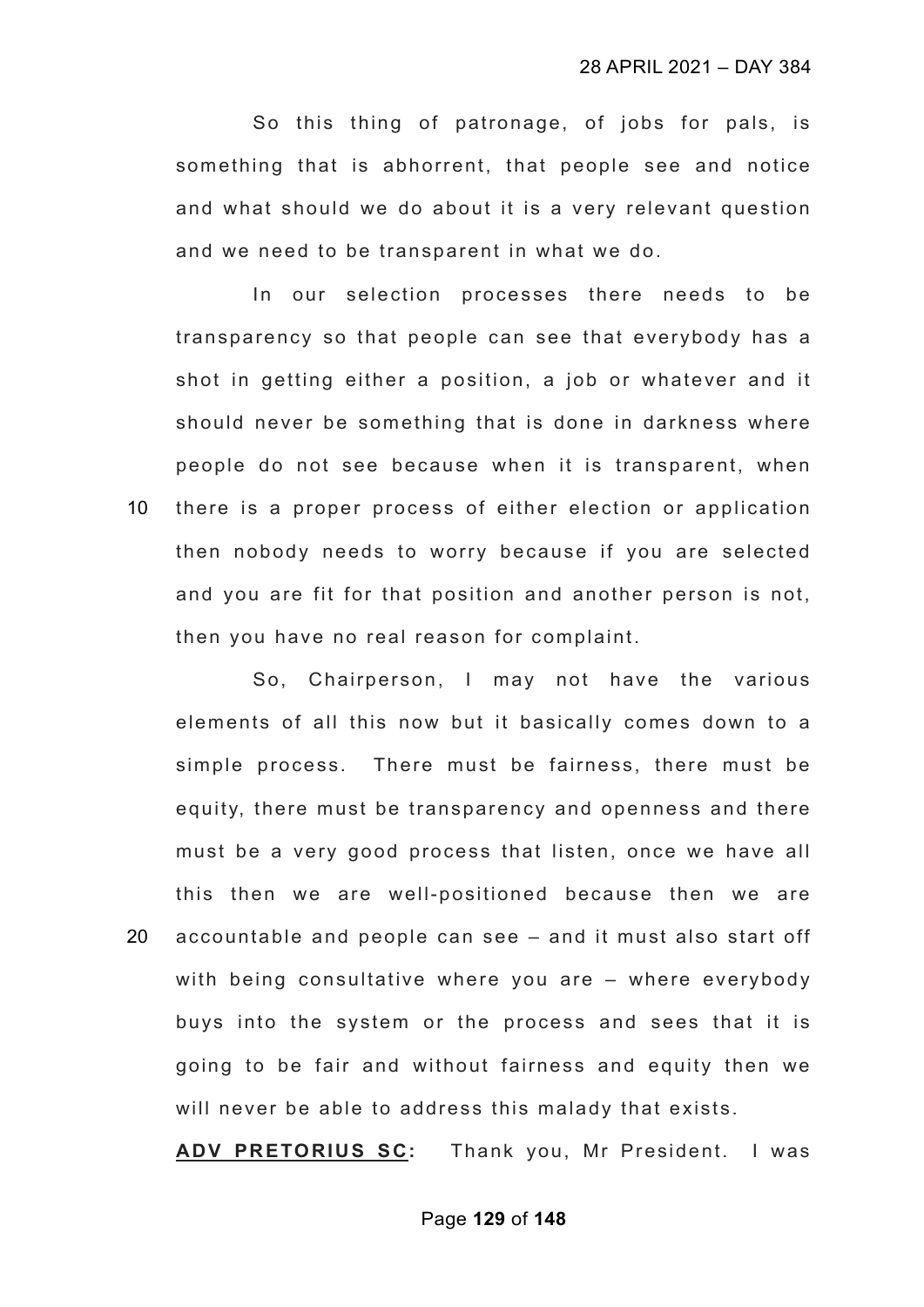So this thing of patronage, of jobs for pals, is something that is abhorrent, that people see and notice and what should we do about it is a very relevant question and we need to be transparent in what we do.

In our selection processes there needs to be transparency so that people can see that everybody has a shot in getting either a position, a job or whatever and it should never be something that is done in darkness where people do not see because when it is transparent, when there is a proper process of either election or application then nobody needs to worry because if you are selected and you are fit for that position and another person is not, then you have no real reason for complaint.

So, Chairperson, I may not have the various elements of all this now but it basically comes down to a simple process. There must be fairness, there must be equity, there must be transparency and openness and there must be a very good process that listen, once we have all this then we are well-positioned because then we are accountable and people can see – and it must also start off with being consultative where you are – where everybody buys into the system or the process and sees that it is going to be fair and without fairness and equity then we will never be able to address this malady that exists.

**ADV PRETORIUS SC:** Thank you, Mr President. I was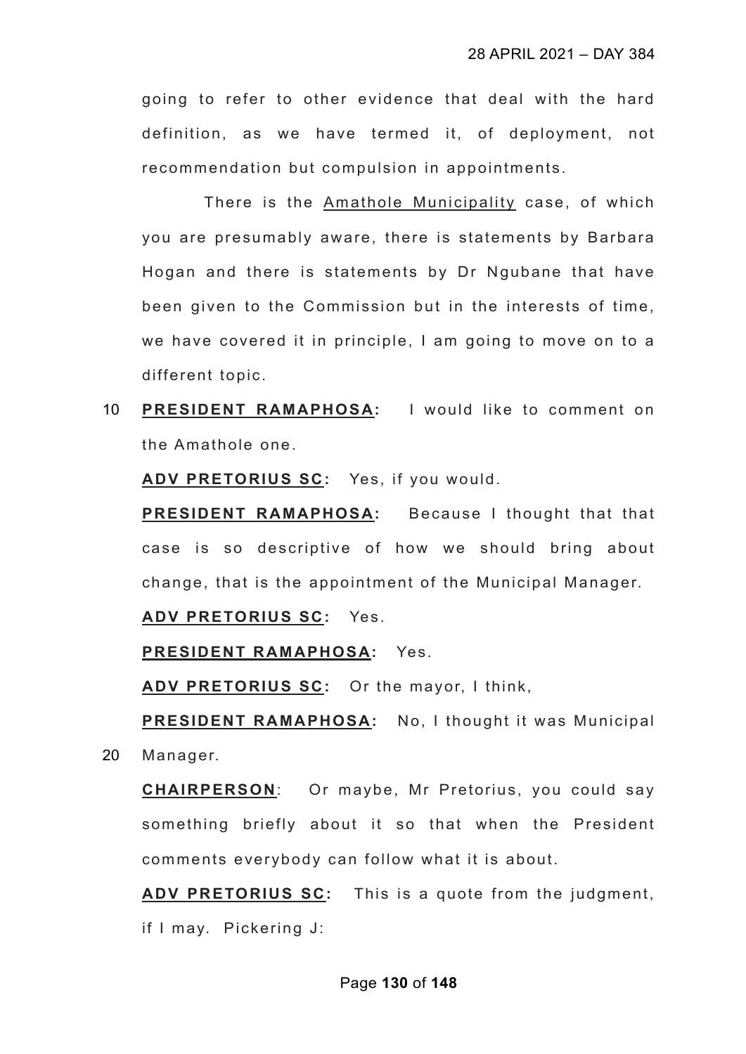going to refer to other evidence that deal with the hard definition, as we have termed it, of deployment, not recommendation but compulsion in appointments.

There is the <u>Amathole Municipality</u> case, of which you are presumably aware, there is statements by Barbara Hogan and there is statements by Dr Ngubane that have been given to the Commission but in the interests of time, we have covered it in principle, I am going to move on to a different topic.

10 **<u>PRESIDENT RAMAPHOSA</u>:** I would like to comment on the Amathole one.

**<u>ADV PRETORIUS SC</u>:** Yes, if you would.

**<u>PRESIDENT RAMAPHOSA</u>:** Because I thought that that case is so descriptive of how we should bring about change, that is the appointment of the Municipal Manager.

**<u>ADV PRETORIUS SC</u>:** Yes.

**<u>PRESIDENT RAMAPHOSA</u>:** Yes.

**<u>ADV PRETORIUS SC</u>:** Or the mayor, I think,

**<u>PRESIDENT RAMAPHOSA</u>:** No, I thought it was Municipal

20 Manager.

**<u>CHAIRPERSON</u>**: Or maybe, Mr Pretorius, you could say something briefly about it so that when the President comments everybody can follow what it is about.

**<u>ADV PRETORIUS SC</u>:** This is a quote from the judgment, if I may. Pickering J: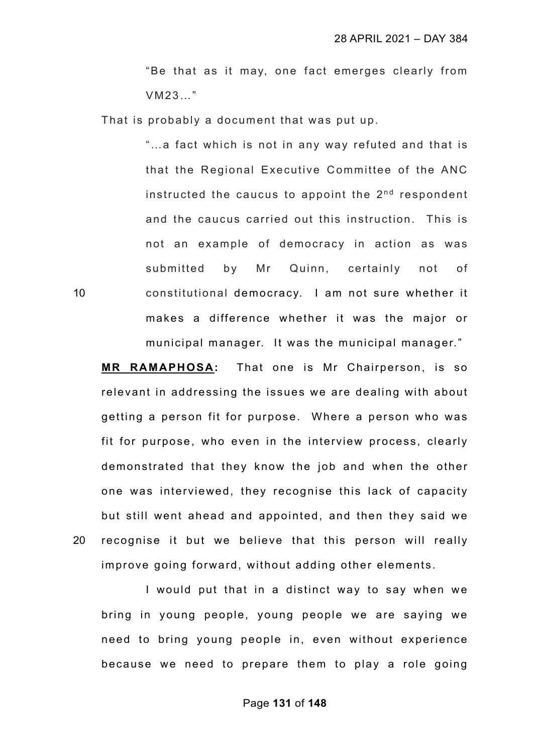> "Be that as it may, one fact emerges clearly from VM23..."

That is probably a document that was put up.

> "...a fact which is not in any way refuted and that is that the Regional Executive Committee of the ANC instructed the caucus to appoint the 2nd respondent and the caucus carried out this instruction. This is not an example of democracy in action as was submitted by Mr Quinn, certainly not of constitutional democracy. I am not sure whether it makes a difference whether it was the major or municipal manager. It was the municipal manager."

**MR RAMAPHOSA:** That one is Mr Chairperson, is so relevant in addressing the issues we are dealing with about getting a person fit for purpose. Where a person who was fit for purpose, who even in the interview process, clearly demonstrated that they know the job and when the other one was interviewed, they recognise this lack of capacity but still went ahead and appointed, and then they said we recognise it but we believe that this person will really improve going forward, without adding other elements.

I would put that in a distinct way to say when we bring in young people, young people we are saying we need to bring young people in, even without experience because we need to prepare them to play a role going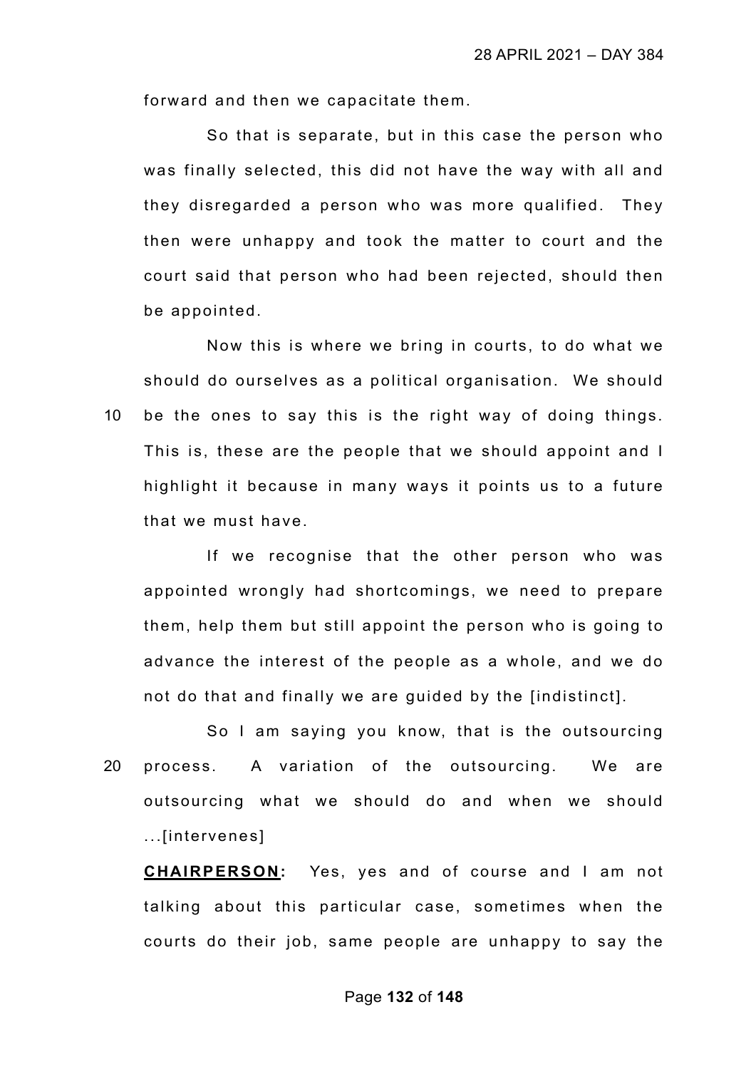forward and then we capacitate them.

So that is separate, but in this case the person who was finally selected, this did not have the way with all and they disregarded a person who was more qualified. They then were unhappy and took the matter to court and the court said that person who had been rejected, should then be appointed.

Now this is where we bring in courts, to do what we should do ourselves as a political organisation. We should be the ones to say this is the right way of doing things. This is, these are the people that we should appoint and I highlight it because in many ways it points us to a future that we must have.

If we recognise that the other person who was appointed wrongly had shortcomings, we need to prepare them, help them but still appoint the person who is going to advance the interest of the people as a whole, and we do not do that and finally we are guided by the [indistinct].

So I am saying you know, that is the outsourcing process. A variation of the outsourcing. We are outsourcing what we should do and when we should ...[intervenes]

**CHAIRPERSON:** Yes, yes and of course and I am not talking about this particular case, sometimes when the courts do their job, same people are unhappy to say the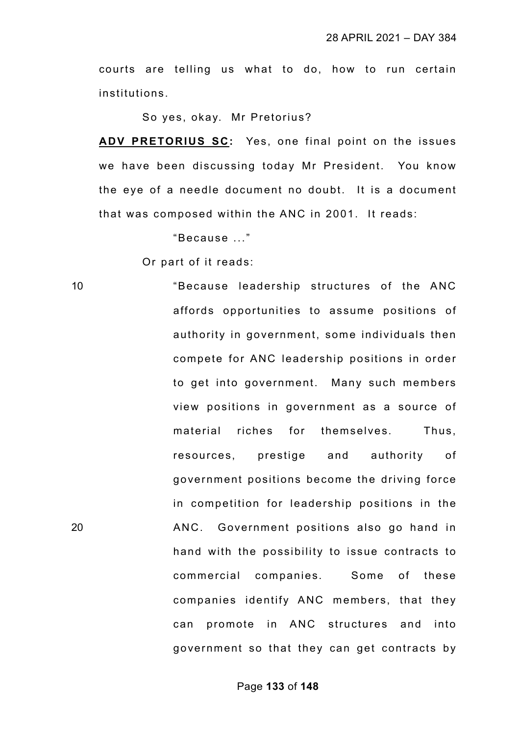courts are telling us what to do, how to run certain institutions.

So yes, okay. Mr Pretorius?

**ADV PRETORIUS SC:** Yes, one final point on the issues we have been discussing today Mr President. You know the eye of a needle document no doubt. It is a document that was composed within the ANC in 2001. It reads:

> "Because ..."

Or part of it reads:

> "Because leadership structures of the ANC affords opportunities to assume positions of authority in government, some individuals then compete for ANC leadership positions in order to get into government. Many such members view positions in government as a source of material riches for themselves. Thus, resources, prestige and authority of government positions become the driving force in competition for leadership positions in the ANC. Government positions also go hand in hand with the possibility to issue contracts to commercial companies. Some of these companies identify ANC members, that they can promote in ANC structures and into government so that they can get contracts by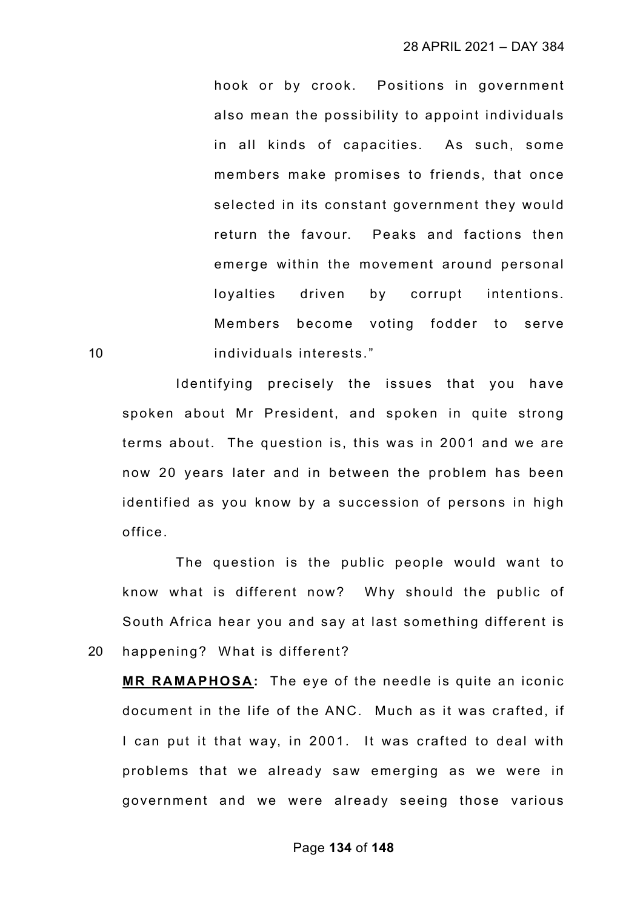hook or by crook. Positions in government also mean the possibility to appoint individuals in all kinds of capacities. As such, some members make promises to friends, that once selected in its constant government they would return the favour. Peaks and factions then emerge within the movement around personal loyalties driven by corrupt intentions. Members become voting fodder to serve individuals interests."

Identifying precisely the issues that you have spoken about Mr President, and spoken in quite strong terms about. The question is, this was in 2001 and we are now 20 years later and in between the problem has been identified as you know by a succession of persons in high office.

The question is the public people would want to know what is different now? Why should the public of South Africa hear you and say at last something different is happening? What is different?

**MR RAMAPHOSA:** The eye of the needle is quite an iconic document in the life of the ANC. Much as it was crafted, if I can put it that way, in 2001. It was crafted to deal with problems that we already saw emerging as we were in government and we were already seeing those various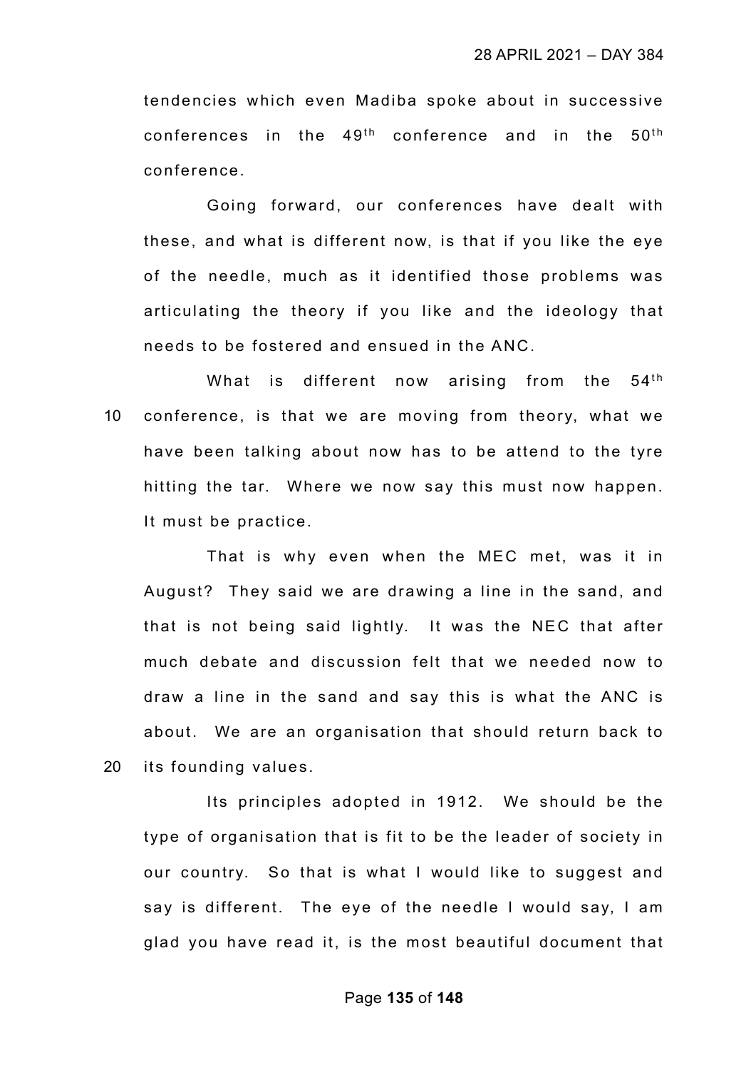tendencies which even Madiba spoke about in successive conferences in the 49th conference and in the 50th conference.

Going forward, our conferences have dealt with these, and what is different now, is that if you like the eye of the needle, much as it identified those problems was articulating the theory if you like and the ideology that needs to be fostered and ensued in the ANC.

What is different now arising from the 54th conference, is that we are moving from theory, what we have been talking about now has to be attend to the tyre hitting the tar. Where we now say this must now happen. It must be practice.

That is why even when the MEC met, was it in August? They said we are drawing a line in the sand, and that is not being said lightly. It was the NEC that after much debate and discussion felt that we needed now to draw a line in the sand and say this is what the ANC is about. We are an organisation that should return back to its founding values.

Its principles adopted in 1912. We should be the type of organisation that is fit to be the leader of society in our country. So that is what I would like to suggest and say is different. The eye of the needle I would say, I am glad you have read it, is the most beautiful document that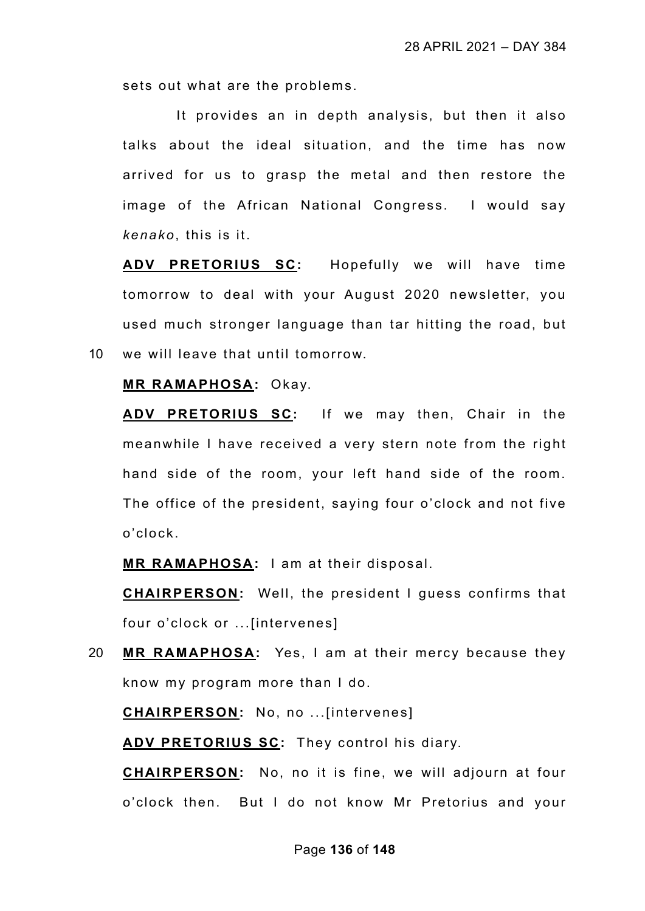sets out what are the problems.

It provides an in depth analysis, but then it also talks about the ideal situation, and the time has now arrived for us to grasp the metal and then restore the image of the African National Congress. I would say *kenako*, this is it.

**ADV PRETORIUS SC:** Hopefully we will have time tomorrow to deal with your August 2020 newsletter, you used much stronger language than tar hitting the road, but

10 we will leave that until tomorrow.

**MR RAMAPHOSA:** Okay.

**ADV PRETORIUS SC:** If we may then, Chair in the meanwhile I have received a very stern note from the right hand side of the room, your left hand side of the room. The office of the president, saying four o'clock and not five o'clock.

**MR RAMAPHOSA:** I am at their disposal.

**CHAIRPERSON:** Well, the president I guess confirms that four o'clock or ...[intervenes]

20 **MR RAMAPHOSA:** Yes, I am at their mercy because they know my program more than I do.

**CHAIRPERSON:** No, no ...[intervenes]

**ADV PRETORIUS SC:** They control his diary.

**CHAIRPERSON:** No, no it is fine, we will adjourn at four o'clock then. But I do not know Mr Pretorius and your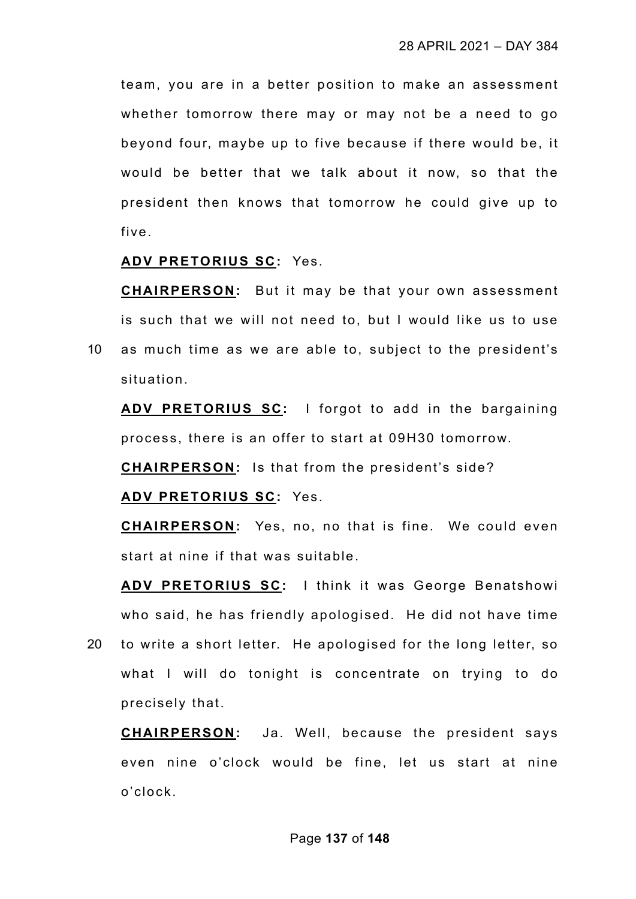team, you are in a better position to make an assessment whether tomorrow there may or may not be a need to go beyond four, maybe up to five because if there would be, it would be better that we talk about it now, so that the president then knows that tomorrow he could give up to five.

**ADV PRETORIUS SC:** Yes.

**CHAIRPERSON:** But it may be that your own assessment is such that we will not need to, but I would like us to use as much time as we are able to, subject to the president's situation.

**ADV PRETORIUS SC:** I forgot to add in the bargaining process, there is an offer to start at 09H30 tomorrow.

**CHAIRPERSON:** Is that from the president's side?

**ADV PRETORIUS SC:** Yes.

**CHAIRPERSON:** Yes, no, no that is fine. We could even start at nine if that was suitable.

**ADV PRETORIUS SC:** I think it was George Benatshowi who said, he has friendly apologised. He did not have time to write a short letter. He apologised for the long letter, so what I will do tonight is concentrate on trying to do precisely that.

**CHAIRPERSON:** Ja. Well, because the president says even nine o'clock would be fine, let us start at nine o'clock.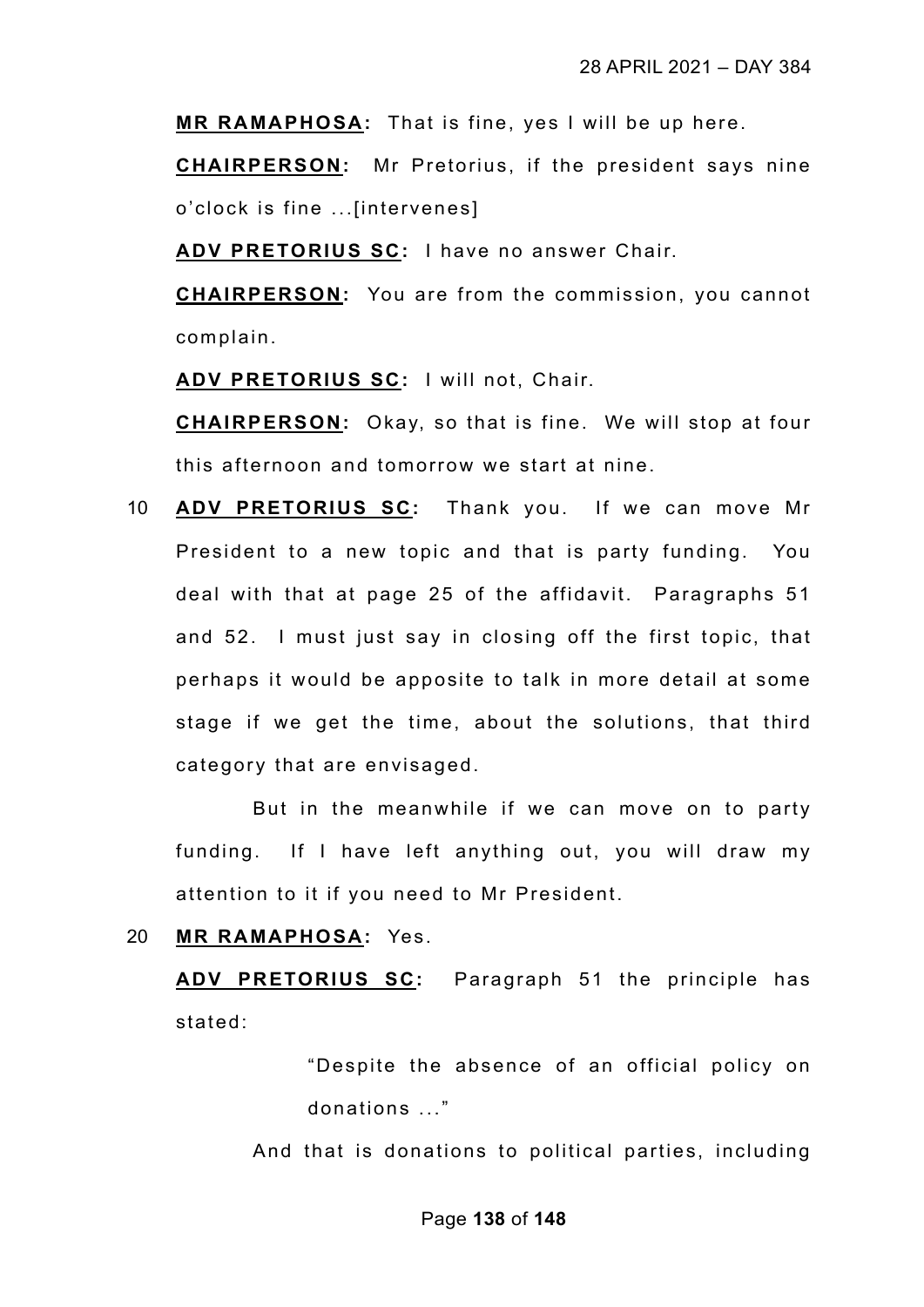**MR RAMAPHOSA:** That is fine, yes I will be up here.

**CHAIRPERSON:** Mr Pretorius, if the president says nine o'clock is fine ...[intervenes]

**ADV PRETORIUS SC:** I have no answer Chair.

**CHAIRPERSON:** You are from the commission, you cannot complain.

**ADV PRETORIUS SC:** I will not, Chair.

**CHAIRPERSON:** Okay, so that is fine. We will stop at four this afternoon and tomorrow we start at nine.

10 **ADV PRETORIUS SC:** Thank you. If we can move Mr President to a new topic and that is party funding. You deal with that at page 25 of the affidavit. Paragraphs 51 and 52. I must just say in closing off the first topic, that perhaps it would be apposite to talk in more detail at some stage if we get the time, about the solutions, that third category that are envisaged.

But in the meanwhile if we can move on to party funding. If I have left anything out, you will draw my attention to it if you need to Mr President.

20 **MR RAMAPHOSA:** Yes.

**ADV PRETORIUS SC:** Paragraph 51 the principle has stated:

> "Despite the absence of an official policy on donations ..."

And that is donations to political parties, including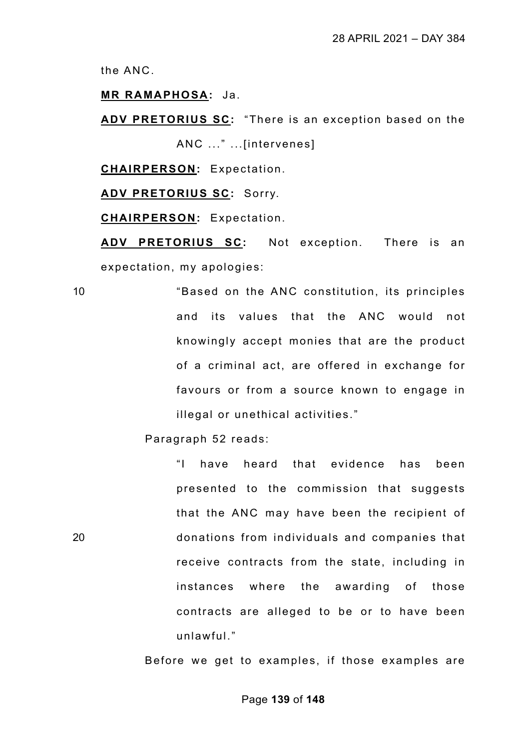the ANC.

**MR RAMAPHOSA:** Ja.

**ADV PRETORIUS SC:** "There is an exception based on the ANC ..." ...[intervenes]

**CHAIRPERSON:** Expectation.

**ADV PRETORIUS SC:** Sorry.

**CHAIRPERSON:** Expectation.

**ADV PRETORIUS SC:** Not exception. There is an expectation, my apologies:

> "Based on the ANC constitution, its principles and its values that the ANC would not knowingly accept monies that are the product of a criminal act, are offered in exchange for favours or from a source known to engage in illegal or unethical activities."

Paragraph 52 reads:

> "I have heard that evidence has been presented to the commission that suggests that the ANC may have been the recipient of donations from individuals and companies that receive contracts from the state, including in instances where the awarding of those contracts are alleged to be or to have been unlawful."

Before we get to examples, if those examples are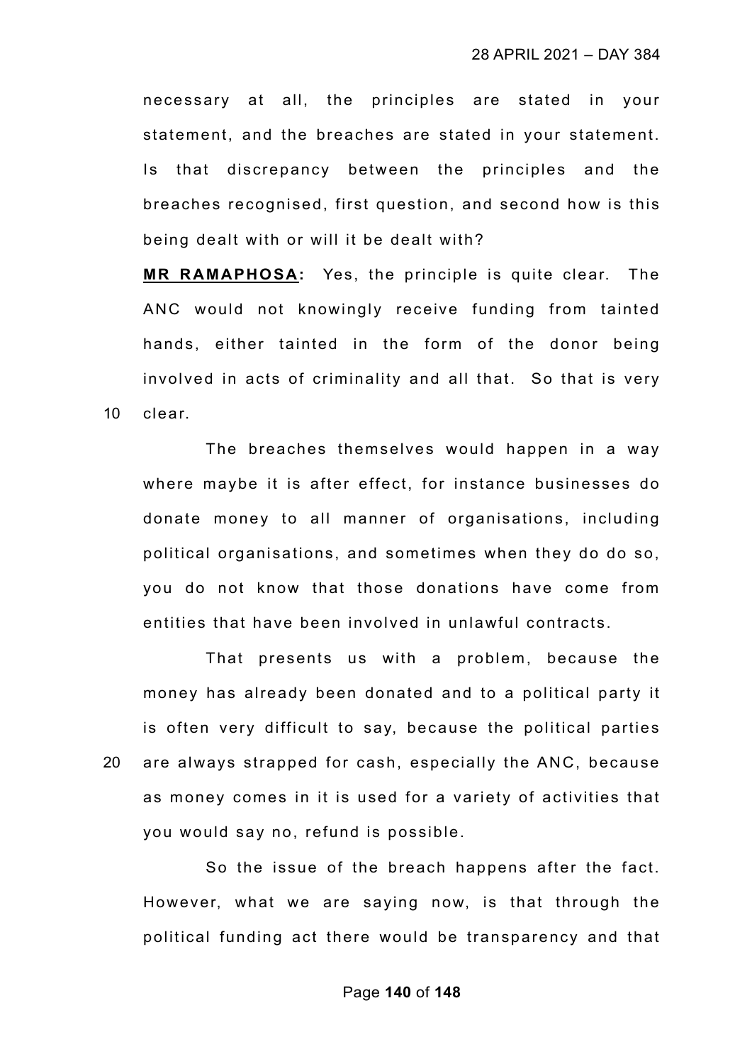necessary at all, the principles are stated in your statement, and the breaches are stated in your statement. Is that discrepancy between the principles and the breaches recognised, first question, and second how is this being dealt with or will it be dealt with?

**MR RAMAPHOSA:** Yes, the principle is quite clear. The ANC would not knowingly receive funding from tainted hands, either tainted in the form of the donor being involved in acts of criminality and all that. So that is very clear.

The breaches themselves would happen in a way where maybe it is after effect, for instance businesses do donate money to all manner of organisations, including political organisations, and sometimes when they do do so, you do not know that those donations have come from entities that have been involved in unlawful contracts.

That presents us with a problem, because the money has already been donated and to a political party it is often very difficult to say, because the political parties are always strapped for cash, especially the ANC, because as money comes in it is used for a variety of activities that you would say no, refund is possible.

So the issue of the breach happens after the fact. However, what we are saying now, is that through the political funding act there would be transparency and that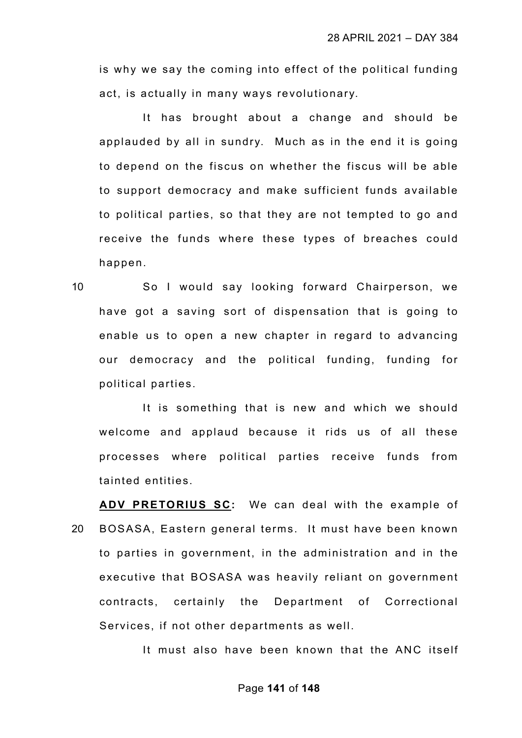is why we say the coming into effect of the political funding act, is actually in many ways revolutionary.

It has brought about a change and should be applauded by all in sundry. Much as in the end it is going to depend on the fiscus on whether the fiscus will be able to support democracy and make sufficient funds available to political parties, so that they are not tempted to go and receive the funds where these types of breaches could happen.

So I would say looking forward Chairperson, we have got a saving sort of dispensation that is going to enable us to open a new chapter in regard to advancing our democracy and the political funding, funding for political parties.

It is something that is new and which we should welcome and applaud because it rids us of all these processes where political parties receive funds from tainted entities.

**ADV PRETORIUS SC:** We can deal with the example of BOSASA, Eastern general terms. It must have been known to parties in government, in the administration and in the executive that BOSASA was heavily reliant on government contracts, certainly the Department of Correctional Services, if not other departments as well.

It must also have been known that the ANC itself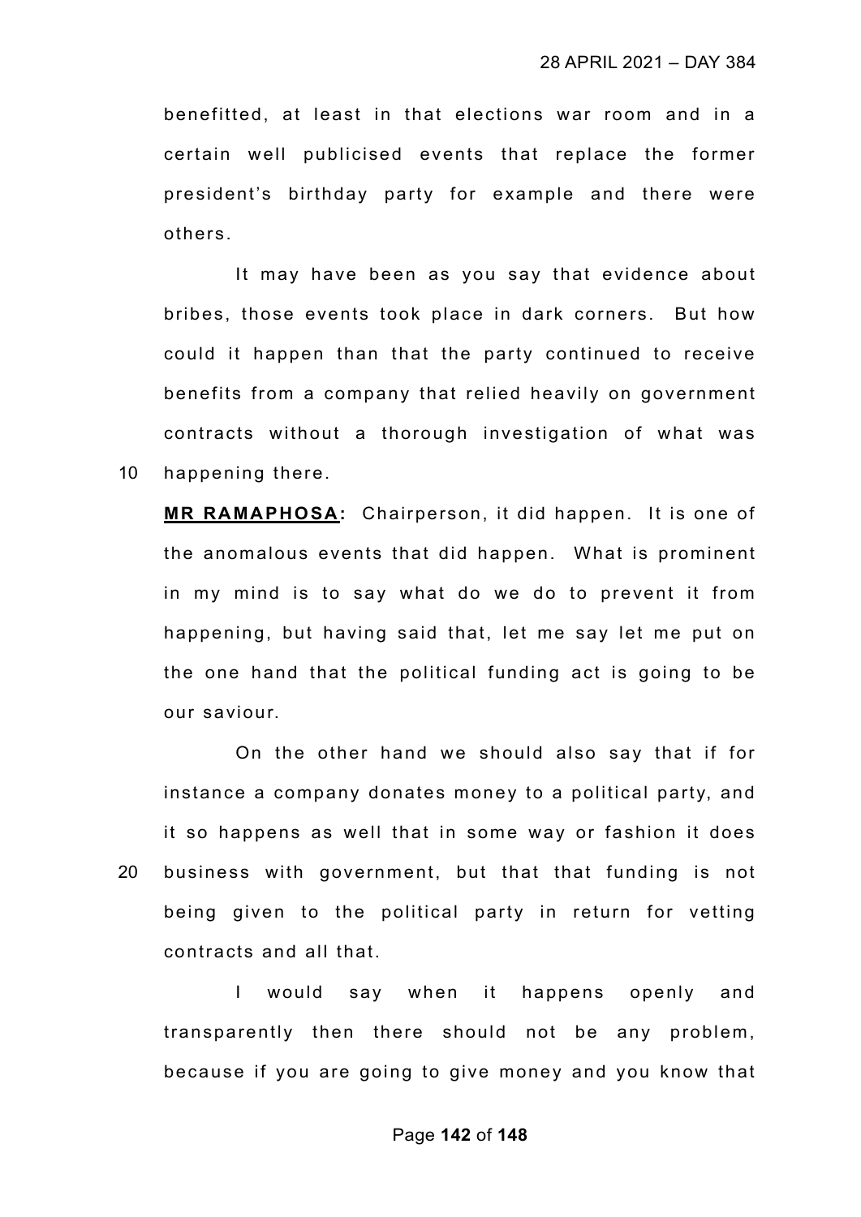benefitted, at least in that elections war room and in a certain well publicised events that replace the former president's birthday party for example and there were others.

It may have been as you say that evidence about bribes, those events took place in dark corners. But how could it happen than that the party continued to receive benefits from a company that relied heavily on government contracts without a thorough investigation of what was happening there.

**MR RAMAPHOSA:** Chairperson, it did happen. It is one of the anomalous events that did happen. What is prominent in my mind is to say what do we do to prevent it from happening, but having said that, let me say let me put on the one hand that the political funding act is going to be our saviour.

On the other hand we should also say that if for instance a company donates money to a political party, and it so happens as well that in some way or fashion it does business with government, but that that funding is not being given to the political party in return for vetting contracts and all that.

I would say when it happens openly and transparently then there should not be any problem, because if you are going to give money and you know that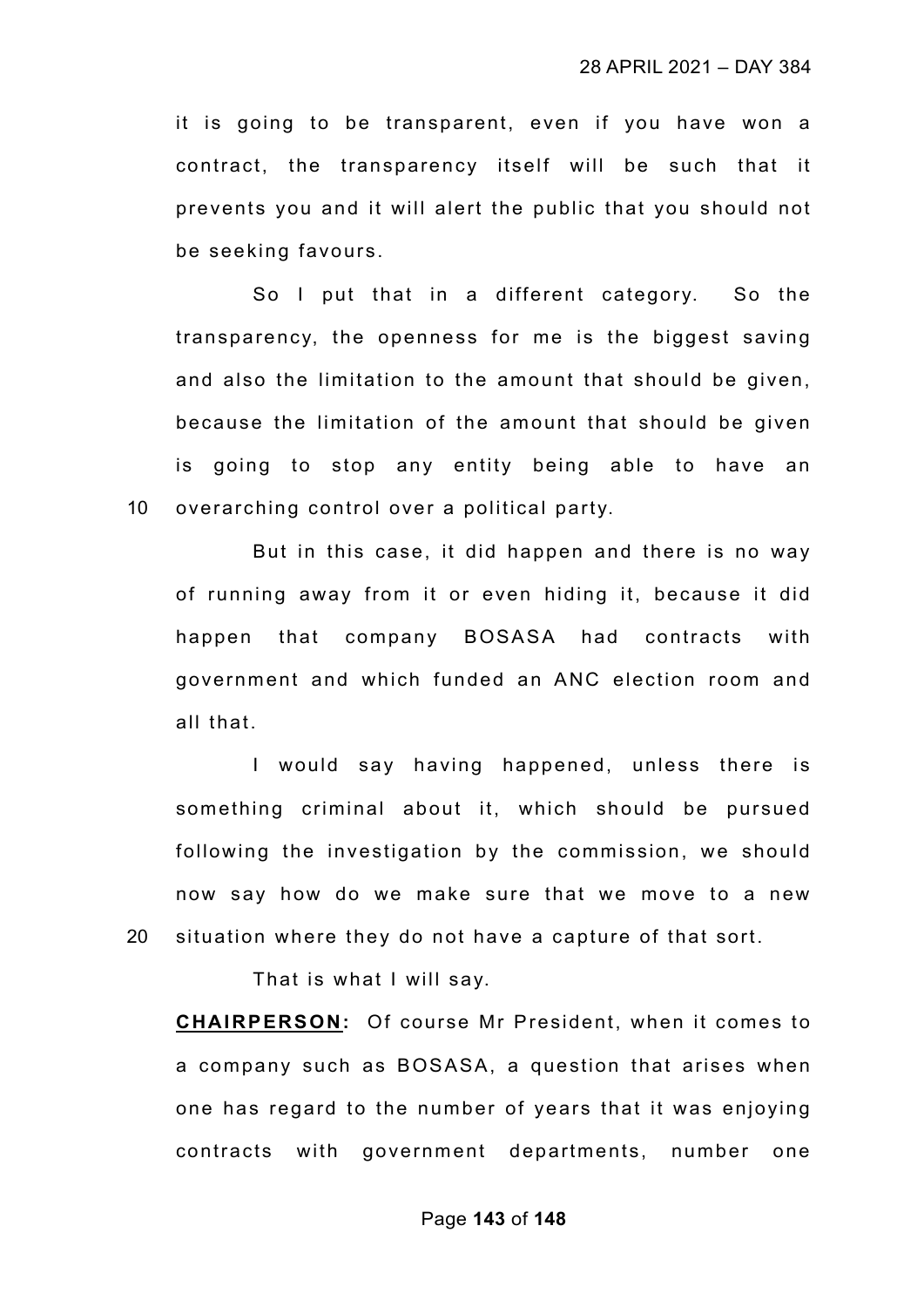it is going to be transparent, even if you have won a contract, the transparency itself will be such that it prevents you and it will alert the public that you should not be seeking favours.

So I put that in a different category. So the transparency, the openness for me is the biggest saving and also the limitation to the amount that should be given, because the limitation of the amount that should be given is going to stop any entity being able to have an overarching control over a political party.

But in this case, it did happen and there is no way of running away from it or even hiding it, because it did happen that company BOSASA had contracts with government and which funded an ANC election room and all that.

I would say having happened, unless there is something criminal about it, which should be pursued following the investigation by the commission, we should now say how do we make sure that we move to a new situation where they do not have a capture of that sort.

That is what I will say.

**CHAIRPERSON:** Of course Mr President, when it comes to a company such as BOSASA, a question that arises when one has regard to the number of years that it was enjoying contracts with government departments, number one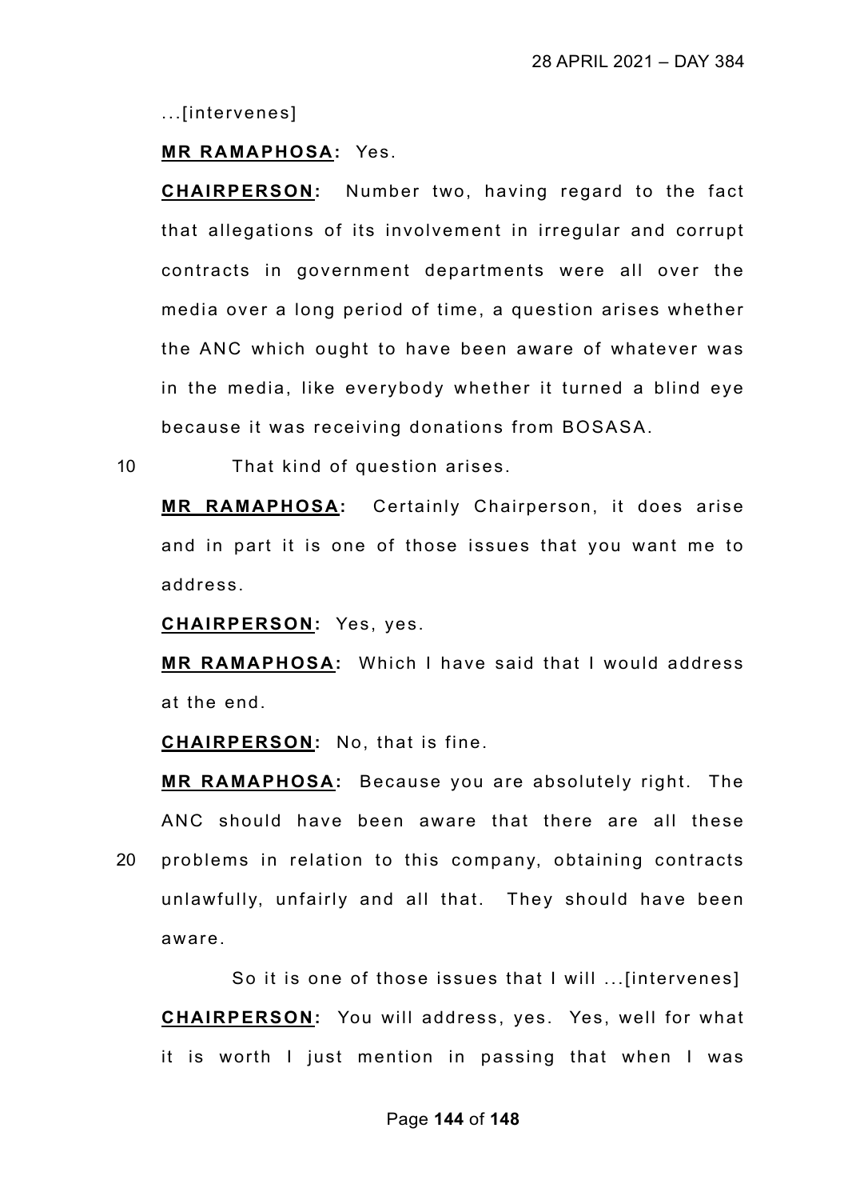...[intervenes]

**MR RAMAPHOSA:** Yes.

**CHAIRPERSON:** Number two, having regard to the fact that allegations of its involvement in irregular and corrupt contracts in government departments were all over the media over a long period of time, a question arises whether the ANC which ought to have been aware of whatever was in the media, like everybody whether it turned a blind eye because it was receiving donations from BOSASA.

10 That kind of question arises.

**MR RAMAPHOSA:** Certainly Chairperson, it does arise and in part it is one of those issues that you want me to address.

**CHAIRPERSON:** Yes, yes.

**MR RAMAPHOSA:** Which I have said that I would address at the end.

**CHAIRPERSON:** No, that is fine.

**MR RAMAPHOSA:** Because you are absolutely right. The ANC should have been aware that there are all these

20 problems in relation to this company, obtaining contracts unlawfully, unfairly and all that. They should have been aware.

So it is one of those issues that I will ...[intervenes]

**CHAIRPERSON:** You will address, yes. Yes, well for what it is worth I just mention in passing that when I was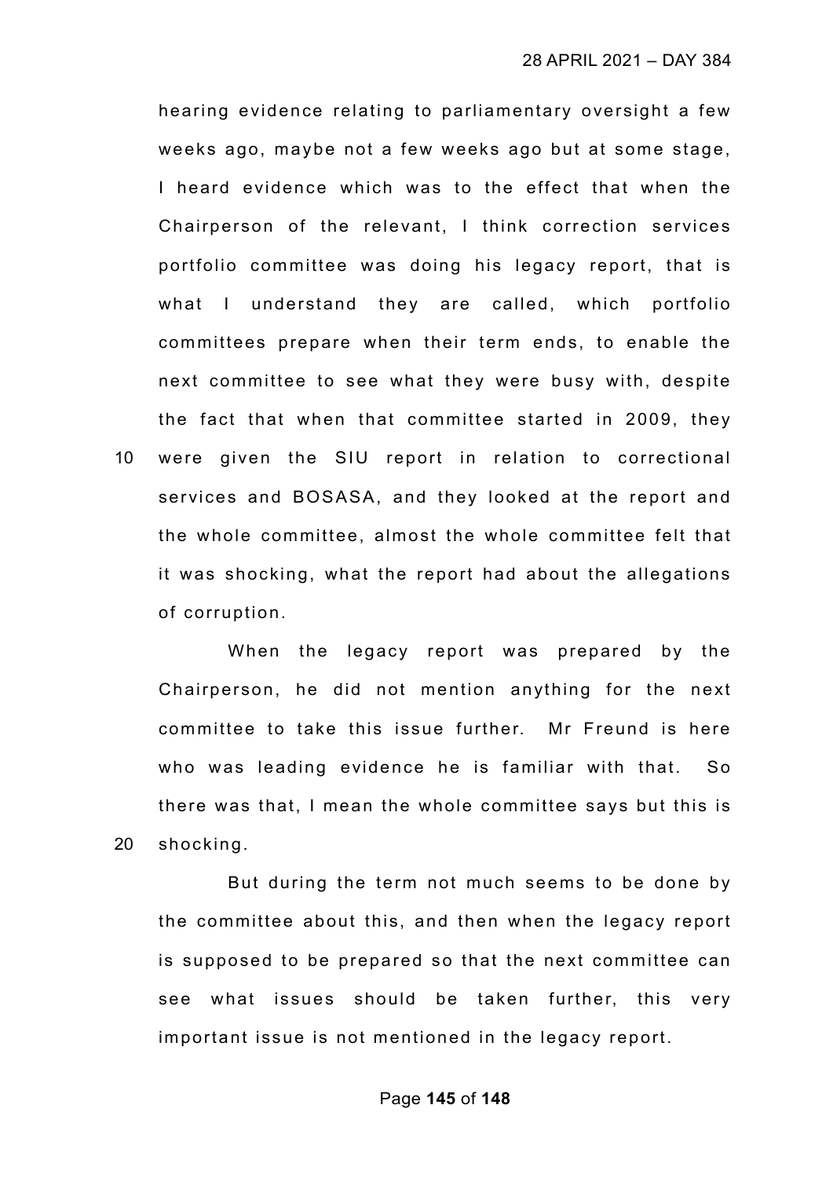hearing evidence relating to parliamentary oversight a few weeks ago, maybe not a few weeks ago but at some stage, I heard evidence which was to the effect that when the Chairperson of the relevant, I think correction services portfolio committee was doing his legacy report, that is what I understand they are called, which portfolio committees prepare when their term ends, to enable the next committee to see what they were busy with, despite the fact that when that committee started in 2009, they were given the SIU report in relation to correctional services and BOSASA, and they looked at the report and the whole committee, almost the whole committee felt that it was shocking, what the report had about the allegations of corruption.

When the legacy report was prepared by the Chairperson, he did not mention anything for the next committee to take this issue further. Mr Freund is here who was leading evidence he is familiar with that. So there was that, I mean the whole committee says but this is shocking.

But during the term not much seems to be done by the committee about this, and then when the legacy report is supposed to be prepared so that the next committee can see what issues should be taken further, this very important issue is not mentioned in the legacy report.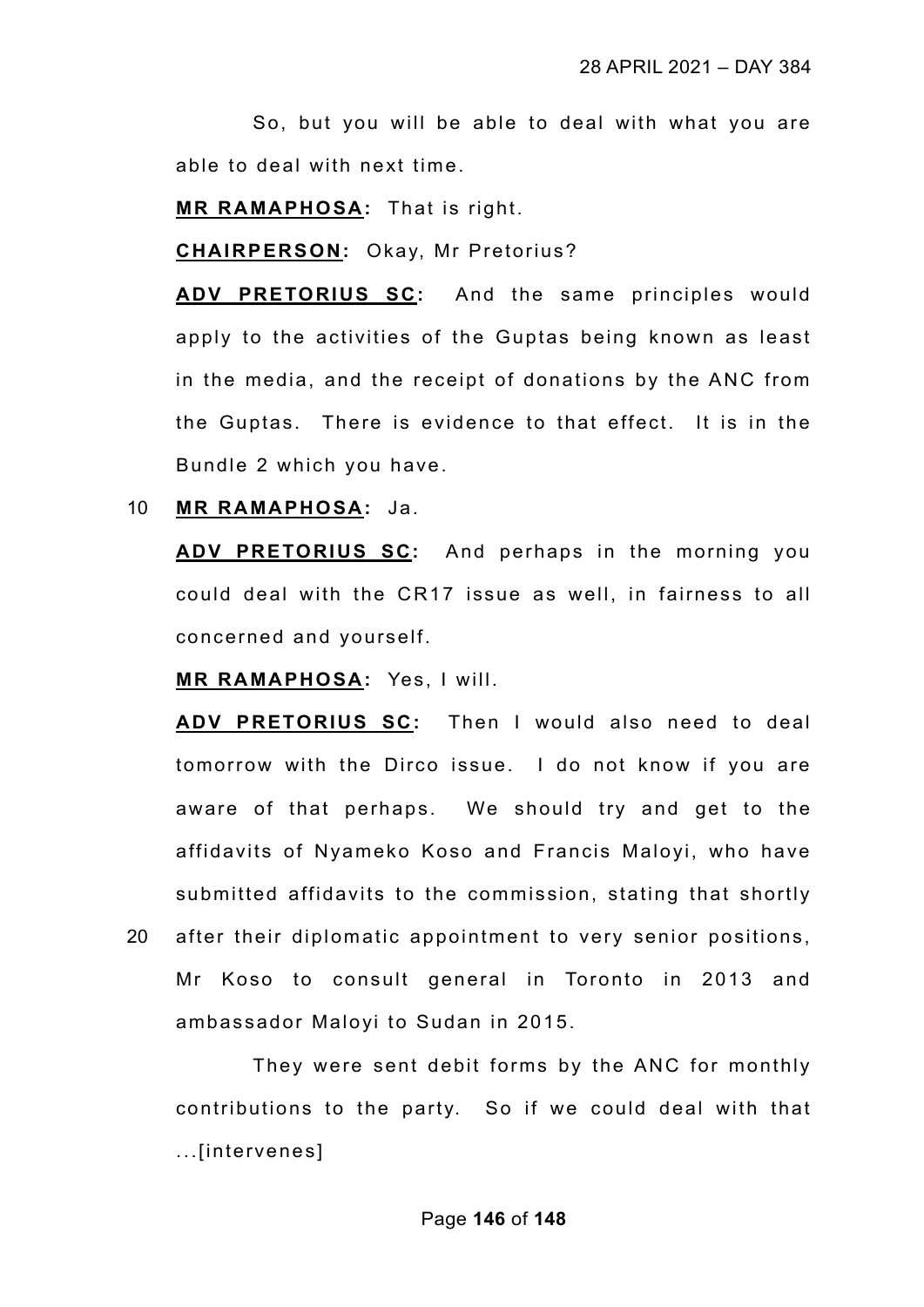So, but you will be able to deal with what you are able to deal with next time.

**MR RAMAPHOSA:** That is right.

**CHAIRPERSON:** Okay, Mr Pretorius?

**ADV PRETORIUS SC:** And the same principles would apply to the activities of the Guptas being known as least in the media, and the receipt of donations by the ANC from the Guptas. There is evidence to that effect. It is in the Bundle 2 which you have.

10 **MR RAMAPHOSA:** Ja.

**ADV PRETORIUS SC:** And perhaps in the morning you could deal with the CR17 issue as well, in fairness to all concerned and yourself.

**MR RAMAPHOSA:** Yes, I will.

**ADV PRETORIUS SC:** Then I would also need to deal tomorrow with the Dirco issue. I do not know if you are aware of that perhaps. We should try and get to the affidavits of Nyameko Koso and Francis Maloyi, who have submitted affidavits to the commission, stating that shortly

20 after their diplomatic appointment to very senior positions, Mr Koso to consult general in Toronto in 2013 and ambassador Maloyi to Sudan in 2015.

They were sent debit forms by the ANC for monthly contributions to the party. So if we could deal with that ...[intervenes]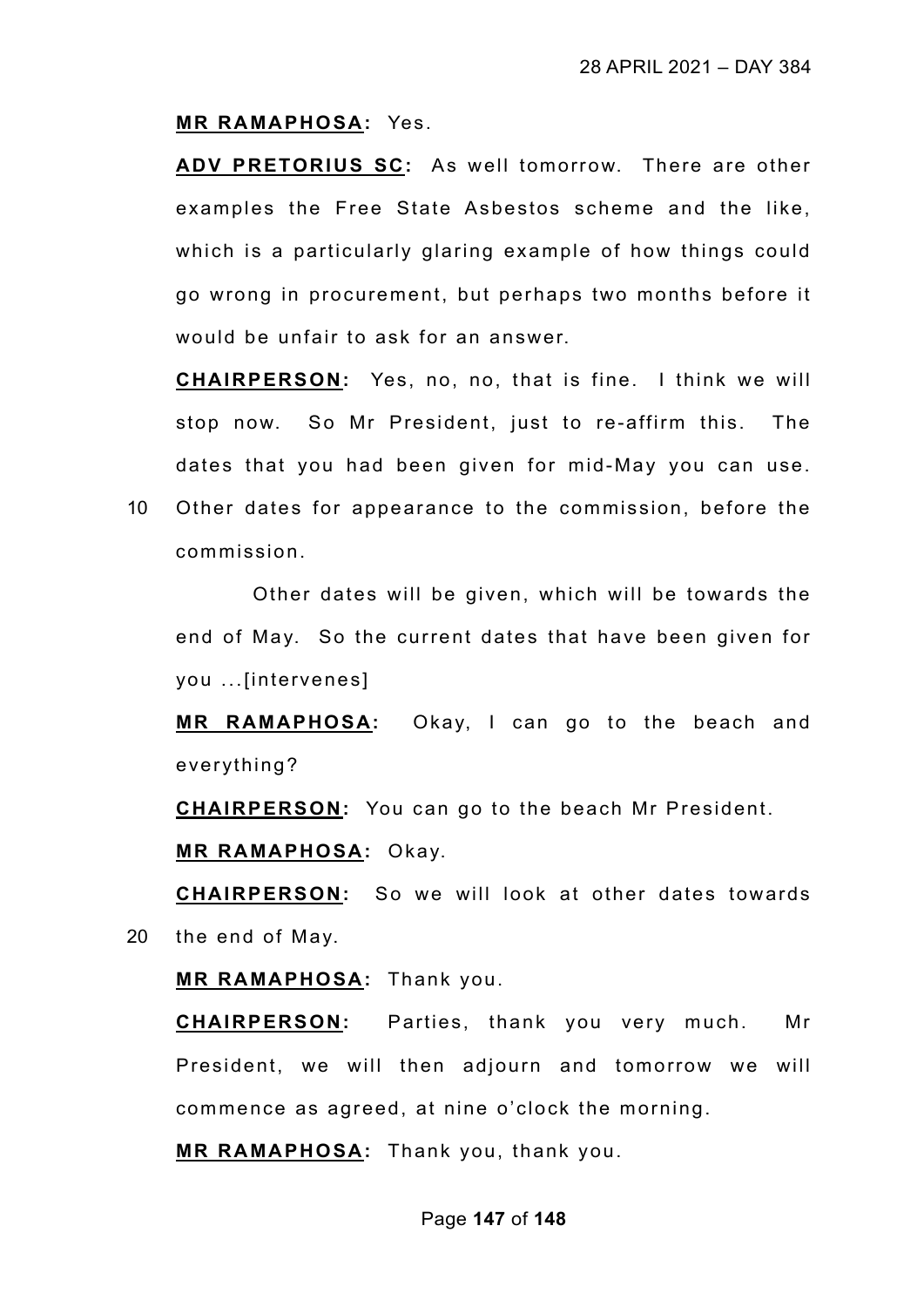**MR RAMAPHOSA:** Yes.

**ADV PRETORIUS SC:** As well tomorrow. There are other examples the Free State Asbestos scheme and the like, which is a particularly glaring example of how things could go wrong in procurement, but perhaps two months before it would be unfair to ask for an answer.

**CHAIRPERSON:** Yes, no, no, that is fine. I think we will stop now. So Mr President, just to re-affirm this. The dates that you had been given for mid-May you can use. Other dates for appearance to the commission, before the commission.

Other dates will be given, which will be towards the end of May. So the current dates that have been given for you ...[intervenes]

**MR RAMAPHOSA:** Okay, I can go to the beach and everything?

**CHAIRPERSON:** You can go to the beach Mr President.

**MR RAMAPHOSA:** Okay.

**CHAIRPERSON:** So we will look at other dates towards the end of May.

**MR RAMAPHOSA:** Thank you.

**CHAIRPERSON:** Parties, thank you very much. Mr President, we will then adjourn and tomorrow we will commence as agreed, at nine o'clock the morning.

**MR RAMAPHOSA:** Thank you, thank you.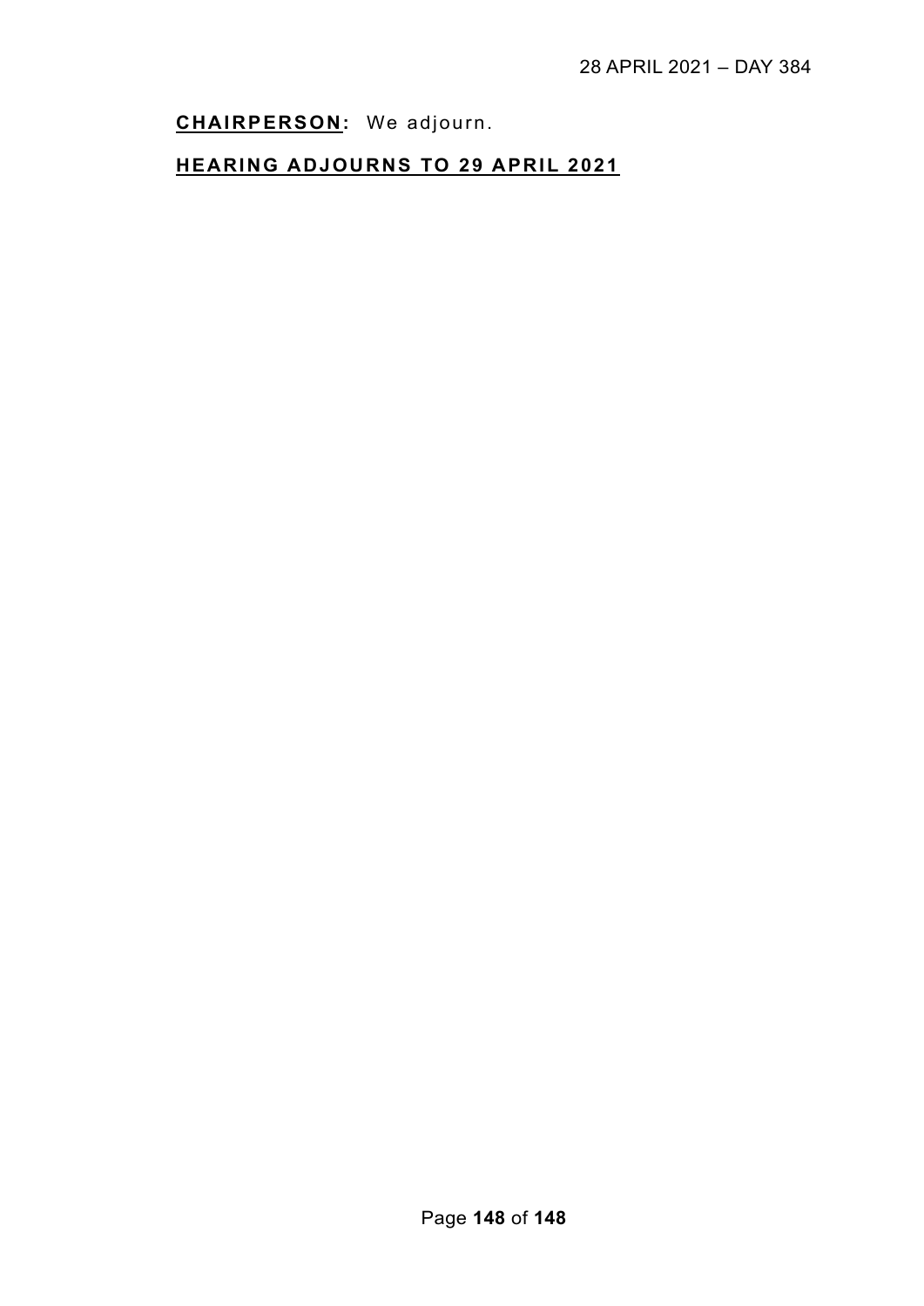**CHAIRPERSON:** We adjourn.

**HEARING ADJOURNS TO 29 APRIL 2021**